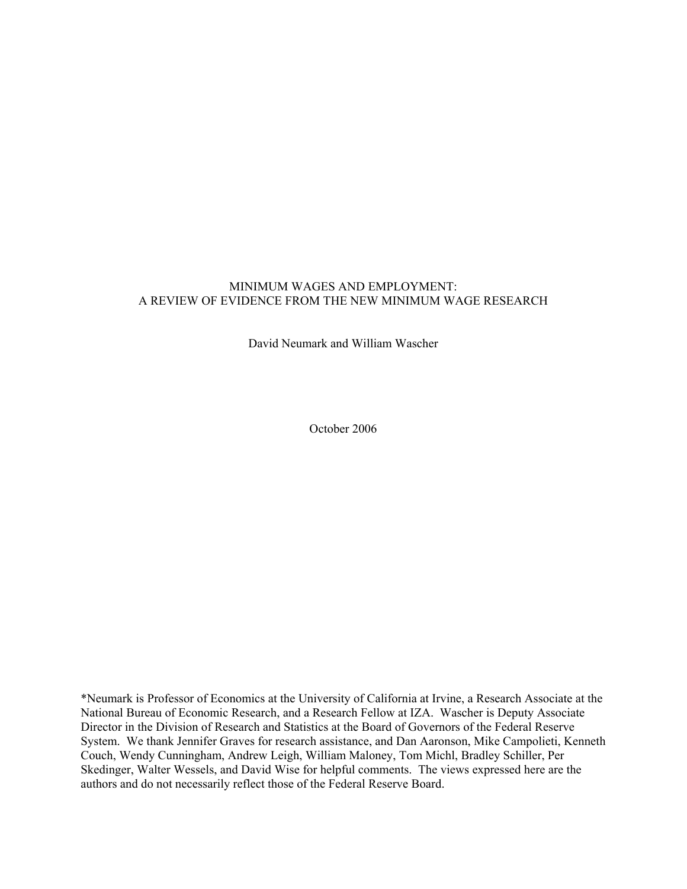# MINIMUM WAGES AND EMPLOYMENT: A REVIEW OF EVIDENCE FROM THE NEW MINIMUM WAGE RESEARCH

David Neumark and William Wascher

October 2006

*Neumark is Professor of Economics at the University of California at Irvine, a Research Associate at the National Bureau of Economic Research, and a Research Fellow at IZA. Wascher is Deputy Associate Director in the Division of Research and Statistics at the Board of Governors of the Federal Reserve System. We thank Jennifer Graves for research assistance, and Dan Aaronson, Mike Campolieti, Kenneth Couch, Wendy Cunningham, Andrew Leigh, William Maloney, Tom Michl, Bradley Schiller, Per Skedinger, Walter Wessels, and David Wise for helpful comments. The views expressed here are the authors and do not necessarily reflect those of the Federal Reserve Board.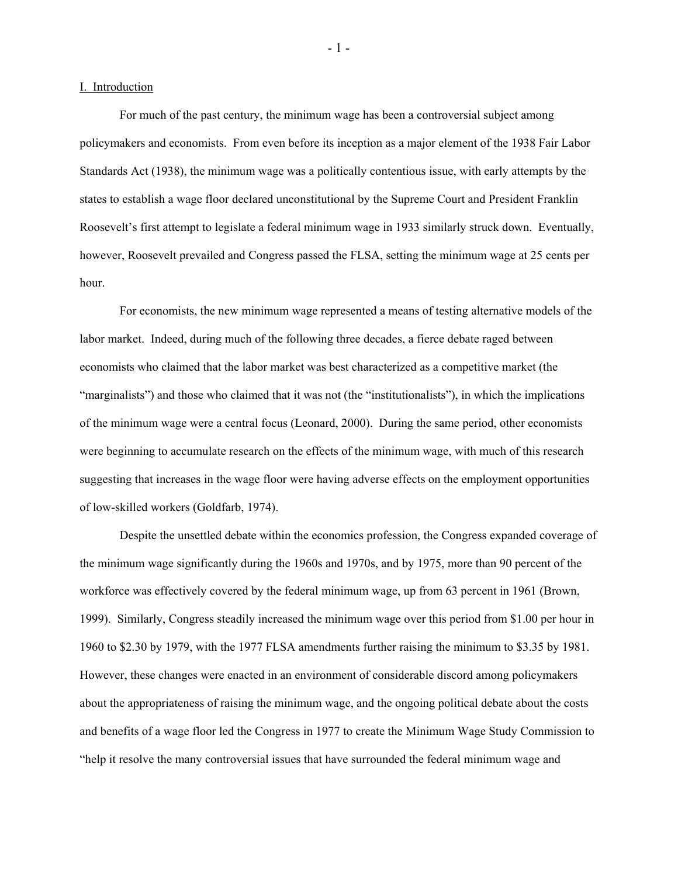## I. Introduction

For much of the past century, the minimum wage has been a controversial subject among policymakers and economists. From even before its inception as a major element of the 1938 Fair Labor Standards Act (1938), the minimum wage was a politically contentious issue, with early attempts by the states to establish a wage floor declared unconstitutional by the Supreme Court and President Franklin Roosevelt's first attempt to legislate a federal minimum wage in 1933 similarly struck down. Eventually, however, Roosevelt prevailed and Congress passed the FLSA, setting the minimum wage at 25 cents per hour.

For economists, the new minimum wage represented a means of testing alternative models of the labor market. Indeed, during much of the following three decades, a fierce debate raged between economists who claimed that the labor market was best characterized as a competitive market (the "marginalists") and those who claimed that it was not (the "institutionalists"), in which the implications of the minimum wage were a central focus (Leonard, 2000). During the same period, other economists were beginning to accumulate research on the effects of the minimum wage, with much of this research suggesting that increases in the wage floor were having adverse effects on the employment opportunities of low-skilled workers (Goldfarb, 1974).

Despite the unsettled debate within the economics profession, the Congress expanded coverage of the minimum wage significantly during the 1960s and 1970s, and by 1975, more than 90 percent of the workforce was effectively covered by the federal minimum wage, up from 63 percent in 1961 (Brown, 1999). Similarly, Congress steadily increased the minimum wage over this period from $1.00 per hour in 1960 to $2.30 by 1979, with the 1977 FLSA amendments further raising the minimum to $3.35 by 1981. However, these changes were enacted in an environment of considerable discord among policymakers about the appropriateness of raising the minimum wage, and the ongoing political debate about the costs and benefits of a wage floor led the Congress in 1977 to create the Minimum Wage Study Commission to "help it resolve the many controversial issues that have surrounded the federal minimum wage and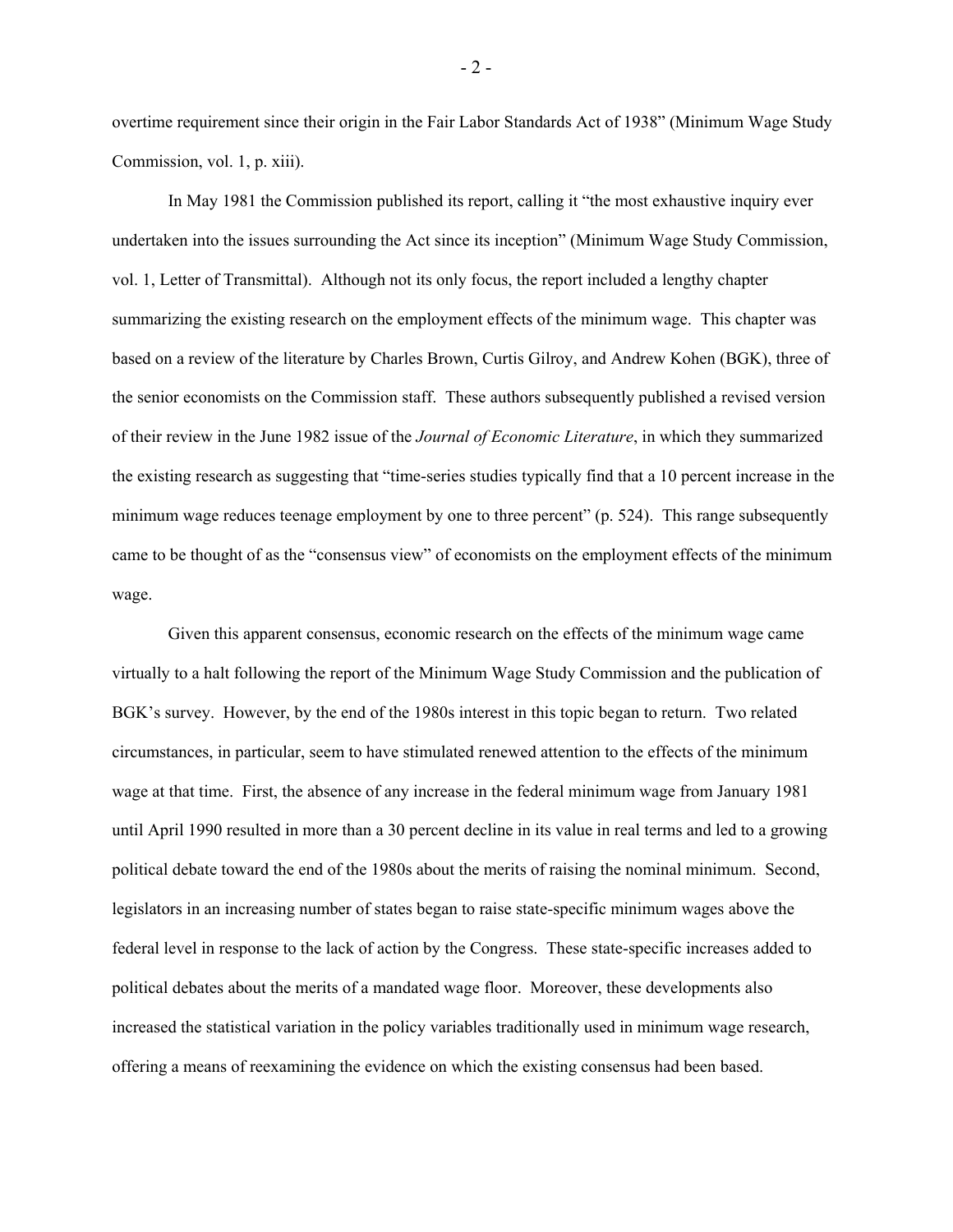overtime requirement since their origin in the Fair Labor Standards Act of 1938" (Minimum Wage Study Commission, vol. 1, p. xiii).

In May 1981 the Commission published its report, calling it "the most exhaustive inquiry ever undertaken into the issues surrounding the Act since its inception" (Minimum Wage Study Commission, vol. 1, Letter of Transmittal). Although not its only focus, the report included a lengthy chapter summarizing the existing research on the employment effects of the minimum wage. This chapter was based on a review of the literature by Charles Brown, Curtis Gilroy, and Andrew Kohen (BGK), three of the senior economists on the Commission staff. These authors subsequently published a revised version of their review in the June 1982 issue of the *Journal of Economic Literature*, in which they summarized the existing research as suggesting that "time-series studies typically find that a 10 percent increase in the minimum wage reduces teenage employment by one to three percent" (p. 524). This range subsequently came to be thought of as the "consensus view" of economists on the employment effects of the minimum wage.

Given this apparent consensus, economic research on the effects of the minimum wage came virtually to a halt following the report of the Minimum Wage Study Commission and the publication of BGK's survey. However, by the end of the 1980s interest in this topic began to return. Two related circumstances, in particular, seem to have stimulated renewed attention to the effects of the minimum wage at that time. First, the absence of any increase in the federal minimum wage from January 1981 until April 1990 resulted in more than a 30 percent decline in its value in real terms and led to a growing political debate toward the end of the 1980s about the merits of raising the nominal minimum. Second, legislators in an increasing number of states began to raise state-specific minimum wages above the federal level in response to the lack of action by the Congress. These state-specific increases added to political debates about the merits of a mandated wage floor. Moreover, these developments also increased the statistical variation in the policy variables traditionally used in minimum wage research, offering a means of reexamining the evidence on which the existing consensus had been based.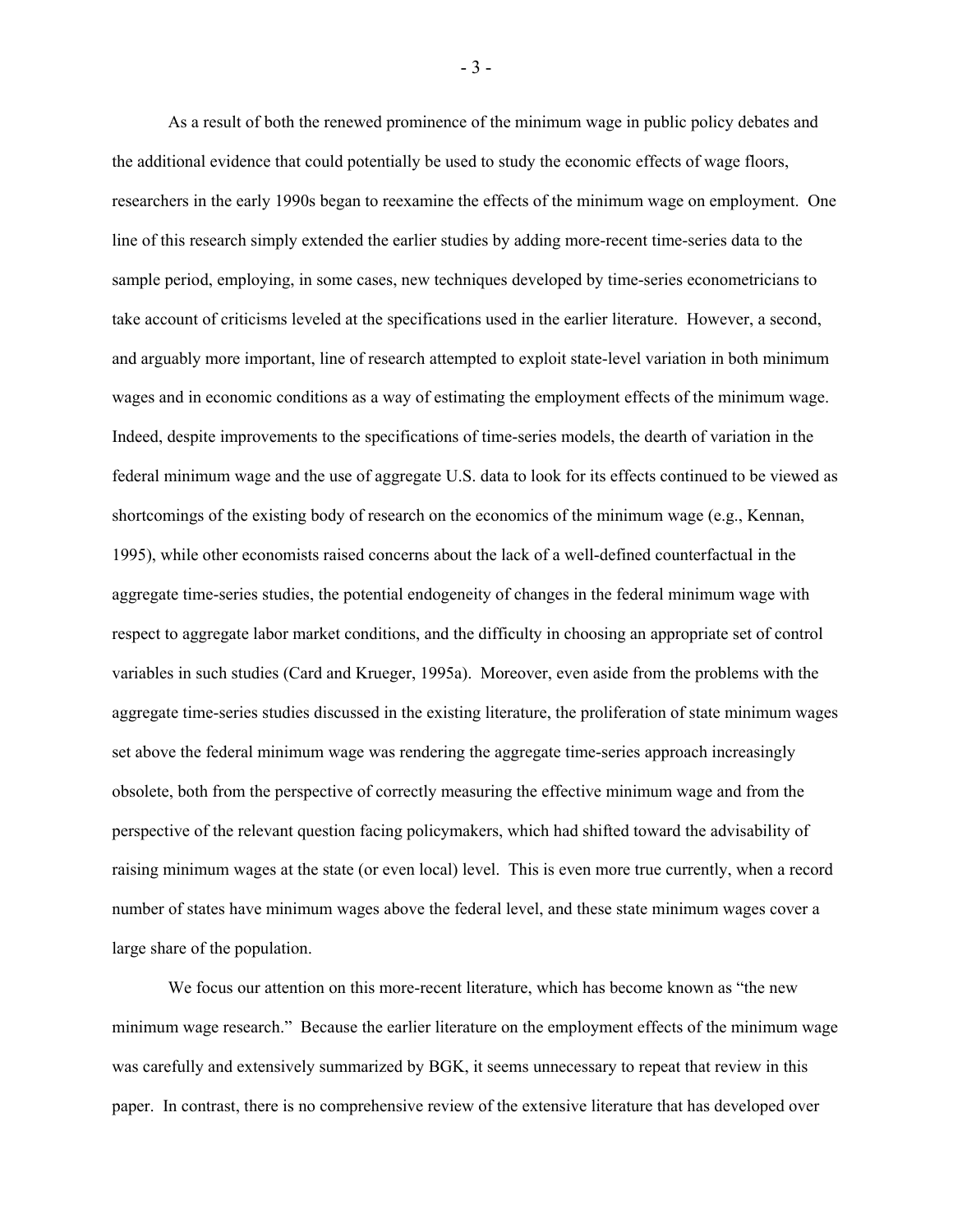As a result of both the renewed prominence of the minimum wage in public policy debates and the additional evidence that could potentially be used to study the economic effects of wage floors, researchers in the early 1990s began to reexamine the effects of the minimum wage on employment. One line of this research simply extended the earlier studies by adding more-recent time-series data to the sample period, employing, in some cases, new techniques developed by time-series econometricians to take account of criticisms leveled at the specifications used in the earlier literature. However, a second, and arguably more important, line of research attempted to exploit state-level variation in both minimum wages and in economic conditions as a way of estimating the employment effects of the minimum wage. Indeed, despite improvements to the specifications of time-series models, the dearth of variation in the federal minimum wage and the use of aggregate U.S. data to look for its effects continued to be viewed as shortcomings of the existing body of research on the economics of the minimum wage (e.g., Kennan, 1995), while other economists raised concerns about the lack of a well-defined counterfactual in the aggregate time-series studies, the potential endogeneity of changes in the federal minimum wage with respect to aggregate labor market conditions, and the difficulty in choosing an appropriate set of control variables in such studies (Card and Krueger, 1995a). Moreover, even aside from the problems with the aggregate time-series studies discussed in the existing literature, the proliferation of state minimum wages set above the federal minimum wage was rendering the aggregate time-series approach increasingly obsolete, both from the perspective of correctly measuring the effective minimum wage and from the perspective of the relevant question facing policymakers, which had shifted toward the advisability of raising minimum wages at the state (or even local) level. This is even more true currently, when a record number of states have minimum wages above the federal level, and these state minimum wages cover a large share of the population.

We focus our attention on this more-recent literature, which has become known as "the new minimum wage research." Because the earlier literature on the employment effects of the minimum wage was carefully and extensively summarized by BGK, it seems unnecessary to repeat that review in this paper. In contrast, there is no comprehensive review of the extensive literature that has developed over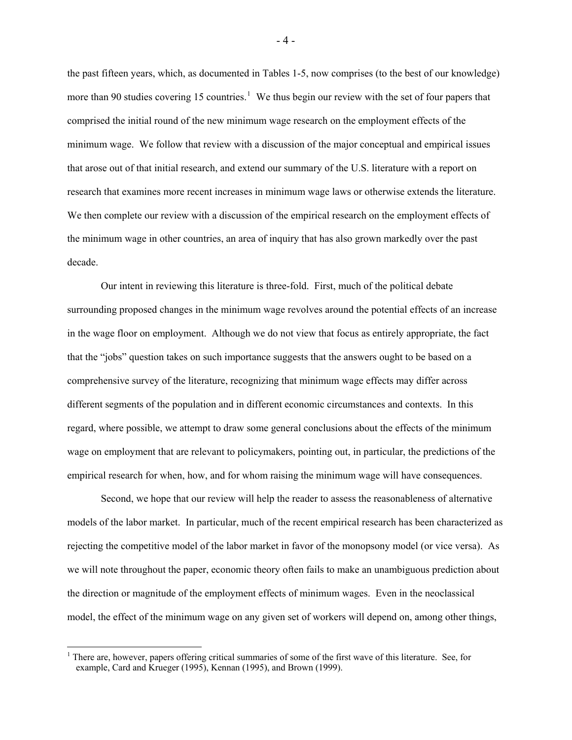the past fifteen years, which, as documented in Tables 1-5, now comprises (to the best of our knowledge) more than 90 studies covering 15 countries.[1] We thus begin our review with the set of four papers that comprised the initial round of the new minimum wage research on the employment effects of the minimum wage. We follow that review with a discussion of the major conceptual and empirical issues that arose out of that initial research, and extend our summary of the U.S. literature with a report on research that examines more recent increases in minimum wage laws or otherwise extends the literature. We then complete our review with a discussion of the empirical research on the employment effects of the minimum wage in other countries, an area of inquiry that has also grown markedly over the past decade.

Our intent in reviewing this literature is three-fold. First, much of the political debate surrounding proposed changes in the minimum wage revolves around the potential effects of an increase in the wage floor on employment. Although we do not view that focus as entirely appropriate, the fact that the "jobs" question takes on such importance suggests that the answers ought to be based on a comprehensive survey of the literature, recognizing that minimum wage effects may differ across different segments of the population and in different economic circumstances and contexts. In this regard, where possible, we attempt to draw some general conclusions about the effects of the minimum wage on employment that are relevant to policymakers, pointing out, in particular, the predictions of the empirical research for when, how, and for whom raising the minimum wage will have consequences.

Second, we hope that our review will help the reader to assess the reasonableness of alternative models of the labor market. In particular, much of the recent empirical research has been characterized as rejecting the competitive model of the labor market in favor of the monopsony model (or vice versa). As we will note throughout the paper, economic theory often fails to make an unambiguous prediction about the direction or magnitude of the employment effects of minimum wages. Even in the neoclassical model, the effect of the minimum wage on any given set of workers will depend on, among other things,

[1] There are, however, papers offering critical summaries of some of the first wave of this literature. See, for example, Card and Krueger (1995), Kennan (1995), and Brown (1999).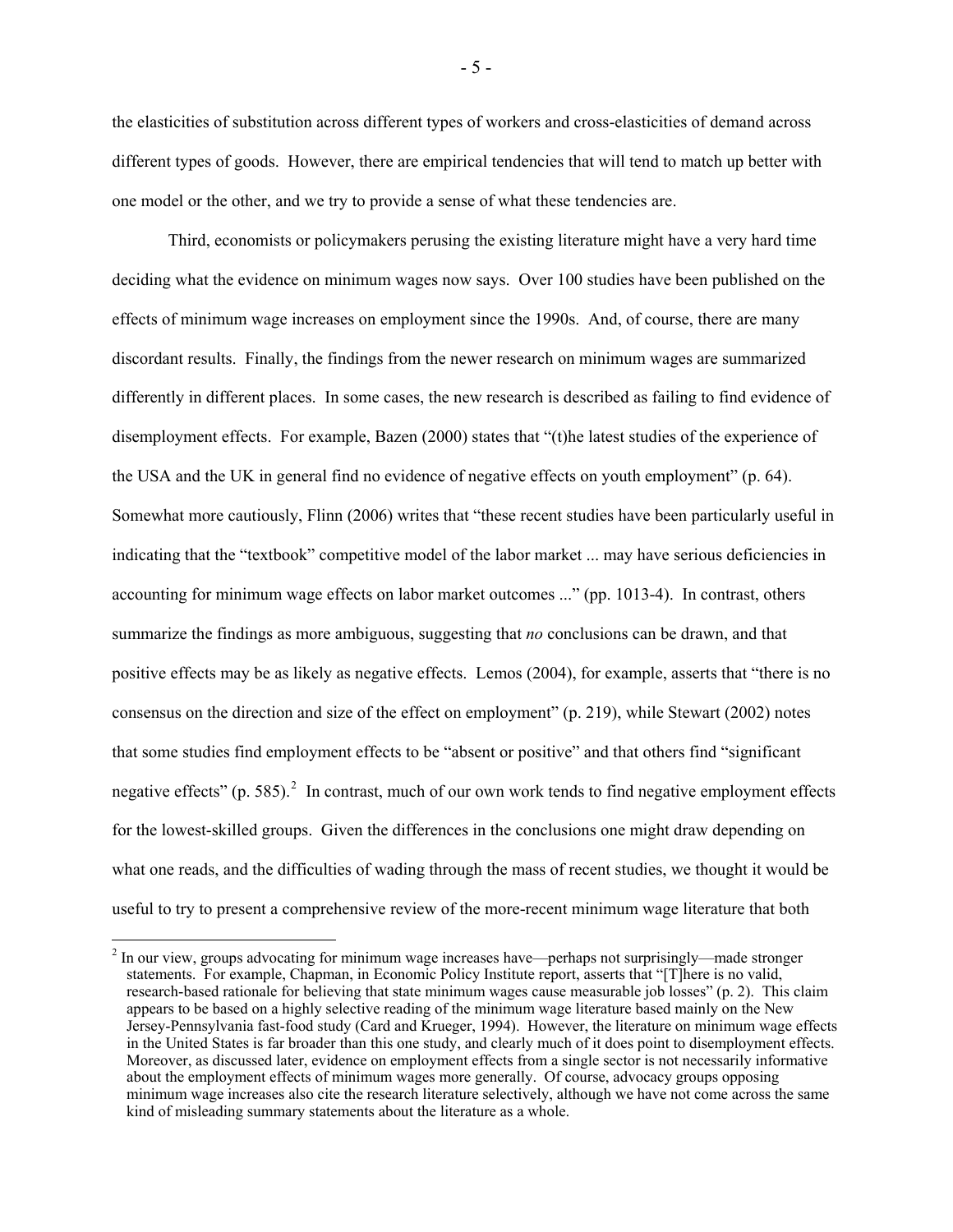the elasticities of substitution across different types of workers and cross-elasticities of demand across different types of goods. However, there are empirical tendencies that will tend to match up better with one model or the other, and we try to provide a sense of what these tendencies are.

Third, economists or policymakers perusing the existing literature might have a very hard time deciding what the evidence on minimum wages now says. Over 100 studies have been published on the effects of minimum wage increases on employment since the 1990s. And, of course, there are many discordant results. Finally, the findings from the newer research on minimum wages are summarized differently in different places. In some cases, the new research is described as failing to find evidence of disemployment effects. For example, Bazen (2000) states that "(t)he latest studies of the experience of the USA and the UK in general find no evidence of negative effects on youth employment" (p. 64). Somewhat more cautiously, Flinn (2006) writes that "these recent studies have been particularly useful in indicating that the "textbook" competitive model of the labor market ... may have serious deficiencies in accounting for minimum wage effects on labor market outcomes ..." (pp. 1013-4). In contrast, others summarize the findings as more ambiguous, suggesting that *no* conclusions can be drawn, and that positive effects may be as likely as negative effects. Lemos (2004), for example, asserts that "there is no consensus on the direction and size of the effect on employment" (p. 219), while Stewart (2002) notes that some studies find employment effects to be "absent or positive" and that others find "significant negative effects" (p. 585).[2] In contrast, much of our own work tends to find negative employment effects for the lowest-skilled groups. Given the differences in the conclusions one might draw depending on what one reads, and the difficulties of wading through the mass of recent studies, we thought it would be useful to try to present a comprehensive review of the more-recent minimum wage literature that both

[2] In our view, groups advocating for minimum wage increases have—perhaps not surprisingly—made stronger statements. For example, Chapman, in Economic Policy Institute report, asserts that "[T]here is no valid, research-based rationale for believing that state minimum wages cause measurable job losses" (p. 2). This claim appears to be based on a highly selective reading of the minimum wage literature based mainly on the New Jersey-Pennsylvania fast-food study (Card and Krueger, 1994). However, the literature on minimum wage effects in the United States is far broader than this one study, and clearly much of it does point to disemployment effects. Moreover, as discussed later, evidence on employment effects from a single sector is not necessarily informative about the employment effects of minimum wages more generally. Of course, advocacy groups opposing minimum wage increases also cite the research literature selectively, although we have not come across the same kind of misleading summary statements about the literature as a whole.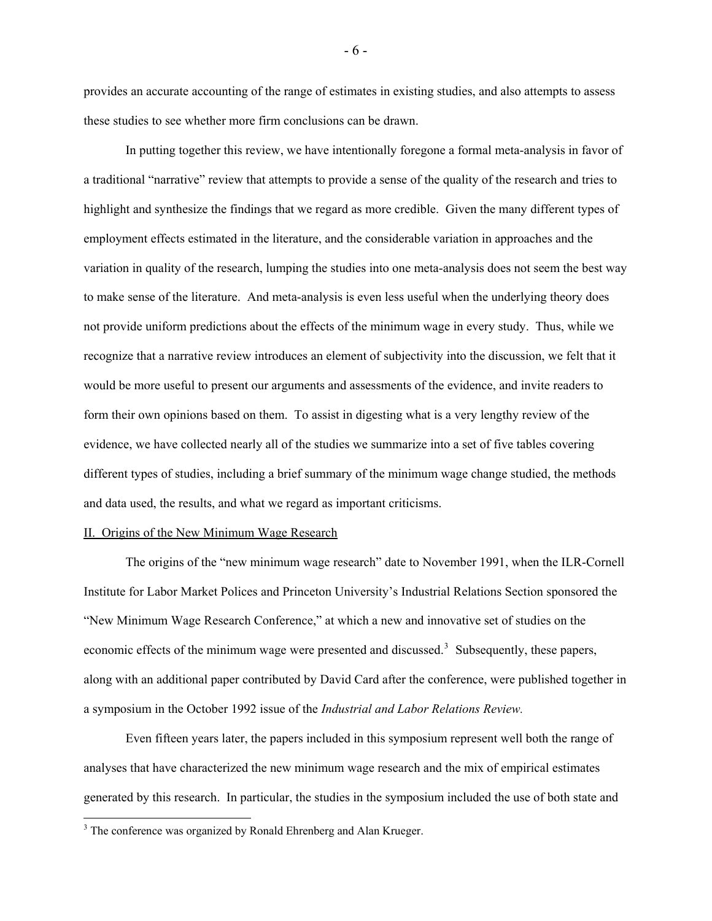provides an accurate accounting of the range of estimates in existing studies, and also attempts to assess these studies to see whether more firm conclusions can be drawn.

In putting together this review, we have intentionally foregone a formal meta-analysis in favor of a traditional "narrative" review that attempts to provide a sense of the quality of the research and tries to highlight and synthesize the findings that we regard as more credible. Given the many different types of employment effects estimated in the literature, and the considerable variation in approaches and the variation in quality of the research, lumping the studies into one meta-analysis does not seem the best way to make sense of the literature. And meta-analysis is even less useful when the underlying theory does not provide uniform predictions about the effects of the minimum wage in every study. Thus, while we recognize that a narrative review introduces an element of subjectivity into the discussion, we felt that it would be more useful to present our arguments and assessments of the evidence, and invite readers to form their own opinions based on them. To assist in digesting what is a very lengthy review of the evidence, we have collected nearly all of the studies we summarize into a set of five tables covering different types of studies, including a brief summary of the minimum wage change studied, the methods and data used, the results, and what we regard as important criticisms.

## II. Origins of the New Minimum Wage Research

The origins of the "new minimum wage research" date to November 1991, when the ILR-Cornell Institute for Labor Market Polices and Princeton University's Industrial Relations Section sponsored the "New Minimum Wage Research Conference," at which a new and innovative set of studies on the economic effects of the minimum wage were presented and discussed.[3] Subsequently, these papers, along with an additional paper contributed by David Card after the conference, were published together in a symposium in the October 1992 issue of the *Industrial and Labor Relations Review.*

Even fifteen years later, the papers included in this symposium represent well both the range of analyses that have characterized the new minimum wage research and the mix of empirical estimates generated by this research. In particular, the studies in the symposium included the use of both state and

[3] The conference was organized by Ronald Ehrenberg and Alan Krueger.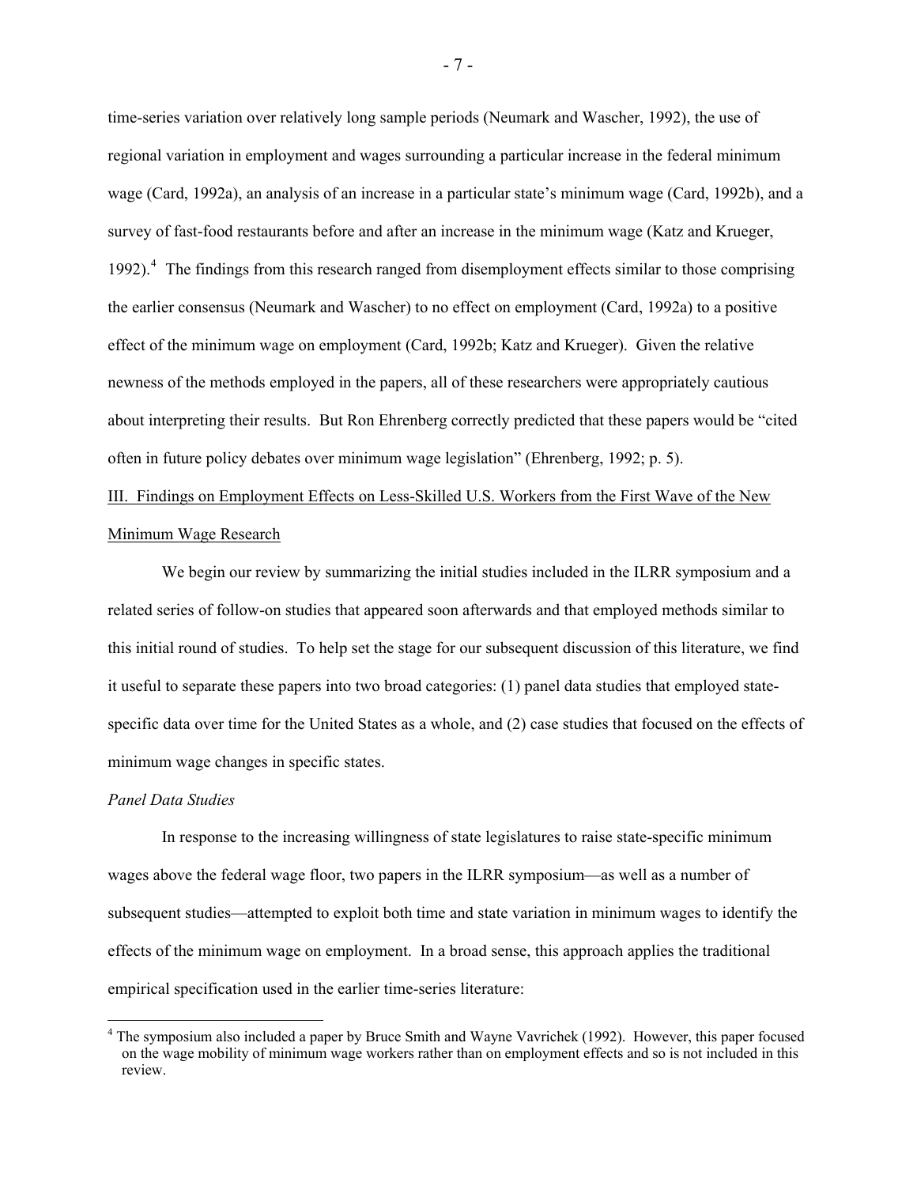time-series variation over relatively long sample periods (Neumark and Wascher, 1992), the use of regional variation in employment and wages surrounding a particular increase in the federal minimum wage (Card, 1992a), an analysis of an increase in a particular state's minimum wage (Card, 1992b), and a survey of fast-food restaurants before and after an increase in the minimum wage (Katz and Krueger, 1992).[4] The findings from this research ranged from disemployment effects similar to those comprising the earlier consensus (Neumark and Wascher) to no effect on employment (Card, 1992a) to a positive effect of the minimum wage on employment (Card, 1992b; Katz and Krueger). Given the relative newness of the methods employed in the papers, all of these researchers were appropriately cautious about interpreting their results. But Ron Ehrenberg correctly predicted that these papers would be "cited often in future policy debates over minimum wage legislation" (Ehrenberg, 1992; p. 5).

## III. Findings on Employment Effects on Less-Skilled U.S. Workers from the First Wave of the New Minimum Wage Research

We begin our review by summarizing the initial studies included in the ILRR symposium and a related series of follow-on studies that appeared soon afterwards and that employed methods similar to this initial round of studies. To help set the stage for our subsequent discussion of this literature, we find it useful to separate these papers into two broad categories: (1) panel data studies that employed state-specific data over time for the United States as a whole, and (2) case studies that focused on the effects of minimum wage changes in specific states.

### *Panel Data Studies*

In response to the increasing willingness of state legislatures to raise state-specific minimum wages above the federal wage floor, two papers in the ILRR symposium—as well as a number of subsequent studies—attempted to exploit both time and state variation in minimum wages to identify the effects of the minimum wage on employment. In a broad sense, this approach applies the traditional empirical specification used in the earlier time-series literature:

[4] The symposium also included a paper by Bruce Smith and Wayne Vavrichek (1992). However, this paper focused on the wage mobility of minimum wage workers rather than on employment effects and so is not included in this review.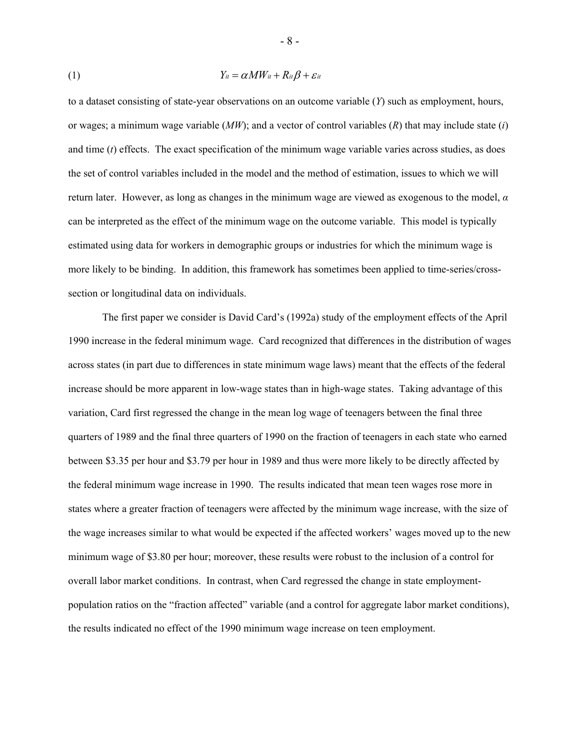$$Y_{it} = \alpha MW_{it} + R_{it}\beta + \varepsilon_{it} \tag{1}$$

to a dataset consisting of state-year observations on an outcome variable ($Y$) such as employment, hours, or wages; a minimum wage variable ($MW$); and a vector of control variables ($R$) that may include state ($i$) and time ($t$) effects. The exact specification of the minimum wage variable varies across studies, as does the set of control variables included in the model and the method of estimation, issues to which we will return later. However, as long as changes in the minimum wage are viewed as exogenous to the model, $\alpha$ can be interpreted as the effect of the minimum wage on the outcome variable. This model is typically estimated using data for workers in demographic groups or industries for which the minimum wage is more likely to be binding. In addition, this framework has sometimes been applied to time-series/cross-section or longitudinal data on individuals.

The first paper we consider is David Card's (1992a) study of the employment effects of the April 1990 increase in the federal minimum wage. Card recognized that differences in the distribution of wages across states (in part due to differences in state minimum wage laws) meant that the effects of the federal increase should be more apparent in low-wage states than in high-wage states. Taking advantage of this variation, Card first regressed the change in the mean log wage of teenagers between the final three quarters of 1989 and the final three quarters of 1990 on the fraction of teenagers in each state who earned between \$3.35 per hour and \$3.79 per hour in 1989 and thus were more likely to be directly affected by the federal minimum wage increase in 1990. The results indicated that mean teen wages rose more in states where a greater fraction of teenagers were affected by the minimum wage increase, with the size of the wage increases similar to what would be expected if the affected workers' wages moved up to the new minimum wage of \$3.80 per hour; moreover, these results were robust to the inclusion of a control for overall labor market conditions. In contrast, when Card regressed the change in state employment-population ratios on the "fraction affected" variable (and a control for aggregate labor market conditions), the results indicated no effect of the 1990 minimum wage increase on teen employment.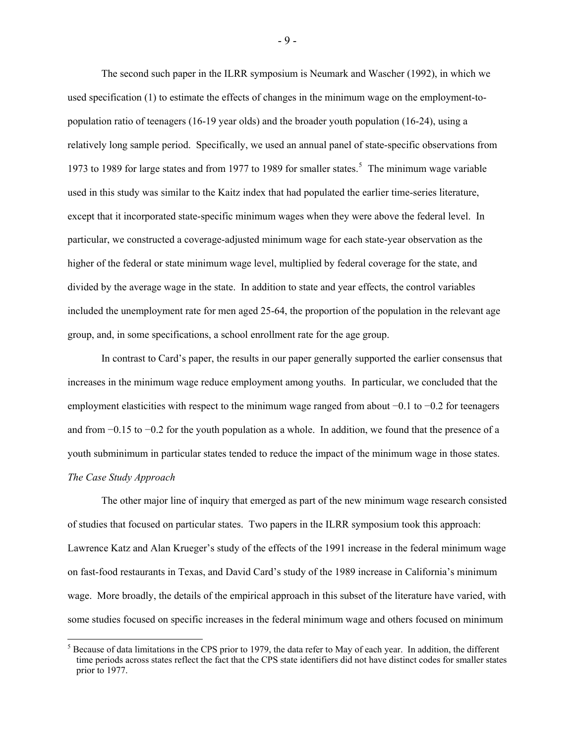The second such paper in the ILRR symposium is Neumark and Wascher (1992), in which we used specification (1) to estimate the effects of changes in the minimum wage on the employment-to-population ratio of teenagers (16-19 year olds) and the broader youth population (16-24), using a relatively long sample period. Specifically, we used an annual panel of state-specific observations from 1973 to 1989 for large states and from 1977 to 1989 for smaller states.[5] The minimum wage variable used in this study was similar to the Kaitz index that had populated the earlier time-series literature, except that it incorporated state-specific minimum wages when they were above the federal level. In particular, we constructed a coverage-adjusted minimum wage for each state-year observation as the higher of the federal or state minimum wage level, multiplied by federal coverage for the state, and divided by the average wage in the state. In addition to state and year effects, the control variables included the unemployment rate for men aged 25-64, the proportion of the population in the relevant age group, and, in some specifications, a school enrollment rate for the age group.

In contrast to Card's paper, the results in our paper generally supported the earlier consensus that increases in the minimum wage reduce employment among youths. In particular, we concluded that the employment elasticities with respect to the minimum wage ranged from about −0.1 to −0.2 for teenagers and from −0.15 to −0.2 for the youth population as a whole. In addition, we found that the presence of a youth subminimum in particular states tended to reduce the impact of the minimum wage in those states.

*The Case Study Approach*

The other major line of inquiry that emerged as part of the new minimum wage research consisted of studies that focused on particular states. Two papers in the ILRR symposium took this approach: Lawrence Katz and Alan Krueger's study of the effects of the 1991 increase in the federal minimum wage on fast-food restaurants in Texas, and David Card's study of the 1989 increase in California's minimum wage. More broadly, the details of the empirical approach in this subset of the literature have varied, with some studies focused on specific increases in the federal minimum wage and others focused on minimum

[5] Because of data limitations in the CPS prior to 1979, the data refer to May of each year. In addition, the different time periods across states reflect the fact that the CPS state identifiers did not have distinct codes for smaller states prior to 1977.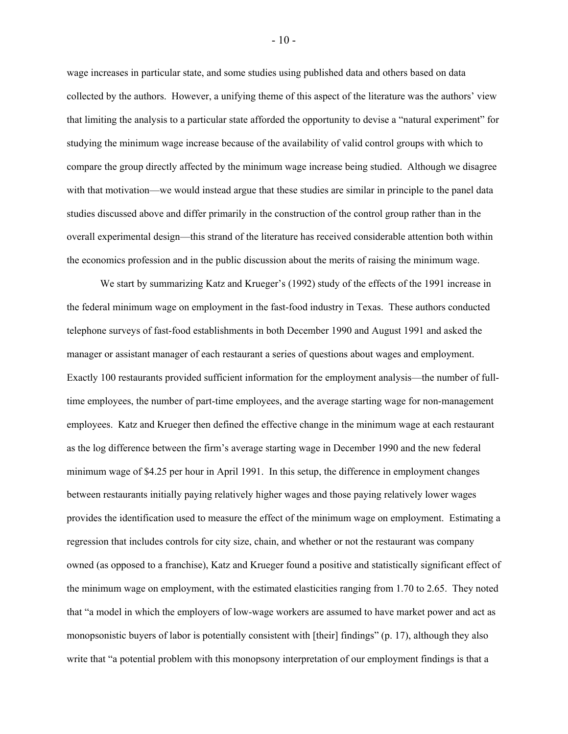wage increases in particular state, and some studies using published data and others based on data collected by the authors. However, a unifying theme of this aspect of the literature was the authors' view that limiting the analysis to a particular state afforded the opportunity to devise a "natural experiment" for studying the minimum wage increase because of the availability of valid control groups with which to compare the group directly affected by the minimum wage increase being studied. Although we disagree with that motivation—we would instead argue that these studies are similar in principle to the panel data studies discussed above and differ primarily in the construction of the control group rather than in the overall experimental design—this strand of the literature has received considerable attention both within the economics profession and in the public discussion about the merits of raising the minimum wage.

We start by summarizing Katz and Krueger's (1992) study of the effects of the 1991 increase in the federal minimum wage on employment in the fast-food industry in Texas. These authors conducted telephone surveys of fast-food establishments in both December 1990 and August 1991 and asked the manager or assistant manager of each restaurant a series of questions about wages and employment. Exactly 100 restaurants provided sufficient information for the employment analysis—the number of full-time employees, the number of part-time employees, and the average starting wage for non-management employees. Katz and Krueger then defined the effective change in the minimum wage at each restaurant as the log difference between the firm's average starting wage in December 1990 and the new federal minimum wage of $4.25 per hour in April 1991. In this setup, the difference in employment changes between restaurants initially paying relatively higher wages and those paying relatively lower wages provides the identification used to measure the effect of the minimum wage on employment. Estimating a regression that includes controls for city size, chain, and whether or not the restaurant was company owned (as opposed to a franchise), Katz and Krueger found a positive and statistically significant effect of the minimum wage on employment, with the estimated elasticities ranging from 1.70 to 2.65. They noted that "a model in which the employers of low-wage workers are assumed to have market power and act as monopsonistic buyers of labor is potentially consistent with [their] findings" (p. 17), although they also write that "a potential problem with this monopsony interpretation of our employment findings is that a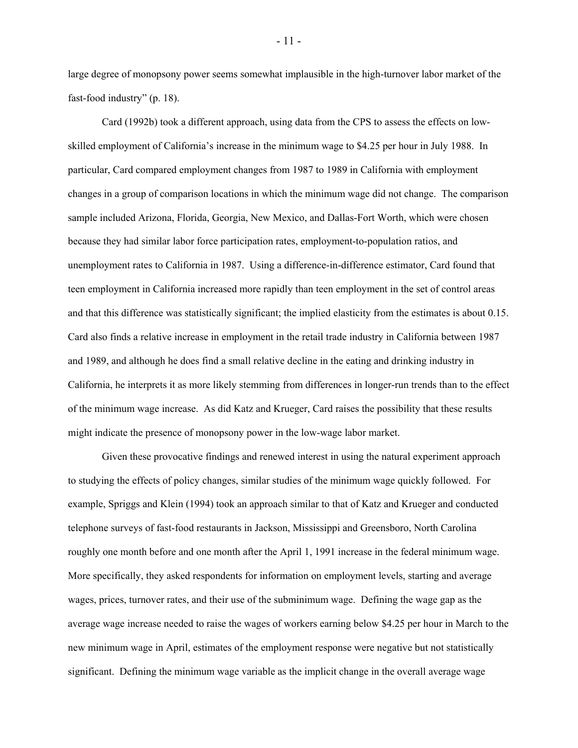large degree of monopsony power seems somewhat implausible in the high-turnover labor market of the fast-food industry" (p. 18).

Card (1992b) took a different approach, using data from the CPS to assess the effects on low-skilled employment of California's increase in the minimum wage to $4.25 per hour in July 1988. In particular, Card compared employment changes from 1987 to 1989 in California with employment changes in a group of comparison locations in which the minimum wage did not change. The comparison sample included Arizona, Florida, Georgia, New Mexico, and Dallas-Fort Worth, which were chosen because they had similar labor force participation rates, employment-to-population ratios, and unemployment rates to California in 1987. Using a difference-in-difference estimator, Card found that teen employment in California increased more rapidly than teen employment in the set of control areas and that this difference was statistically significant; the implied elasticity from the estimates is about 0.15. Card also finds a relative increase in employment in the retail trade industry in California between 1987 and 1989, and although he does find a small relative decline in the eating and drinking industry in California, he interprets it as more likely stemming from differences in longer-run trends than to the effect of the minimum wage increase. As did Katz and Krueger, Card raises the possibility that these results might indicate the presence of monopsony power in the low-wage labor market.

Given these provocative findings and renewed interest in using the natural experiment approach to studying the effects of policy changes, similar studies of the minimum wage quickly followed. For example, Spriggs and Klein (1994) took an approach similar to that of Katz and Krueger and conducted telephone surveys of fast-food restaurants in Jackson, Mississippi and Greensboro, North Carolina roughly one month before and one month after the April 1, 1991 increase in the federal minimum wage. More specifically, they asked respondents for information on employment levels, starting and average wages, prices, turnover rates, and their use of the subminimum wage. Defining the wage gap as the average wage increase needed to raise the wages of workers earning below $4.25 per hour in March to the new minimum wage in April, estimates of the employment response were negative but not statistically significant. Defining the minimum wage variable as the implicit change in the overall average wage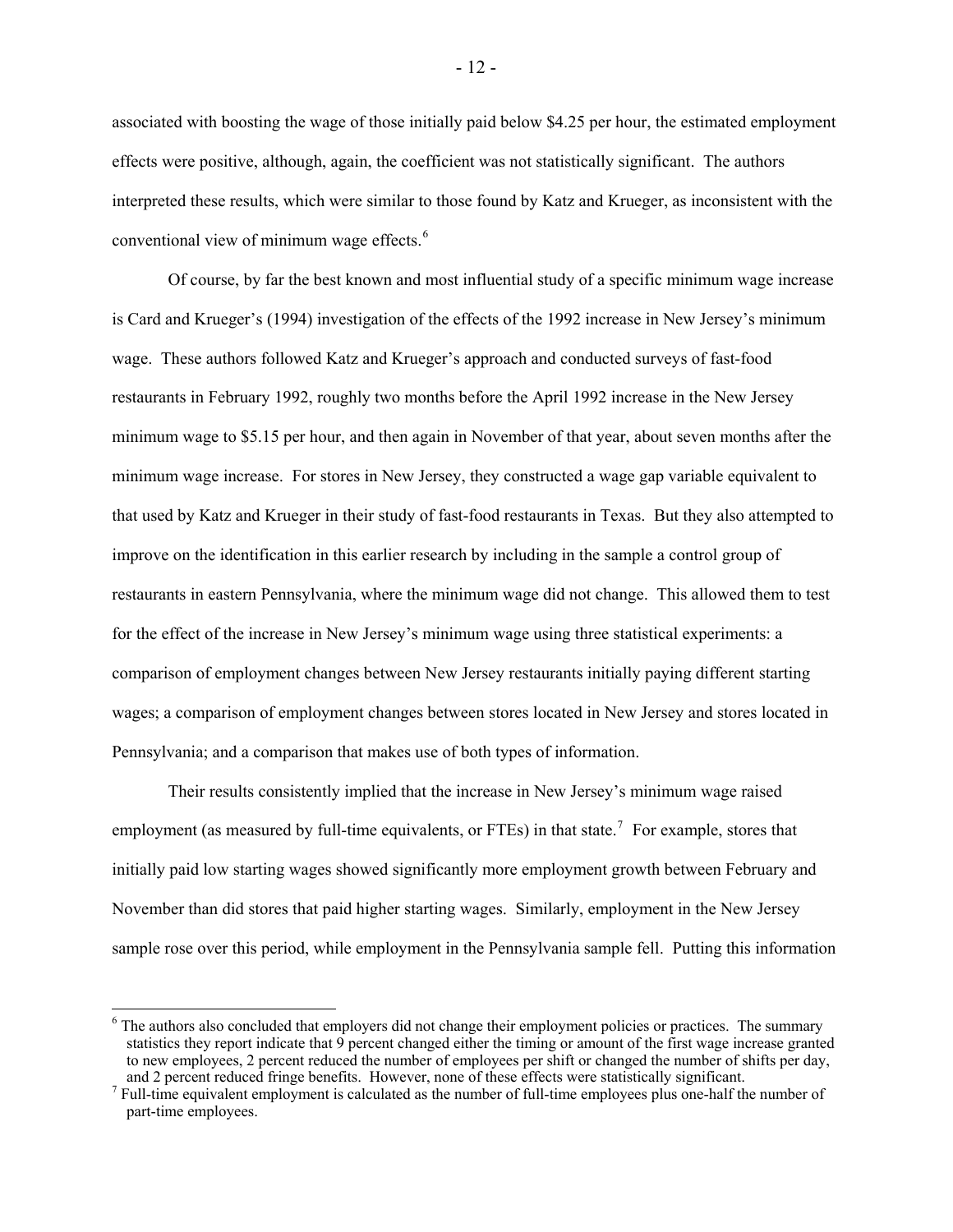associated with boosting the wage of those initially paid below $4.25 per hour, the estimated employment effects were positive, although, again, the coefficient was not statistically significant. The authors interpreted these results, which were similar to those found by Katz and Krueger, as inconsistent with the conventional view of minimum wage effects.[6]

Of course, by far the best known and most influential study of a specific minimum wage increase is Card and Krueger's (1994) investigation of the effects of the 1992 increase in New Jersey's minimum wage. These authors followed Katz and Krueger's approach and conducted surveys of fast-food restaurants in February 1992, roughly two months before the April 1992 increase in the New Jersey minimum wage to $5.15 per hour, and then again in November of that year, about seven months after the minimum wage increase. For stores in New Jersey, they constructed a wage gap variable equivalent to that used by Katz and Krueger in their study of fast-food restaurants in Texas. But they also attempted to improve on the identification in this earlier research by including in the sample a control group of restaurants in eastern Pennsylvania, where the minimum wage did not change. This allowed them to test for the effect of the increase in New Jersey's minimum wage using three statistical experiments: a comparison of employment changes between New Jersey restaurants initially paying different starting wages; a comparison of employment changes between stores located in New Jersey and stores located in Pennsylvania; and a comparison that makes use of both types of information.

Their results consistently implied that the increase in New Jersey's minimum wage raised employment (as measured by full-time equivalents, or FTEs) in that state.[7] For example, stores that initially paid low starting wages showed significantly more employment growth between February and November than did stores that paid higher starting wages. Similarly, employment in the New Jersey sample rose over this period, while employment in the Pennsylvania sample fell. Putting this information

[6] The authors also concluded that employers did not change their employment policies or practices. The summary statistics they report indicate that 9 percent changed either the timing or amount of the first wage increase granted to new employees, 2 percent reduced the number of employees per shift or changed the number of shifts per day, and 2 percent reduced fringe benefits. However, none of these effects were statistically significant.

[7] Full-time equivalent employment is calculated as the number of full-time employees plus one-half the number of part-time employees.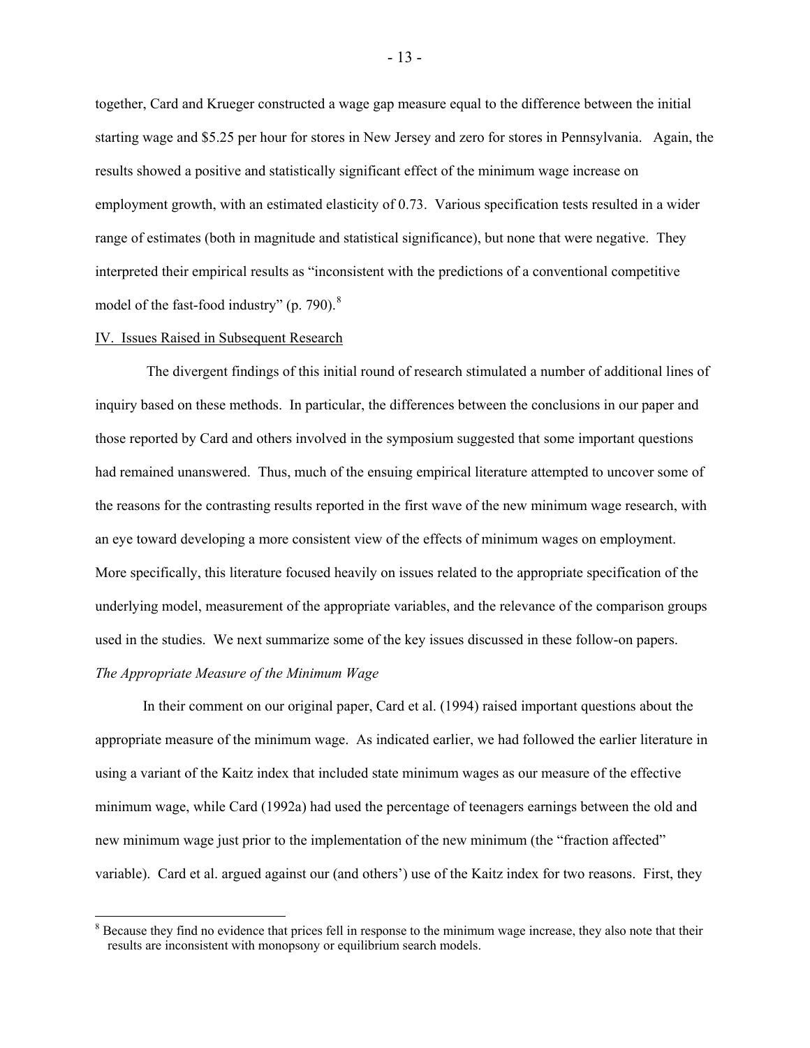together, Card and Krueger constructed a wage gap measure equal to the difference between the initial starting wage and $5.25 per hour for stores in New Jersey and zero for stores in Pennsylvania. Again, the results showed a positive and statistically significant effect of the minimum wage increase on employment growth, with an estimated elasticity of 0.73. Various specification tests resulted in a wider range of estimates (both in magnitude and statistical significance), but none that were negative. They interpreted their empirical results as "inconsistent with the predictions of a conventional competitive model of the fast-food industry" (p. 790).[8]

## IV. Issues Raised in Subsequent Research

The divergent findings of this initial round of research stimulated a number of additional lines of inquiry based on these methods. In particular, the differences between the conclusions in our paper and those reported by Card and others involved in the symposium suggested that some important questions had remained unanswered. Thus, much of the ensuing empirical literature attempted to uncover some of the reasons for the contrasting results reported in the first wave of the new minimum wage research, with an eye toward developing a more consistent view of the effects of minimum wages on employment. More specifically, this literature focused heavily on issues related to the appropriate specification of the underlying model, measurement of the appropriate variables, and the relevance of the comparison groups used in the studies. We next summarize some of the key issues discussed in these follow-on papers.

*The Appropriate Measure of the Minimum Wage*

In their comment on our original paper, Card et al. (1994) raised important questions about the appropriate measure of the minimum wage. As indicated earlier, we had followed the earlier literature in using a variant of the Kaitz index that included state minimum wages as our measure of the effective minimum wage, while Card (1992a) had used the percentage of teenagers earnings between the old and new minimum wage just prior to the implementation of the new minimum (the "fraction affected" variable). Card et al. argued against our (and others') use of the Kaitz index for two reasons. First, they

[8] Because they find no evidence that prices fell in response to the minimum wage increase, they also note that their results are inconsistent with monopsony or equilibrium search models.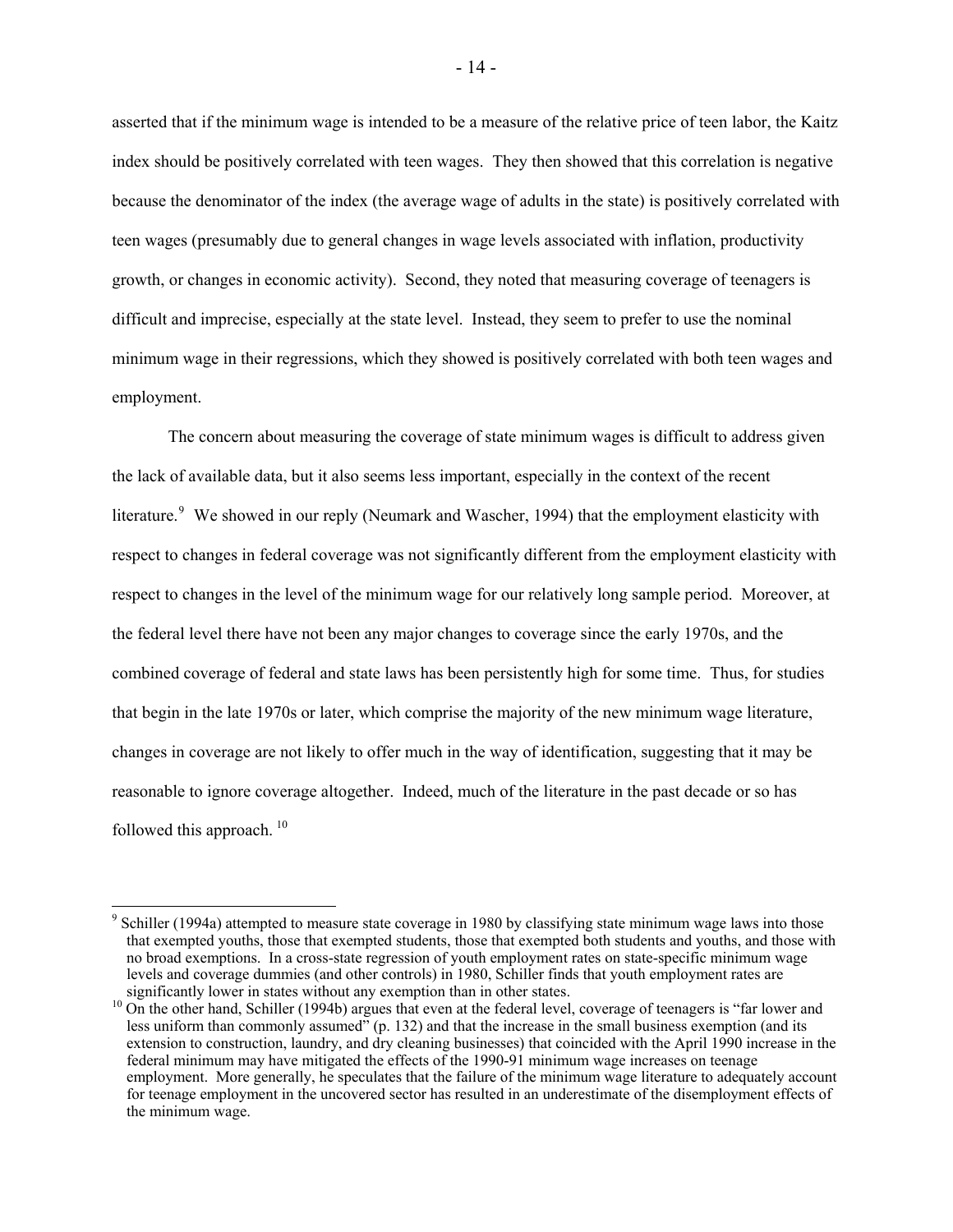asserted that if the minimum wage is intended to be a measure of the relative price of teen labor, the Kaitz index should be positively correlated with teen wages. They then showed that this correlation is negative because the denominator of the index (the average wage of adults in the state) is positively correlated with teen wages (presumably due to general changes in wage levels associated with inflation, productivity growth, or changes in economic activity). Second, they noted that measuring coverage of teenagers is difficult and imprecise, especially at the state level. Instead, they seem to prefer to use the nominal minimum wage in their regressions, which they showed is positively correlated with both teen wages and employment.

The concern about measuring the coverage of state minimum wages is difficult to address given the lack of available data, but it also seems less important, especially in the context of the recent literature.[9] We showed in our reply (Neumark and Wascher, 1994) that the employment elasticity with respect to changes in federal coverage was not significantly different from the employment elasticity with respect to changes in the level of the minimum wage for our relatively long sample period. Moreover, at the federal level there have not been any major changes to coverage since the early 1970s, and the combined coverage of federal and state laws has been persistently high for some time. Thus, for studies that begin in the late 1970s or later, which comprise the majority of the new minimum wage literature, changes in coverage are not likely to offer much in the way of identification, suggesting that it may be reasonable to ignore coverage altogether. Indeed, much of the literature in the past decade or so has followed this approach.[10]

---

[9] Schiller (1994a) attempted to measure state coverage in 1980 by classifying state minimum wage laws into those that exempted youths, those that exempted students, those that exempted both students and youths, and those with no broad exemptions. In a cross-state regression of youth employment rates on state-specific minimum wage levels and coverage dummies (and other controls) in 1980, Schiller finds that youth employment rates are significantly lower in states without any exemption than in other states.

[10] On the other hand, Schiller (1994b) argues that even at the federal level, coverage of teenagers is "far lower and less uniform than commonly assumed" (p. 132) and that the increase in the small business exemption (and its extension to construction, laundry, and dry cleaning businesses) that coincided with the April 1990 increase in the federal minimum may have mitigated the effects of the 1990-91 minimum wage increases on teenage employment. More generally, he speculates that the failure of the minimum wage literature to adequately account for teenage employment in the uncovered sector has resulted in an underestimate of the disemployment effects of the minimum wage.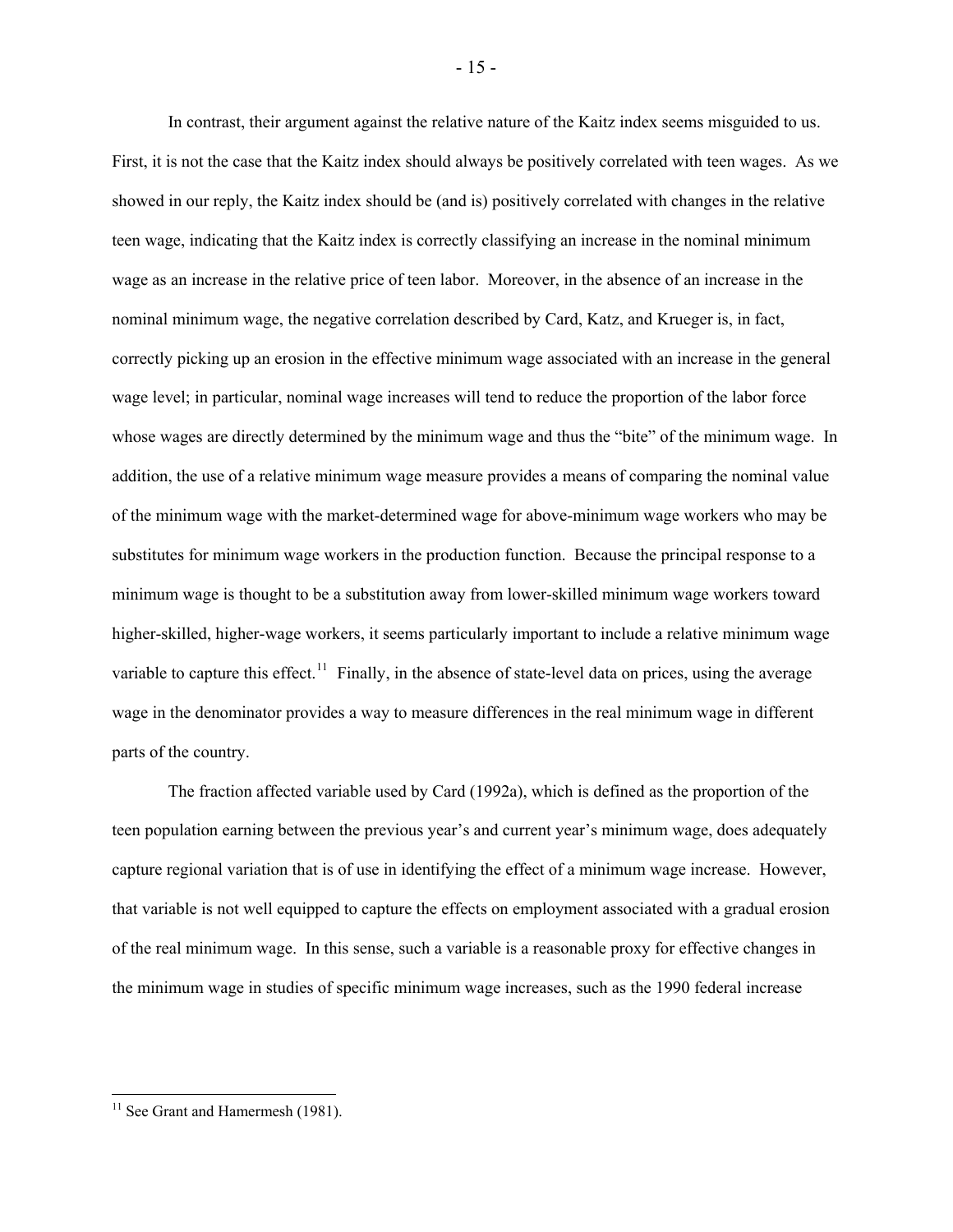In contrast, their argument against the relative nature of the Kaitz index seems misguided to us. First, it is not the case that the Kaitz index should always be positively correlated with teen wages. As we showed in our reply, the Kaitz index should be (and is) positively correlated with changes in the relative teen wage, indicating that the Kaitz index is correctly classifying an increase in the nominal minimum wage as an increase in the relative price of teen labor. Moreover, in the absence of an increase in the nominal minimum wage, the negative correlation described by Card, Katz, and Krueger is, in fact, correctly picking up an erosion in the effective minimum wage associated with an increase in the general wage level; in particular, nominal wage increases will tend to reduce the proportion of the labor force whose wages are directly determined by the minimum wage and thus the "bite" of the minimum wage. In addition, the use of a relative minimum wage measure provides a means of comparing the nominal value of the minimum wage with the market-determined wage for above-minimum wage workers who may be substitutes for minimum wage workers in the production function. Because the principal response to a minimum wage is thought to be a substitution away from lower-skilled minimum wage workers toward higher-skilled, higher-wage workers, it seems particularly important to include a relative minimum wage variable to capture this effect.[11] Finally, in the absence of state-level data on prices, using the average wage in the denominator provides a way to measure differences in the real minimum wage in different parts of the country.

The fraction affected variable used by Card (1992a), which is defined as the proportion of the teen population earning between the previous year's and current year's minimum wage, does adequately capture regional variation that is of use in identifying the effect of a minimum wage increase. However, that variable is not well equipped to capture the effects on employment associated with a gradual erosion of the real minimum wage. In this sense, such a variable is a reasonable proxy for effective changes in the minimum wage in studies of specific minimum wage increases, such as the 1990 federal increase

[11] See Grant and Hamermesh (1981).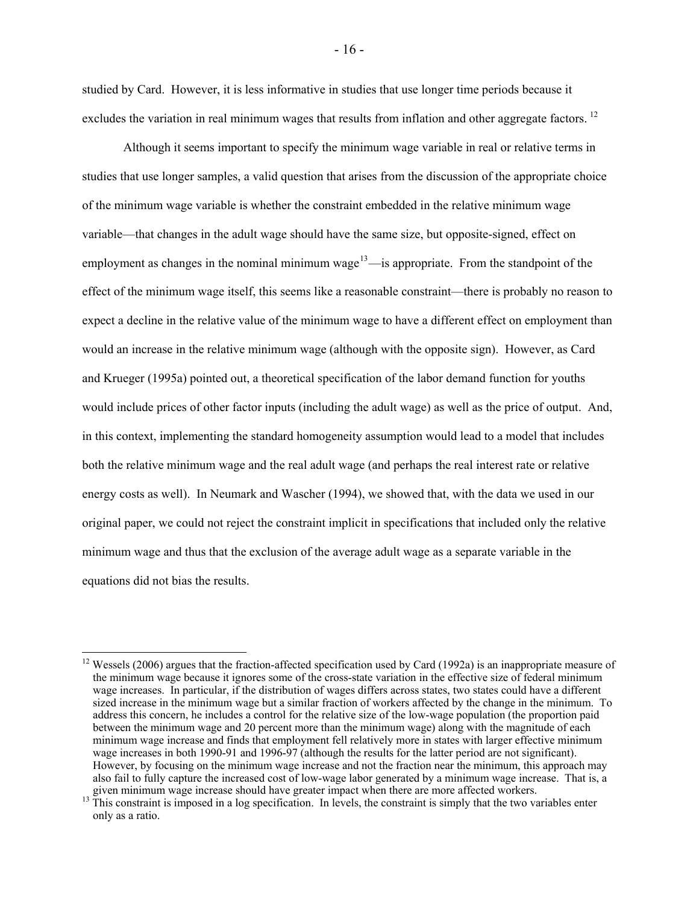studied by Card. However, it is less informative in studies that use longer time periods because it excludes the variation in real minimum wages that results from inflation and other aggregate factors. [12]

Although it seems important to specify the minimum wage variable in real or relative terms in studies that use longer samples, a valid question that arises from the discussion of the appropriate choice of the minimum wage variable is whether the constraint embedded in the relative minimum wage variable—that changes in the adult wage should have the same size, but opposite-signed, effect on employment as changes in the nominal minimum wage[13]—is appropriate. From the standpoint of the effect of the minimum wage itself, this seems like a reasonable constraint—there is probably no reason to expect a decline in the relative value of the minimum wage to have a different effect on employment than would an increase in the relative minimum wage (although with the opposite sign). However, as Card and Krueger (1995a) pointed out, a theoretical specification of the labor demand function for youths would include prices of other factor inputs (including the adult wage) as well as the price of output. And, in this context, implementing the standard homogeneity assumption would lead to a model that includes both the relative minimum wage and the real adult wage (and perhaps the real interest rate or relative energy costs as well). In Neumark and Wascher (1994), we showed that, with the data we used in our original paper, we could not reject the constraint implicit in specifications that included only the relative minimum wage and thus that the exclusion of the average adult wage as a separate variable in the equations did not bias the results.

---

[12] Wessels (2006) argues that the fraction-affected specification used by Card (1992a) is an inappropriate measure of the minimum wage because it ignores some of the cross-state variation in the effective size of federal minimum wage increases. In particular, if the distribution of wages differs across states, two states could have a different sized increase in the minimum wage but a similar fraction of workers affected by the change in the minimum. To address this concern, he includes a control for the relative size of the low-wage population (the proportion paid between the minimum wage and 20 percent more than the minimum wage) along with the magnitude of each minimum wage increase and finds that employment fell relatively more in states with larger effective minimum wage increases in both 1990-91 and 1996-97 (although the results for the latter period are not significant). However, by focusing on the minimum wage increase and not the fraction near the minimum, this approach may also fail to fully capture the increased cost of low-wage labor generated by a minimum wage increase. That is, a given minimum wage increase should have greater impact when there are more affected workers.

[13] This constraint is imposed in a log specification. In levels, the constraint is simply that the two variables enter only as a ratio.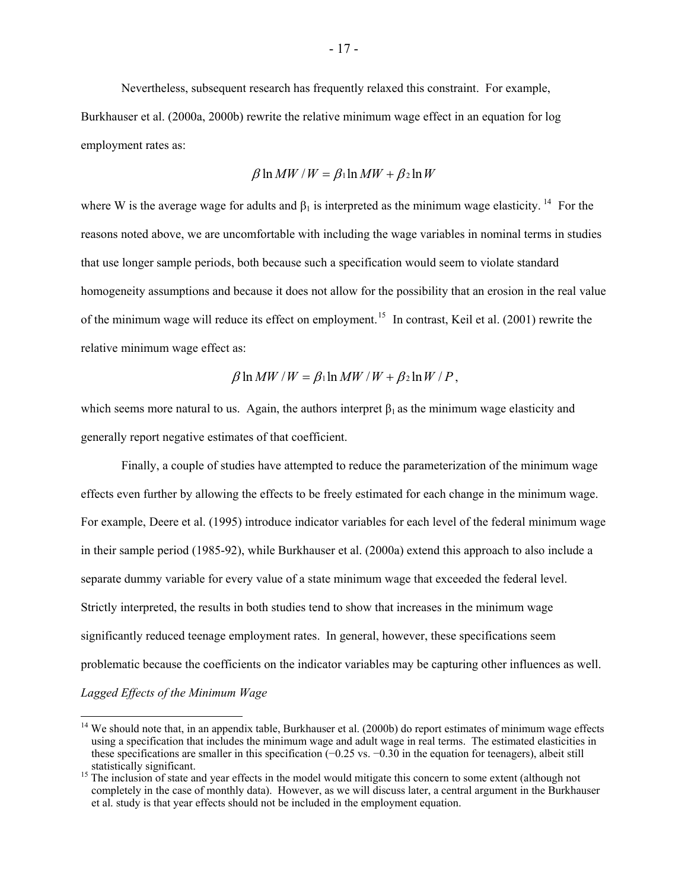Nevertheless, subsequent research has frequently relaxed this constraint. For example, Burkhauser et al. (2000a, 2000b) rewrite the relative minimum wage effect in an equation for log employment rates as:

$$\beta \ln MW / W = \beta_1 \ln MW + \beta_2 \ln W$$

where W is the average wage for adults and $\beta_1$ is interpreted as the minimum wage elasticity.[14] For the reasons noted above, we are uncomfortable with including the wage variables in nominal terms in studies that use longer sample periods, both because such a specification would seem to violate standard homogeneity assumptions and because it does not allow for the possibility that an erosion in the real value of the minimum wage will reduce its effect on employment.[15] In contrast, Keil et al. (2001) rewrite the relative minimum wage effect as:

$$\beta \ln MW / W = \beta_1 \ln MW / W + \beta_2 \ln W / P,$$

which seems more natural to us. Again, the authors interpret $\beta_1$ as the minimum wage elasticity and generally report negative estimates of that coefficient.

Finally, a couple of studies have attempted to reduce the parameterization of the minimum wage effects even further by allowing the effects to be freely estimated for each change in the minimum wage. For example, Deere et al. (1995) introduce indicator variables for each level of the federal minimum wage in their sample period (1985-92), while Burkhauser et al. (2000a) extend this approach to also include a separate dummy variable for every value of a state minimum wage that exceeded the federal level. Strictly interpreted, the results in both studies tend to show that increases in the minimum wage significantly reduced teenage employment rates. In general, however, these specifications seem problematic because the coefficients on the indicator variables may be capturing other influences as well.

*Lagged Effects of the Minimum Wage*

---

[14] We should note that, in an appendix table, Burkhauser et al. (2000b) do report estimates of minimum wage effects using a specification that includes the minimum wage and adult wage in real terms. The estimated elasticities in these specifications are smaller in this specification (−0.25 vs. −0.30 in the equation for teenagers), albeit still statistically significant.

[15] The inclusion of state and year effects in the model would mitigate this concern to some extent (although not completely in the case of monthly data). However, as we will discuss later, a central argument in the Burkhauser et al. study is that year effects should not be included in the employment equation.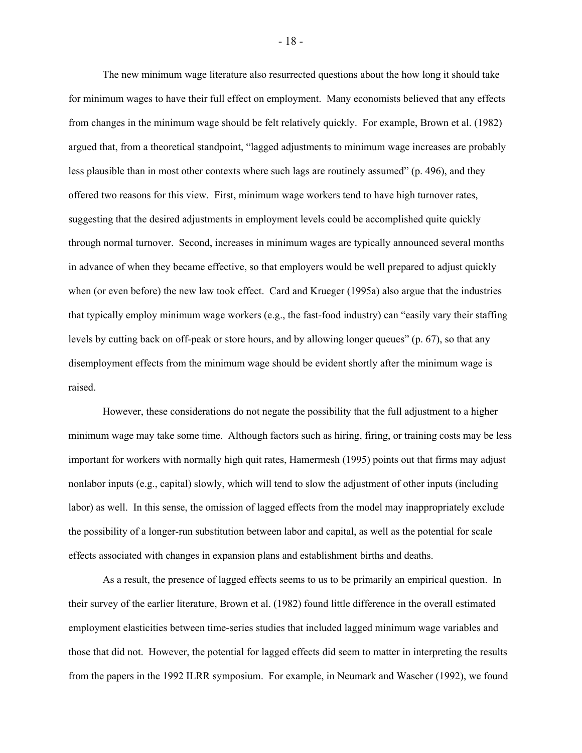The new minimum wage literature also resurrected questions about the how long it should take for minimum wages to have their full effect on employment. Many economists believed that any effects from changes in the minimum wage should be felt relatively quickly. For example, Brown et al. (1982) argued that, from a theoretical standpoint, "lagged adjustments to minimum wage increases are probably less plausible than in most other contexts where such lags are routinely assumed" (p. 496), and they offered two reasons for this view. First, minimum wage workers tend to have high turnover rates, suggesting that the desired adjustments in employment levels could be accomplished quite quickly through normal turnover. Second, increases in minimum wages are typically announced several months in advance of when they became effective, so that employers would be well prepared to adjust quickly when (or even before) the new law took effect. Card and Krueger (1995a) also argue that the industries that typically employ minimum wage workers (e.g., the fast-food industry) can "easily vary their staffing levels by cutting back on off-peak or store hours, and by allowing longer queues" (p. 67), so that any disemployment effects from the minimum wage should be evident shortly after the minimum wage is raised.

However, these considerations do not negate the possibility that the full adjustment to a higher minimum wage may take some time. Although factors such as hiring, firing, or training costs may be less important for workers with normally high quit rates, Hamermesh (1995) points out that firms may adjust nonlabor inputs (e.g., capital) slowly, which will tend to slow the adjustment of other inputs (including labor) as well. In this sense, the omission of lagged effects from the model may inappropriately exclude the possibility of a longer-run substitution between labor and capital, as well as the potential for scale effects associated with changes in expansion plans and establishment births and deaths.

As a result, the presence of lagged effects seems to us to be primarily an empirical question. In their survey of the earlier literature, Brown et al. (1982) found little difference in the overall estimated employment elasticities between time-series studies that included lagged minimum wage variables and those that did not. However, the potential for lagged effects did seem to matter in interpreting the results from the papers in the 1992 ILRR symposium. For example, in Neumark and Wascher (1992), we found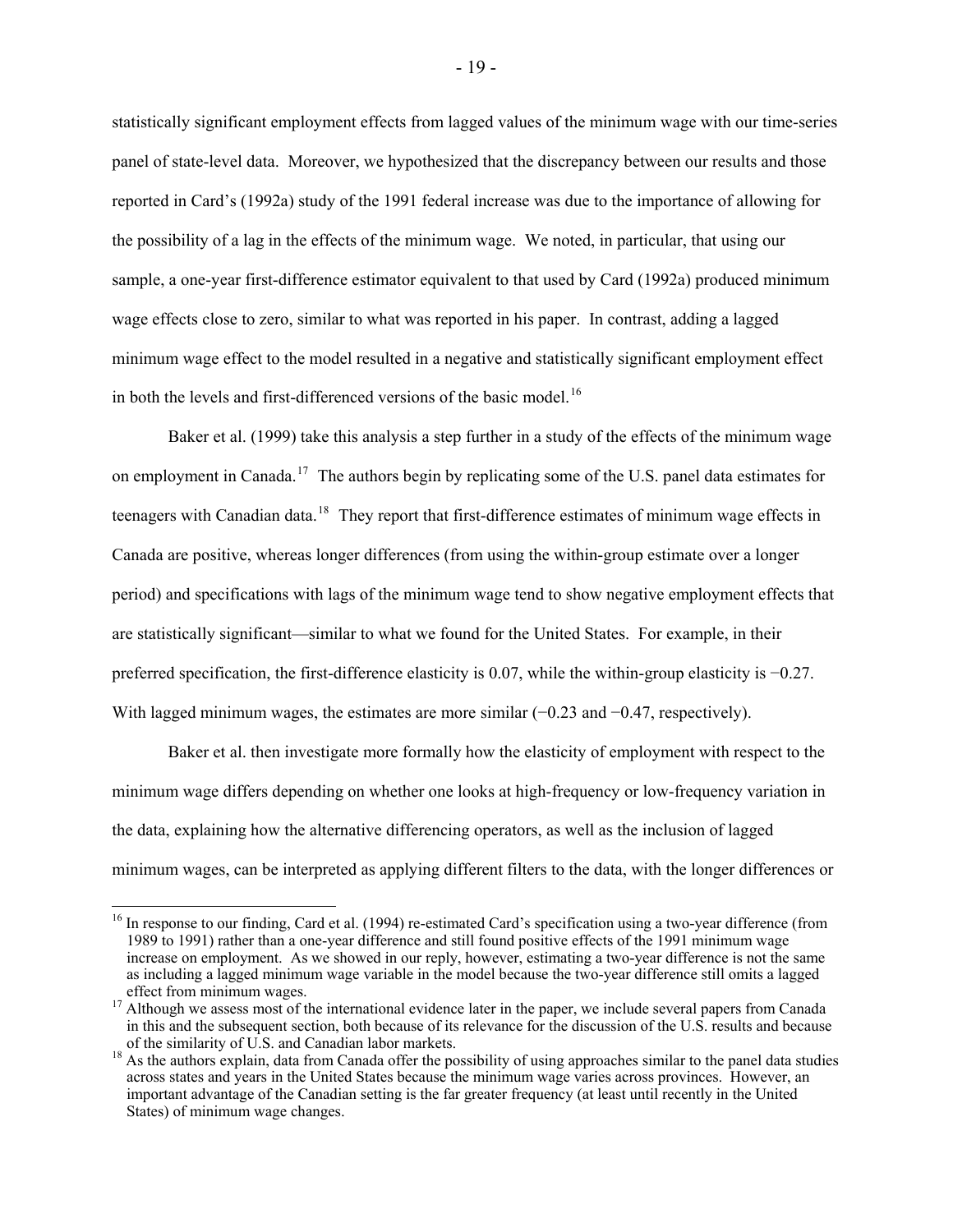statistically significant employment effects from lagged values of the minimum wage with our time-series panel of state-level data. Moreover, we hypothesized that the discrepancy between our results and those reported in Card's (1992a) study of the 1991 federal increase was due to the importance of allowing for the possibility of a lag in the effects of the minimum wage. We noted, in particular, that using our sample, a one-year first-difference estimator equivalent to that used by Card (1992a) produced minimum wage effects close to zero, similar to what was reported in his paper. In contrast, adding a lagged minimum wage effect to the model resulted in a negative and statistically significant employment effect in both the levels and first-differenced versions of the basic model.[16]

Baker et al. (1999) take this analysis a step further in a study of the effects of the minimum wage on employment in Canada.[17] The authors begin by replicating some of the U.S. panel data estimates for teenagers with Canadian data.[18] They report that first-difference estimates of minimum wage effects in Canada are positive, whereas longer differences (from using the within-group estimate over a longer period) and specifications with lags of the minimum wage tend to show negative employment effects that are statistically significant—similar to what we found for the United States. For example, in their preferred specification, the first-difference elasticity is 0.07, while the within-group elasticity is −0.27. With lagged minimum wages, the estimates are more similar (−0.23 and −0.47, respectively).

Baker et al. then investigate more formally how the elasticity of employment with respect to the minimum wage differs depending on whether one looks at high-frequency or low-frequency variation in the data, explaining how the alternative differencing operators, as well as the inclusion of lagged minimum wages, can be interpreted as applying different filters to the data, with the longer differences or

---

[16] In response to our finding, Card et al. (1994) re-estimated Card's specification using a two-year difference (from 1989 to 1991) rather than a one-year difference and still found positive effects of the 1991 minimum wage increase on employment. As we showed in our reply, however, estimating a two-year difference is not the same as including a lagged minimum wage variable in the model because the two-year difference still omits a lagged effect from minimum wages.

[17] Although we assess most of the international evidence later in the paper, we include several papers from Canada in this and the subsequent section, both because of its relevance for the discussion of the U.S. results and because of the similarity of U.S. and Canadian labor markets.

[18] As the authors explain, data from Canada offer the possibility of using approaches similar to the panel data studies across states and years in the United States because the minimum wage varies across provinces. However, an important advantage of the Canadian setting is the far greater frequency (at least until recently in the United States) of minimum wage changes.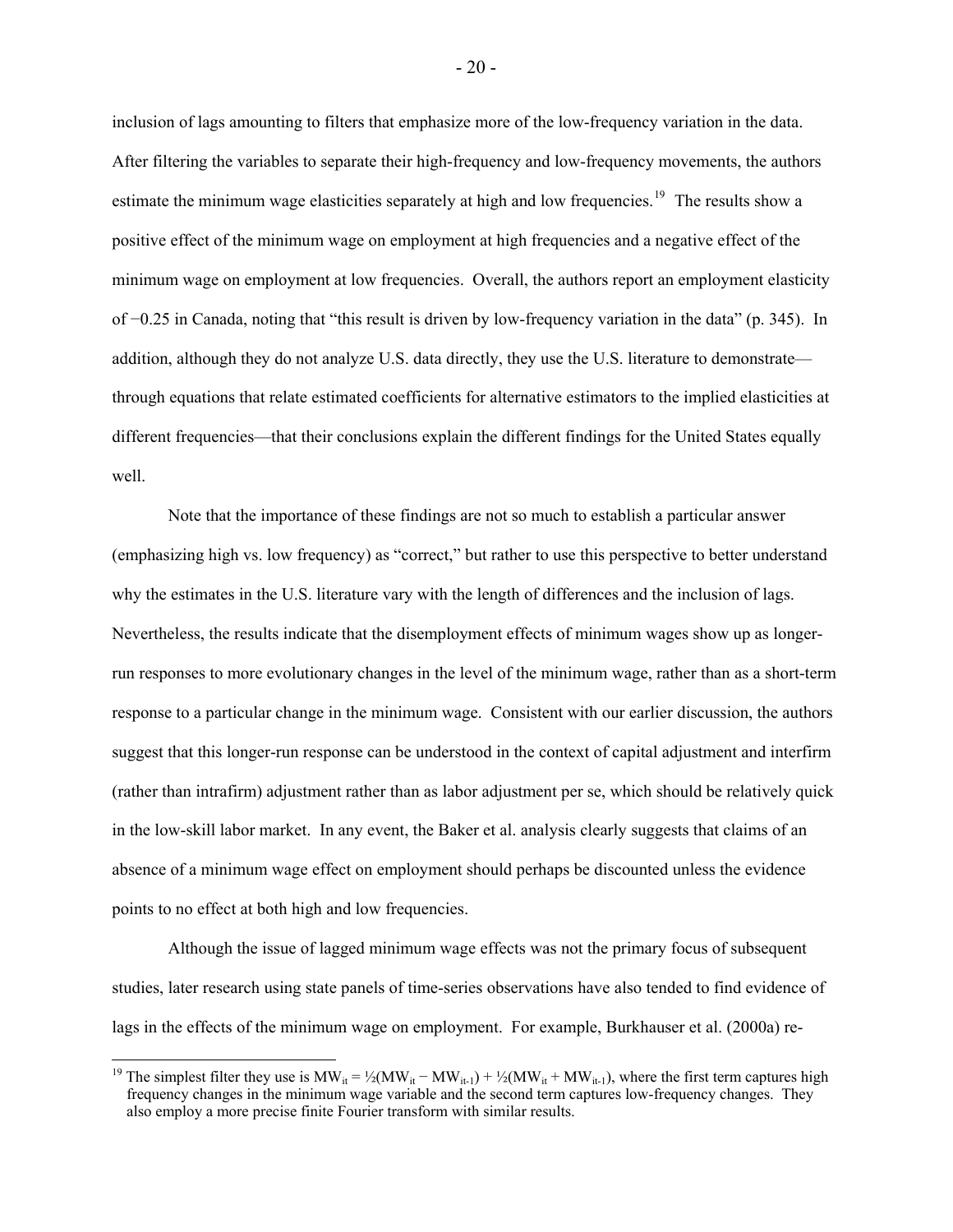inclusion of lags amounting to filters that emphasize more of the low-frequency variation in the data. After filtering the variables to separate their high-frequency and low-frequency movements, the authors estimate the minimum wage elasticities separately at high and low frequencies.[19] The results show a positive effect of the minimum wage on employment at high frequencies and a negative effect of the minimum wage on employment at low frequencies. Overall, the authors report an employment elasticity of −0.25 in Canada, noting that "this result is driven by low-frequency variation in the data" (p. 345). In addition, although they do not analyze U.S. data directly, they use the U.S. literature to demonstrate—through equations that relate estimated coefficients for alternative estimators to the implied elasticities at different frequencies—that their conclusions explain the different findings for the United States equally well.

Note that the importance of these findings are not so much to establish a particular answer (emphasizing high vs. low frequency) as "correct," but rather to use this perspective to better understand why the estimates in the U.S. literature vary with the length of differences and the inclusion of lags. Nevertheless, the results indicate that the disemployment effects of minimum wages show up as longer-run responses to more evolutionary changes in the level of the minimum wage, rather than as a short-term response to a particular change in the minimum wage. Consistent with our earlier discussion, the authors suggest that this longer-run response can be understood in the context of capital adjustment and interfirm (rather than intrafirm) adjustment rather than as labor adjustment per se, which should be relatively quick in the low-skill labor market. In any event, the Baker et al. analysis clearly suggests that claims of an absence of a minimum wage effect on employment should perhaps be discounted unless the evidence points to no effect at both high and low frequencies.

Although the issue of lagged minimum wage effects was not the primary focus of subsequent studies, later research using state panels of time-series observations have also tended to find evidence of lags in the effects of the minimum wage on employment. For example, Burkhauser et al. (2000a) re-

[19] The simplest filter they use is $MW_{it} = ½(MW_{it} − MW_{it-1}) + ½(MW_{it} + MW_{it-1})$, where the first term captures high frequency changes in the minimum wage variable and the second term captures low-frequency changes. They also employ a more precise finite Fourier transform with similar results.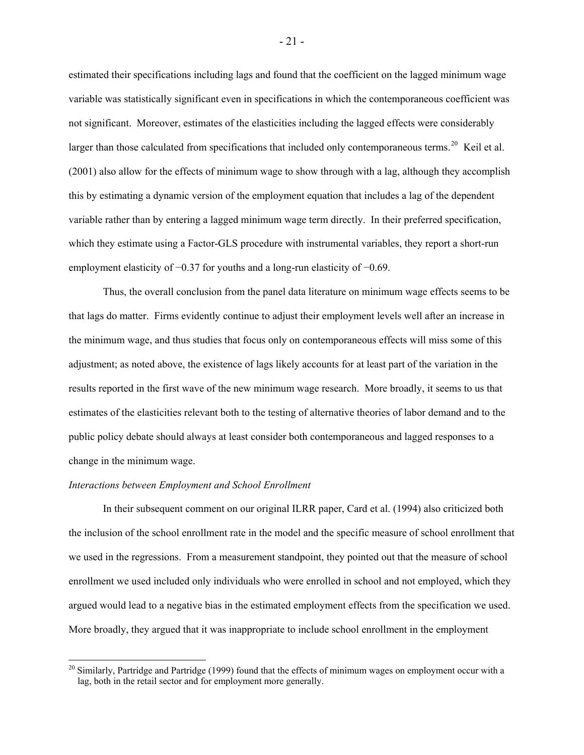estimated their specifications including lags and found that the coefficient on the lagged minimum wage variable was statistically significant even in specifications in which the contemporaneous coefficient was not significant. Moreover, estimates of the elasticities including the lagged effects were considerably larger than those calculated from specifications that included only contemporaneous terms.[20] Keil et al. (2001) also allow for the effects of minimum wage to show through with a lag, although they accomplish this by estimating a dynamic version of the employment equation that includes a lag of the dependent variable rather than by entering a lagged minimum wage term directly. In their preferred specification, which they estimate using a Factor-GLS procedure with instrumental variables, they report a short-run employment elasticity of −0.37 for youths and a long-run elasticity of −0.69.

Thus, the overall conclusion from the panel data literature on minimum wage effects seems to be that lags do matter. Firms evidently continue to adjust their employment levels well after an increase in the minimum wage, and thus studies that focus only on contemporaneous effects will miss some of this adjustment; as noted above, the existence of lags likely accounts for at least part of the variation in the results reported in the first wave of the new minimum wage research. More broadly, it seems to us that estimates of the elasticities relevant both to the testing of alternative theories of labor demand and to the public policy debate should always at least consider both contemporaneous and lagged responses to a change in the minimum wage.

*Interactions between Employment and School Enrollment*

In their subsequent comment on our original ILRR paper, Card et al. (1994) also criticized both the inclusion of the school enrollment rate in the model and the specific measure of school enrollment that we used in the regressions. From a measurement standpoint, they pointed out that the measure of school enrollment we used included only individuals who were enrolled in school and not employed, which they argued would lead to a negative bias in the estimated employment effects from the specification we used. More broadly, they argued that it was inappropriate to include school enrollment in the employment

[20] Similarly, Partridge and Partridge (1999) found that the effects of minimum wages on employment occur with a lag, both in the retail sector and for employment more generally.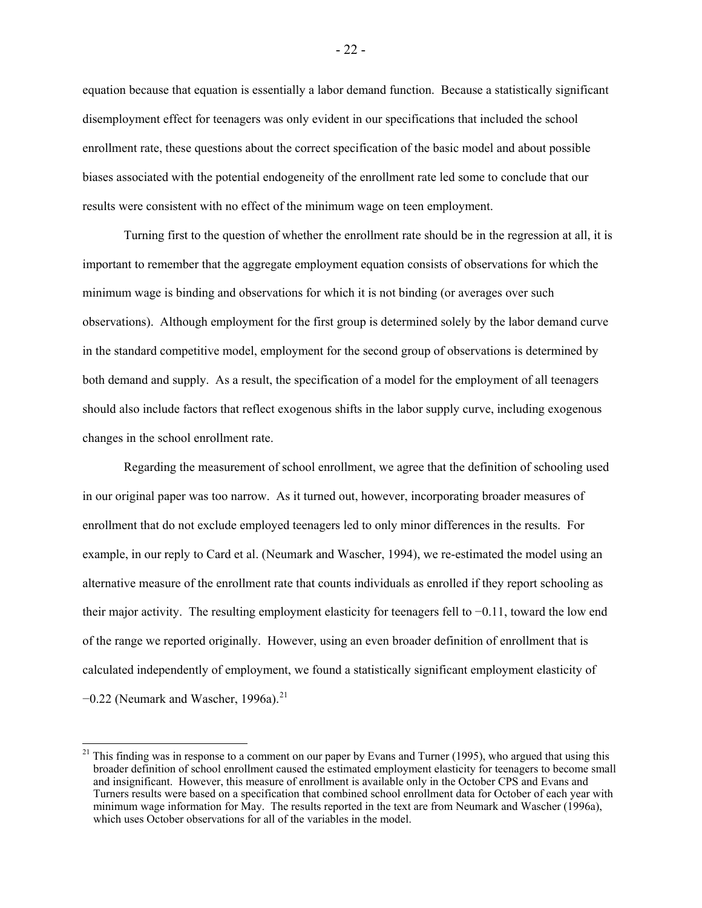equation because that equation is essentially a labor demand function. Because a statistically significant disemployment effect for teenagers was only evident in our specifications that included the school enrollment rate, these questions about the correct specification of the basic model and about possible biases associated with the potential endogeneity of the enrollment rate led some to conclude that our results were consistent with no effect of the minimum wage on teen employment.

Turning first to the question of whether the enrollment rate should be in the regression at all, it is important to remember that the aggregate employment equation consists of observations for which the minimum wage is binding and observations for which it is not binding (or averages over such observations). Although employment for the first group is determined solely by the labor demand curve in the standard competitive model, employment for the second group of observations is determined by both demand and supply. As a result, the specification of a model for the employment of all teenagers should also include factors that reflect exogenous shifts in the labor supply curve, including exogenous changes in the school enrollment rate.

Regarding the measurement of school enrollment, we agree that the definition of schooling used in our original paper was too narrow. As it turned out, however, incorporating broader measures of enrollment that do not exclude employed teenagers led to only minor differences in the results. For example, in our reply to Card et al. (Neumark and Wascher, 1994), we re-estimated the model using an alternative measure of the enrollment rate that counts individuals as enrolled if they report schooling as their major activity. The resulting employment elasticity for teenagers fell to −0.11, toward the low end of the range we reported originally. However, using an even broader definition of enrollment that is calculated independently of employment, we found a statistically significant employment elasticity of −0.22 (Neumark and Wascher, 1996a).[21]

[21] This finding was in response to a comment on our paper by Evans and Turner (1995), who argued that using this broader definition of school enrollment caused the estimated employment elasticity for teenagers to become small and insignificant. However, this measure of enrollment is available only in the October CPS and Evans and Turners results were based on a specification that combined school enrollment data for October of each year with minimum wage information for May. The results reported in the text are from Neumark and Wascher (1996a), which uses October observations for all of the variables in the model.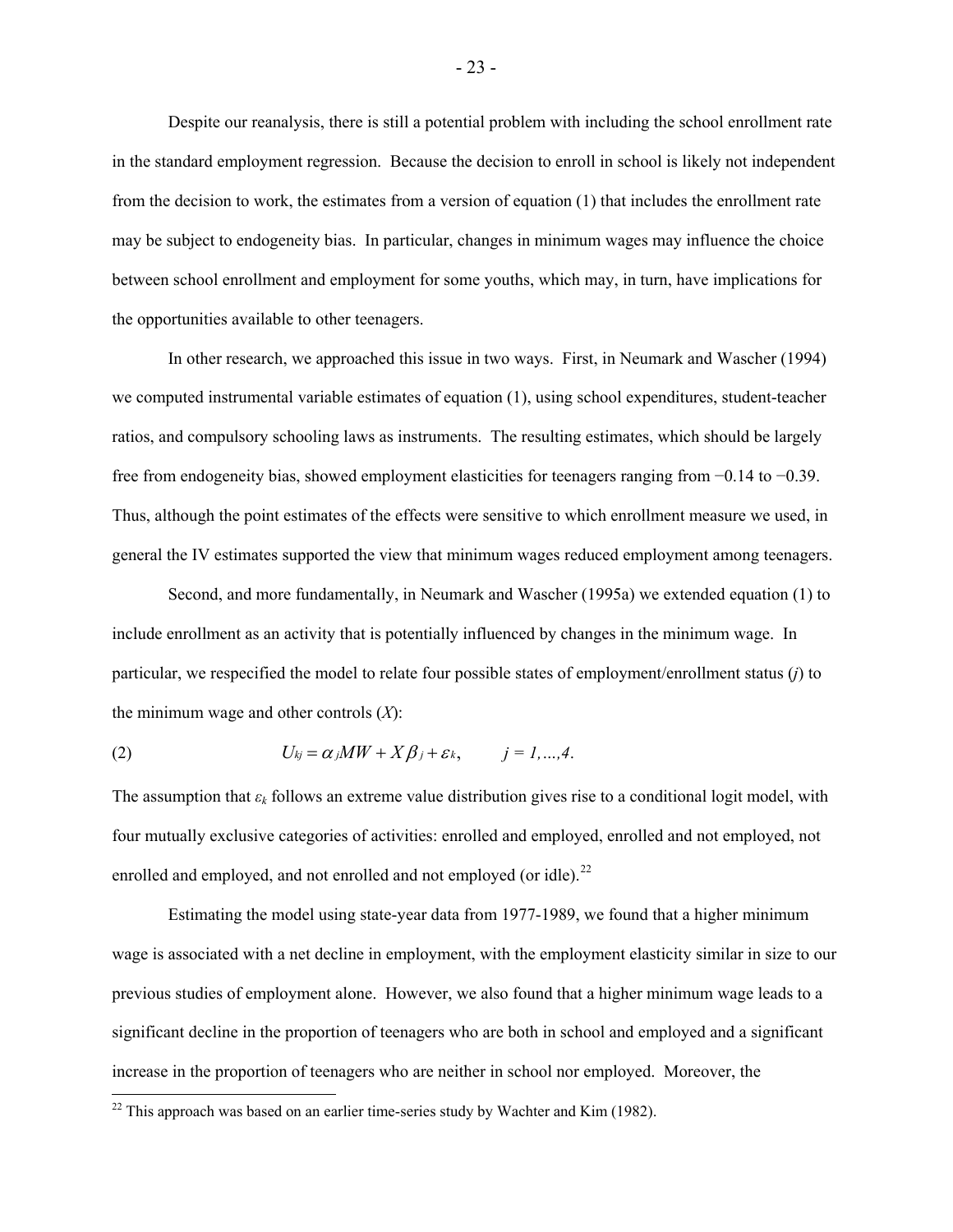Despite our reanalysis, there is still a potential problem with including the school enrollment rate in the standard employment regression. Because the decision to enroll in school is likely not independent from the decision to work, the estimates from a version of equation (1) that includes the enrollment rate may be subject to endogeneity bias. In particular, changes in minimum wages may influence the choice between school enrollment and employment for some youths, which may, in turn, have implications for the opportunities available to other teenagers.

In other research, we approached this issue in two ways. First, in Neumark and Wascher (1994) we computed instrumental variable estimates of equation (1), using school expenditures, student-teacher ratios, and compulsory schooling laws as instruments. The resulting estimates, which should be largely free from endogeneity bias, showed employment elasticities for teenagers ranging from −0.14 to −0.39. Thus, although the point estimates of the effects were sensitive to which enrollment measure we used, in general the IV estimates supported the view that minimum wages reduced employment among teenagers.

Second, and more fundamentally, in Neumark and Wascher (1995a) we extended equation (1) to include enrollment as an activity that is potentially influenced by changes in the minimum wage. In particular, we respecified the model to relate four possible states of employment/enrollment status (*j*) to the minimum wage and other controls (*X*):

$$U_{kj} = \alpha_j MW + X\beta_j + \varepsilon_k, \qquad j = 1,\ldots,4. \tag{2}$$

The assumption that $\varepsilon_k$ follows an extreme value distribution gives rise to a conditional logit model, with four mutually exclusive categories of activities: enrolled and employed, enrolled and not employed, not enrolled and employed, and not enrolled and not employed (or idle).[22]

Estimating the model using state-year data from 1977-1989, we found that a higher minimum wage is associated with a net decline in employment, with the employment elasticity similar in size to our previous studies of employment alone. However, we also found that a higher minimum wage leads to a significant decline in the proportion of teenagers who are both in school and employed and a significant increase in the proportion of teenagers who are neither in school nor employed. Moreover, the

[22] This approach was based on an earlier time-series study by Wachter and Kim (1982).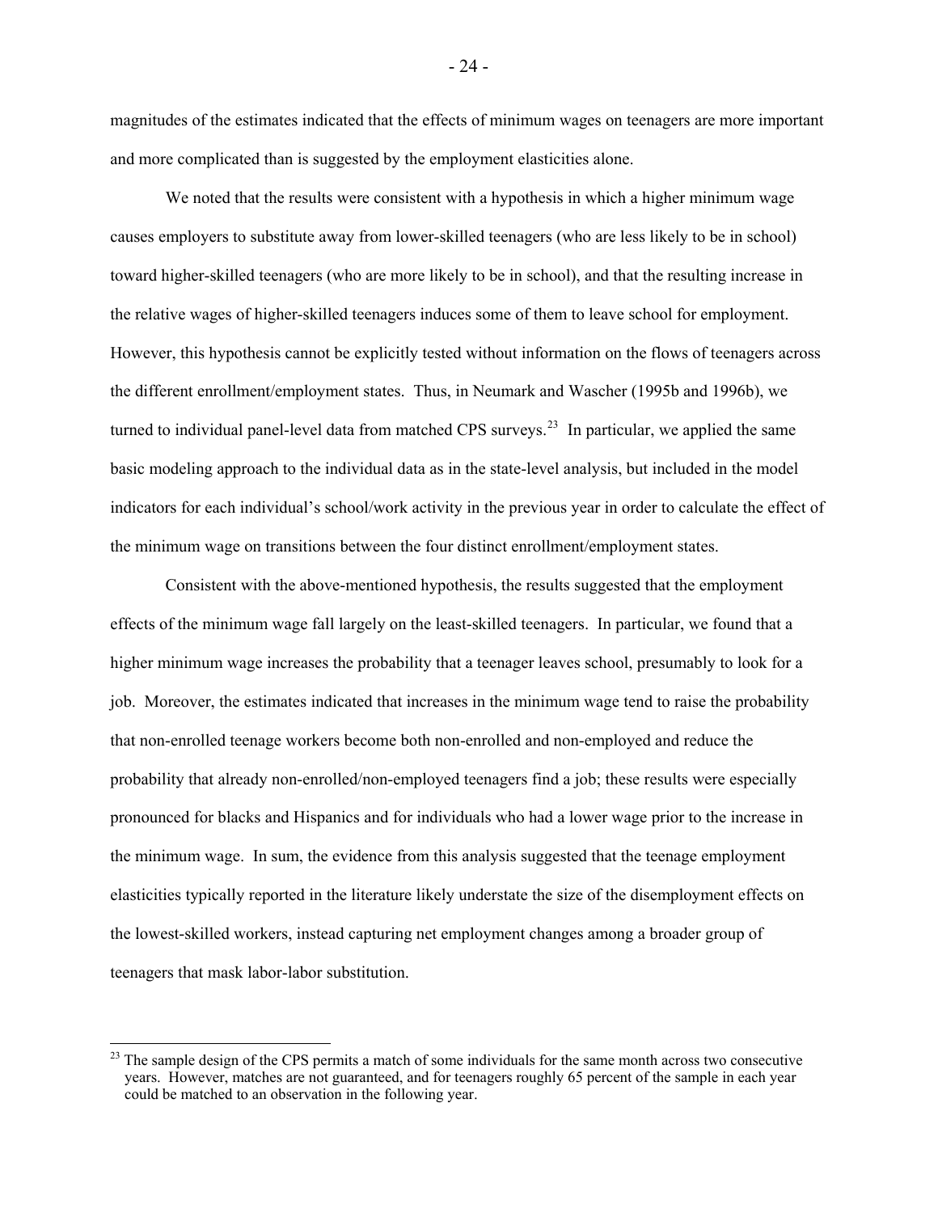magnitudes of the estimates indicated that the effects of minimum wages on teenagers are more important and more complicated than is suggested by the employment elasticities alone.

We noted that the results were consistent with a hypothesis in which a higher minimum wage causes employers to substitute away from lower-skilled teenagers (who are less likely to be in school) toward higher-skilled teenagers (who are more likely to be in school), and that the resulting increase in the relative wages of higher-skilled teenagers induces some of them to leave school for employment. However, this hypothesis cannot be explicitly tested without information on the flows of teenagers across the different enrollment/employment states. Thus, in Neumark and Wascher (1995b and 1996b), we turned to individual panel-level data from matched CPS surveys.[23] In particular, we applied the same basic modeling approach to the individual data as in the state-level analysis, but included in the model indicators for each individual's school/work activity in the previous year in order to calculate the effect of the minimum wage on transitions between the four distinct enrollment/employment states.

Consistent with the above-mentioned hypothesis, the results suggested that the employment effects of the minimum wage fall largely on the least-skilled teenagers. In particular, we found that a higher minimum wage increases the probability that a teenager leaves school, presumably to look for a job. Moreover, the estimates indicated that increases in the minimum wage tend to raise the probability that non-enrolled teenage workers become both non-enrolled and non-employed and reduce the probability that already non-enrolled/non-employed teenagers find a job; these results were especially pronounced for blacks and Hispanics and for individuals who had a lower wage prior to the increase in the minimum wage. In sum, the evidence from this analysis suggested that the teenage employment elasticities typically reported in the literature likely understate the size of the disemployment effects on the lowest-skilled workers, instead capturing net employment changes among a broader group of teenagers that mask labor-labor substitution.

[23] The sample design of the CPS permits a match of some individuals for the same month across two consecutive years. However, matches are not guaranteed, and for teenagers roughly 65 percent of the sample in each year could be matched to an observation in the following year.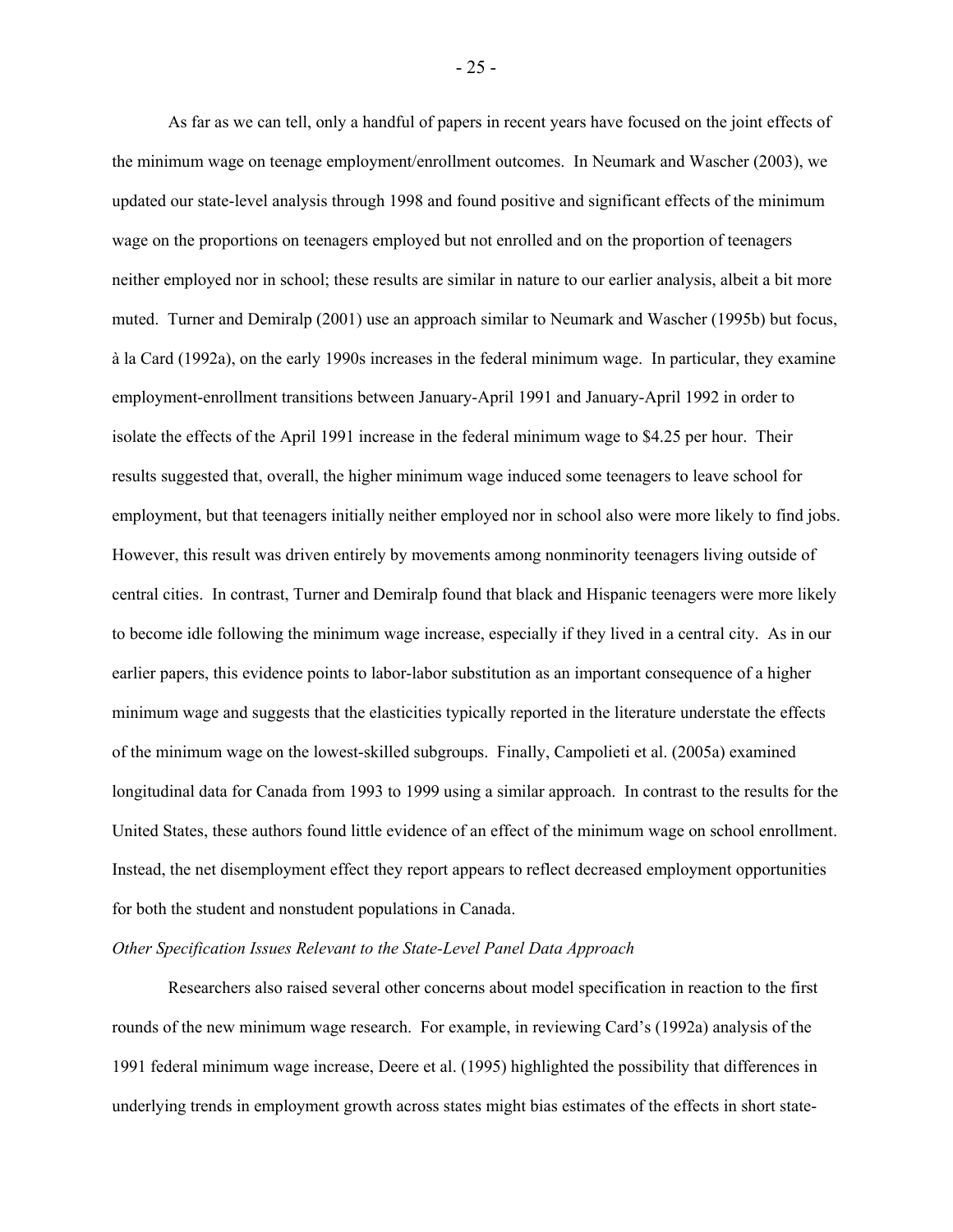As far as we can tell, only a handful of papers in recent years have focused on the joint effects of the minimum wage on teenage employment/enrollment outcomes. In Neumark and Wascher (2003), we updated our state-level analysis through 1998 and found positive and significant effects of the minimum wage on the proportions on teenagers employed but not enrolled and on the proportion of teenagers neither employed nor in school; these results are similar in nature to our earlier analysis, albeit a bit more muted. Turner and Demiralp (2001) use an approach similar to Neumark and Wascher (1995b) but focus, à la Card (1992a), on the early 1990s increases in the federal minimum wage. In particular, they examine employment-enrollment transitions between January-April 1991 and January-April 1992 in order to isolate the effects of the April 1991 increase in the federal minimum wage to \$4.25 per hour. Their results suggested that, overall, the higher minimum wage induced some teenagers to leave school for employment, but that teenagers initially neither employed nor in school also were more likely to find jobs. However, this result was driven entirely by movements among nonminority teenagers living outside of central cities. In contrast, Turner and Demiralp found that black and Hispanic teenagers were more likely to become idle following the minimum wage increase, especially if they lived in a central city. As in our earlier papers, this evidence points to labor-labor substitution as an important consequence of a higher minimum wage and suggests that the elasticities typically reported in the literature understate the effects of the minimum wage on the lowest-skilled subgroups. Finally, Campolieti et al. (2005a) examined longitudinal data for Canada from 1993 to 1999 using a similar approach. In contrast to the results for the United States, these authors found little evidence of an effect of the minimum wage on school enrollment. Instead, the net disemployment effect they report appears to reflect decreased employment opportunities for both the student and nonstudent populations in Canada.

*Other Specification Issues Relevant to the State-Level Panel Data Approach*

Researchers also raised several other concerns about model specification in reaction to the first rounds of the new minimum wage research. For example, in reviewing Card's (1992a) analysis of the 1991 federal minimum wage increase, Deere et al. (1995) highlighted the possibility that differences in underlying trends in employment growth across states might bias estimates of the effects in short state-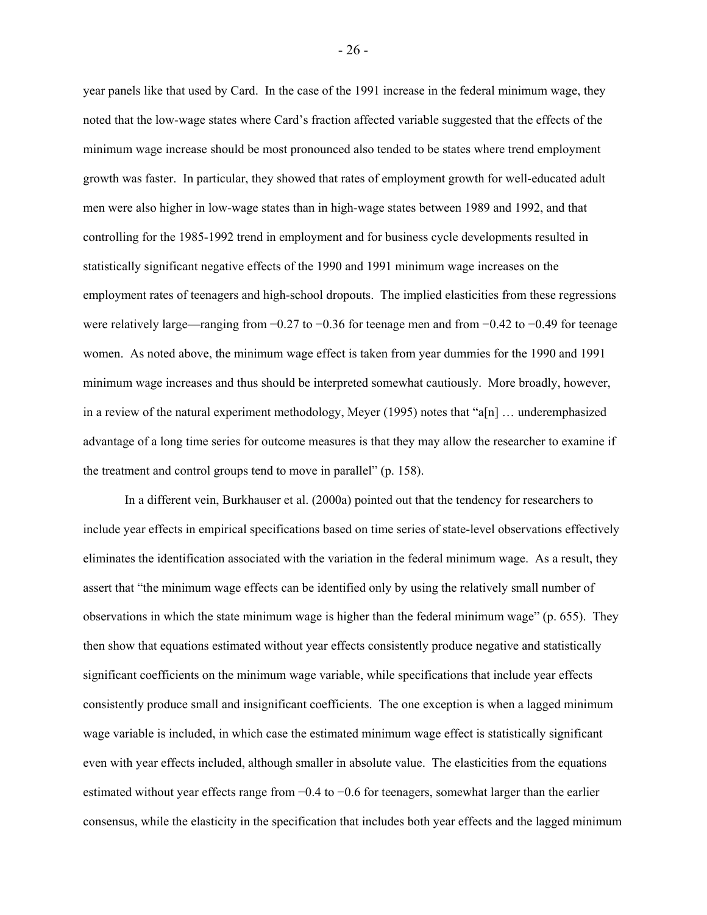year panels like that used by Card. In the case of the 1991 increase in the federal minimum wage, they noted that the low-wage states where Card's fraction affected variable suggested that the effects of the minimum wage increase should be most pronounced also tended to be states where trend employment growth was faster. In particular, they showed that rates of employment growth for well-educated adult men were also higher in low-wage states than in high-wage states between 1989 and 1992, and that controlling for the 1985-1992 trend in employment and for business cycle developments resulted in statistically significant negative effects of the 1990 and 1991 minimum wage increases on the employment rates of teenagers and high-school dropouts. The implied elasticities from these regressions were relatively large—ranging from −0.27 to −0.36 for teenage men and from −0.42 to −0.49 for teenage women. As noted above, the minimum wage effect is taken from year dummies for the 1990 and 1991 minimum wage increases and thus should be interpreted somewhat cautiously. More broadly, however, in a review of the natural experiment methodology, Meyer (1995) notes that "a[n] … underemphasized advantage of a long time series for outcome measures is that they may allow the researcher to examine if the treatment and control groups tend to move in parallel" (p. 158).

In a different vein, Burkhauser et al. (2000a) pointed out that the tendency for researchers to include year effects in empirical specifications based on time series of state-level observations effectively eliminates the identification associated with the variation in the federal minimum wage. As a result, they assert that "the minimum wage effects can be identified only by using the relatively small number of observations in which the state minimum wage is higher than the federal minimum wage" (p. 655). They then show that equations estimated without year effects consistently produce negative and statistically significant coefficients on the minimum wage variable, while specifications that include year effects consistently produce small and insignificant coefficients. The one exception is when a lagged minimum wage variable is included, in which case the estimated minimum wage effect is statistically significant even with year effects included, although smaller in absolute value. The elasticities from the equations estimated without year effects range from −0.4 to −0.6 for teenagers, somewhat larger than the earlier consensus, while the elasticity in the specification that includes both year effects and the lagged minimum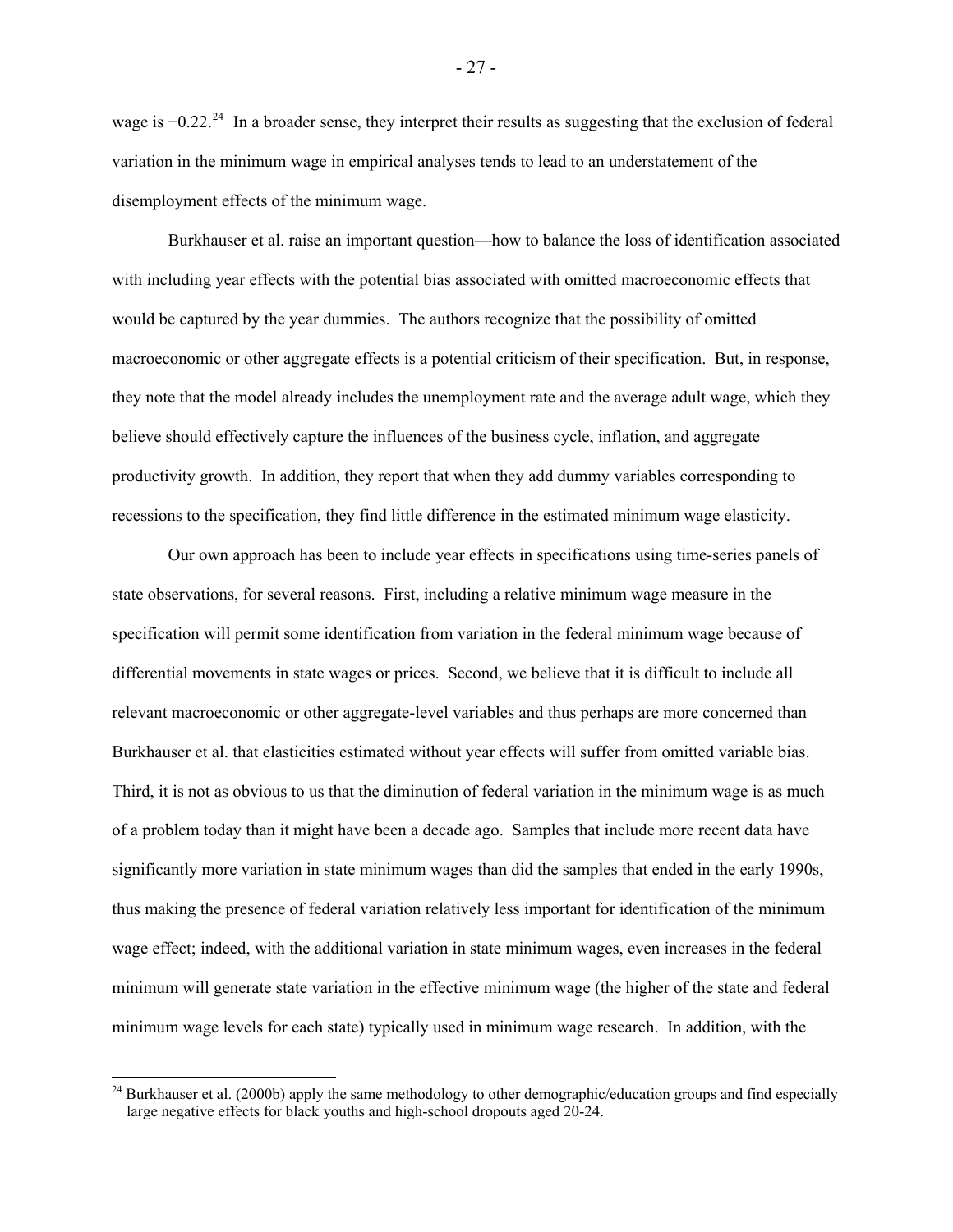wage is −0.22.[24] In a broader sense, they interpret their results as suggesting that the exclusion of federal variation in the minimum wage in empirical analyses tends to lead to an understatement of the disemployment effects of the minimum wage.

Burkhauser et al. raise an important question—how to balance the loss of identification associated with including year effects with the potential bias associated with omitted macroeconomic effects that would be captured by the year dummies. The authors recognize that the possibility of omitted macroeconomic or other aggregate effects is a potential criticism of their specification. But, in response, they note that the model already includes the unemployment rate and the average adult wage, which they believe should effectively capture the influences of the business cycle, inflation, and aggregate productivity growth. In addition, they report that when they add dummy variables corresponding to recessions to the specification, they find little difference in the estimated minimum wage elasticity.

Our own approach has been to include year effects in specifications using time-series panels of state observations, for several reasons. First, including a relative minimum wage measure in the specification will permit some identification from variation in the federal minimum wage because of differential movements in state wages or prices. Second, we believe that it is difficult to include all relevant macroeconomic or other aggregate-level variables and thus perhaps are more concerned than Burkhauser et al. that elasticities estimated without year effects will suffer from omitted variable bias. Third, it is not as obvious to us that the diminution of federal variation in the minimum wage is as much of a problem today than it might have been a decade ago. Samples that include more recent data have significantly more variation in state minimum wages than did the samples that ended in the early 1990s, thus making the presence of federal variation relatively less important for identification of the minimum wage effect; indeed, with the additional variation in state minimum wages, even increases in the federal minimum will generate state variation in the effective minimum wage (the higher of the state and federal minimum wage levels for each state) typically used in minimum wage research. In addition, with the

[24] Burkhauser et al. (2000b) apply the same methodology to other demographic/education groups and find especially large negative effects for black youths and high-school dropouts aged 20-24.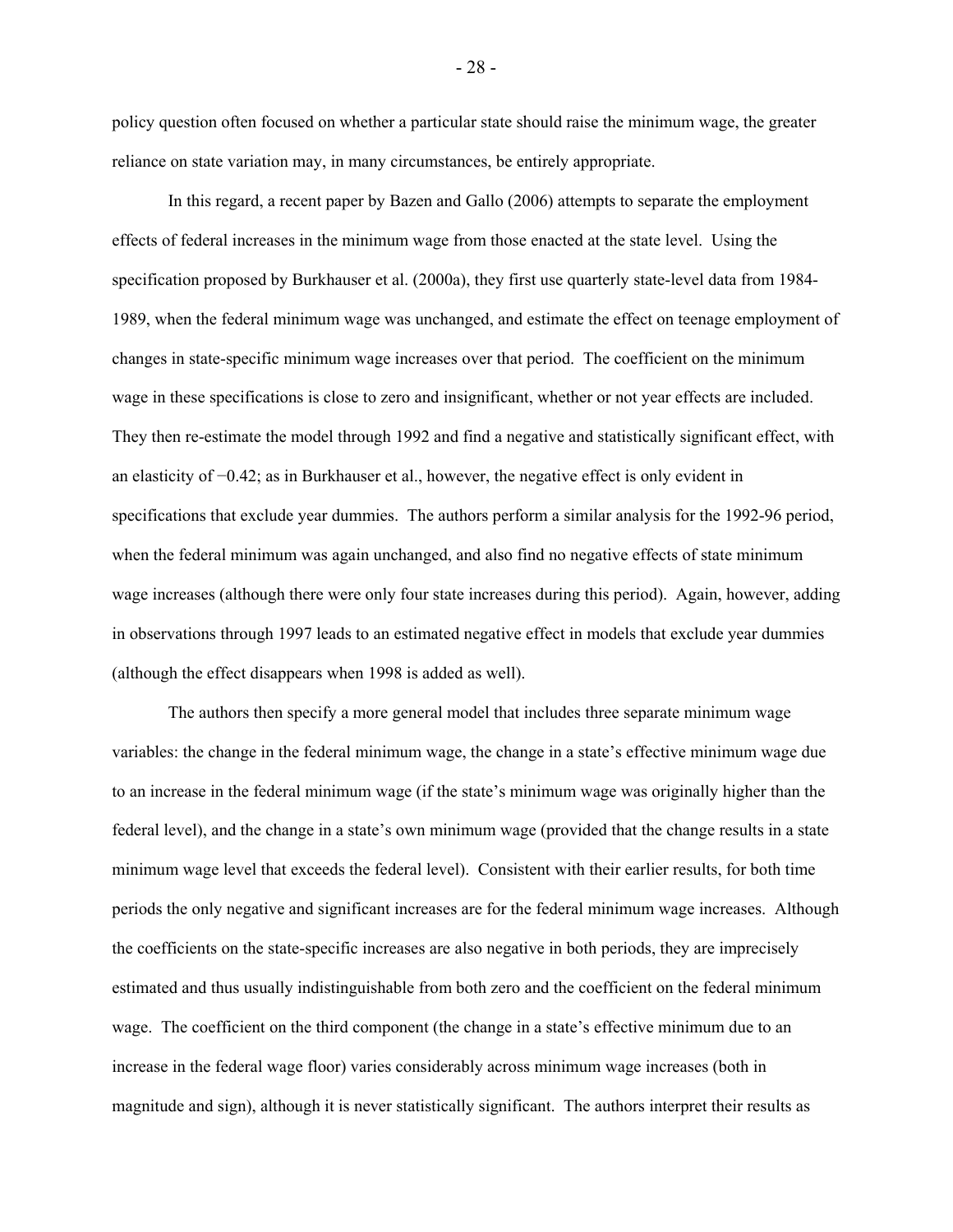policy question often focused on whether a particular state should raise the minimum wage, the greater reliance on state variation may, in many circumstances, be entirely appropriate.

In this regard, a recent paper by Bazen and Gallo (2006) attempts to separate the employment effects of federal increases in the minimum wage from those enacted at the state level. Using the specification proposed by Burkhauser et al. (2000a), they first use quarterly state-level data from 1984-1989, when the federal minimum wage was unchanged, and estimate the effect on teenage employment of changes in state-specific minimum wage increases over that period. The coefficient on the minimum wage in these specifications is close to zero and insignificant, whether or not year effects are included. They then re-estimate the model through 1992 and find a negative and statistically significant effect, with an elasticity of −0.42; as in Burkhauser et al., however, the negative effect is only evident in specifications that exclude year dummies. The authors perform a similar analysis for the 1992-96 period, when the federal minimum was again unchanged, and also find no negative effects of state minimum wage increases (although there were only four state increases during this period). Again, however, adding in observations through 1997 leads to an estimated negative effect in models that exclude year dummies (although the effect disappears when 1998 is added as well).

The authors then specify a more general model that includes three separate minimum wage variables: the change in the federal minimum wage, the change in a state's effective minimum wage due to an increase in the federal minimum wage (if the state's minimum wage was originally higher than the federal level), and the change in a state's own minimum wage (provided that the change results in a state minimum wage level that exceeds the federal level). Consistent with their earlier results, for both time periods the only negative and significant increases are for the federal minimum wage increases. Although the coefficients on the state-specific increases are also negative in both periods, they are imprecisely estimated and thus usually indistinguishable from both zero and the coefficient on the federal minimum wage. The coefficient on the third component (the change in a state's effective minimum due to an increase in the federal wage floor) varies considerably across minimum wage increases (both in magnitude and sign), although it is never statistically significant. The authors interpret their results as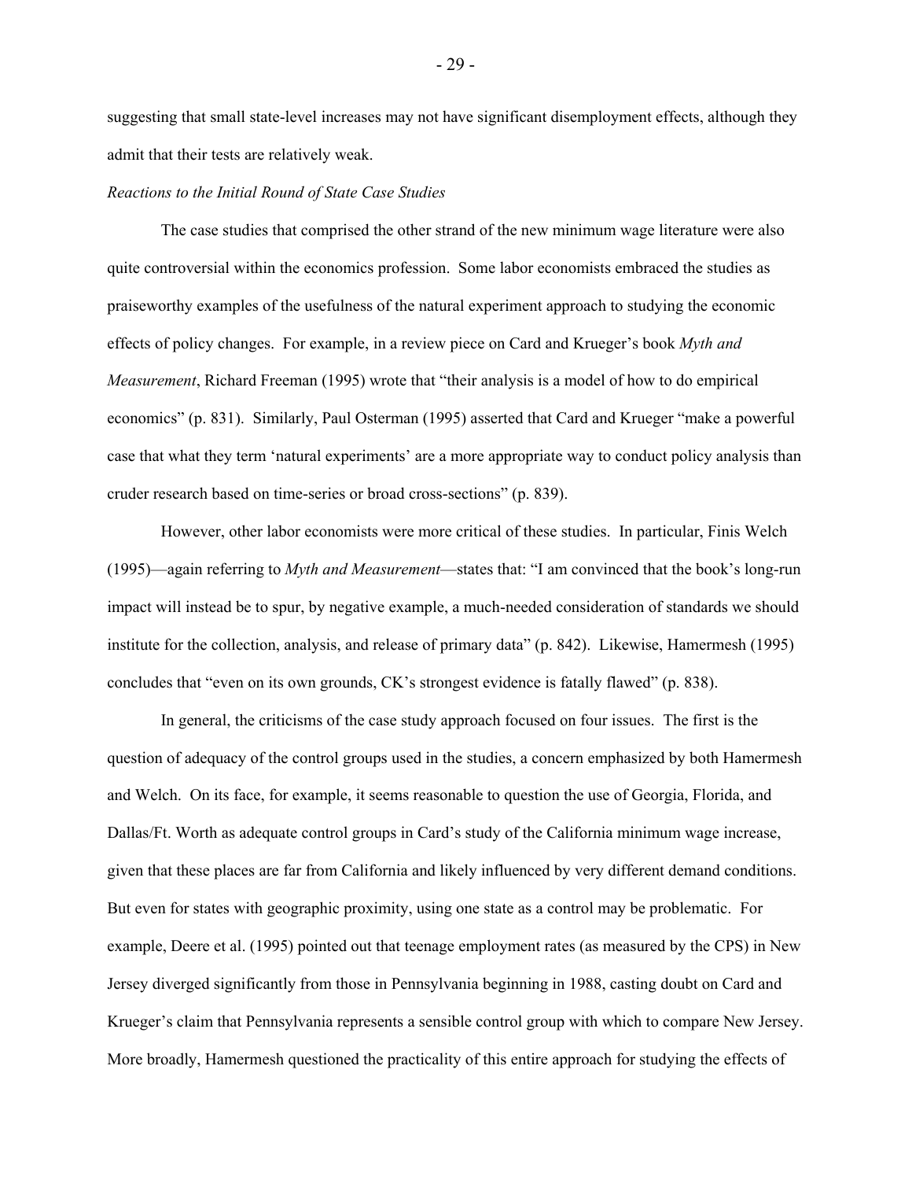suggesting that small state-level increases may not have significant disemployment effects, although they admit that their tests are relatively weak.

*Reactions to the Initial Round of State Case Studies*

The case studies that comprised the other strand of the new minimum wage literature were also quite controversial within the economics profession. Some labor economists embraced the studies as praiseworthy examples of the usefulness of the natural experiment approach to studying the economic effects of policy changes. For example, in a review piece on Card and Krueger's book *Myth and Measurement*, Richard Freeman (1995) wrote that "their analysis is a model of how to do empirical economics" (p. 831). Similarly, Paul Osterman (1995) asserted that Card and Krueger "make a powerful case that what they term 'natural experiments' are a more appropriate way to conduct policy analysis than cruder research based on time-series or broad cross-sections" (p. 839).

However, other labor economists were more critical of these studies. In particular, Finis Welch (1995)—again referring to *Myth and Measurement*—states that: "I am convinced that the book's long-run impact will instead be to spur, by negative example, a much-needed consideration of standards we should institute for the collection, analysis, and release of primary data" (p. 842). Likewise, Hamermesh (1995) concludes that "even on its own grounds, CK's strongest evidence is fatally flawed" (p. 838).

In general, the criticisms of the case study approach focused on four issues. The first is the question of adequacy of the control groups used in the studies, a concern emphasized by both Hamermesh and Welch. On its face, for example, it seems reasonable to question the use of Georgia, Florida, and Dallas/Ft. Worth as adequate control groups in Card's study of the California minimum wage increase, given that these places are far from California and likely influenced by very different demand conditions. But even for states with geographic proximity, using one state as a control may be problematic. For example, Deere et al. (1995) pointed out that teenage employment rates (as measured by the CPS) in New Jersey diverged significantly from those in Pennsylvania beginning in 1988, casting doubt on Card and Krueger's claim that Pennsylvania represents a sensible control group with which to compare New Jersey. More broadly, Hamermesh questioned the practicality of this entire approach for studying the effects of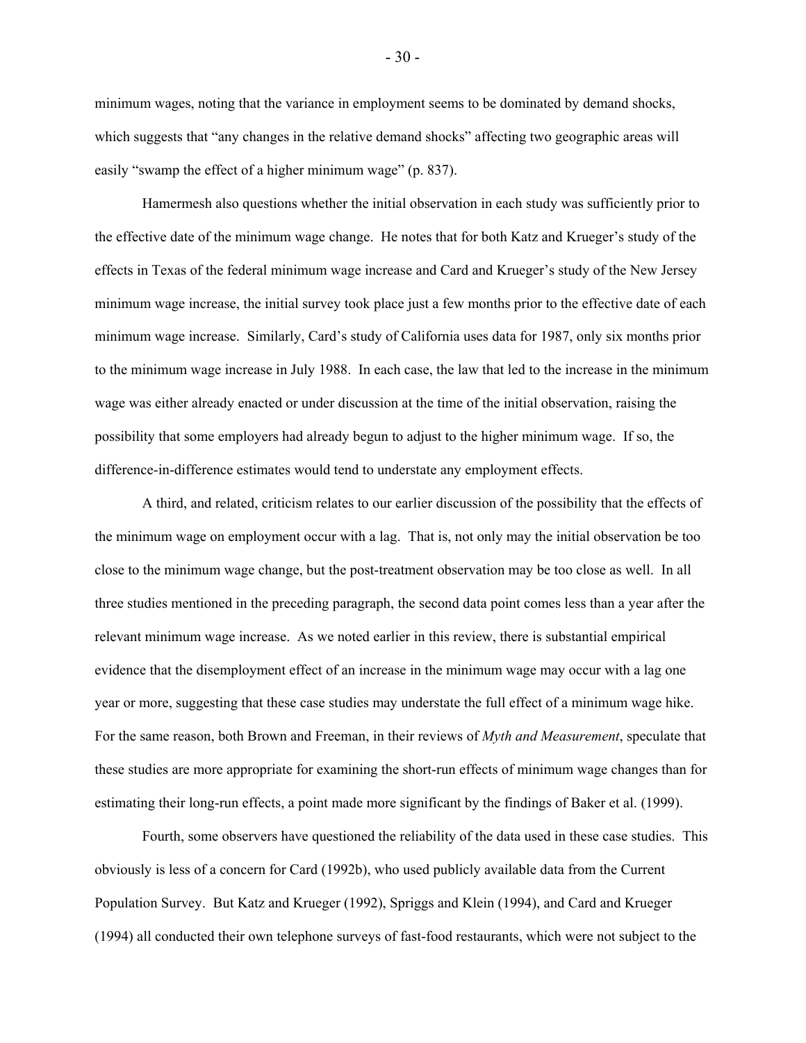minimum wages, noting that the variance in employment seems to be dominated by demand shocks, which suggests that "any changes in the relative demand shocks" affecting two geographic areas will easily "swamp the effect of a higher minimum wage" (p. 837).

Hamermesh also questions whether the initial observation in each study was sufficiently prior to the effective date of the minimum wage change. He notes that for both Katz and Krueger's study of the effects in Texas of the federal minimum wage increase and Card and Krueger's study of the New Jersey minimum wage increase, the initial survey took place just a few months prior to the effective date of each minimum wage increase. Similarly, Card's study of California uses data for 1987, only six months prior to the minimum wage increase in July 1988. In each case, the law that led to the increase in the minimum wage was either already enacted or under discussion at the time of the initial observation, raising the possibility that some employers had already begun to adjust to the higher minimum wage. If so, the difference-in-difference estimates would tend to understate any employment effects.

A third, and related, criticism relates to our earlier discussion of the possibility that the effects of the minimum wage on employment occur with a lag. That is, not only may the initial observation be too close to the minimum wage change, but the post-treatment observation may be too close as well. In all three studies mentioned in the preceding paragraph, the second data point comes less than a year after the relevant minimum wage increase. As we noted earlier in this review, there is substantial empirical evidence that the disemployment effect of an increase in the minimum wage may occur with a lag one year or more, suggesting that these case studies may understate the full effect of a minimum wage hike. For the same reason, both Brown and Freeman, in their reviews of *Myth and Measurement*, speculate that these studies are more appropriate for examining the short-run effects of minimum wage changes than for estimating their long-run effects, a point made more significant by the findings of Baker et al. (1999).

Fourth, some observers have questioned the reliability of the data used in these case studies. This obviously is less of a concern for Card (1992b), who used publicly available data from the Current Population Survey. But Katz and Krueger (1992), Spriggs and Klein (1994), and Card and Krueger (1994) all conducted their own telephone surveys of fast-food restaurants, which were not subject to the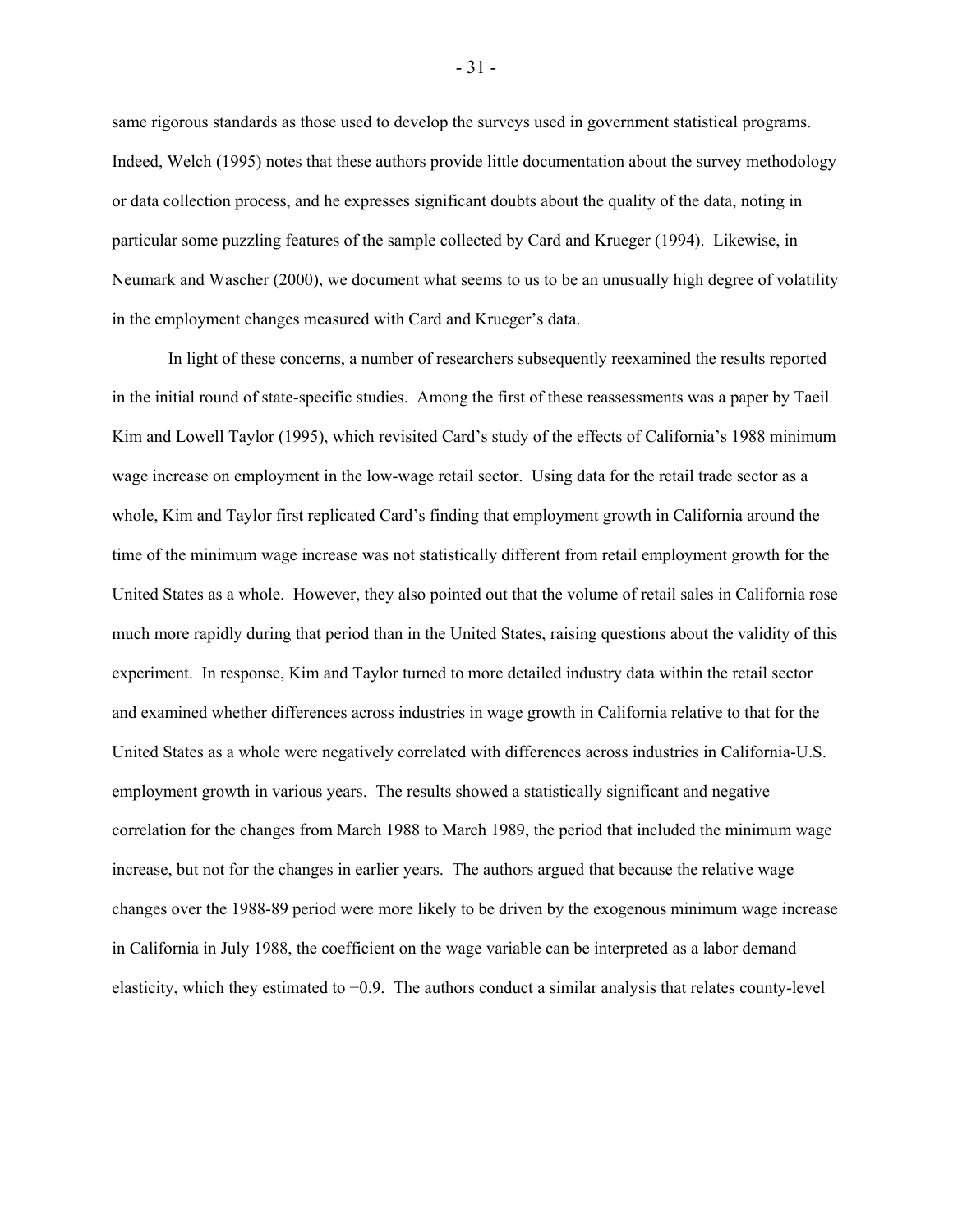same rigorous standards as those used to develop the surveys used in government statistical programs. Indeed, Welch (1995) notes that these authors provide little documentation about the survey methodology or data collection process, and he expresses significant doubts about the quality of the data, noting in particular some puzzling features of the sample collected by Card and Krueger (1994). Likewise, in Neumark and Wascher (2000), we document what seems to us to be an unusually high degree of volatility in the employment changes measured with Card and Krueger's data.

In light of these concerns, a number of researchers subsequently reexamined the results reported in the initial round of state-specific studies. Among the first of these reassessments was a paper by Taeil Kim and Lowell Taylor (1995), which revisited Card's study of the effects of California's 1988 minimum wage increase on employment in the low-wage retail sector. Using data for the retail trade sector as a whole, Kim and Taylor first replicated Card's finding that employment growth in California around the time of the minimum wage increase was not statistically different from retail employment growth for the United States as a whole. However, they also pointed out that the volume of retail sales in California rose much more rapidly during that period than in the United States, raising questions about the validity of this experiment. In response, Kim and Taylor turned to more detailed industry data within the retail sector and examined whether differences across industries in wage growth in California relative to that for the United States as a whole were negatively correlated with differences across industries in California-U.S. employment growth in various years. The results showed a statistically significant and negative correlation for the changes from March 1988 to March 1989, the period that included the minimum wage increase, but not for the changes in earlier years. The authors argued that because the relative wage changes over the 1988-89 period were more likely to be driven by the exogenous minimum wage increase in California in July 1988, the coefficient on the wage variable can be interpreted as a labor demand elasticity, which they estimated to −0.9. The authors conduct a similar analysis that relates county-level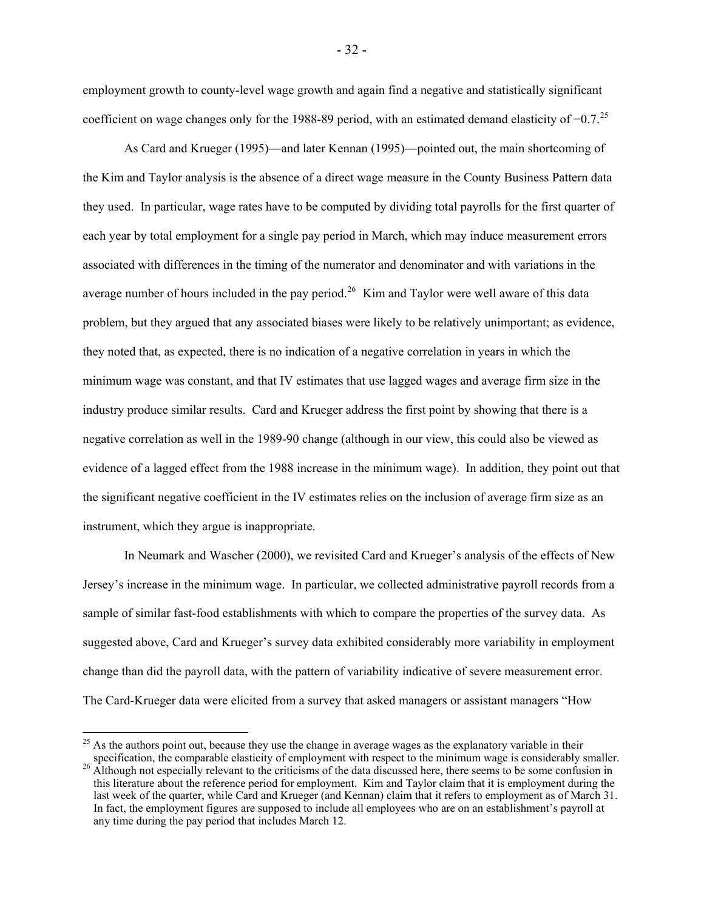employment growth to county-level wage growth and again find a negative and statistically significant coefficient on wage changes only for the 1988-89 period, with an estimated demand elasticity of −0.7.[25]

As Card and Krueger (1995)—and later Kennan (1995)—pointed out, the main shortcoming of the Kim and Taylor analysis is the absence of a direct wage measure in the County Business Pattern data they used. In particular, wage rates have to be computed by dividing total payrolls for the first quarter of each year by total employment for a single pay period in March, which may induce measurement errors associated with differences in the timing of the numerator and denominator and with variations in the average number of hours included in the pay period.[26] Kim and Taylor were well aware of this data problem, but they argued that any associated biases were likely to be relatively unimportant; as evidence, they noted that, as expected, there is no indication of a negative correlation in years in which the minimum wage was constant, and that IV estimates that use lagged wages and average firm size in the industry produce similar results. Card and Krueger address the first point by showing that there is a negative correlation as well in the 1989-90 change (although in our view, this could also be viewed as evidence of a lagged effect from the 1988 increase in the minimum wage). In addition, they point out that the significant negative coefficient in the IV estimates relies on the inclusion of average firm size as an instrument, which they argue is inappropriate.

In Neumark and Wascher (2000), we revisited Card and Krueger's analysis of the effects of New Jersey's increase in the minimum wage. In particular, we collected administrative payroll records from a sample of similar fast-food establishments with which to compare the properties of the survey data. As suggested above, Card and Krueger's survey data exhibited considerably more variability in employment change than did the payroll data, with the pattern of variability indicative of severe measurement error. The Card-Krueger data were elicited from a survey that asked managers or assistant managers "How

---

[25] As the authors point out, because they use the change in average wages as the explanatory variable in their specification, the comparable elasticity of employment with respect to the minimum wage is considerably smaller.

[26] Although not especially relevant to the criticisms of the data discussed here, there seems to be some confusion in this literature about the reference period for employment. Kim and Taylor claim that it is employment during the last week of the quarter, while Card and Krueger (and Kennan) claim that it refers to employment as of March 31. In fact, the employment figures are supposed to include all employees who are on an establishment's payroll at any time during the pay period that includes March 12.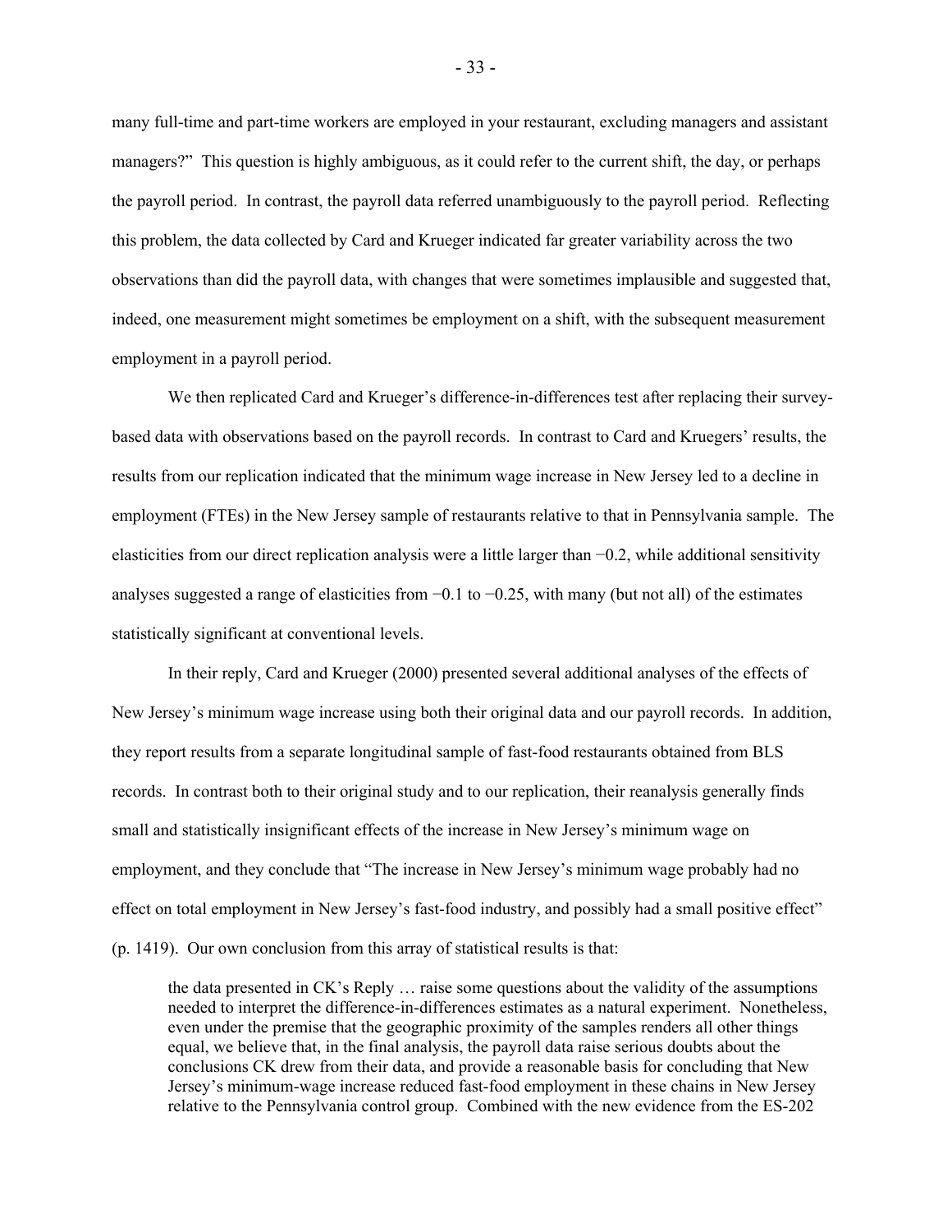many full-time and part-time workers are employed in your restaurant, excluding managers and assistant managers?" This question is highly ambiguous, as it could refer to the current shift, the day, or perhaps the payroll period. In contrast, the payroll data referred unambiguously to the payroll period. Reflecting this problem, the data collected by Card and Krueger indicated far greater variability across the two observations than did the payroll data, with changes that were sometimes implausible and suggested that, indeed, one measurement might sometimes be employment on a shift, with the subsequent measurement employment in a payroll period.

We then replicated Card and Krueger's difference-in-differences test after replacing their survey-based data with observations based on the payroll records. In contrast to Card and Kruegers' results, the results from our replication indicated that the minimum wage increase in New Jersey led to a decline in employment (FTEs) in the New Jersey sample of restaurants relative to that in Pennsylvania sample. The elasticities from our direct replication analysis were a little larger than −0.2, while additional sensitivity analyses suggested a range of elasticities from −0.1 to −0.25, with many (but not all) of the estimates statistically significant at conventional levels.

In their reply, Card and Krueger (2000) presented several additional analyses of the effects of New Jersey's minimum wage increase using both their original data and our payroll records. In addition, they report results from a separate longitudinal sample of fast-food restaurants obtained from BLS records. In contrast both to their original study and to our replication, their reanalysis generally finds small and statistically insignificant effects of the increase in New Jersey's minimum wage on employment, and they conclude that "The increase in New Jersey's minimum wage probably had no effect on total employment in New Jersey's fast-food industry, and possibly had a small positive effect" (p. 1419). Our own conclusion from this array of statistical results is that:

> the data presented in CK's Reply … raise some questions about the validity of the assumptions needed to interpret the difference-in-differences estimates as a natural experiment. Nonetheless, even under the premise that the geographic proximity of the samples renders all other things equal, we believe that, in the final analysis, the payroll data raise serious doubts about the conclusions CK drew from their data, and provide a reasonable basis for concluding that New Jersey's minimum-wage increase reduced fast-food employment in these chains in New Jersey relative to the Pennsylvania control group. Combined with the new evidence from the ES-202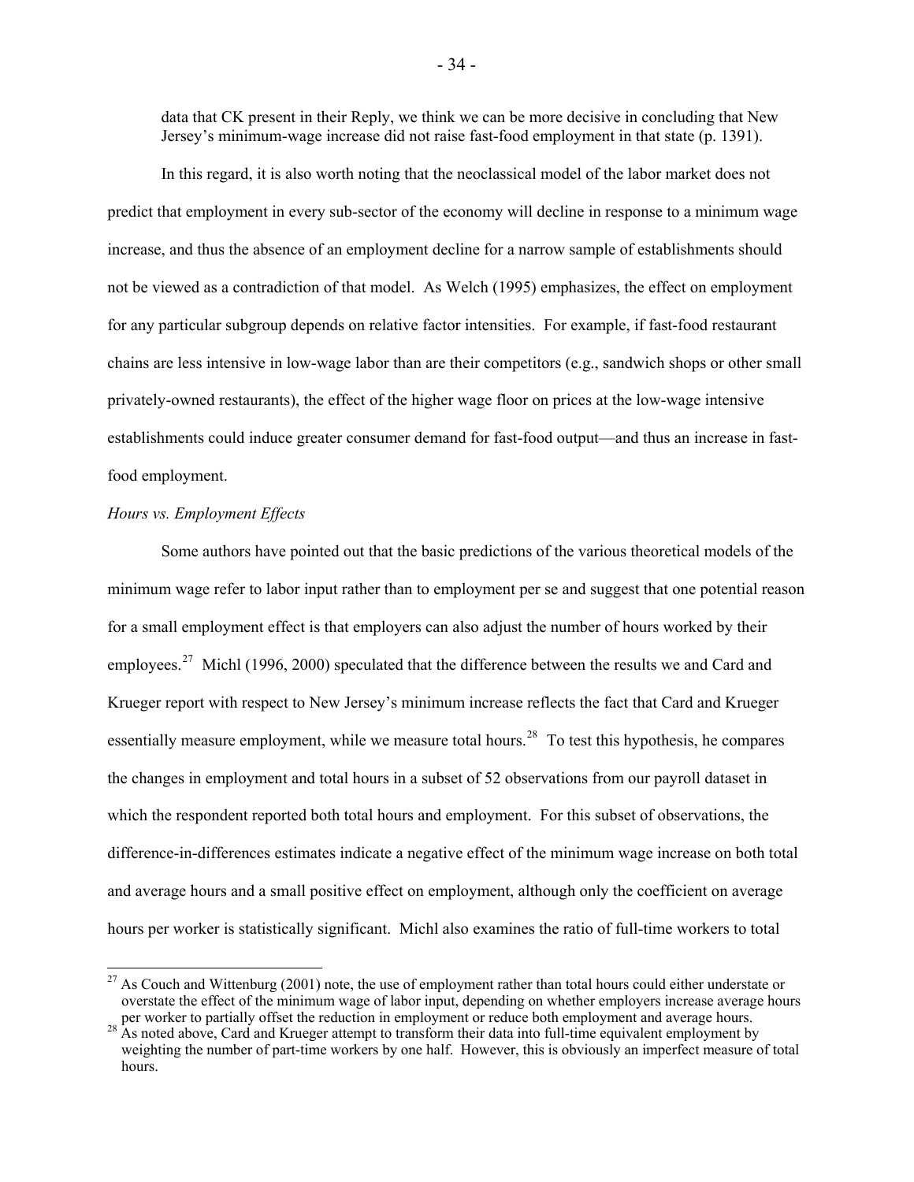data that CK present in their Reply, we think we can be more decisive in concluding that New Jersey's minimum-wage increase did not raise fast-food employment in that state (p. 1391).

In this regard, it is also worth noting that the neoclassical model of the labor market does not predict that employment in every sub-sector of the economy will decline in response to a minimum wage increase, and thus the absence of an employment decline for a narrow sample of establishments should not be viewed as a contradiction of that model. As Welch (1995) emphasizes, the effect on employment for any particular subgroup depends on relative factor intensities. For example, if fast-food restaurant chains are less intensive in low-wage labor than are their competitors (e.g., sandwich shops or other small privately-owned restaurants), the effect of the higher wage floor on prices at the low-wage intensive establishments could induce greater consumer demand for fast-food output—and thus an increase in fast-food employment.

*Hours vs. Employment Effects*

Some authors have pointed out that the basic predictions of the various theoretical models of the minimum wage refer to labor input rather than to employment per se and suggest that one potential reason for a small employment effect is that employers can also adjust the number of hours worked by their employees.[27] Michl (1996, 2000) speculated that the difference between the results we and Card and Krueger report with respect to New Jersey's minimum increase reflects the fact that Card and Krueger essentially measure employment, while we measure total hours.[28] To test this hypothesis, he compares the changes in employment and total hours in a subset of 52 observations from our payroll dataset in which the respondent reported both total hours and employment. For this subset of observations, the difference-in-differences estimates indicate a negative effect of the minimum wage increase on both total and average hours and a small positive effect on employment, although only the coefficient on average hours per worker is statistically significant. Michl also examines the ratio of full-time workers to total

---

[27] As Couch and Wittenburg (2001) note, the use of employment rather than total hours could either understate or overstate the effect of the minimum wage of labor input, depending on whether employers increase average hours per worker to partially offset the reduction in employment or reduce both employment and average hours.

[28] As noted above, Card and Krueger attempt to transform their data into full-time equivalent employment by weighting the number of part-time workers by one half. However, this is obviously an imperfect measure of total hours.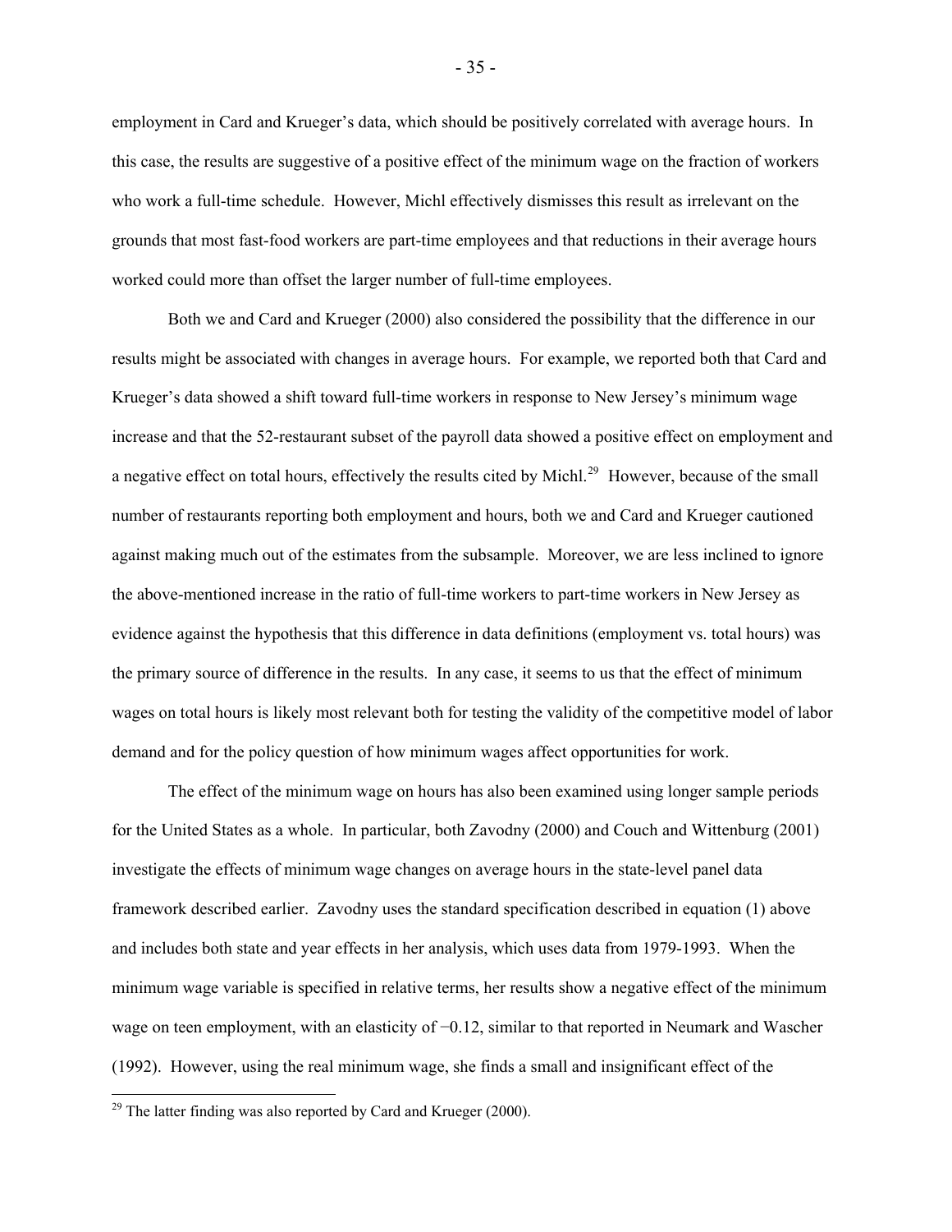employment in Card and Krueger's data, which should be positively correlated with average hours. In this case, the results are suggestive of a positive effect of the minimum wage on the fraction of workers who work a full-time schedule. However, Michl effectively dismisses this result as irrelevant on the grounds that most fast-food workers are part-time employees and that reductions in their average hours worked could more than offset the larger number of full-time employees.

Both we and Card and Krueger (2000) also considered the possibility that the difference in our results might be associated with changes in average hours. For example, we reported both that Card and Krueger's data showed a shift toward full-time workers in response to New Jersey's minimum wage increase and that the 52-restaurant subset of the payroll data showed a positive effect on employment and a negative effect on total hours, effectively the results cited by Michl.[29] However, because of the small number of restaurants reporting both employment and hours, both we and Card and Krueger cautioned against making much out of the estimates from the subsample. Moreover, we are less inclined to ignore the above-mentioned increase in the ratio of full-time workers to part-time workers in New Jersey as evidence against the hypothesis that this difference in data definitions (employment vs. total hours) was the primary source of difference in the results. In any case, it seems to us that the effect of minimum wages on total hours is likely most relevant both for testing the validity of the competitive model of labor demand and for the policy question of how minimum wages affect opportunities for work.

The effect of the minimum wage on hours has also been examined using longer sample periods for the United States as a whole. In particular, both Zavodny (2000) and Couch and Wittenburg (2001) investigate the effects of minimum wage changes on average hours in the state-level panel data framework described earlier. Zavodny uses the standard specification described in equation (1) above and includes both state and year effects in her analysis, which uses data from 1979-1993. When the minimum wage variable is specified in relative terms, her results show a negative effect of the minimum wage on teen employment, with an elasticity of −0.12, similar to that reported in Neumark and Wascher (1992). However, using the real minimum wage, she finds a small and insignificant effect of the

[29] The latter finding was also reported by Card and Krueger (2000).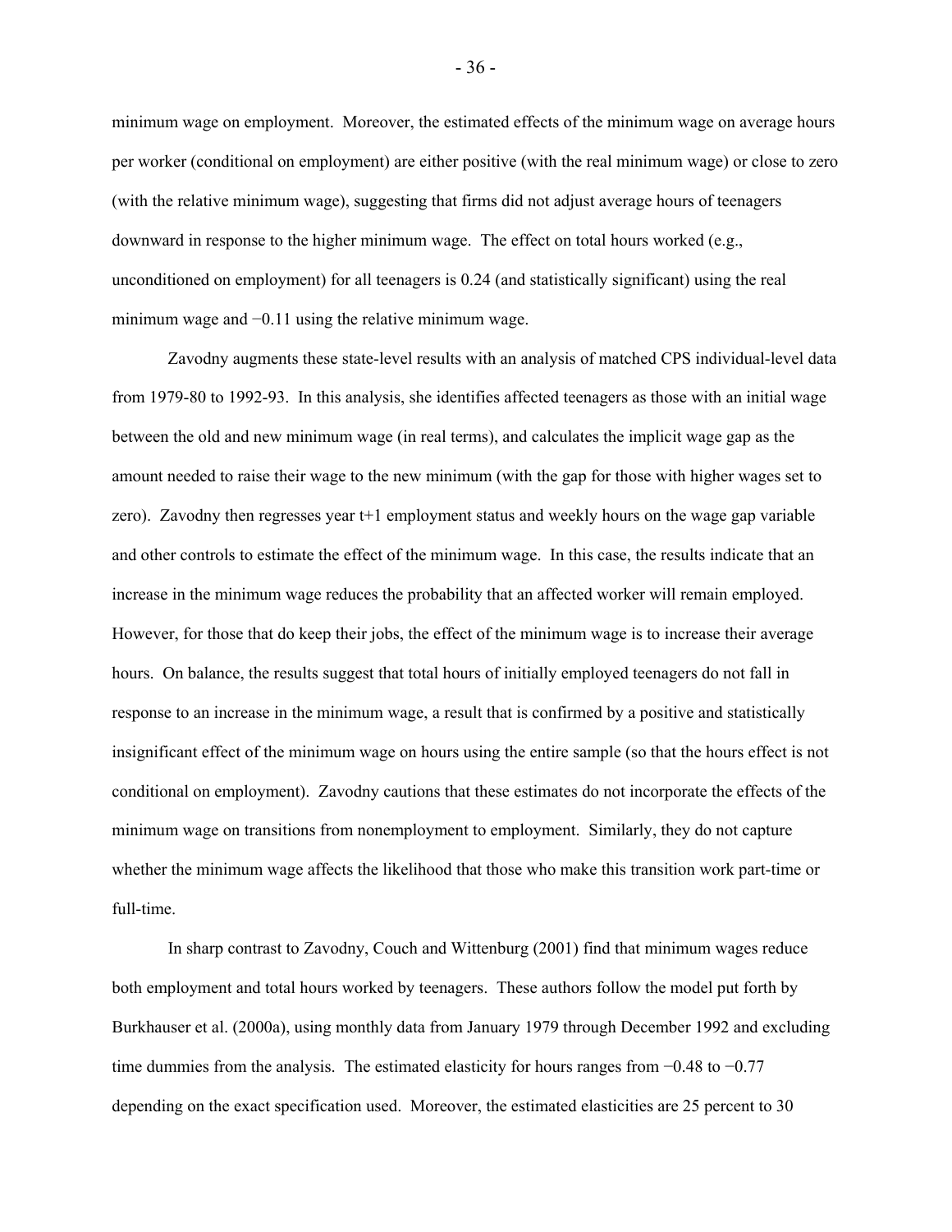minimum wage on employment. Moreover, the estimated effects of the minimum wage on average hours per worker (conditional on employment) are either positive (with the real minimum wage) or close to zero (with the relative minimum wage), suggesting that firms did not adjust average hours of teenagers downward in response to the higher minimum wage. The effect on total hours worked (e.g., unconditioned on employment) for all teenagers is 0.24 (and statistically significant) using the real minimum wage and −0.11 using the relative minimum wage.

Zavodny augments these state-level results with an analysis of matched CPS individual-level data from 1979-80 to 1992-93. In this analysis, she identifies affected teenagers as those with an initial wage between the old and new minimum wage (in real terms), and calculates the implicit wage gap as the amount needed to raise their wage to the new minimum (with the gap for those with higher wages set to zero). Zavodny then regresses year t+1 employment status and weekly hours on the wage gap variable and other controls to estimate the effect of the minimum wage. In this case, the results indicate that an increase in the minimum wage reduces the probability that an affected worker will remain employed. However, for those that do keep their jobs, the effect of the minimum wage is to increase their average hours. On balance, the results suggest that total hours of initially employed teenagers do not fall in response to an increase in the minimum wage, a result that is confirmed by a positive and statistically insignificant effect of the minimum wage on hours using the entire sample (so that the hours effect is not conditional on employment). Zavodny cautions that these estimates do not incorporate the effects of the minimum wage on transitions from nonemployment to employment. Similarly, they do not capture whether the minimum wage affects the likelihood that those who make this transition work part-time or full-time.

In sharp contrast to Zavodny, Couch and Wittenburg (2001) find that minimum wages reduce both employment and total hours worked by teenagers. These authors follow the model put forth by Burkhauser et al. (2000a), using monthly data from January 1979 through December 1992 and excluding time dummies from the analysis. The estimated elasticity for hours ranges from −0.48 to −0.77 depending on the exact specification used. Moreover, the estimated elasticities are 25 percent to 30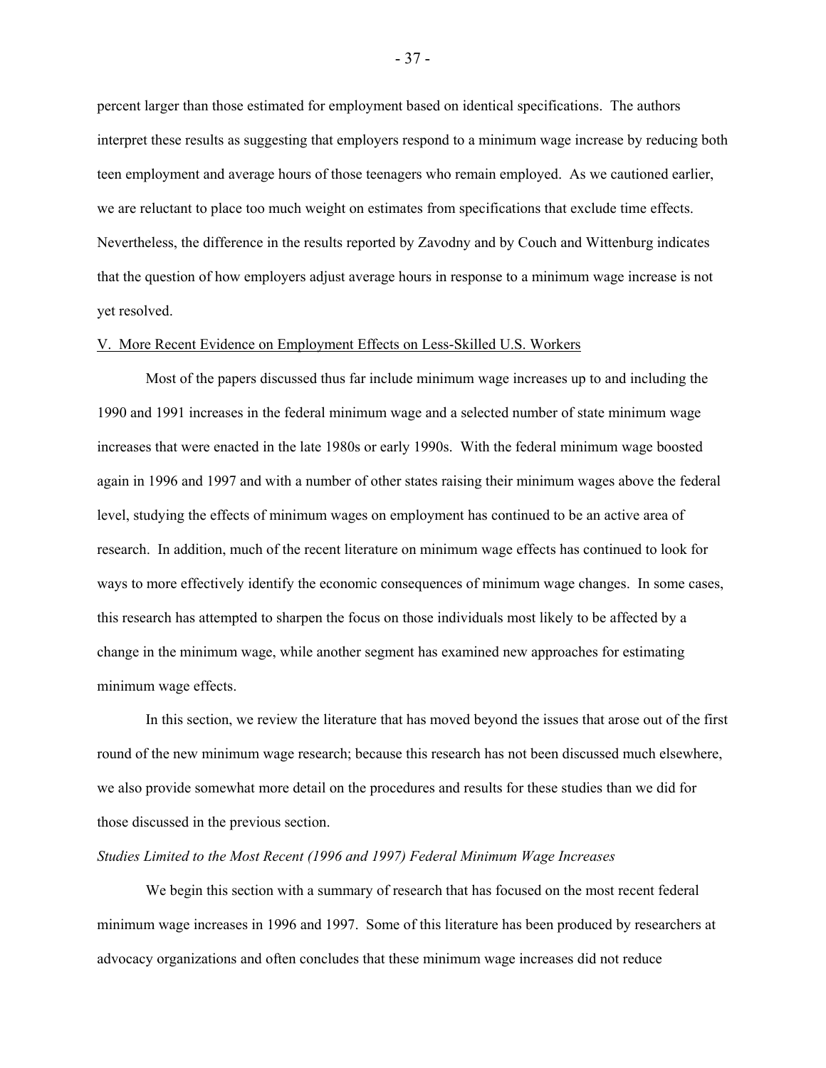percent larger than those estimated for employment based on identical specifications. The authors interpret these results as suggesting that employers respond to a minimum wage increase by reducing both teen employment and average hours of those teenagers who remain employed. As we cautioned earlier, we are reluctant to place too much weight on estimates from specifications that exclude time effects. Nevertheless, the difference in the results reported by Zavodny and by Couch and Wittenburg indicates that the question of how employers adjust average hours in response to a minimum wage increase is not yet resolved.

## V. More Recent Evidence on Employment Effects on Less-Skilled U.S. Workers

Most of the papers discussed thus far include minimum wage increases up to and including the 1990 and 1991 increases in the federal minimum wage and a selected number of state minimum wage increases that were enacted in the late 1980s or early 1990s. With the federal minimum wage boosted again in 1996 and 1997 and with a number of other states raising their minimum wages above the federal level, studying the effects of minimum wages on employment has continued to be an active area of research. In addition, much of the recent literature on minimum wage effects has continued to look for ways to more effectively identify the economic consequences of minimum wage changes. In some cases, this research has attempted to sharpen the focus on those individuals most likely to be affected by a change in the minimum wage, while another segment has examined new approaches for estimating minimum wage effects.

In this section, we review the literature that has moved beyond the issues that arose out of the first round of the new minimum wage research; because this research has not been discussed much elsewhere, we also provide somewhat more detail on the procedures and results for these studies than we did for those discussed in the previous section.

### *Studies Limited to the Most Recent (1996 and 1997) Federal Minimum Wage Increases*

We begin this section with a summary of research that has focused on the most recent federal minimum wage increases in 1996 and 1997. Some of this literature has been produced by researchers at advocacy organizations and often concludes that these minimum wage increases did not reduce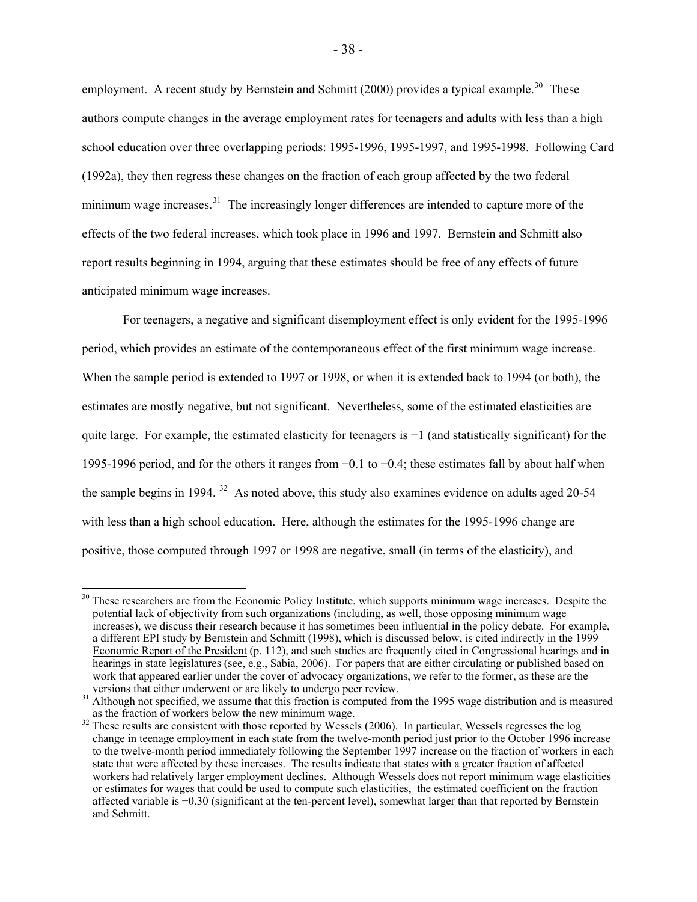employment. A recent study by Bernstein and Schmitt (2000) provides a typical example.[30] These authors compute changes in the average employment rates for teenagers and adults with less than a high school education over three overlapping periods: 1995-1996, 1995-1997, and 1995-1998. Following Card (1992a), they then regress these changes on the fraction of each group affected by the two federal minimum wage increases.[31] The increasingly longer differences are intended to capture more of the effects of the two federal increases, which took place in 1996 and 1997. Bernstein and Schmitt also report results beginning in 1994, arguing that these estimates should be free of any effects of future anticipated minimum wage increases.

For teenagers, a negative and significant disemployment effect is only evident for the 1995-1996 period, which provides an estimate of the contemporaneous effect of the first minimum wage increase. When the sample period is extended to 1997 or 1998, or when it is extended back to 1994 (or both), the estimates are mostly negative, but not significant. Nevertheless, some of the estimated elasticities are quite large. For example, the estimated elasticity for teenagers is −1 (and statistically significant) for the 1995-1996 period, and for the others it ranges from −0.1 to −0.4; these estimates fall by about half when the sample begins in 1994.[32] As noted above, this study also examines evidence on adults aged 20-54 with less than a high school education. Here, although the estimates for the 1995-1996 change are positive, those computed through 1997 or 1998 are negative, small (in terms of the elasticity), and

---

[30] These researchers are from the Economic Policy Institute, which supports minimum wage increases. Despite the potential lack of objectivity from such organizations (including, as well, those opposing minimum wage increases), we discuss their research because it has sometimes been influential in the policy debate. For example, a different EPI study by Bernstein and Schmitt (1998), which is discussed below, is cited indirectly in the 1999 Economic Report of the President (p. 112), and such studies are frequently cited in Congressional hearings and in hearings in state legislatures (see, e.g., Sabia, 2006). For papers that are either circulating or published based on work that appeared earlier under the cover of advocacy organizations, we refer to the former, as these are the versions that either underwent or are likely to undergo peer review.

[31] Although not specified, we assume that this fraction is computed from the 1995 wage distribution and is measured as the fraction of workers below the new minimum wage.

[32] These results are consistent with those reported by Wessels (2006). In particular, Wessels regresses the log change in teenage employment in each state from the twelve-month period just prior to the October 1996 increase to the twelve-month period immediately following the September 1997 increase on the fraction of workers in each state that were affected by these increases. The results indicate that states with a greater fraction of affected workers had relatively larger employment declines. Although Wessels does not report minimum wage elasticities or estimates for wages that could be used to compute such elasticities, the estimated coefficient on the fraction affected variable is −0.30 (significant at the ten-percent level), somewhat larger than that reported by Bernstein and Schmitt.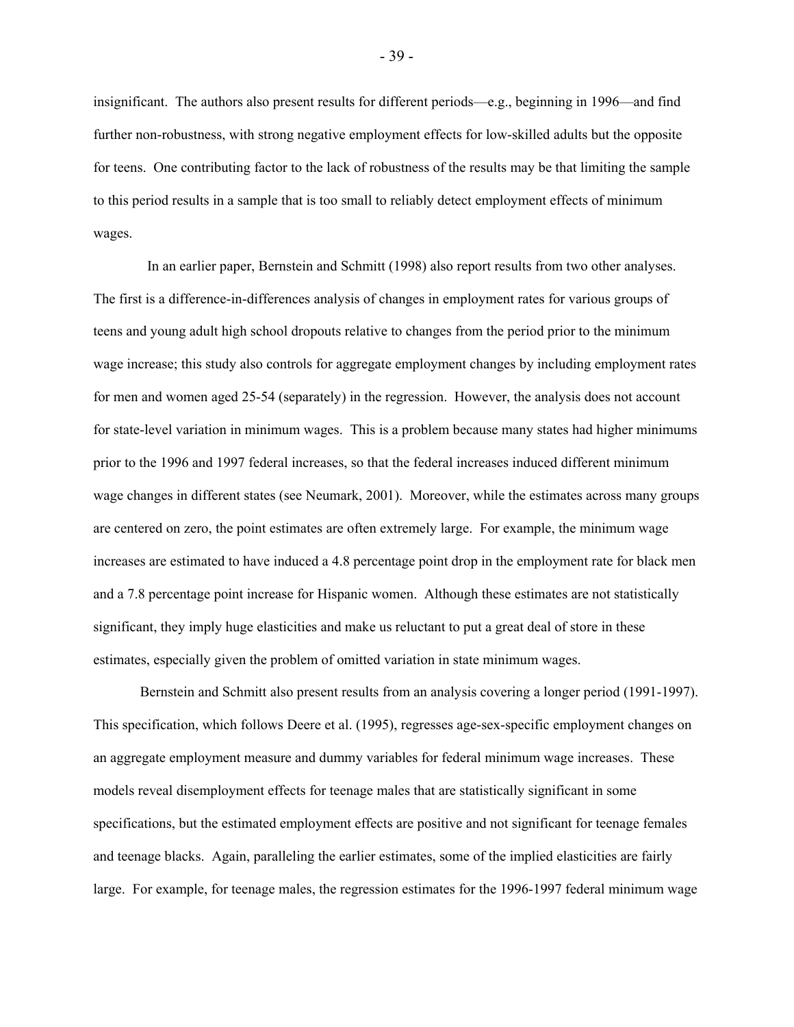insignificant. The authors also present results for different periods—e.g., beginning in 1996—and find further non-robustness, with strong negative employment effects for low-skilled adults but the opposite for teens. One contributing factor to the lack of robustness of the results may be that limiting the sample to this period results in a sample that is too small to reliably detect employment effects of minimum wages.

In an earlier paper, Bernstein and Schmitt (1998) also report results from two other analyses. The first is a difference-in-differences analysis of changes in employment rates for various groups of teens and young adult high school dropouts relative to changes from the period prior to the minimum wage increase; this study also controls for aggregate employment changes by including employment rates for men and women aged 25-54 (separately) in the regression. However, the analysis does not account for state-level variation in minimum wages. This is a problem because many states had higher minimums prior to the 1996 and 1997 federal increases, so that the federal increases induced different minimum wage changes in different states (see Neumark, 2001). Moreover, while the estimates across many groups are centered on zero, the point estimates are often extremely large. For example, the minimum wage increases are estimated to have induced a 4.8 percentage point drop in the employment rate for black men and a 7.8 percentage point increase for Hispanic women. Although these estimates are not statistically significant, they imply huge elasticities and make us reluctant to put a great deal of store in these estimates, especially given the problem of omitted variation in state minimum wages.

Bernstein and Schmitt also present results from an analysis covering a longer period (1991-1997). This specification, which follows Deere et al. (1995), regresses age-sex-specific employment changes on an aggregate employment measure and dummy variables for federal minimum wage increases. These models reveal disemployment effects for teenage males that are statistically significant in some specifications, but the estimated employment effects are positive and not significant for teenage females and teenage blacks. Again, paralleling the earlier estimates, some of the implied elasticities are fairly large. For example, for teenage males, the regression estimates for the 1996-1997 federal minimum wage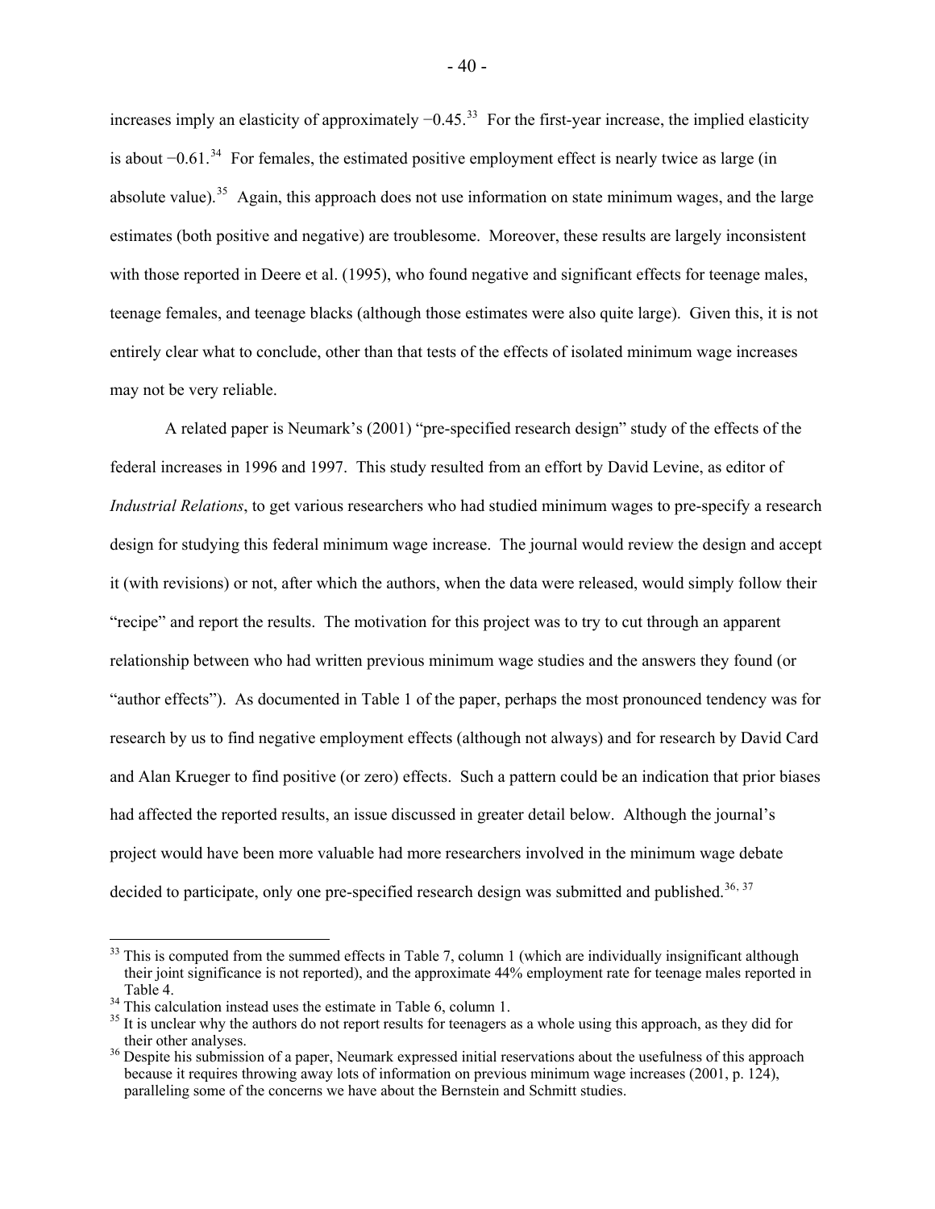increases imply an elasticity of approximately −0.45.[33] For the first-year increase, the implied elasticity is about −0.61.[34] For females, the estimated positive employment effect is nearly twice as large (in absolute value).[35] Again, this approach does not use information on state minimum wages, and the large estimates (both positive and negative) are troublesome. Moreover, these results are largely inconsistent with those reported in Deere et al. (1995), who found negative and significant effects for teenage males, teenage females, and teenage blacks (although those estimates were also quite large). Given this, it is not entirely clear what to conclude, other than that tests of the effects of isolated minimum wage increases may not be very reliable.

A related paper is Neumark's (2001) "pre-specified research design" study of the effects of the federal increases in 1996 and 1997. This study resulted from an effort by David Levine, as editor of *Industrial Relations*, to get various researchers who had studied minimum wages to pre-specify a research design for studying this federal minimum wage increase. The journal would review the design and accept it (with revisions) or not, after which the authors, when the data were released, would simply follow their "recipe" and report the results. The motivation for this project was to try to cut through an apparent relationship between who had written previous minimum wage studies and the answers they found (or "author effects"). As documented in Table 1 of the paper, perhaps the most pronounced tendency was for research by us to find negative employment effects (although not always) and for research by David Card and Alan Krueger to find positive (or zero) effects. Such a pattern could be an indication that prior biases had affected the reported results, an issue discussed in greater detail below. Although the journal's project would have been more valuable had more researchers involved in the minimum wage debate decided to participate, only one pre-specified research design was submitted and published.[36, 37]

---

[33] This is computed from the summed effects in Table 7, column 1 (which are individually insignificant although their joint significance is not reported), and the approximate 44% employment rate for teenage males reported in Table 4.

[34] This calculation instead uses the estimate in Table 6, column 1.

[35] It is unclear why the authors do not report results for teenagers as a whole using this approach, as they did for their other analyses.

[36] Despite his submission of a paper, Neumark expressed initial reservations about the usefulness of this approach because it requires throwing away lots of information on previous minimum wage increases (2001, p. 124), paralleling some of the concerns we have about the Bernstein and Schmitt studies.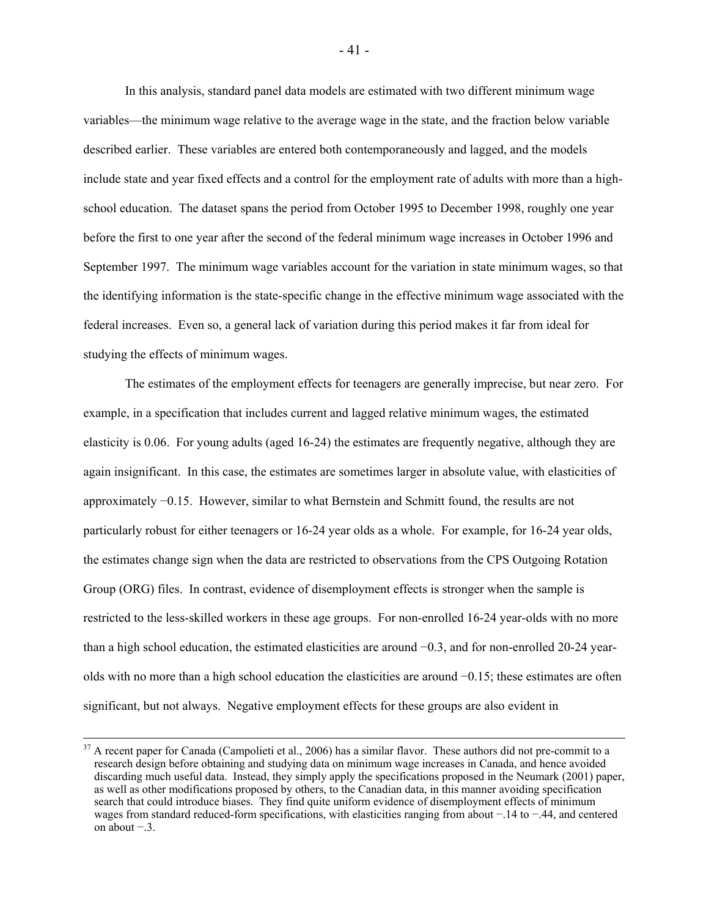In this analysis, standard panel data models are estimated with two different minimum wage variables—the minimum wage relative to the average wage in the state, and the fraction below variable described earlier. These variables are entered both contemporaneously and lagged, and the models include state and year fixed effects and a control for the employment rate of adults with more than a high-school education. The dataset spans the period from October 1995 to December 1998, roughly one year before the first to one year after the second of the federal minimum wage increases in October 1996 and September 1997. The minimum wage variables account for the variation in state minimum wages, so that the identifying information is the state-specific change in the effective minimum wage associated with the federal increases. Even so, a general lack of variation during this period makes it far from ideal for studying the effects of minimum wages.

The estimates of the employment effects for teenagers are generally imprecise, but near zero. For example, in a specification that includes current and lagged relative minimum wages, the estimated elasticity is 0.06. For young adults (aged 16-24) the estimates are frequently negative, although they are again insignificant. In this case, the estimates are sometimes larger in absolute value, with elasticities of approximately −0.15. However, similar to what Bernstein and Schmitt found, the results are not particularly robust for either teenagers or 16-24 year olds as a whole. For example, for 16-24 year olds, the estimates change sign when the data are restricted to observations from the CPS Outgoing Rotation Group (ORG) files. In contrast, evidence of disemployment effects is stronger when the sample is restricted to the less-skilled workers in these age groups. For non-enrolled 16-24 year-olds with no more than a high school education, the estimated elasticities are around −0.3, and for non-enrolled 20-24 year-olds with no more than a high school education the elasticities are around −0.15; these estimates are often significant, but not always. Negative employment effects for these groups are also evident in

---

[37] A recent paper for Canada (Campolieti et al., 2006) has a similar flavor. These authors did not pre-commit to a research design before obtaining and studying data on minimum wage increases in Canada, and hence avoided discarding much useful data. Instead, they simply apply the specifications proposed in the Neumark (2001) paper, as well as other modifications proposed by others, to the Canadian data, in this manner avoiding specification search that could introduce biases. They find quite uniform evidence of disemployment effects of minimum wages from standard reduced-form specifications, with elasticities ranging from about −.14 to −.44, and centered on about −.3.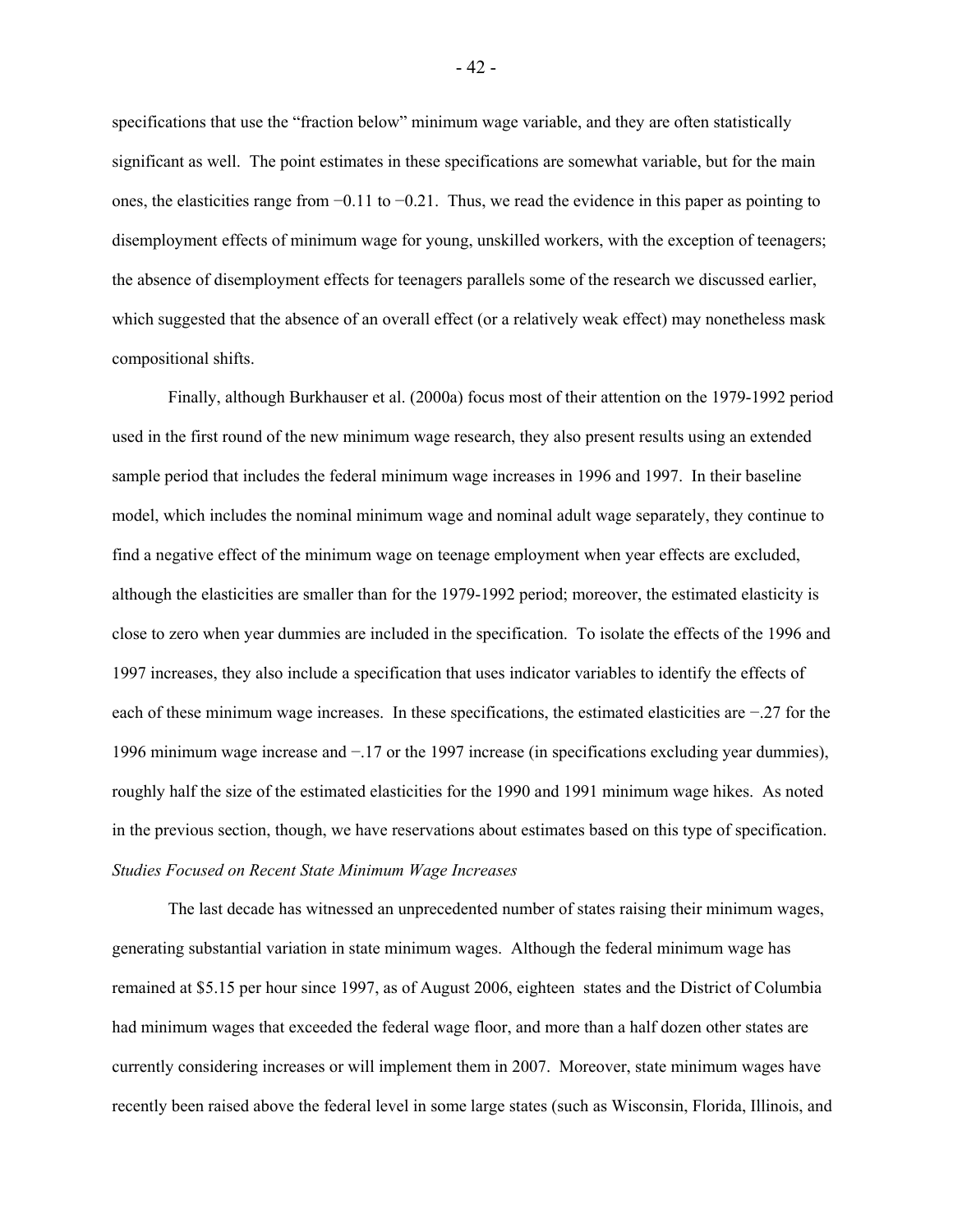specifications that use the "fraction below" minimum wage variable, and they are often statistically significant as well. The point estimates in these specifications are somewhat variable, but for the main ones, the elasticities range from −0.11 to −0.21. Thus, we read the evidence in this paper as pointing to disemployment effects of minimum wage for young, unskilled workers, with the exception of teenagers; the absence of disemployment effects for teenagers parallels some of the research we discussed earlier, which suggested that the absence of an overall effect (or a relatively weak effect) may nonetheless mask compositional shifts.

Finally, although Burkhauser et al. (2000a) focus most of their attention on the 1979-1992 period used in the first round of the new minimum wage research, they also present results using an extended sample period that includes the federal minimum wage increases in 1996 and 1997. In their baseline model, which includes the nominal minimum wage and nominal adult wage separately, they continue to find a negative effect of the minimum wage on teenage employment when year effects are excluded, although the elasticities are smaller than for the 1979-1992 period; moreover, the estimated elasticity is close to zero when year dummies are included in the specification. To isolate the effects of the 1996 and 1997 increases, they also include a specification that uses indicator variables to identify the effects of each of these minimum wage increases. In these specifications, the estimated elasticities are −.27 for the 1996 minimum wage increase and −.17 or the 1997 increase (in specifications excluding year dummies), roughly half the size of the estimated elasticities for the 1990 and 1991 minimum wage hikes. As noted in the previous section, though, we have reservations about estimates based on this type of specification.

*Studies Focused on Recent State Minimum Wage Increases*

The last decade has witnessed an unprecedented number of states raising their minimum wages, generating substantial variation in state minimum wages. Although the federal minimum wage has remained at \$5.15 per hour since 1997, as of August 2006, eighteen states and the District of Columbia had minimum wages that exceeded the federal wage floor, and more than a half dozen other states are currently considering increases or will implement them in 2007. Moreover, state minimum wages have recently been raised above the federal level in some large states (such as Wisconsin, Florida, Illinois, and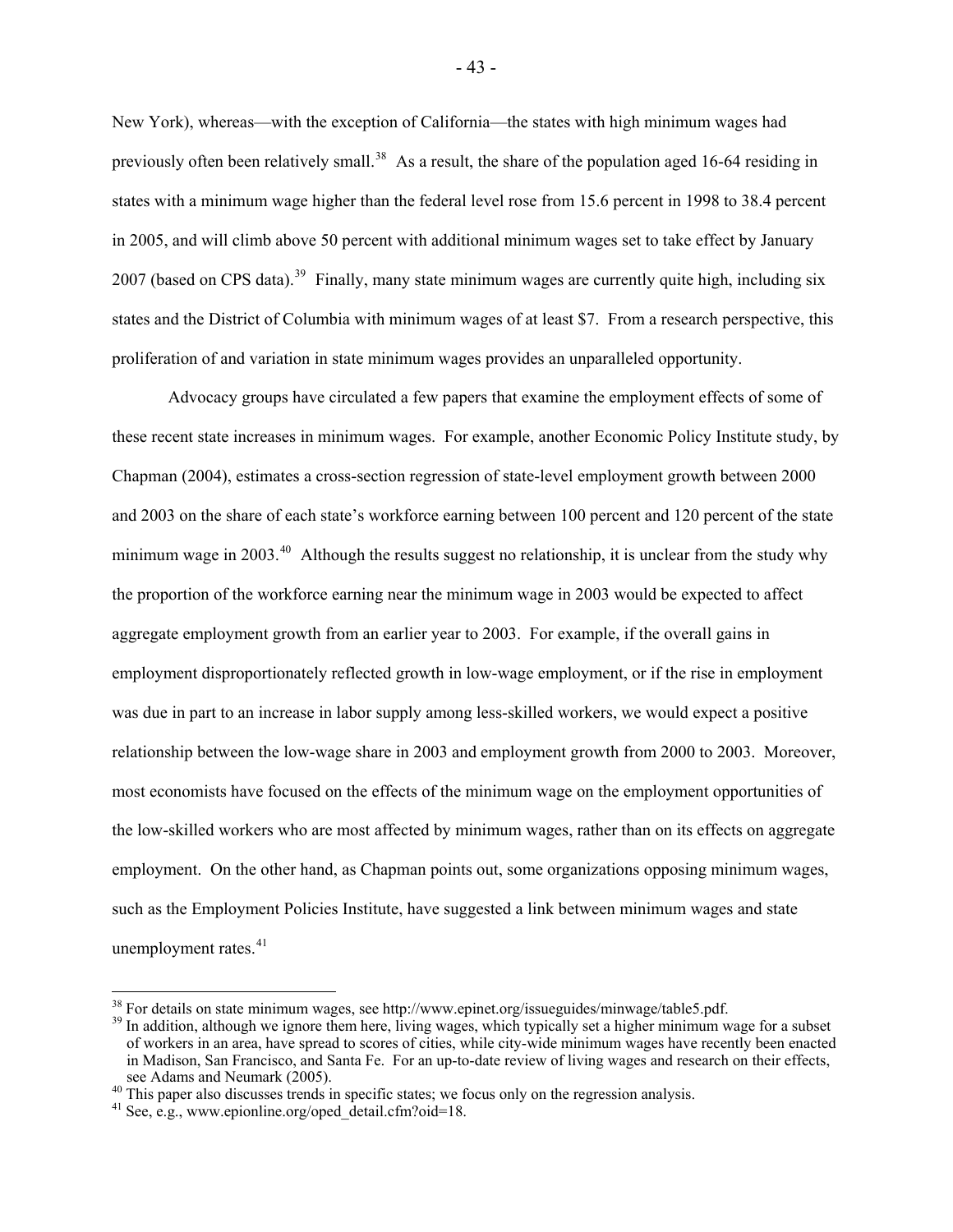New York), whereas—with the exception of California—the states with high minimum wages had previously often been relatively small.[38] As a result, the share of the population aged 16-64 residing in states with a minimum wage higher than the federal level rose from 15.6 percent in 1998 to 38.4 percent in 2005, and will climb above 50 percent with additional minimum wages set to take effect by January 2007 (based on CPS data).[39] Finally, many state minimum wages are currently quite high, including six states and the District of Columbia with minimum wages of at least $7. From a research perspective, this proliferation of and variation in state minimum wages provides an unparalleled opportunity.

Advocacy groups have circulated a few papers that examine the employment effects of some of these recent state increases in minimum wages. For example, another Economic Policy Institute study, by Chapman (2004), estimates a cross-section regression of state-level employment growth between 2000 and 2003 on the share of each state's workforce earning between 100 percent and 120 percent of the state minimum wage in 2003.[40] Although the results suggest no relationship, it is unclear from the study why the proportion of the workforce earning near the minimum wage in 2003 would be expected to affect aggregate employment growth from an earlier year to 2003. For example, if the overall gains in employment disproportionately reflected growth in low-wage employment, or if the rise in employment was due in part to an increase in labor supply among less-skilled workers, we would expect a positive relationship between the low-wage share in 2003 and employment growth from 2000 to 2003. Moreover, most economists have focused on the effects of the minimum wage on the employment opportunities of the low-skilled workers who are most affected by minimum wages, rather than on its effects on aggregate employment. On the other hand, as Chapman points out, some organizations opposing minimum wages, such as the Employment Policies Institute, have suggested a link between minimum wages and state unemployment rates.[41]

---

[38] For details on state minimum wages, see http://www.epinet.org/issueguides/minwage/table5.pdf.

[39] In addition, although we ignore them here, living wages, which typically set a higher minimum wage for a subset of workers in an area, have spread to scores of cities, while city-wide minimum wages have recently been enacted in Madison, San Francisco, and Santa Fe. For an up-to-date review of living wages and research on their effects, see Adams and Neumark (2005).

[40] This paper also discusses trends in specific states; we focus only on the regression analysis.

[41] See, e.g., www.epionline.org/oped_detail.cfm?oid=18.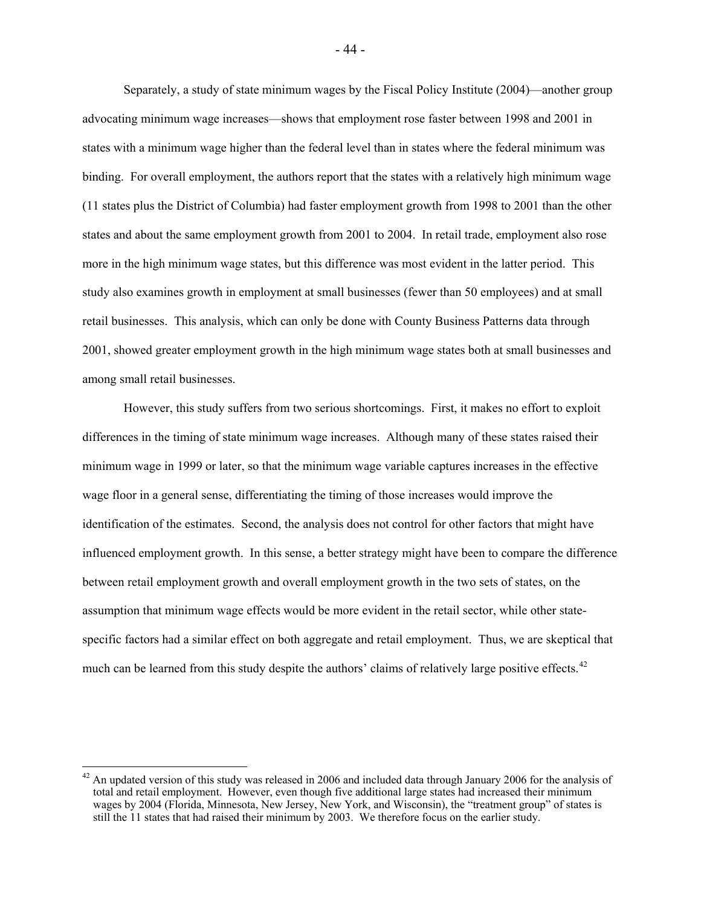Separately, a study of state minimum wages by the Fiscal Policy Institute (2004)—another group advocating minimum wage increases—shows that employment rose faster between 1998 and 2001 in states with a minimum wage higher than the federal level than in states where the federal minimum was binding. For overall employment, the authors report that the states with a relatively high minimum wage (11 states plus the District of Columbia) had faster employment growth from 1998 to 2001 than the other states and about the same employment growth from 2001 to 2004. In retail trade, employment also rose more in the high minimum wage states, but this difference was most evident in the latter period. This study also examines growth in employment at small businesses (fewer than 50 employees) and at small retail businesses. This analysis, which can only be done with County Business Patterns data through 2001, showed greater employment growth in the high minimum wage states both at small businesses and among small retail businesses.

However, this study suffers from two serious shortcomings. First, it makes no effort to exploit differences in the timing of state minimum wage increases. Although many of these states raised their minimum wage in 1999 or later, so that the minimum wage variable captures increases in the effective wage floor in a general sense, differentiating the timing of those increases would improve the identification of the estimates. Second, the analysis does not control for other factors that might have influenced employment growth. In this sense, a better strategy might have been to compare the difference between retail employment growth and overall employment growth in the two sets of states, on the assumption that minimum wage effects would be more evident in the retail sector, while other state-specific factors had a similar effect on both aggregate and retail employment. Thus, we are skeptical that much can be learned from this study despite the authors' claims of relatively large positive effects.[42]

[42] An updated version of this study was released in 2006 and included data through January 2006 for the analysis of total and retail employment. However, even though five additional large states had increased their minimum wages by 2004 (Florida, Minnesota, New Jersey, New York, and Wisconsin), the "treatment group" of states is still the 11 states that had raised their minimum by 2003. We therefore focus on the earlier study.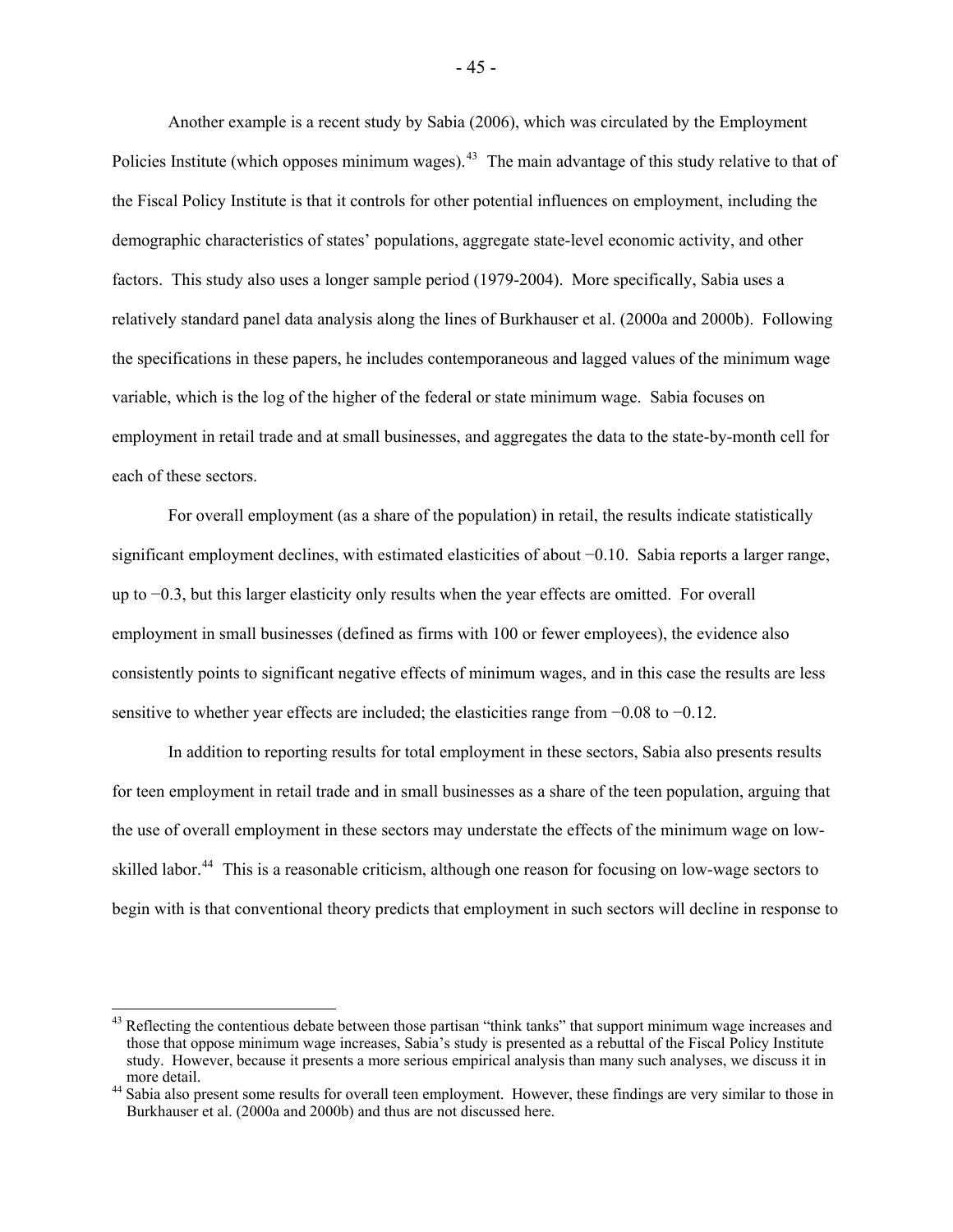Another example is a recent study by Sabia (2006), which was circulated by the Employment Policies Institute (which opposes minimum wages).[43] The main advantage of this study relative to that of the Fiscal Policy Institute is that it controls for other potential influences on employment, including the demographic characteristics of states' populations, aggregate state-level economic activity, and other factors. This study also uses a longer sample period (1979-2004). More specifically, Sabia uses a relatively standard panel data analysis along the lines of Burkhauser et al. (2000a and 2000b). Following the specifications in these papers, he includes contemporaneous and lagged values of the minimum wage variable, which is the log of the higher of the federal or state minimum wage. Sabia focuses on employment in retail trade and at small businesses, and aggregates the data to the state-by-month cell for each of these sectors.

For overall employment (as a share of the population) in retail, the results indicate statistically significant employment declines, with estimated elasticities of about −0.10. Sabia reports a larger range, up to −0.3, but this larger elasticity only results when the year effects are omitted. For overall employment in small businesses (defined as firms with 100 or fewer employees), the evidence also consistently points to significant negative effects of minimum wages, and in this case the results are less sensitive to whether year effects are included; the elasticities range from −0.08 to −0.12.

In addition to reporting results for total employment in these sectors, Sabia also presents results for teen employment in retail trade and in small businesses as a share of the teen population, arguing that the use of overall employment in these sectors may understate the effects of the minimum wage on low-skilled labor.[44] This is a reasonable criticism, although one reason for focusing on low-wage sectors to begin with is that conventional theory predicts that employment in such sectors will decline in response to

---

[43] Reflecting the contentious debate between those partisan "think tanks" that support minimum wage increases and those that oppose minimum wage increases, Sabia's study is presented as a rebuttal of the Fiscal Policy Institute study. However, because it presents a more serious empirical analysis than many such analyses, we discuss it in more detail.

[44] Sabia also present some results for overall teen employment. However, these findings are very similar to those in Burkhauser et al. (2000a and 2000b) and thus are not discussed here.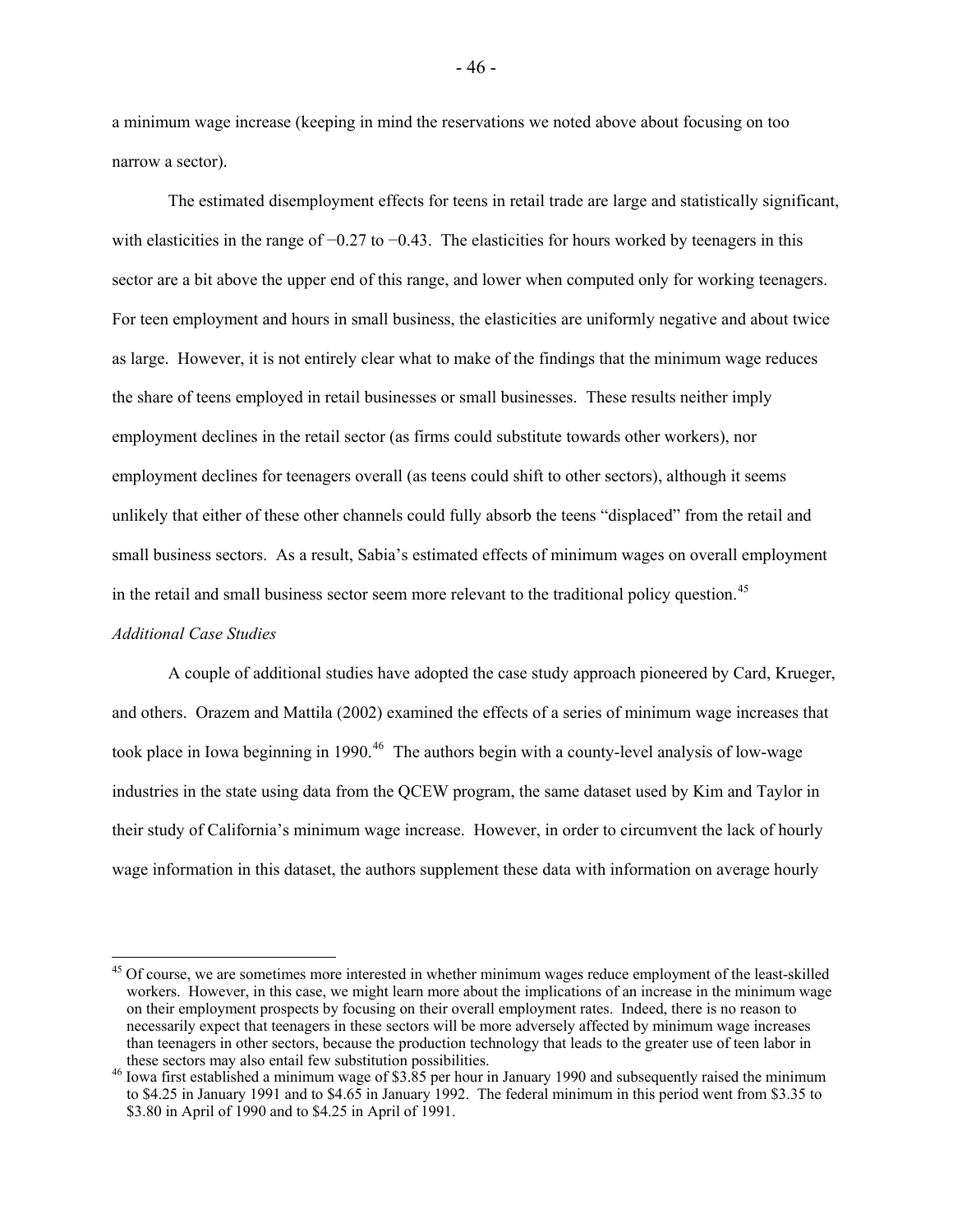a minimum wage increase (keeping in mind the reservations we noted above about focusing on too narrow a sector).

The estimated disemployment effects for teens in retail trade are large and statistically significant, with elasticities in the range of −0.27 to −0.43. The elasticities for hours worked by teenagers in this sector are a bit above the upper end of this range, and lower when computed only for working teenagers. For teen employment and hours in small business, the elasticities are uniformly negative and about twice as large. However, it is not entirely clear what to make of the findings that the minimum wage reduces the share of teens employed in retail businesses or small businesses. These results neither imply employment declines in the retail sector (as firms could substitute towards other workers), nor employment declines for teenagers overall (as teens could shift to other sectors), although it seems unlikely that either of these other channels could fully absorb the teens "displaced" from the retail and small business sectors. As a result, Sabia's estimated effects of minimum wages on overall employment in the retail and small business sector seem more relevant to the traditional policy question.[45]

*Additional Case Studies*

A couple of additional studies have adopted the case study approach pioneered by Card, Krueger, and others. Orazem and Mattila (2002) examined the effects of a series of minimum wage increases that took place in Iowa beginning in 1990.[46] The authors begin with a county-level analysis of low-wage industries in the state using data from the QCEW program, the same dataset used by Kim and Taylor in their study of California's minimum wage increase. However, in order to circumvent the lack of hourly wage information in this dataset, the authors supplement these data with information on average hourly

[45] Of course, we are sometimes more interested in whether minimum wages reduce employment of the least-skilled workers. However, in this case, we might learn more about the implications of an increase in the minimum wage on their employment prospects by focusing on their overall employment rates. Indeed, there is no reason to necessarily expect that teenagers in these sectors will be more adversely affected by minimum wage increases than teenagers in other sectors, because the production technology that leads to the greater use of teen labor in these sectors may also entail few substitution possibilities.

[46] Iowa first established a minimum wage of $3.85 per hour in January 1990 and subsequently raised the minimum to $4.25 in January 1991 and to $4.65 in January 1992. The federal minimum in this period went from $3.35 to $3.80 in April of 1990 and to $4.25 in April of 1991.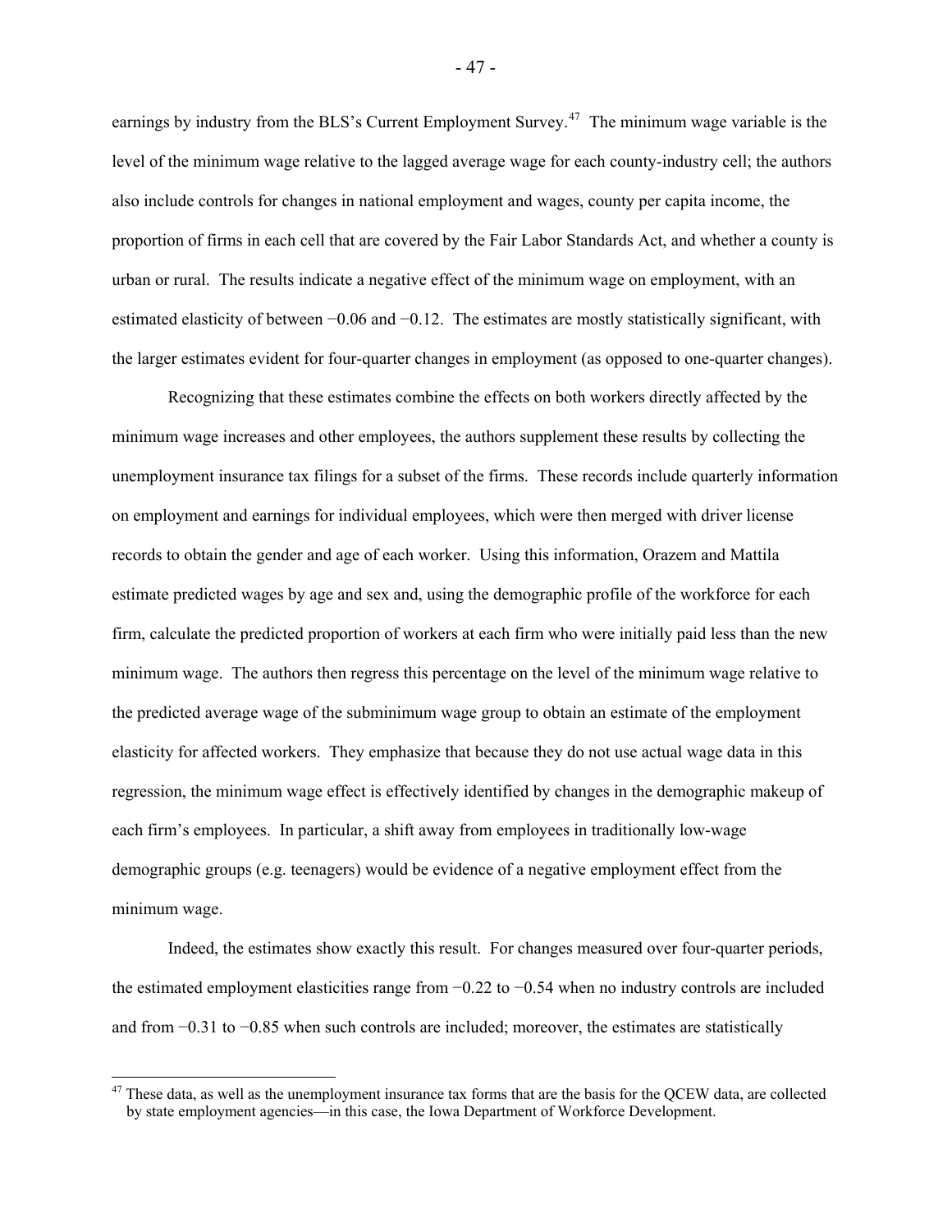earnings by industry from the BLS's Current Employment Survey.[47] The minimum wage variable is the level of the minimum wage relative to the lagged average wage for each county-industry cell; the authors also include controls for changes in national employment and wages, county per capita income, the proportion of firms in each cell that are covered by the Fair Labor Standards Act, and whether a county is urban or rural. The results indicate a negative effect of the minimum wage on employment, with an estimated elasticity of between −0.06 and −0.12. The estimates are mostly statistically significant, with the larger estimates evident for four-quarter changes in employment (as opposed to one-quarter changes).

Recognizing that these estimates combine the effects on both workers directly affected by the minimum wage increases and other employees, the authors supplement these results by collecting the unemployment insurance tax filings for a subset of the firms. These records include quarterly information on employment and earnings for individual employees, which were then merged with driver license records to obtain the gender and age of each worker. Using this information, Orazem and Mattila estimate predicted wages by age and sex and, using the demographic profile of the workforce for each firm, calculate the predicted proportion of workers at each firm who were initially paid less than the new minimum wage. The authors then regress this percentage on the level of the minimum wage relative to the predicted average wage of the subminimum wage group to obtain an estimate of the employment elasticity for affected workers. They emphasize that because they do not use actual wage data in this regression, the minimum wage effect is effectively identified by changes in the demographic makeup of each firm's employees. In particular, a shift away from employees in traditionally low-wage demographic groups (e.g. teenagers) would be evidence of a negative employment effect from the minimum wage.

Indeed, the estimates show exactly this result. For changes measured over four-quarter periods, the estimated employment elasticities range from −0.22 to −0.54 when no industry controls are included and from −0.31 to −0.85 when such controls are included; moreover, the estimates are statistically

[47] These data, as well as the unemployment insurance tax forms that are the basis for the QCEW data, are collected by state employment agencies—in this case, the Iowa Department of Workforce Development.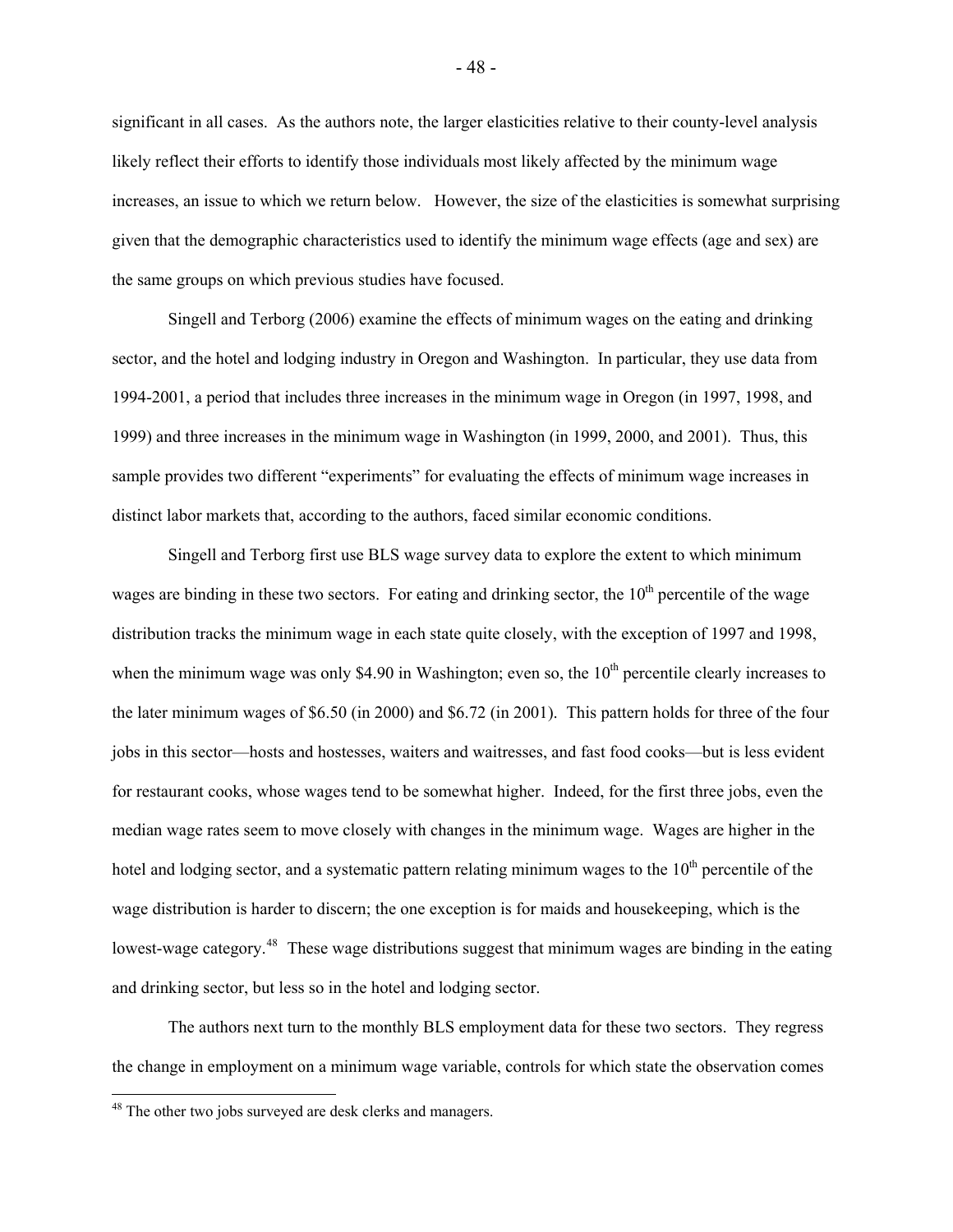significant in all cases. As the authors note, the larger elasticities relative to their county-level analysis likely reflect their efforts to identify those individuals most likely affected by the minimum wage increases, an issue to which we return below. However, the size of the elasticities is somewhat surprising given that the demographic characteristics used to identify the minimum wage effects (age and sex) are the same groups on which previous studies have focused.

Singell and Terborg (2006) examine the effects of minimum wages on the eating and drinking sector, and the hotel and lodging industry in Oregon and Washington. In particular, they use data from 1994-2001, a period that includes three increases in the minimum wage in Oregon (in 1997, 1998, and 1999) and three increases in the minimum wage in Washington (in 1999, 2000, and 2001). Thus, this sample provides two different "experiments" for evaluating the effects of minimum wage increases in distinct labor markets that, according to the authors, faced similar economic conditions.

Singell and Terborg first use BLS wage survey data to explore the extent to which minimum wages are binding in these two sectors. For eating and drinking sector, the 10th percentile of the wage distribution tracks the minimum wage in each state quite closely, with the exception of 1997 and 1998, when the minimum wage was only \$4.90 in Washington; even so, the 10th percentile clearly increases to the later minimum wages of \$6.50 (in 2000) and \$6.72 (in 2001). This pattern holds for three of the four jobs in this sector—hosts and hostesses, waiters and waitresses, and fast food cooks—but is less evident for restaurant cooks, whose wages tend to be somewhat higher. Indeed, for the first three jobs, even the median wage rates seem to move closely with changes in the minimum wage. Wages are higher in the hotel and lodging sector, and a systematic pattern relating minimum wages to the 10th percentile of the wage distribution is harder to discern; the one exception is for maids and housekeeping, which is the lowest-wage category.[48] These wage distributions suggest that minimum wages are binding in the eating and drinking sector, but less so in the hotel and lodging sector.

The authors next turn to the monthly BLS employment data for these two sectors. They regress the change in employment on a minimum wage variable, controls for which state the observation comes

[48] The other two jobs surveyed are desk clerks and managers.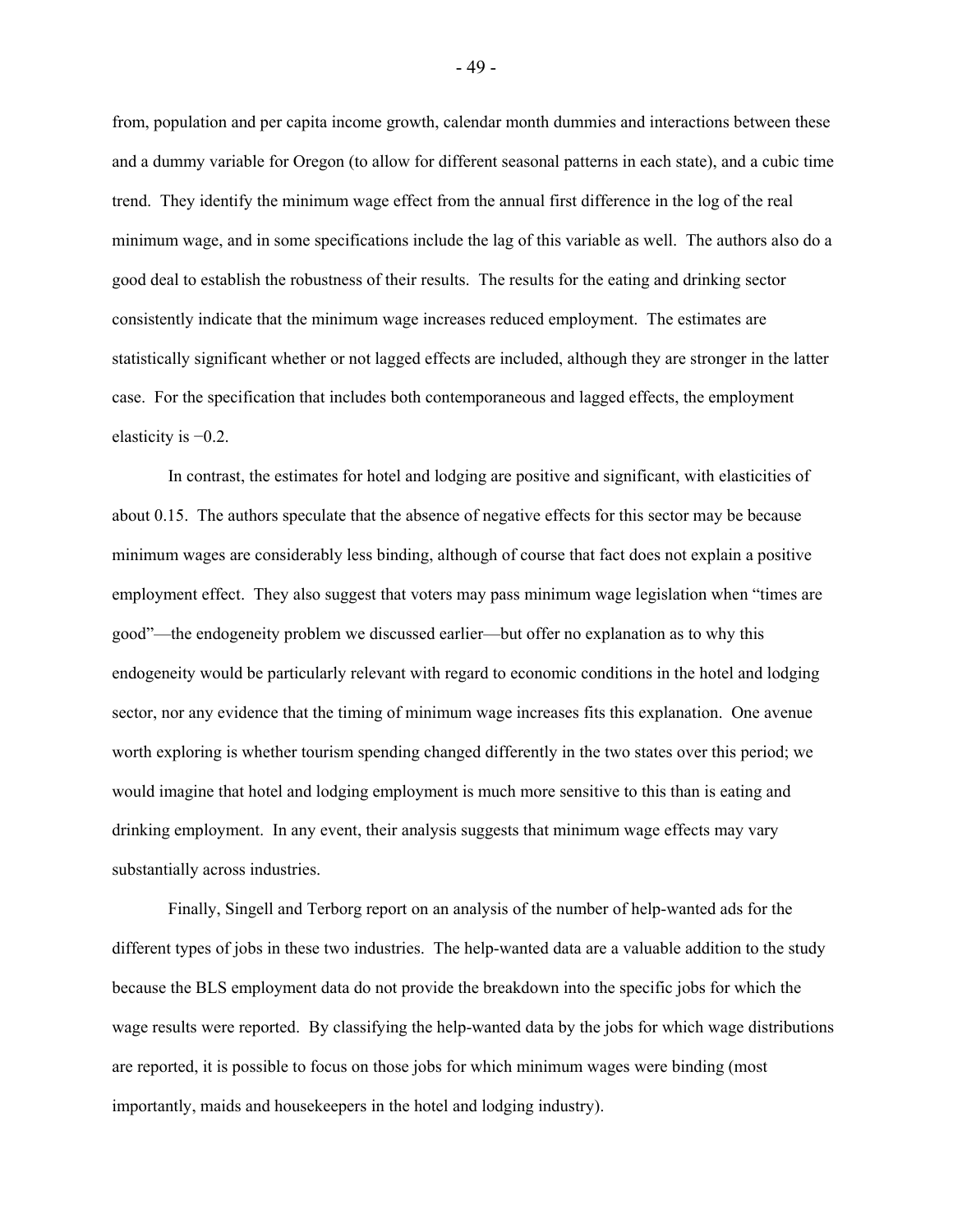from, population and per capita income growth, calendar month dummies and interactions between these and a dummy variable for Oregon (to allow for different seasonal patterns in each state), and a cubic time trend. They identify the minimum wage effect from the annual first difference in the log of the real minimum wage, and in some specifications include the lag of this variable as well. The authors also do a good deal to establish the robustness of their results. The results for the eating and drinking sector consistently indicate that the minimum wage increases reduced employment. The estimates are statistically significant whether or not lagged effects are included, although they are stronger in the latter case. For the specification that includes both contemporaneous and lagged effects, the employment elasticity is −0.2.

In contrast, the estimates for hotel and lodging are positive and significant, with elasticities of about 0.15. The authors speculate that the absence of negative effects for this sector may be because minimum wages are considerably less binding, although of course that fact does not explain a positive employment effect. They also suggest that voters may pass minimum wage legislation when "times are good"—the endogeneity problem we discussed earlier—but offer no explanation as to why this endogeneity would be particularly relevant with regard to economic conditions in the hotel and lodging sector, nor any evidence that the timing of minimum wage increases fits this explanation. One avenue worth exploring is whether tourism spending changed differently in the two states over this period; we would imagine that hotel and lodging employment is much more sensitive to this than is eating and drinking employment. In any event, their analysis suggests that minimum wage effects may vary substantially across industries.

Finally, Singell and Terborg report on an analysis of the number of help-wanted ads for the different types of jobs in these two industries. The help-wanted data are a valuable addition to the study because the BLS employment data do not provide the breakdown into the specific jobs for which the wage results were reported. By classifying the help-wanted data by the jobs for which wage distributions are reported, it is possible to focus on those jobs for which minimum wages were binding (most importantly, maids and housekeepers in the hotel and lodging industry).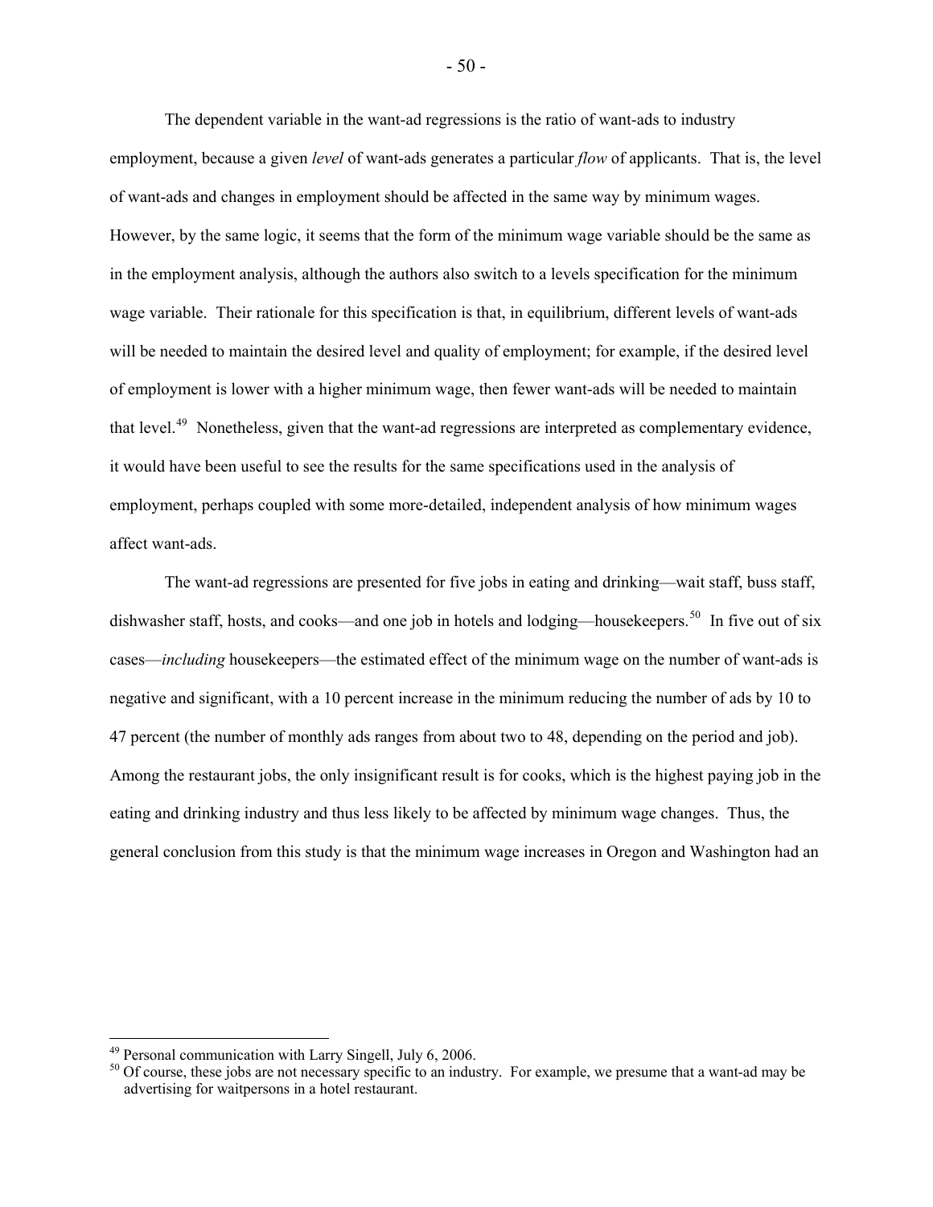The dependent variable in the want-ad regressions is the ratio of want-ads to industry employment, because a given *level* of want-ads generates a particular *flow* of applicants. That is, the level of want-ads and changes in employment should be affected in the same way by minimum wages. However, by the same logic, it seems that the form of the minimum wage variable should be the same as in the employment analysis, although the authors also switch to a levels specification for the minimum wage variable. Their rationale for this specification is that, in equilibrium, different levels of want-ads will be needed to maintain the desired level and quality of employment; for example, if the desired level of employment is lower with a higher minimum wage, then fewer want-ads will be needed to maintain that level.[49] Nonetheless, given that the want-ad regressions are interpreted as complementary evidence, it would have been useful to see the results for the same specifications used in the analysis of employment, perhaps coupled with some more-detailed, independent analysis of how minimum wages affect want-ads.

The want-ad regressions are presented for five jobs in eating and drinking—wait staff, buss staff, dishwasher staff, hosts, and cooks—and one job in hotels and lodging—housekeepers.[50] In five out of six cases—*including* housekeepers—the estimated effect of the minimum wage on the number of want-ads is negative and significant, with a 10 percent increase in the minimum reducing the number of ads by 10 to 47 percent (the number of monthly ads ranges from about two to 48, depending on the period and job). Among the restaurant jobs, the only insignificant result is for cooks, which is the highest paying job in the eating and drinking industry and thus less likely to be affected by minimum wage changes. Thus, the general conclusion from this study is that the minimum wage increases in Oregon and Washington had an

---

[49] Personal communication with Larry Singell, July 6, 2006.

[50] Of course, these jobs are not necessary specific to an industry. For example, we presume that a want-ad may be advertising for waitpersons in a hotel restaurant.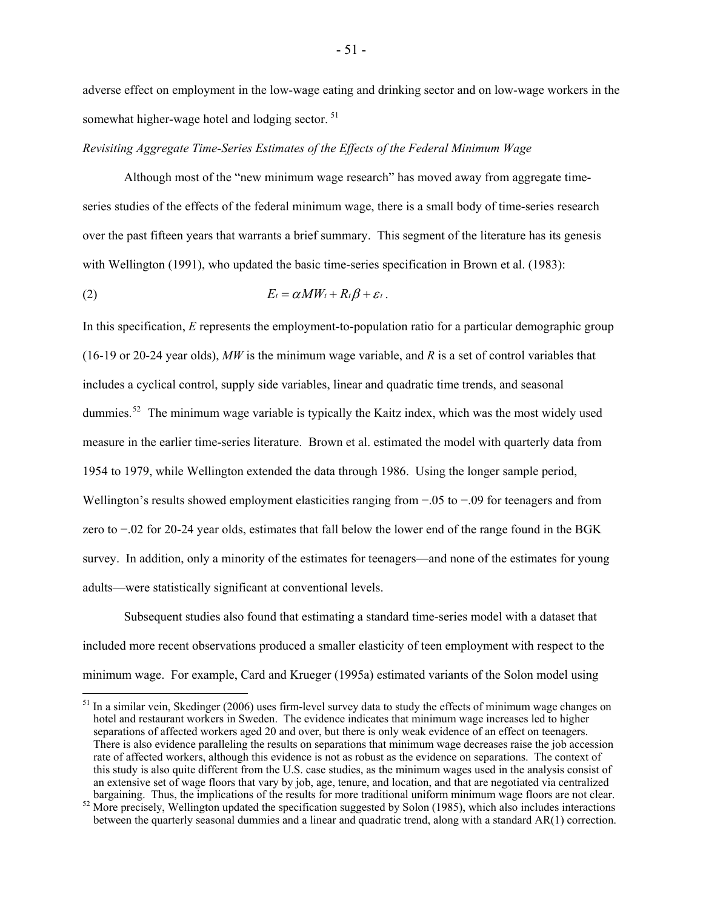adverse effect on employment in the low-wage eating and drinking sector and on low-wage workers in the somewhat higher-wage hotel and lodging sector. [51]

*Revisiting Aggregate Time-Series Estimates of the Effects of the Federal Minimum Wage*

Although most of the "new minimum wage research" has moved away from aggregate time-series studies of the effects of the federal minimum wage, there is a small body of time-series research over the past fifteen years that warrants a brief summary. This segment of the literature has its genesis with Wellington (1991), who updated the basic time-series specification in Brown et al. (1983):

$$E_t = \alpha MW_t + R_t\beta + \varepsilon_t . \tag{2}$$

In this specification, $E$ represents the employment-to-population ratio for a particular demographic group (16-19 or 20-24 year olds), $MW$ is the minimum wage variable, and $R$ is a set of control variables that includes a cyclical control, supply side variables, linear and quadratic time trends, and seasonal dummies.[52] The minimum wage variable is typically the Kaitz index, which was the most widely used measure in the earlier time-series literature. Brown et al. estimated the model with quarterly data from 1954 to 1979, while Wellington extended the data through 1986. Using the longer sample period, Wellington's results showed employment elasticities ranging from −.05 to −.09 for teenagers and from zero to −.02 for 20-24 year olds, estimates that fall below the lower end of the range found in the BGK survey. In addition, only a minority of the estimates for teenagers—and none of the estimates for young adults—were statistically significant at conventional levels.

Subsequent studies also found that estimating a standard time-series model with a dataset that included more recent observations produced a smaller elasticity of teen employment with respect to the minimum wage. For example, Card and Krueger (1995a) estimated variants of the Solon model using

[51] In a similar vein, Skedinger (2006) uses firm-level survey data to study the effects of minimum wage changes on hotel and restaurant workers in Sweden. The evidence indicates that minimum wage increases led to higher separations of affected workers aged 20 and over, but there is only weak evidence of an effect on teenagers. There is also evidence paralleling the results on separations that minimum wage decreases raise the job accession rate of affected workers, although this evidence is not as robust as the evidence on separations. The context of this study is also quite different from the U.S. case studies, as the minimum wages used in the analysis consist of an extensive set of wage floors that vary by job, age, tenure, and location, and that are negotiated via centralized bargaining. Thus, the implications of the results for more traditional uniform minimum wage floors are not clear.

[52] More precisely, Wellington updated the specification suggested by Solon (1985), which also includes interactions between the quarterly seasonal dummies and a linear and quadratic trend, along with a standard AR(1) correction.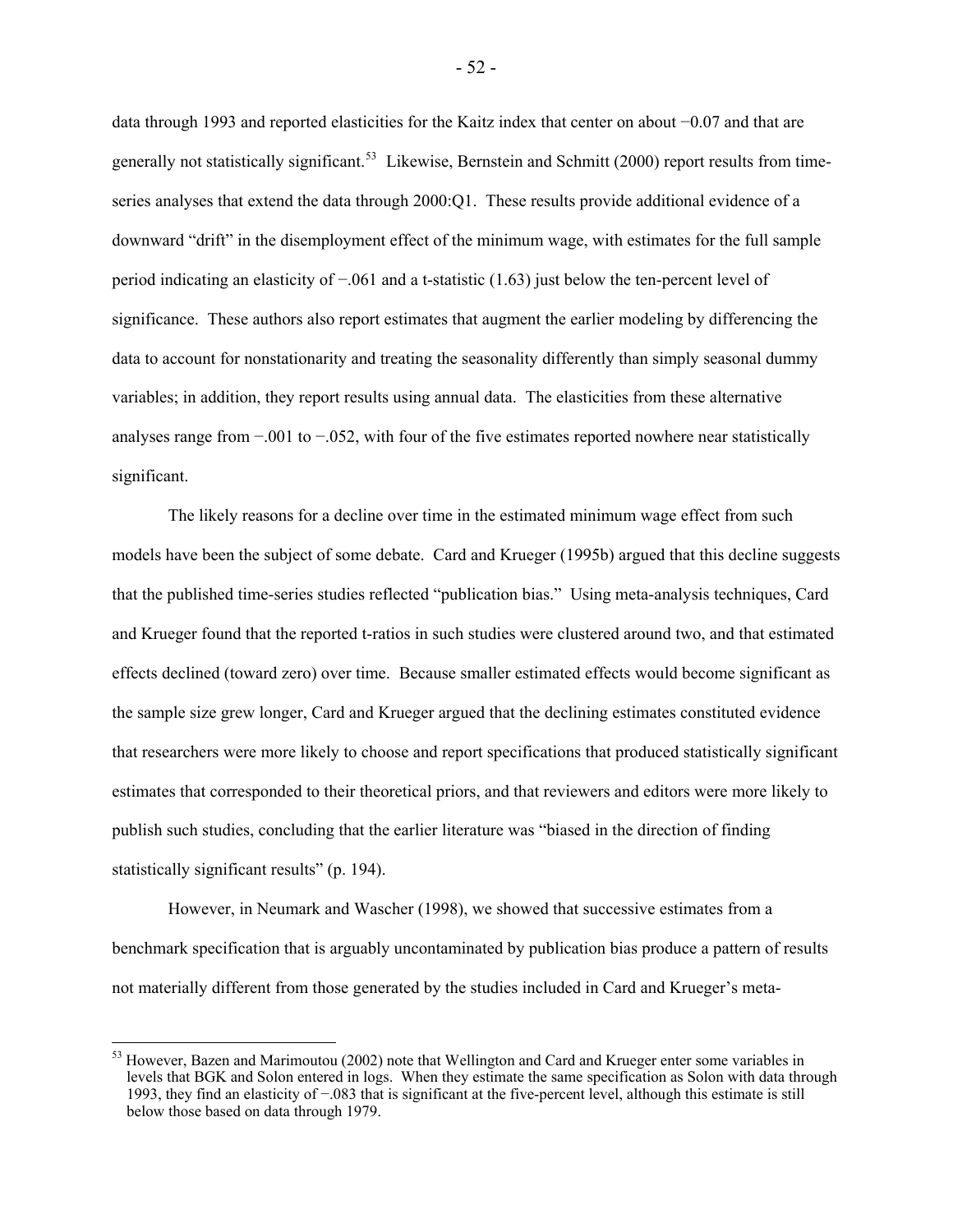data through 1993 and reported elasticities for the Kaitz index that center on about −0.07 and that are generally not statistically significant.[53] Likewise, Bernstein and Schmitt (2000) report results from time-series analyses that extend the data through 2000:Q1. These results provide additional evidence of a downward "drift" in the disemployment effect of the minimum wage, with estimates for the full sample period indicating an elasticity of −.061 and a t-statistic (1.63) just below the ten-percent level of significance. These authors also report estimates that augment the earlier modeling by differencing the data to account for nonstationarity and treating the seasonality differently than simply seasonal dummy variables; in addition, they report results using annual data. The elasticities from these alternative analyses range from −.001 to −.052, with four of the five estimates reported nowhere near statistically significant.

The likely reasons for a decline over time in the estimated minimum wage effect from such models have been the subject of some debate. Card and Krueger (1995b) argued that this decline suggests that the published time-series studies reflected "publication bias." Using meta-analysis techniques, Card and Krueger found that the reported t-ratios in such studies were clustered around two, and that estimated effects declined (toward zero) over time. Because smaller estimated effects would become significant as the sample size grew longer, Card and Krueger argued that the declining estimates constituted evidence that researchers were more likely to choose and report specifications that produced statistically significant estimates that corresponded to their theoretical priors, and that reviewers and editors were more likely to publish such studies, concluding that the earlier literature was "biased in the direction of finding statistically significant results" (p. 194).

However, in Neumark and Wascher (1998), we showed that successive estimates from a benchmark specification that is arguably uncontaminated by publication bias produce a pattern of results not materially different from those generated by the studies included in Card and Krueger's meta-

[53] However, Bazen and Marimoutou (2002) note that Wellington and Card and Krueger enter some variables in levels that BGK and Solon entered in logs. When they estimate the same specification as Solon with data through 1993, they find an elasticity of −.083 that is significant at the five-percent level, although this estimate is still below those based on data through 1979.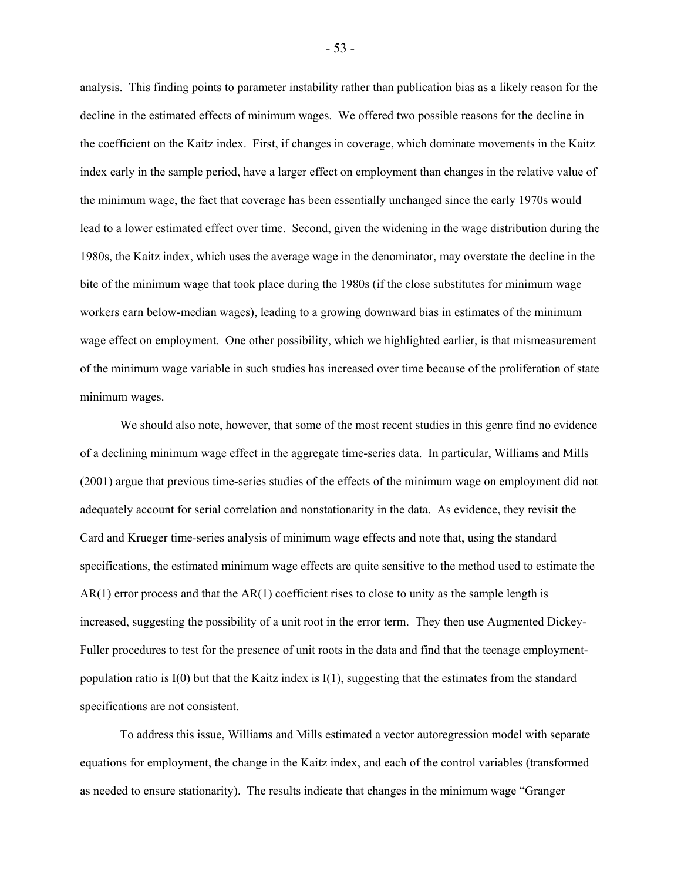analysis. This finding points to parameter instability rather than publication bias as a likely reason for the decline in the estimated effects of minimum wages. We offered two possible reasons for the decline in the coefficient on the Kaitz index. First, if changes in coverage, which dominate movements in the Kaitz index early in the sample period, have a larger effect on employment than changes in the relative value of the minimum wage, the fact that coverage has been essentially unchanged since the early 1970s would lead to a lower estimated effect over time. Second, given the widening in the wage distribution during the 1980s, the Kaitz index, which uses the average wage in the denominator, may overstate the decline in the bite of the minimum wage that took place during the 1980s (if the close substitutes for minimum wage workers earn below-median wages), leading to a growing downward bias in estimates of the minimum wage effect on employment. One other possibility, which we highlighted earlier, is that mismeasurement of the minimum wage variable in such studies has increased over time because of the proliferation of state minimum wages.

We should also note, however, that some of the most recent studies in this genre find no evidence of a declining minimum wage effect in the aggregate time-series data. In particular, Williams and Mills (2001) argue that previous time-series studies of the effects of the minimum wage on employment did not adequately account for serial correlation and nonstationarity in the data. As evidence, they revisit the Card and Krueger time-series analysis of minimum wage effects and note that, using the standard specifications, the estimated minimum wage effects are quite sensitive to the method used to estimate the AR(1) error process and that the AR(1) coefficient rises to close to unity as the sample length is increased, suggesting the possibility of a unit root in the error term. They then use Augmented Dickey-Fuller procedures to test for the presence of unit roots in the data and find that the teenage employment-population ratio is I(0) but that the Kaitz index is I(1), suggesting that the estimates from the standard specifications are not consistent.

To address this issue, Williams and Mills estimated a vector autoregression model with separate equations for employment, the change in the Kaitz index, and each of the control variables (transformed as needed to ensure stationarity). The results indicate that changes in the minimum wage "Granger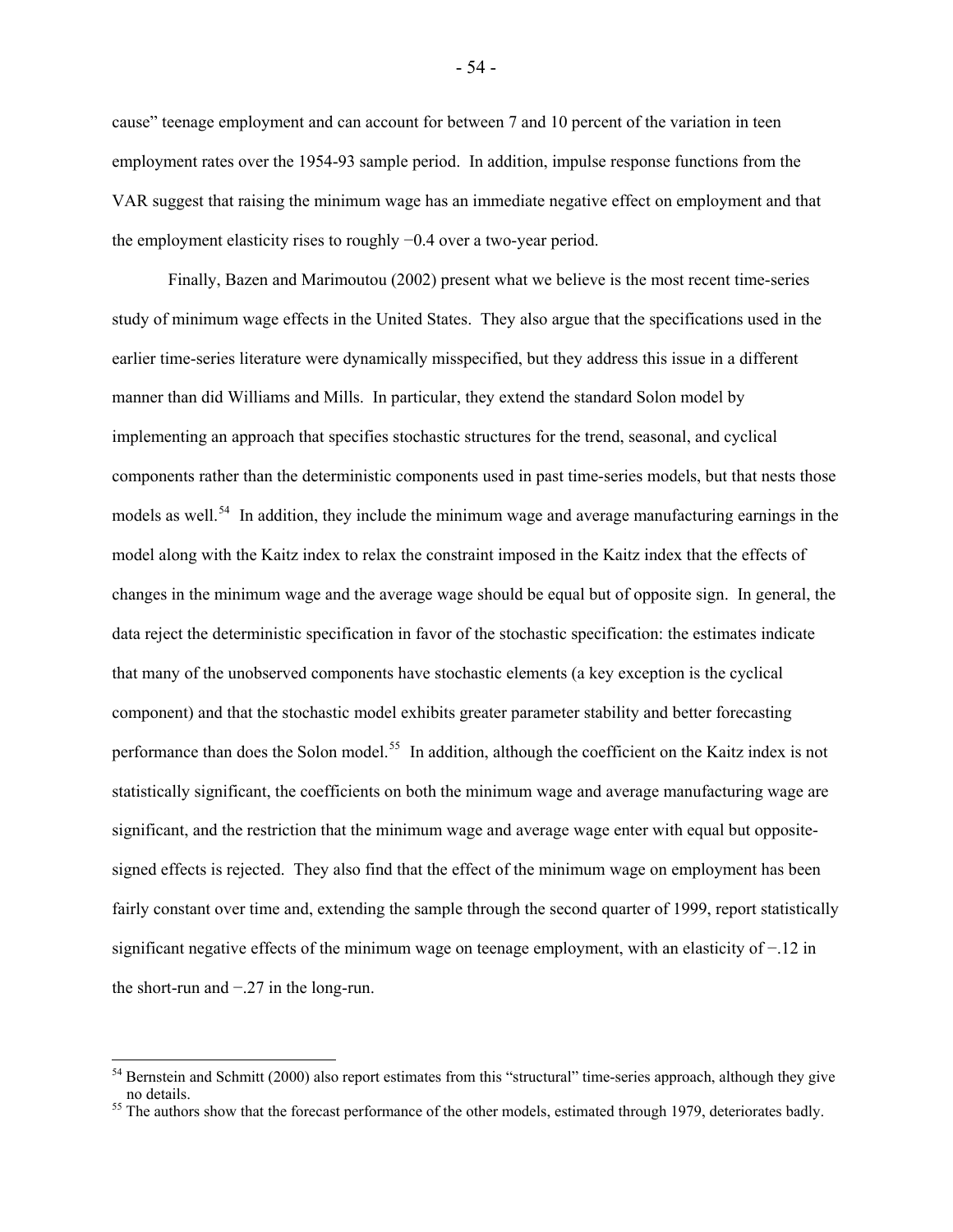cause" teenage employment and can account for between 7 and 10 percent of the variation in teen employment rates over the 1954-93 sample period. In addition, impulse response functions from the VAR suggest that raising the minimum wage has an immediate negative effect on employment and that the employment elasticity rises to roughly −0.4 over a two-year period.

Finally, Bazen and Marimoutou (2002) present what we believe is the most recent time-series study of minimum wage effects in the United States. They also argue that the specifications used in the earlier time-series literature were dynamically misspecified, but they address this issue in a different manner than did Williams and Mills. In particular, they extend the standard Solon model by implementing an approach that specifies stochastic structures for the trend, seasonal, and cyclical components rather than the deterministic components used in past time-series models, but that nests those models as well.[54] In addition, they include the minimum wage and average manufacturing earnings in the model along with the Kaitz index to relax the constraint imposed in the Kaitz index that the effects of changes in the minimum wage and the average wage should be equal but of opposite sign. In general, the data reject the deterministic specification in favor of the stochastic specification: the estimates indicate that many of the unobserved components have stochastic elements (a key exception is the cyclical component) and that the stochastic model exhibits greater parameter stability and better forecasting performance than does the Solon model.[55] In addition, although the coefficient on the Kaitz index is not statistically significant, the coefficients on both the minimum wage and average manufacturing wage are significant, and the restriction that the minimum wage and average wage enter with equal but opposite-signed effects is rejected. They also find that the effect of the minimum wage on employment has been fairly constant over time and, extending the sample through the second quarter of 1999, report statistically significant negative effects of the minimum wage on teenage employment, with an elasticity of −.12 in the short-run and −.27 in the long-run.

[54] Bernstein and Schmitt (2000) also report estimates from this "structural" time-series approach, although they give no details.

[55] The authors show that the forecast performance of the other models, estimated through 1979, deteriorates badly.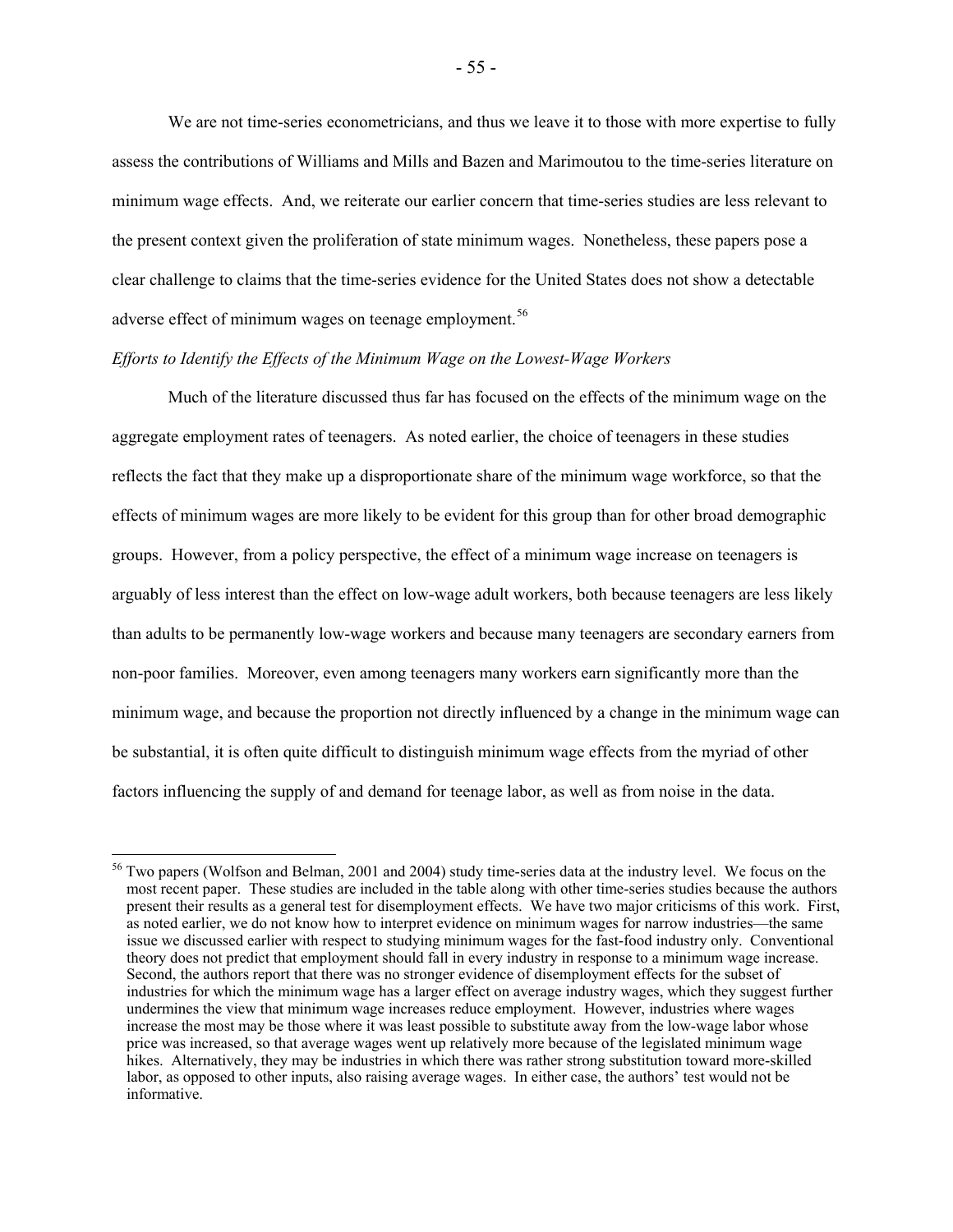We are not time-series econometricians, and thus we leave it to those with more expertise to fully assess the contributions of Williams and Mills and Bazen and Marimoutou to the time-series literature on minimum wage effects. And, we reiterate our earlier concern that time-series studies are less relevant to the present context given the proliferation of state minimum wages. Nonetheless, these papers pose a clear challenge to claims that the time-series evidence for the United States does not show a detectable adverse effect of minimum wages on teenage employment.[56]

*Efforts to Identify the Effects of the Minimum Wage on the Lowest-Wage Workers*

Much of the literature discussed thus far has focused on the effects of the minimum wage on the aggregate employment rates of teenagers. As noted earlier, the choice of teenagers in these studies reflects the fact that they make up a disproportionate share of the minimum wage workforce, so that the effects of minimum wages are more likely to be evident for this group than for other broad demographic groups. However, from a policy perspective, the effect of a minimum wage increase on teenagers is arguably of less interest than the effect on low-wage adult workers, both because teenagers are less likely than adults to be permanently low-wage workers and because many teenagers are secondary earners from non-poor families. Moreover, even among teenagers many workers earn significantly more than the minimum wage, and because the proportion not directly influenced by a change in the minimum wage can be substantial, it is often quite difficult to distinguish minimum wage effects from the myriad of other factors influencing the supply of and demand for teenage labor, as well as from noise in the data.

[56] Two papers (Wolfson and Belman, 2001 and 2004) study time-series data at the industry level. We focus on the most recent paper. These studies are included in the table along with other time-series studies because the authors present their results as a general test for disemployment effects. We have two major criticisms of this work. First, as noted earlier, we do not know how to interpret evidence on minimum wages for narrow industries—the same issue we discussed earlier with respect to studying minimum wages for the fast-food industry only. Conventional theory does not predict that employment should fall in every industry in response to a minimum wage increase. Second, the authors report that there was no stronger evidence of disemployment effects for the subset of industries for which the minimum wage has a larger effect on average industry wages, which they suggest further undermines the view that minimum wage increases reduce employment. However, industries where wages increase the most may be those where it was least possible to substitute away from the low-wage labor whose price was increased, so that average wages went up relatively more because of the legislated minimum wage hikes. Alternatively, they may be industries in which there was rather strong substitution toward more-skilled labor, as opposed to other inputs, also raising average wages. In either case, the authors' test would not be informative.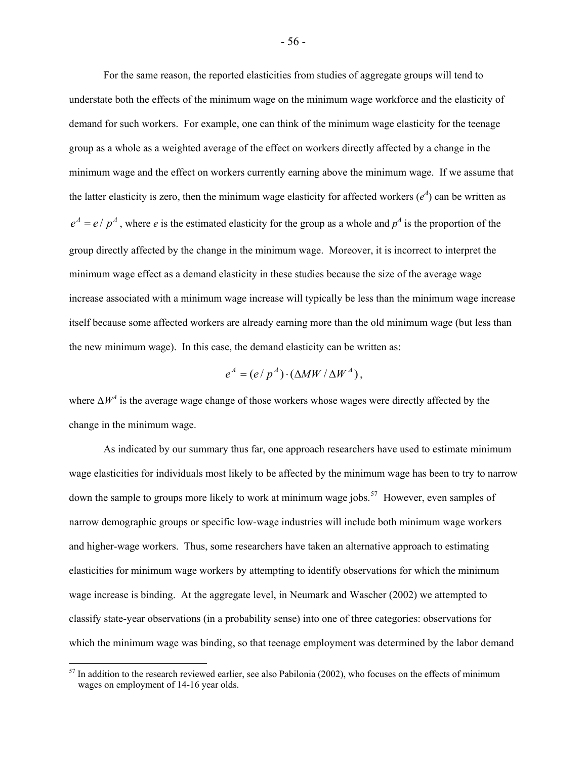For the same reason, the reported elasticities from studies of aggregate groups will tend to understate both the effects of the minimum wage on the minimum wage workforce and the elasticity of demand for such workers. For example, one can think of the minimum wage elasticity for the teenage group as a whole as a weighted average of the effect on workers directly affected by a change in the minimum wage and the effect on workers currently earning above the minimum wage. If we assume that the latter elasticity is zero, then the minimum wage elasticity for affected workers ($e^A$) can be written as $e^A = e / p^A$, where $e$ is the estimated elasticity for the group as a whole and $p^A$ is the proportion of the group directly affected by the change in the minimum wage. Moreover, it is incorrect to interpret the minimum wage effect as a demand elasticity in these studies because the size of the average wage increase associated with a minimum wage increase will typically be less than the minimum wage increase itself because some affected workers are already earning more than the old minimum wage (but less than the new minimum wage). In this case, the demand elasticity can be written as:

$$e^A = (e / p^A) \cdot (\Delta MW / \Delta W^A),$$

where $\Delta W^A$ is the average wage change of those workers whose wages were directly affected by the change in the minimum wage.

As indicated by our summary thus far, one approach researchers have used to estimate minimum wage elasticities for individuals most likely to be affected by the minimum wage has been to try to narrow down the sample to groups more likely to work at minimum wage jobs.[57] However, even samples of narrow demographic groups or specific low-wage industries will include both minimum wage workers and higher-wage workers. Thus, some researchers have taken an alternative approach to estimating elasticities for minimum wage workers by attempting to identify observations for which the minimum wage increase is binding. At the aggregate level, in Neumark and Wascher (2002) we attempted to classify state-year observations (in a probability sense) into one of three categories: observations for which the minimum wage was binding, so that teenage employment was determined by the labor demand

[57] In addition to the research reviewed earlier, see also Pabilonia (2002), who focuses on the effects of minimum wages on employment of 14-16 year olds.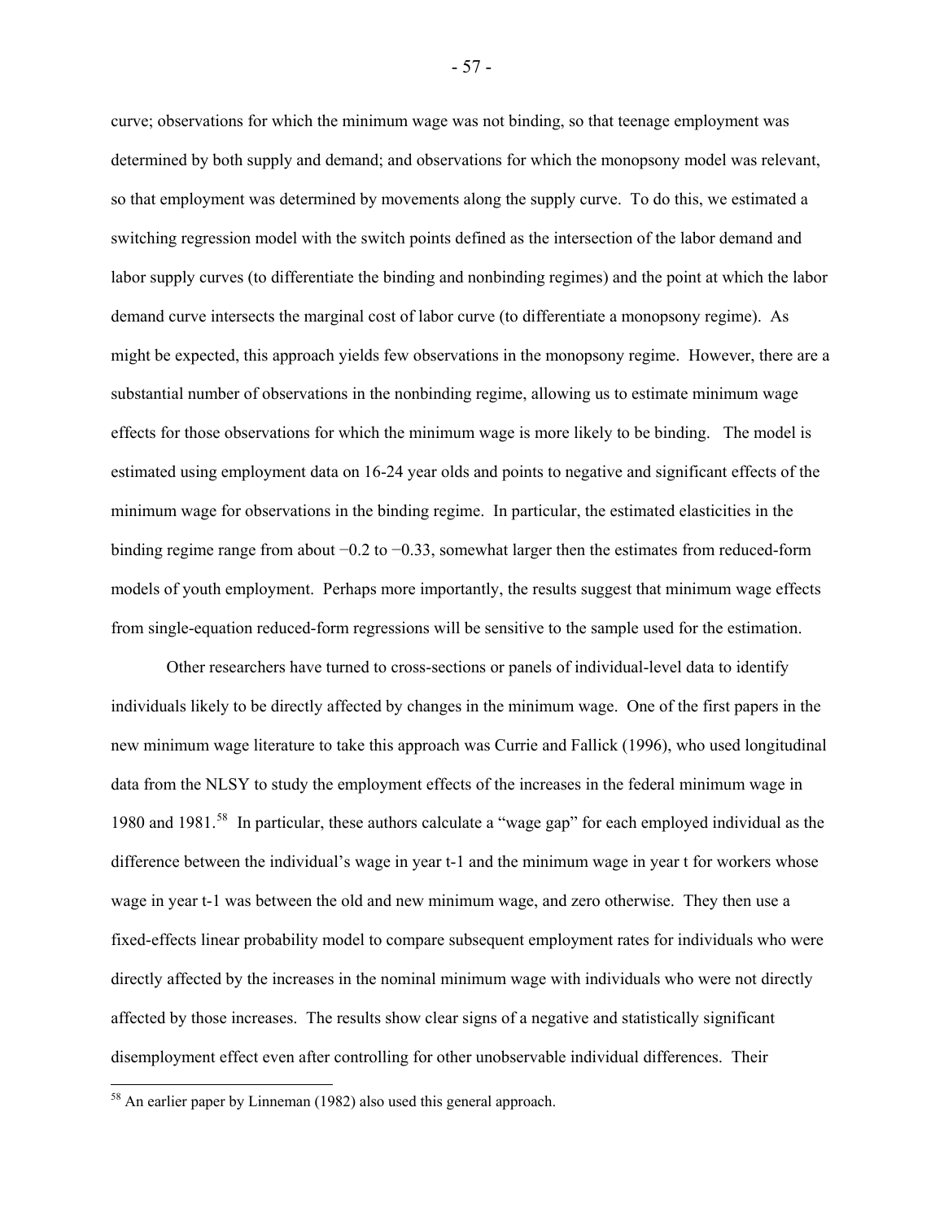curve; observations for which the minimum wage was not binding, so that teenage employment was determined by both supply and demand; and observations for which the monopsony model was relevant, so that employment was determined by movements along the supply curve. To do this, we estimated a switching regression model with the switch points defined as the intersection of the labor demand and labor supply curves (to differentiate the binding and nonbinding regimes) and the point at which the labor demand curve intersects the marginal cost of labor curve (to differentiate a monopsony regime). As might be expected, this approach yields few observations in the monopsony regime. However, there are a substantial number of observations in the nonbinding regime, allowing us to estimate minimum wage effects for those observations for which the minimum wage is more likely to be binding. The model is estimated using employment data on 16-24 year olds and points to negative and significant effects of the minimum wage for observations in the binding regime. In particular, the estimated elasticities in the binding regime range from about −0.2 to −0.33, somewhat larger then the estimates from reduced-form models of youth employment. Perhaps more importantly, the results suggest that minimum wage effects from single-equation reduced-form regressions will be sensitive to the sample used for the estimation.

Other researchers have turned to cross-sections or panels of individual-level data to identify individuals likely to be directly affected by changes in the minimum wage. One of the first papers in the new minimum wage literature to take this approach was Currie and Fallick (1996), who used longitudinal data from the NLSY to study the employment effects of the increases in the federal minimum wage in 1980 and 1981.[58] In particular, these authors calculate a "wage gap" for each employed individual as the difference between the individual's wage in year t-1 and the minimum wage in year t for workers whose wage in year t-1 was between the old and new minimum wage, and zero otherwise. They then use a fixed-effects linear probability model to compare subsequent employment rates for individuals who were directly affected by the increases in the nominal minimum wage with individuals who were not directly affected by those increases. The results show clear signs of a negative and statistically significant disemployment effect even after controlling for other unobservable individual differences. Their

[58] An earlier paper by Linneman (1982) also used this general approach.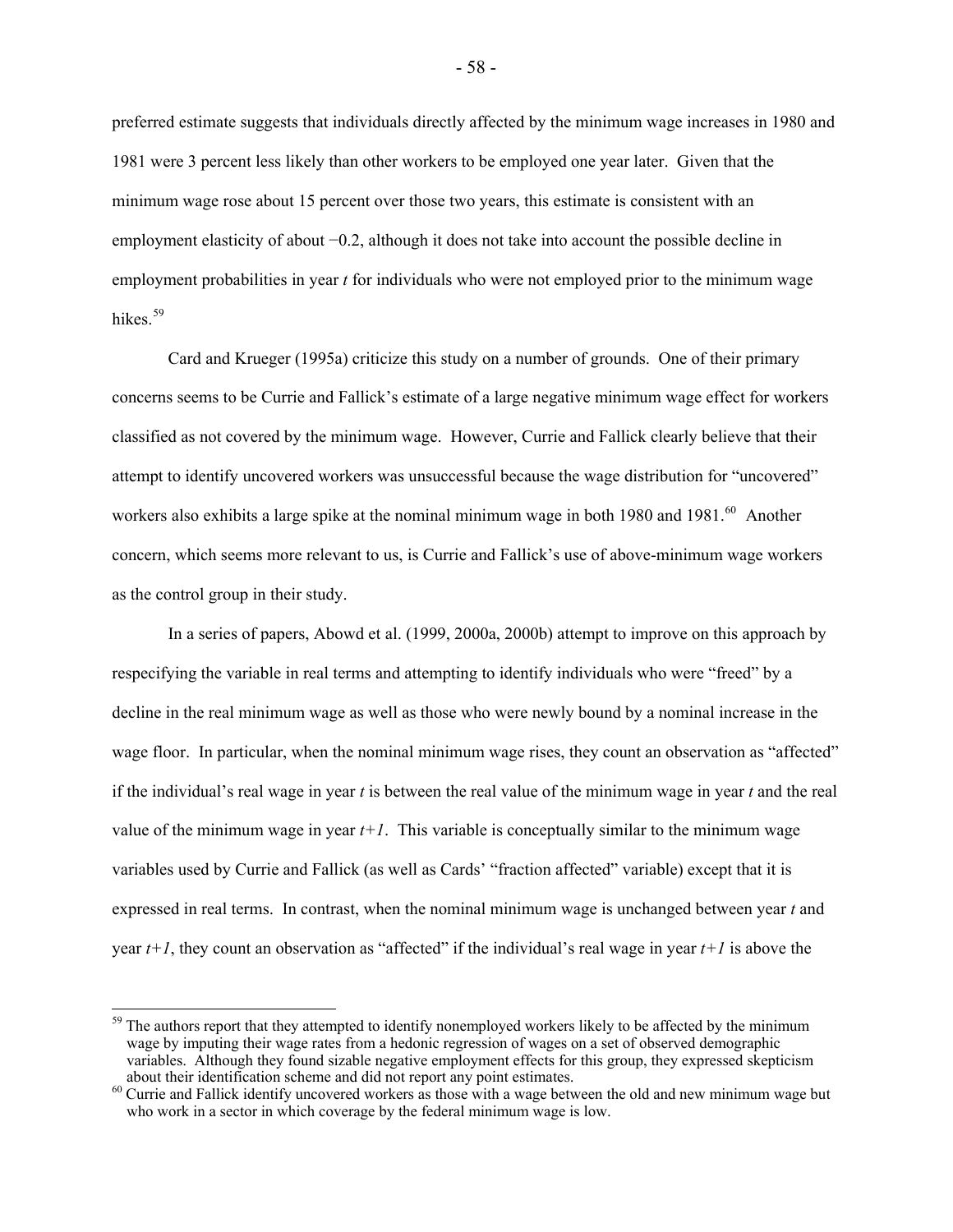preferred estimate suggests that individuals directly affected by the minimum wage increases in 1980 and 1981 were 3 percent less likely than other workers to be employed one year later. Given that the minimum wage rose about 15 percent over those two years, this estimate is consistent with an employment elasticity of about −0.2, although it does not take into account the possible decline in employment probabilities in year *t* for individuals who were not employed prior to the minimum wage hikes.[59]

Card and Krueger (1995a) criticize this study on a number of grounds. One of their primary concerns seems to be Currie and Fallick's estimate of a large negative minimum wage effect for workers classified as not covered by the minimum wage. However, Currie and Fallick clearly believe that their attempt to identify uncovered workers was unsuccessful because the wage distribution for "uncovered" workers also exhibits a large spike at the nominal minimum wage in both 1980 and 1981.[60] Another concern, which seems more relevant to us, is Currie and Fallick's use of above-minimum wage workers as the control group in their study.

In a series of papers, Abowd et al. (1999, 2000a, 2000b) attempt to improve on this approach by respecifying the variable in real terms and attempting to identify individuals who were "freed" by a decline in the real minimum wage as well as those who were newly bound by a nominal increase in the wage floor. In particular, when the nominal minimum wage rises, they count an observation as "affected" if the individual's real wage in year *t* is between the real value of the minimum wage in year *t* and the real value of the minimum wage in year *t+1*. This variable is conceptually similar to the minimum wage variables used by Currie and Fallick (as well as Cards' "fraction affected" variable) except that it is expressed in real terms. In contrast, when the nominal minimum wage is unchanged between year *t* and year *t+1*, they count an observation as "affected" if the individual's real wage in year *t+1* is above the

---

[59] The authors report that they attempted to identify nonemployed workers likely to be affected by the minimum wage by imputing their wage rates from a hedonic regression of wages on a set of observed demographic variables. Although they found sizable negative employment effects for this group, they expressed skepticism about their identification scheme and did not report any point estimates.

[60] Currie and Fallick identify uncovered workers as those with a wage between the old and new minimum wage but who work in a sector in which coverage by the federal minimum wage is low.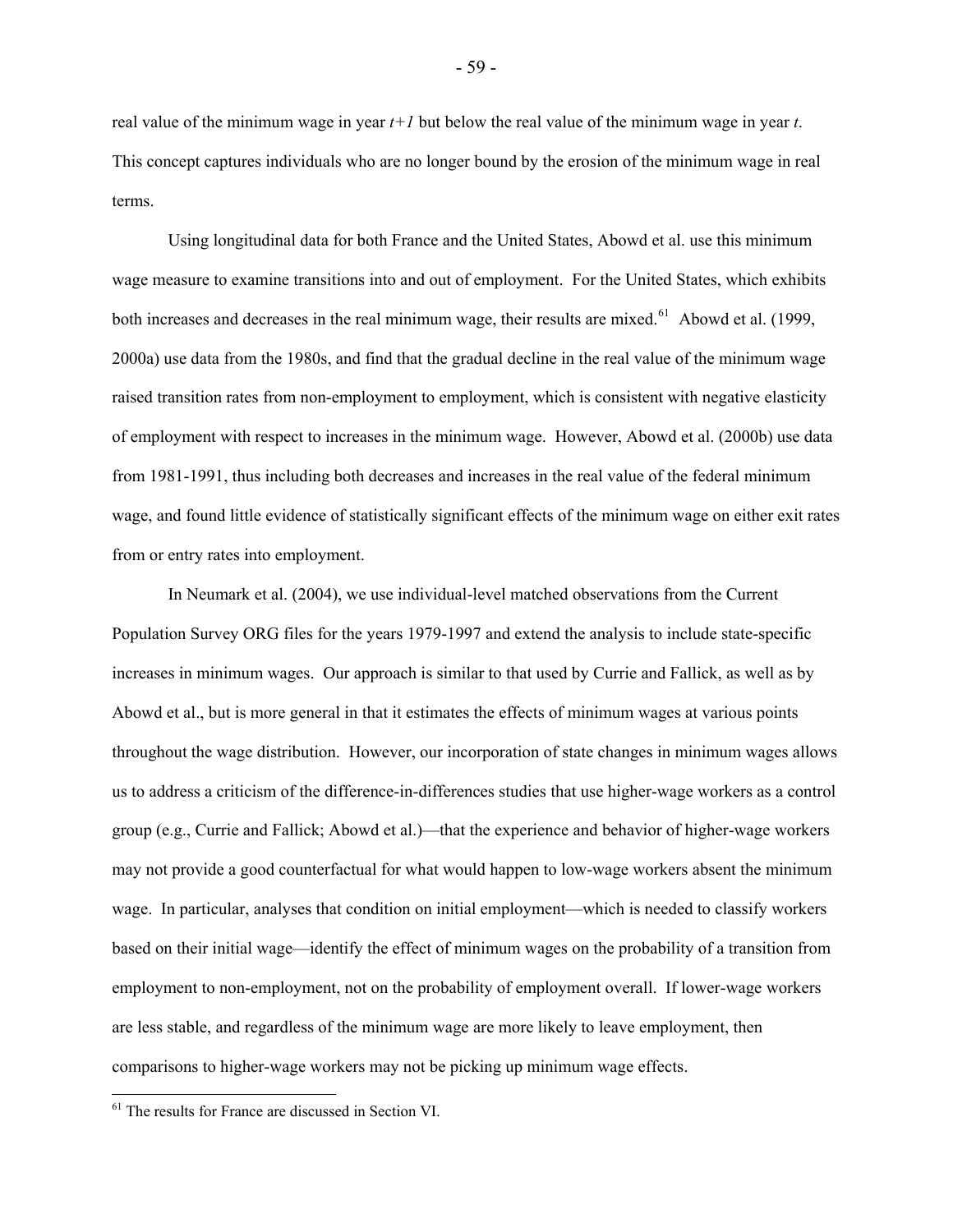real value of the minimum wage in year $t+1$ but below the real value of the minimum wage in year $t$. This concept captures individuals who are no longer bound by the erosion of the minimum wage in real terms.

Using longitudinal data for both France and the United States, Abowd et al. use this minimum wage measure to examine transitions into and out of employment. For the United States, which exhibits both increases and decreases in the real minimum wage, their results are mixed.[61] Abowd et al. (1999, 2000a) use data from the 1980s, and find that the gradual decline in the real value of the minimum wage raised transition rates from non-employment to employment, which is consistent with negative elasticity of employment with respect to increases in the minimum wage. However, Abowd et al. (2000b) use data from 1981-1991, thus including both decreases and increases in the real value of the federal minimum wage, and found little evidence of statistically significant effects of the minimum wage on either exit rates from or entry rates into employment.

In Neumark et al. (2004), we use individual-level matched observations from the Current Population Survey ORG files for the years 1979-1997 and extend the analysis to include state-specific increases in minimum wages. Our approach is similar to that used by Currie and Fallick, as well as by Abowd et al., but is more general in that it estimates the effects of minimum wages at various points throughout the wage distribution. However, our incorporation of state changes in minimum wages allows us to address a criticism of the difference-in-differences studies that use higher-wage workers as a control group (e.g., Currie and Fallick; Abowd et al.)—that the experience and behavior of higher-wage workers may not provide a good counterfactual for what would happen to low-wage workers absent the minimum wage. In particular, analyses that condition on initial employment—which is needed to classify workers based on their initial wage—identify the effect of minimum wages on the probability of a transition from employment to non-employment, not on the probability of employment overall. If lower-wage workers are less stable, and regardless of the minimum wage are more likely to leave employment, then comparisons to higher-wage workers may not be picking up minimum wage effects.

[61] The results for France are discussed in Section VI.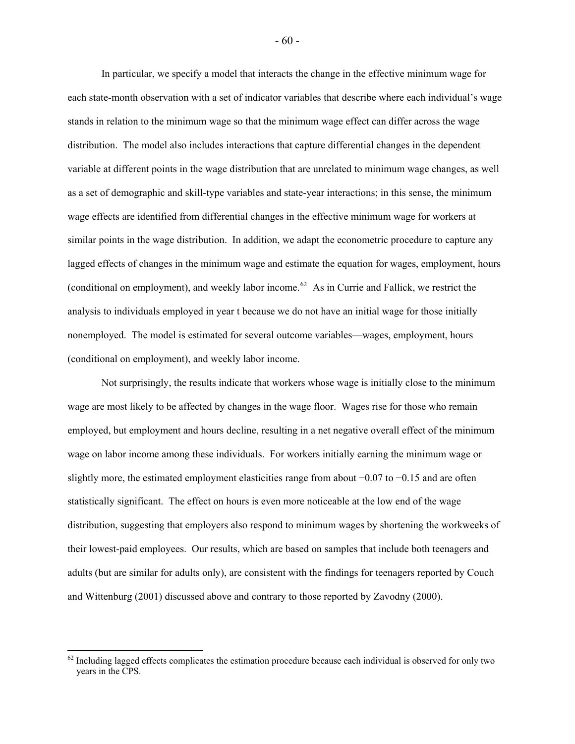In particular, we specify a model that interacts the change in the effective minimum wage for each state-month observation with a set of indicator variables that describe where each individual's wage stands in relation to the minimum wage so that the minimum wage effect can differ across the wage distribution. The model also includes interactions that capture differential changes in the dependent variable at different points in the wage distribution that are unrelated to minimum wage changes, as well as a set of demographic and skill-type variables and state-year interactions; in this sense, the minimum wage effects are identified from differential changes in the effective minimum wage for workers at similar points in the wage distribution. In addition, we adapt the econometric procedure to capture any lagged effects of changes in the minimum wage and estimate the equation for wages, employment, hours (conditional on employment), and weekly labor income.[62] As in Currie and Fallick, we restrict the analysis to individuals employed in year t because we do not have an initial wage for those initially nonemployed. The model is estimated for several outcome variables—wages, employment, hours (conditional on employment), and weekly labor income.

Not surprisingly, the results indicate that workers whose wage is initially close to the minimum wage are most likely to be affected by changes in the wage floor. Wages rise for those who remain employed, but employment and hours decline, resulting in a net negative overall effect of the minimum wage on labor income among these individuals. For workers initially earning the minimum wage or slightly more, the estimated employment elasticities range from about −0.07 to −0.15 and are often statistically significant. The effect on hours is even more noticeable at the low end of the wage distribution, suggesting that employers also respond to minimum wages by shortening the workweeks of their lowest-paid employees. Our results, which are based on samples that include both teenagers and adults (but are similar for adults only), are consistent with the findings for teenagers reported by Couch and Wittenburg (2001) discussed above and contrary to those reported by Zavodny (2000).

[62] Including lagged effects complicates the estimation procedure because each individual is observed for only two years in the CPS.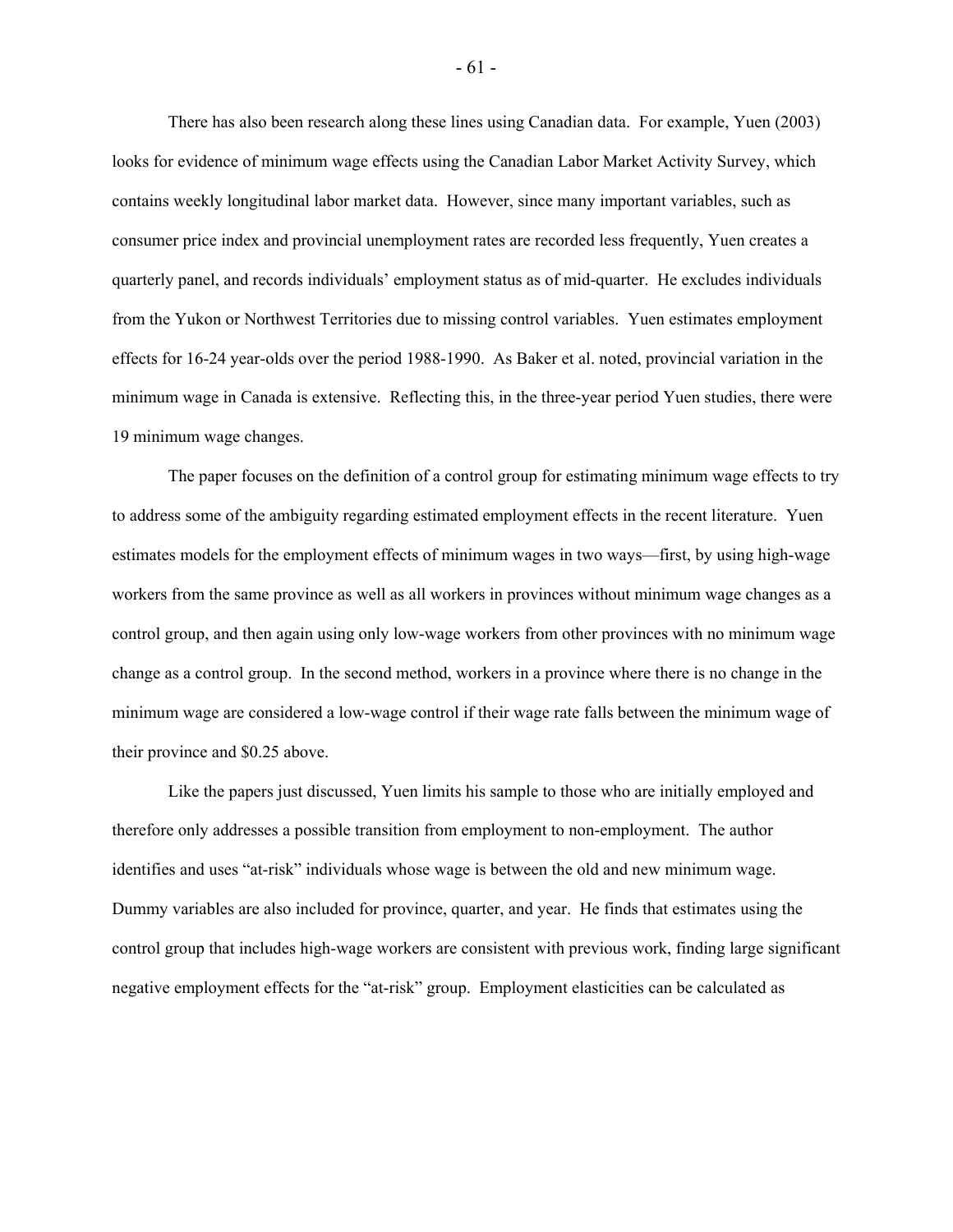There has also been research along these lines using Canadian data. For example, Yuen (2003) looks for evidence of minimum wage effects using the Canadian Labor Market Activity Survey, which contains weekly longitudinal labor market data. However, since many important variables, such as consumer price index and provincial unemployment rates are recorded less frequently, Yuen creates a quarterly panel, and records individuals' employment status as of mid-quarter. He excludes individuals from the Yukon or Northwest Territories due to missing control variables. Yuen estimates employment effects for 16-24 year-olds over the period 1988-1990. As Baker et al. noted, provincial variation in the minimum wage in Canada is extensive. Reflecting this, in the three-year period Yuen studies, there were 19 minimum wage changes.

The paper focuses on the definition of a control group for estimating minimum wage effects to try to address some of the ambiguity regarding estimated employment effects in the recent literature. Yuen estimates models for the employment effects of minimum wages in two ways—first, by using high-wage workers from the same province as well as all workers in provinces without minimum wage changes as a control group, and then again using only low-wage workers from other provinces with no minimum wage change as a control group. In the second method, workers in a province where there is no change in the minimum wage are considered a low-wage control if their wage rate falls between the minimum wage of their province and $0.25 above.

Like the papers just discussed, Yuen limits his sample to those who are initially employed and therefore only addresses a possible transition from employment to non-employment. The author identifies and uses "at-risk" individuals whose wage is between the old and new minimum wage. Dummy variables are also included for province, quarter, and year. He finds that estimates using the control group that includes high-wage workers are consistent with previous work, finding large significant negative employment effects for the "at-risk" group. Employment elasticities can be calculated as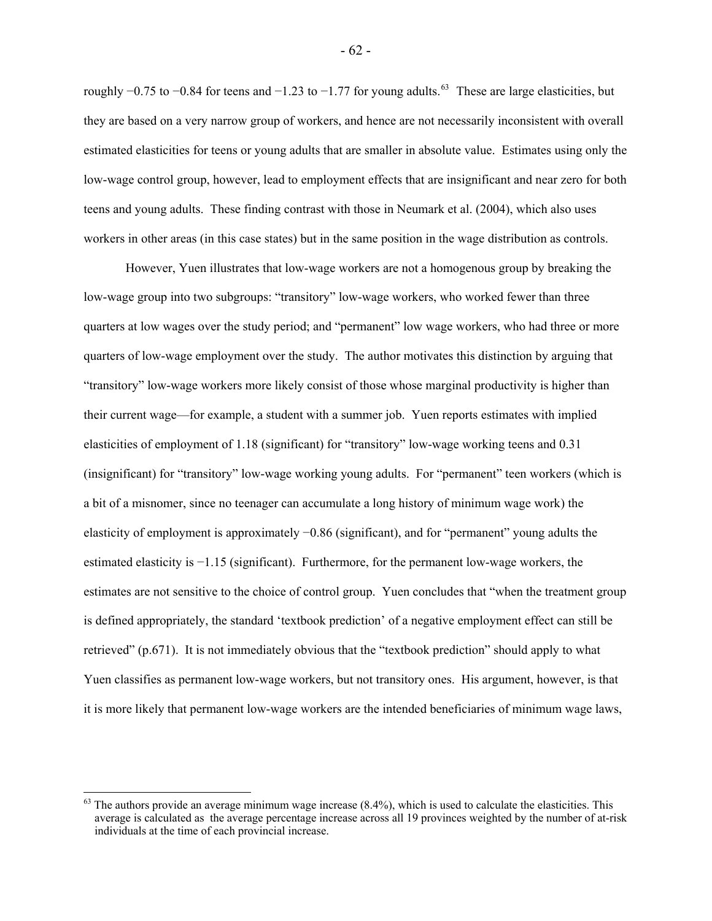roughly −0.75 to −0.84 for teens and −1.23 to −1.77 for young adults.[63] These are large elasticities, but they are based on a very narrow group of workers, and hence are not necessarily inconsistent with overall estimated elasticities for teens or young adults that are smaller in absolute value. Estimates using only the low-wage control group, however, lead to employment effects that are insignificant and near zero for both teens and young adults. These finding contrast with those in Neumark et al. (2004), which also uses workers in other areas (in this case states) but in the same position in the wage distribution as controls.

However, Yuen illustrates that low-wage workers are not a homogenous group by breaking the low-wage group into two subgroups: "transitory" low-wage workers, who worked fewer than three quarters at low wages over the study period; and "permanent" low wage workers, who had three or more quarters of low-wage employment over the study. The author motivates this distinction by arguing that "transitory" low-wage workers more likely consist of those whose marginal productivity is higher than their current wage—for example, a student with a summer job. Yuen reports estimates with implied elasticities of employment of 1.18 (significant) for "transitory" low-wage working teens and 0.31 (insignificant) for "transitory" low-wage working young adults. For "permanent" teen workers (which is a bit of a misnomer, since no teenager can accumulate a long history of minimum wage work) the elasticity of employment is approximately −0.86 (significant), and for "permanent" young adults the estimated elasticity is −1.15 (significant). Furthermore, for the permanent low-wage workers, the estimates are not sensitive to the choice of control group. Yuen concludes that "when the treatment group is defined appropriately, the standard 'textbook prediction' of a negative employment effect can still be retrieved" (p.671). It is not immediately obvious that the "textbook prediction" should apply to what Yuen classifies as permanent low-wage workers, but not transitory ones. His argument, however, is that it is more likely that permanent low-wage workers are the intended beneficiaries of minimum wage laws,

[63] The authors provide an average minimum wage increase (8.4%), which is used to calculate the elasticities. This average is calculated as the average percentage increase across all 19 provinces weighted by the number of at-risk individuals at the time of each provincial increase.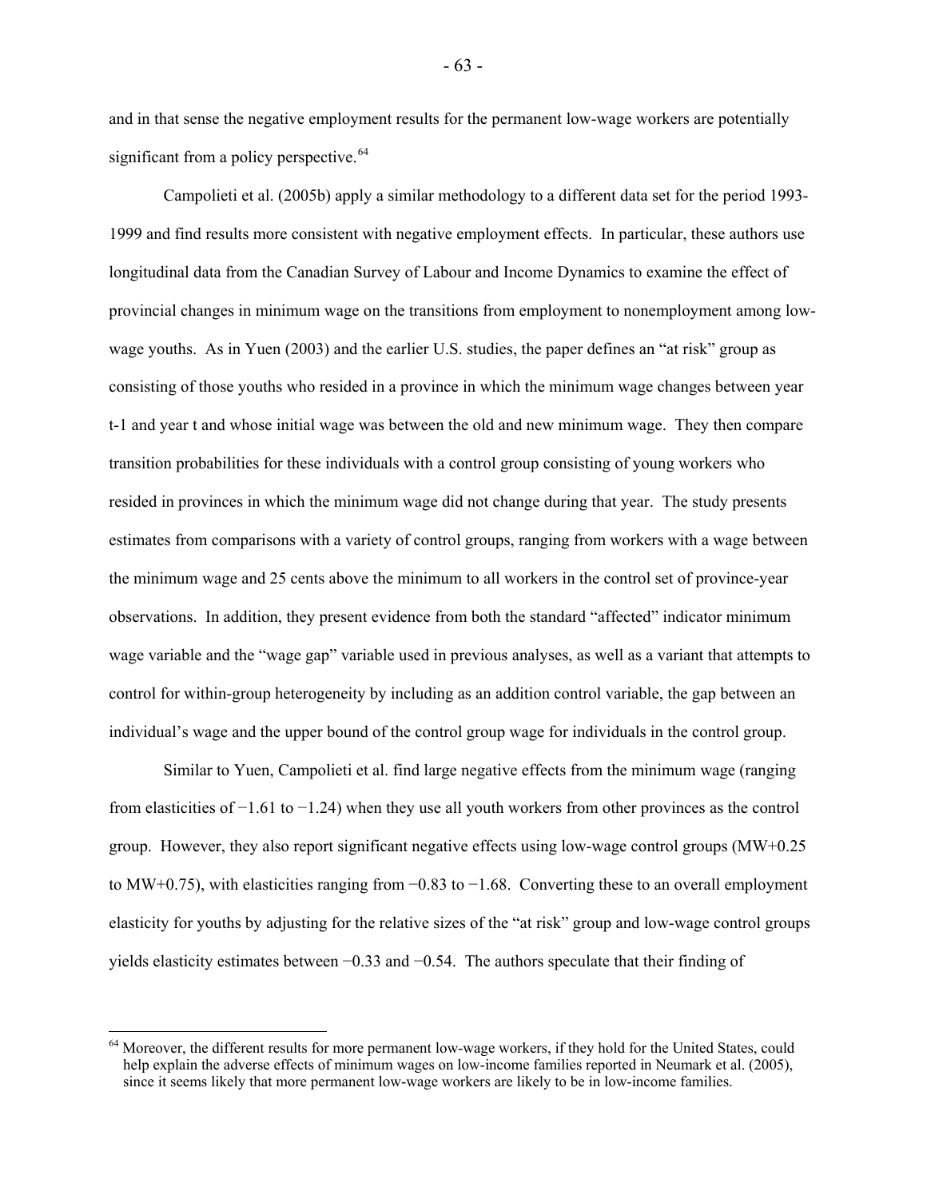and in that sense the negative employment results for the permanent low-wage workers are potentially significant from a policy perspective.[64]

Campolieti et al. (2005b) apply a similar methodology to a different data set for the period 1993-1999 and find results more consistent with negative employment effects. In particular, these authors use longitudinal data from the Canadian Survey of Labour and Income Dynamics to examine the effect of provincial changes in minimum wage on the transitions from employment to nonemployment among low-wage youths. As in Yuen (2003) and the earlier U.S. studies, the paper defines an "at risk" group as consisting of those youths who resided in a province in which the minimum wage changes between year t-1 and year t and whose initial wage was between the old and new minimum wage. They then compare transition probabilities for these individuals with a control group consisting of young workers who resided in provinces in which the minimum wage did not change during that year. The study presents estimates from comparisons with a variety of control groups, ranging from workers with a wage between the minimum wage and 25 cents above the minimum to all workers in the control set of province-year observations. In addition, they present evidence from both the standard "affected" indicator minimum wage variable and the "wage gap" variable used in previous analyses, as well as a variant that attempts to control for within-group heterogeneity by including as an addition control variable, the gap between an individual's wage and the upper bound of the control group wage for individuals in the control group.

Similar to Yuen, Campolieti et al. find large negative effects from the minimum wage (ranging from elasticities of −1.61 to −1.24) when they use all youth workers from other provinces as the control group. However, they also report significant negative effects using low-wage control groups (MW+0.25 to MW+0.75), with elasticities ranging from −0.83 to −1.68. Converting these to an overall employment elasticity for youths by adjusting for the relative sizes of the "at risk" group and low-wage control groups yields elasticity estimates between −0.33 and −0.54. The authors speculate that their finding of

[64] Moreover, the different results for more permanent low-wage workers, if they hold for the United States, could help explain the adverse effects of minimum wages on low-income families reported in Neumark et al. (2005), since it seems likely that more permanent low-wage workers are likely to be in low-income families.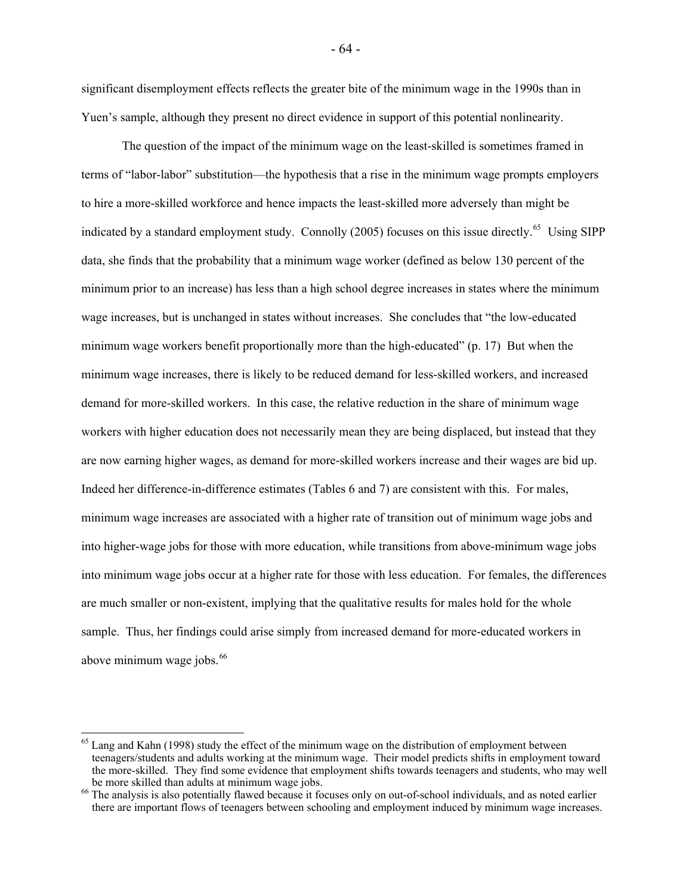significant disemployment effects reflects the greater bite of the minimum wage in the 1990s than in Yuen's sample, although they present no direct evidence in support of this potential nonlinearity.

The question of the impact of the minimum wage on the least-skilled is sometimes framed in terms of "labor-labor" substitution—the hypothesis that a rise in the minimum wage prompts employers to hire a more-skilled workforce and hence impacts the least-skilled more adversely than might be indicated by a standard employment study. Connolly (2005) focuses on this issue directly.[65] Using SIPP data, she finds that the probability that a minimum wage worker (defined as below 130 percent of the minimum prior to an increase) has less than a high school degree increases in states where the minimum wage increases, but is unchanged in states without increases. She concludes that "the low-educated minimum wage workers benefit proportionally more than the high-educated" (p. 17) But when the minimum wage increases, there is likely to be reduced demand for less-skilled workers, and increased demand for more-skilled workers. In this case, the relative reduction in the share of minimum wage workers with higher education does not necessarily mean they are being displaced, but instead that they are now earning higher wages, as demand for more-skilled workers increase and their wages are bid up. Indeed her difference-in-difference estimates (Tables 6 and 7) are consistent with this. For males, minimum wage increases are associated with a higher rate of transition out of minimum wage jobs and into higher-wage jobs for those with more education, while transitions from above-minimum wage jobs into minimum wage jobs occur at a higher rate for those with less education. For females, the differences are much smaller or non-existent, implying that the qualitative results for males hold for the whole sample. Thus, her findings could arise simply from increased demand for more-educated workers in above minimum wage jobs.[66]

---

[65] Lang and Kahn (1998) study the effect of the minimum wage on the distribution of employment between teenagers/students and adults working at the minimum wage. Their model predicts shifts in employment toward the more-skilled. They find some evidence that employment shifts towards teenagers and students, who may well be more skilled than adults at minimum wage jobs.

[66] The analysis is also potentially flawed because it focuses only on out-of-school individuals, and as noted earlier there are important flows of teenagers between schooling and employment induced by minimum wage increases.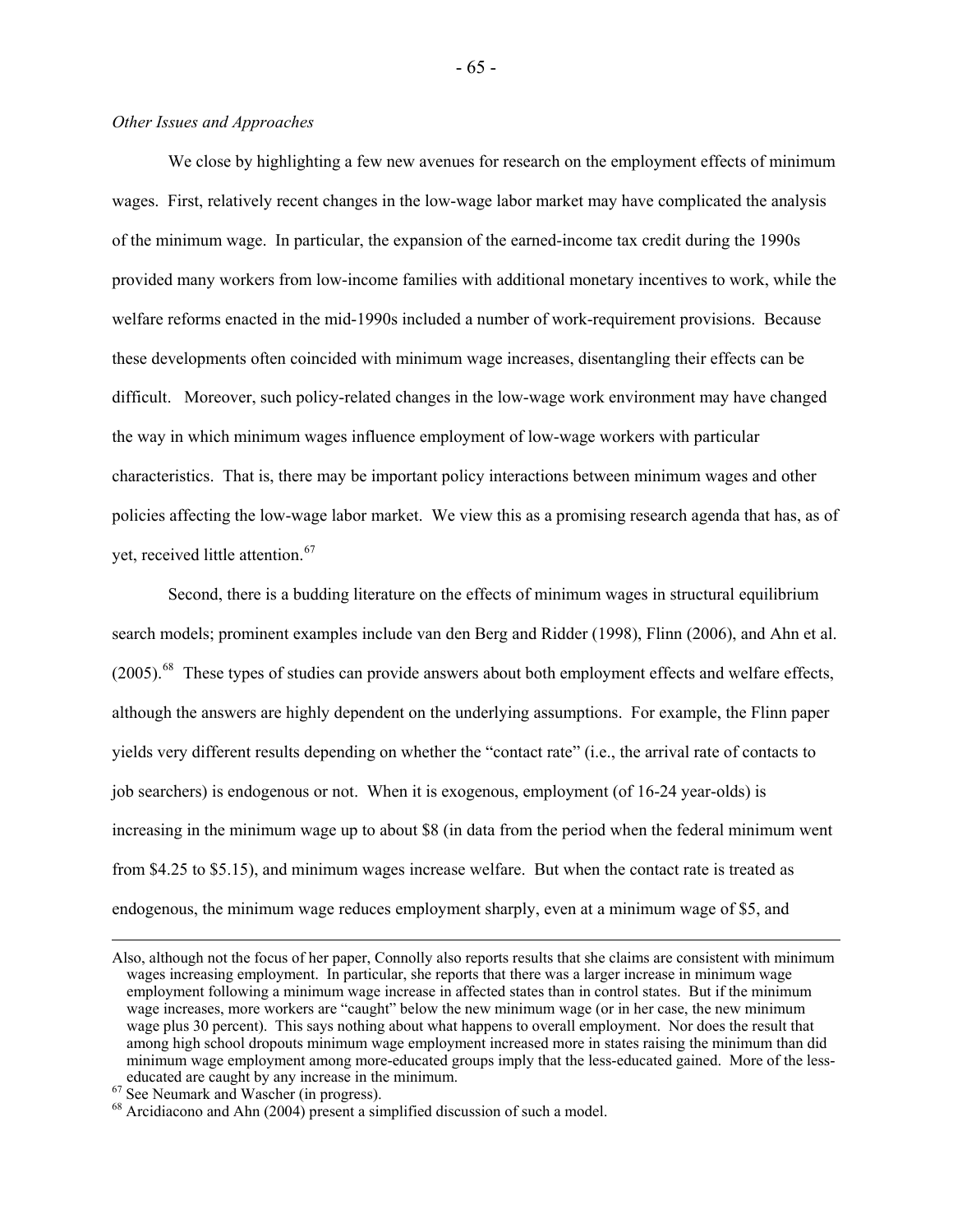*Other Issues and Approaches*

We close by highlighting a few new avenues for research on the employment effects of minimum wages. First, relatively recent changes in the low-wage labor market may have complicated the analysis of the minimum wage. In particular, the expansion of the earned-income tax credit during the 1990s provided many workers from low-income families with additional monetary incentives to work, while the welfare reforms enacted in the mid-1990s included a number of work-requirement provisions. Because these developments often coincided with minimum wage increases, disentangling their effects can be difficult. Moreover, such policy-related changes in the low-wage work environment may have changed the way in which minimum wages influence employment of low-wage workers with particular characteristics. That is, there may be important policy interactions between minimum wages and other policies affecting the low-wage labor market. We view this as a promising research agenda that has, as of yet, received little attention.[67]

Second, there is a budding literature on the effects of minimum wages in structural equilibrium search models; prominent examples include van den Berg and Ridder (1998), Flinn (2006), and Ahn et al. (2005).[68] These types of studies can provide answers about both employment effects and welfare effects, although the answers are highly dependent on the underlying assumptions. For example, the Flinn paper yields very different results depending on whether the "contact rate" (i.e., the arrival rate of contacts to job searchers) is endogenous or not. When it is exogenous, employment (of 16-24 year-olds) is increasing in the minimum wage up to about $8 (in data from the period when the federal minimum went from $4.25 to $5.15), and minimum wages increase welfare. But when the contact rate is treated as endogenous, the minimum wage reduces employment sharply, even at a minimum wage of $5, and

---

Also, although not the focus of her paper, Connolly also reports results that she claims are consistent with minimum wages increasing employment. In particular, she reports that there was a larger increase in minimum wage employment following a minimum wage increase in affected states than in control states. But if the minimum wage increases, more workers are "caught" below the new minimum wage (or in her case, the new minimum wage plus 30 percent). This says nothing about what happens to overall employment. Nor does the result that among high school dropouts minimum wage employment increased more in states raising the minimum than did minimum wage employment among more-educated groups imply that the less-educated gained. More of the less-educated are caught by any increase in the minimum.

[67] See Neumark and Wascher (in progress).

[68] Arcidiacono and Ahn (2004) present a simplified discussion of such a model.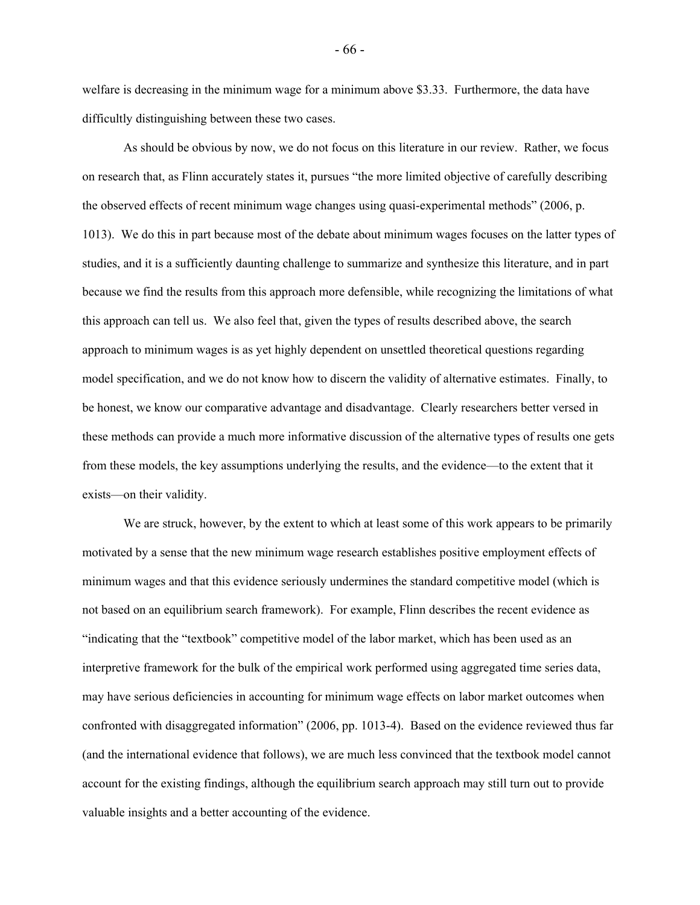welfare is decreasing in the minimum wage for a minimum above $3.33. Furthermore, the data have difficultly distinguishing between these two cases.

As should be obvious by now, we do not focus on this literature in our review. Rather, we focus on research that, as Flinn accurately states it, pursues "the more limited objective of carefully describing the observed effects of recent minimum wage changes using quasi-experimental methods" (2006, p. 1013). We do this in part because most of the debate about minimum wages focuses on the latter types of studies, and it is a sufficiently daunting challenge to summarize and synthesize this literature, and in part because we find the results from this approach more defensible, while recognizing the limitations of what this approach can tell us. We also feel that, given the types of results described above, the search approach to minimum wages is as yet highly dependent on unsettled theoretical questions regarding model specification, and we do not know how to discern the validity of alternative estimates. Finally, to be honest, we know our comparative advantage and disadvantage. Clearly researchers better versed in these methods can provide a much more informative discussion of the alternative types of results one gets from these models, the key assumptions underlying the results, and the evidence—to the extent that it exists—on their validity.

We are struck, however, by the extent to which at least some of this work appears to be primarily motivated by a sense that the new minimum wage research establishes positive employment effects of minimum wages and that this evidence seriously undermines the standard competitive model (which is not based on an equilibrium search framework). For example, Flinn describes the recent evidence as "indicating that the "textbook" competitive model of the labor market, which has been used as an interpretive framework for the bulk of the empirical work performed using aggregated time series data, may have serious deficiencies in accounting for minimum wage effects on labor market outcomes when confronted with disaggregated information" (2006, pp. 1013-4). Based on the evidence reviewed thus far (and the international evidence that follows), we are much less convinced that the textbook model cannot account for the existing findings, although the equilibrium search approach may still turn out to provide valuable insights and a better accounting of the evidence.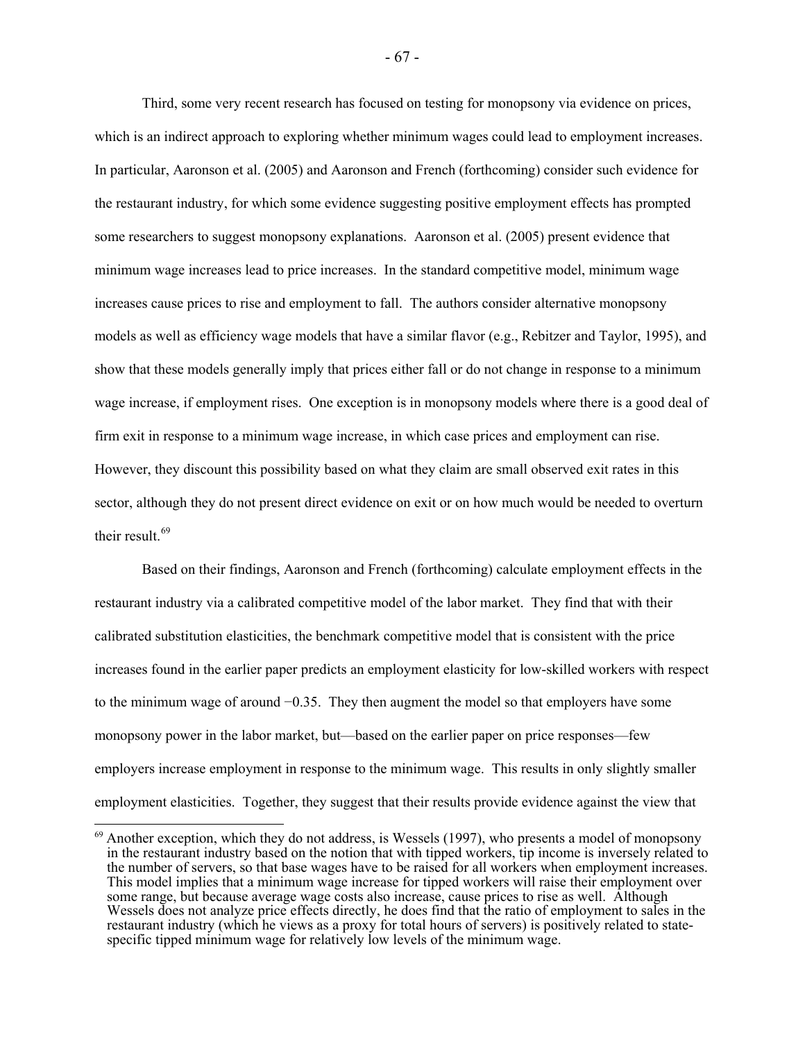Third, some very recent research has focused on testing for monopsony via evidence on prices, which is an indirect approach to exploring whether minimum wages could lead to employment increases. In particular, Aaronson et al. (2005) and Aaronson and French (forthcoming) consider such evidence for the restaurant industry, for which some evidence suggesting positive employment effects has prompted some researchers to suggest monopsony explanations. Aaronson et al. (2005) present evidence that minimum wage increases lead to price increases. In the standard competitive model, minimum wage increases cause prices to rise and employment to fall. The authors consider alternative monopsony models as well as efficiency wage models that have a similar flavor (e.g., Rebitzer and Taylor, 1995), and show that these models generally imply that prices either fall or do not change in response to a minimum wage increase, if employment rises. One exception is in monopsony models where there is a good deal of firm exit in response to a minimum wage increase, in which case prices and employment can rise. However, they discount this possibility based on what they claim are small observed exit rates in this sector, although they do not present direct evidence on exit or on how much would be needed to overturn their result.[69]

Based on their findings, Aaronson and French (forthcoming) calculate employment effects in the restaurant industry via a calibrated competitive model of the labor market. They find that with their calibrated substitution elasticities, the benchmark competitive model that is consistent with the price increases found in the earlier paper predicts an employment elasticity for low-skilled workers with respect to the minimum wage of around −0.35. They then augment the model so that employers have some monopsony power in the labor market, but—based on the earlier paper on price responses—few employers increase employment in response to the minimum wage. This results in only slightly smaller employment elasticities. Together, they suggest that their results provide evidence against the view that

[69] Another exception, which they do not address, is Wessels (1997), who presents a model of monopsony in the restaurant industry based on the notion that with tipped workers, tip income is inversely related to the number of servers, so that base wages have to be raised for all workers when employment increases. This model implies that a minimum wage increase for tipped workers will raise their employment over some range, but because average wage costs also increase, cause prices to rise as well. Although Wessels does not analyze price effects directly, he does find that the ratio of employment to sales in the restaurant industry (which he views as a proxy for total hours of servers) is positively related to state-specific tipped minimum wage for relatively low levels of the minimum wage.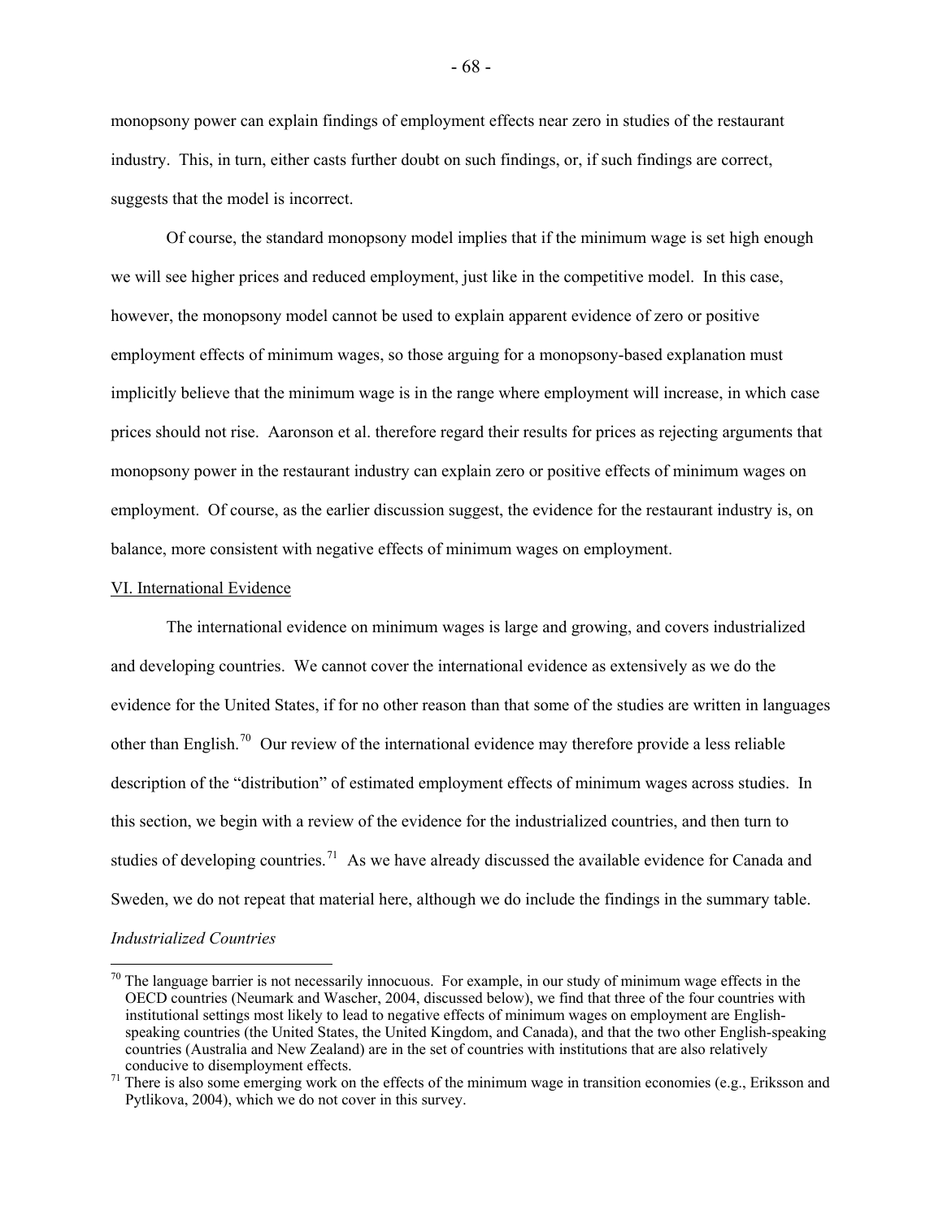monopsony power can explain findings of employment effects near zero in studies of the restaurant industry. This, in turn, either casts further doubt on such findings, or, if such findings are correct, suggests that the model is incorrect.

Of course, the standard monopsony model implies that if the minimum wage is set high enough we will see higher prices and reduced employment, just like in the competitive model. In this case, however, the monopsony model cannot be used to explain apparent evidence of zero or positive employment effects of minimum wages, so those arguing for a monopsony-based explanation must implicitly believe that the minimum wage is in the range where employment will increase, in which case prices should not rise. Aaronson et al. therefore regard their results for prices as rejecting arguments that monopsony power in the restaurant industry can explain zero or positive effects of minimum wages on employment. Of course, as the earlier discussion suggest, the evidence for the restaurant industry is, on balance, more consistent with negative effects of minimum wages on employment.

## VI. International Evidence

The international evidence on minimum wages is large and growing, and covers industrialized and developing countries. We cannot cover the international evidence as extensively as we do the evidence for the United States, if for no other reason than that some of the studies are written in languages other than English.[70] Our review of the international evidence may therefore provide a less reliable description of the "distribution" of estimated employment effects of minimum wages across studies. In this section, we begin with a review of the evidence for the industrialized countries, and then turn to studies of developing countries.[71] As we have already discussed the available evidence for Canada and Sweden, we do not repeat that material here, although we do include the findings in the summary table.

### *Industrialized Countries*

[70] The language barrier is not necessarily innocuous. For example, in our study of minimum wage effects in the OECD countries (Neumark and Wascher, 2004, discussed below), we find that three of the four countries with institutional settings most likely to lead to negative effects of minimum wages on employment are English-speaking countries (the United States, the United Kingdom, and Canada), and that the two other English-speaking countries (Australia and New Zealand) are in the set of countries with institutions that are also relatively conducive to disemployment effects.

[71] There is also some emerging work on the effects of the minimum wage in transition economies (e.g., Eriksson and Pytlikova, 2004), which we do not cover in this survey.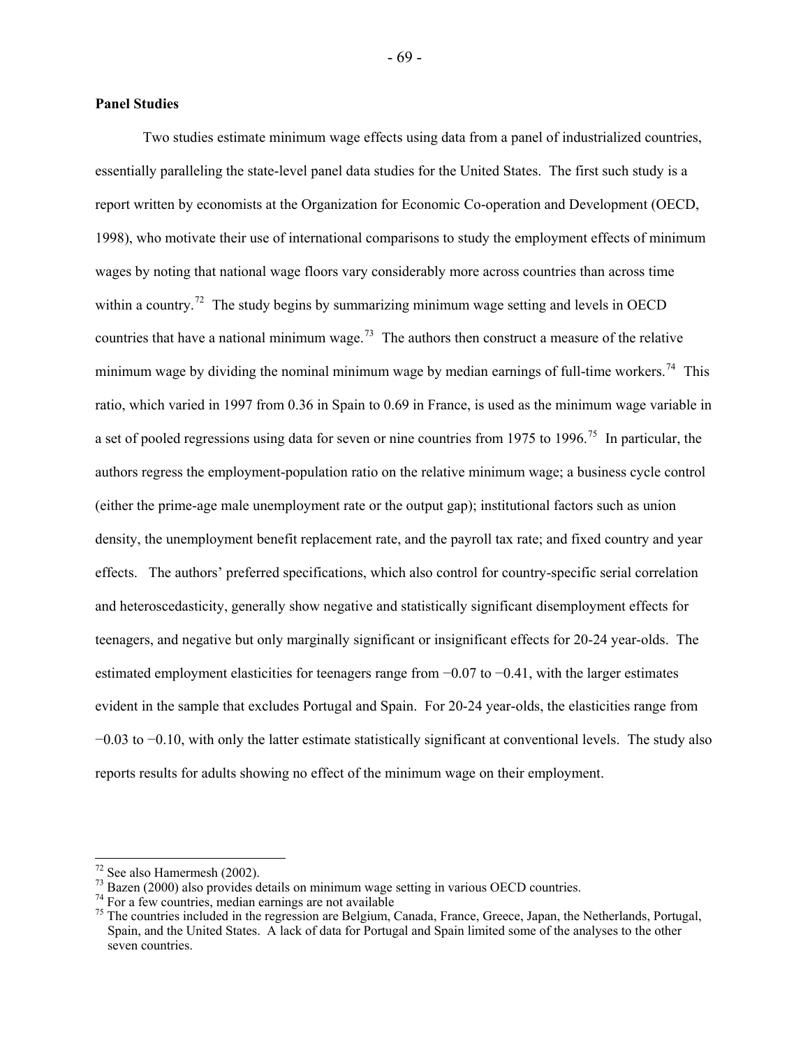**Panel Studies**

Two studies estimate minimum wage effects using data from a panel of industrialized countries, essentially paralleling the state-level panel data studies for the United States. The first such study is a report written by economists at the Organization for Economic Co-operation and Development (OECD, 1998), who motivate their use of international comparisons to study the employment effects of minimum wages by noting that national wage floors vary considerably more across countries than across time within a country.[72] The study begins by summarizing minimum wage setting and levels in OECD countries that have a national minimum wage.[73] The authors then construct a measure of the relative minimum wage by dividing the nominal minimum wage by median earnings of full-time workers.[74] This ratio, which varied in 1997 from 0.36 in Spain to 0.69 in France, is used as the minimum wage variable in a set of pooled regressions using data for seven or nine countries from 1975 to 1996.[75] In particular, the authors regress the employment-population ratio on the relative minimum wage; a business cycle control (either the prime-age male unemployment rate or the output gap); institutional factors such as union density, the unemployment benefit replacement rate, and the payroll tax rate; and fixed country and year effects. The authors' preferred specifications, which also control for country-specific serial correlation and heteroscedasticity, generally show negative and statistically significant disemployment effects for teenagers, and negative but only marginally significant or insignificant effects for 20-24 year-olds. The estimated employment elasticities for teenagers range from −0.07 to −0.41, with the larger estimates evident in the sample that excludes Portugal and Spain. For 20-24 year-olds, the elasticities range from −0.03 to −0.10, with only the latter estimate statistically significant at conventional levels. The study also reports results for adults showing no effect of the minimum wage on their employment.

---

[72] See also Hamermesh (2002).

[73] Bazen (2000) also provides details on minimum wage setting in various OECD countries.

[74] For a few countries, median earnings are not available

[75] The countries included in the regression are Belgium, Canada, France, Greece, Japan, the Netherlands, Portugal, Spain, and the United States. A lack of data for Portugal and Spain limited some of the analyses to the other seven countries.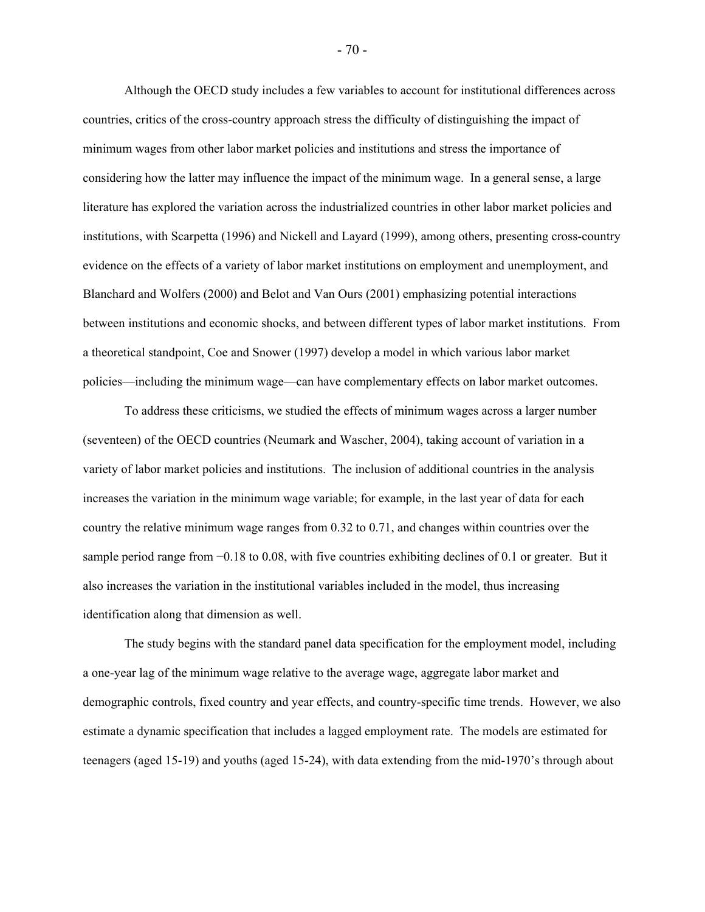Although the OECD study includes a few variables to account for institutional differences across countries, critics of the cross-country approach stress the difficulty of distinguishing the impact of minimum wages from other labor market policies and institutions and stress the importance of considering how the latter may influence the impact of the minimum wage. In a general sense, a large literature has explored the variation across the industrialized countries in other labor market policies and institutions, with Scarpetta (1996) and Nickell and Layard (1999), among others, presenting cross-country evidence on the effects of a variety of labor market institutions on employment and unemployment, and Blanchard and Wolfers (2000) and Belot and Van Ours (2001) emphasizing potential interactions between institutions and economic shocks, and between different types of labor market institutions. From a theoretical standpoint, Coe and Snower (1997) develop a model in which various labor market policies—including the minimum wage—can have complementary effects on labor market outcomes.

To address these criticisms, we studied the effects of minimum wages across a larger number (seventeen) of the OECD countries (Neumark and Wascher, 2004), taking account of variation in a variety of labor market policies and institutions. The inclusion of additional countries in the analysis increases the variation in the minimum wage variable; for example, in the last year of data for each country the relative minimum wage ranges from 0.32 to 0.71, and changes within countries over the sample period range from −0.18 to 0.08, with five countries exhibiting declines of 0.1 or greater. But it also increases the variation in the institutional variables included in the model, thus increasing identification along that dimension as well.

The study begins with the standard panel data specification for the employment model, including a one-year lag of the minimum wage relative to the average wage, aggregate labor market and demographic controls, fixed country and year effects, and country-specific time trends. However, we also estimate a dynamic specification that includes a lagged employment rate. The models are estimated for teenagers (aged 15-19) and youths (aged 15-24), with data extending from the mid-1970's through about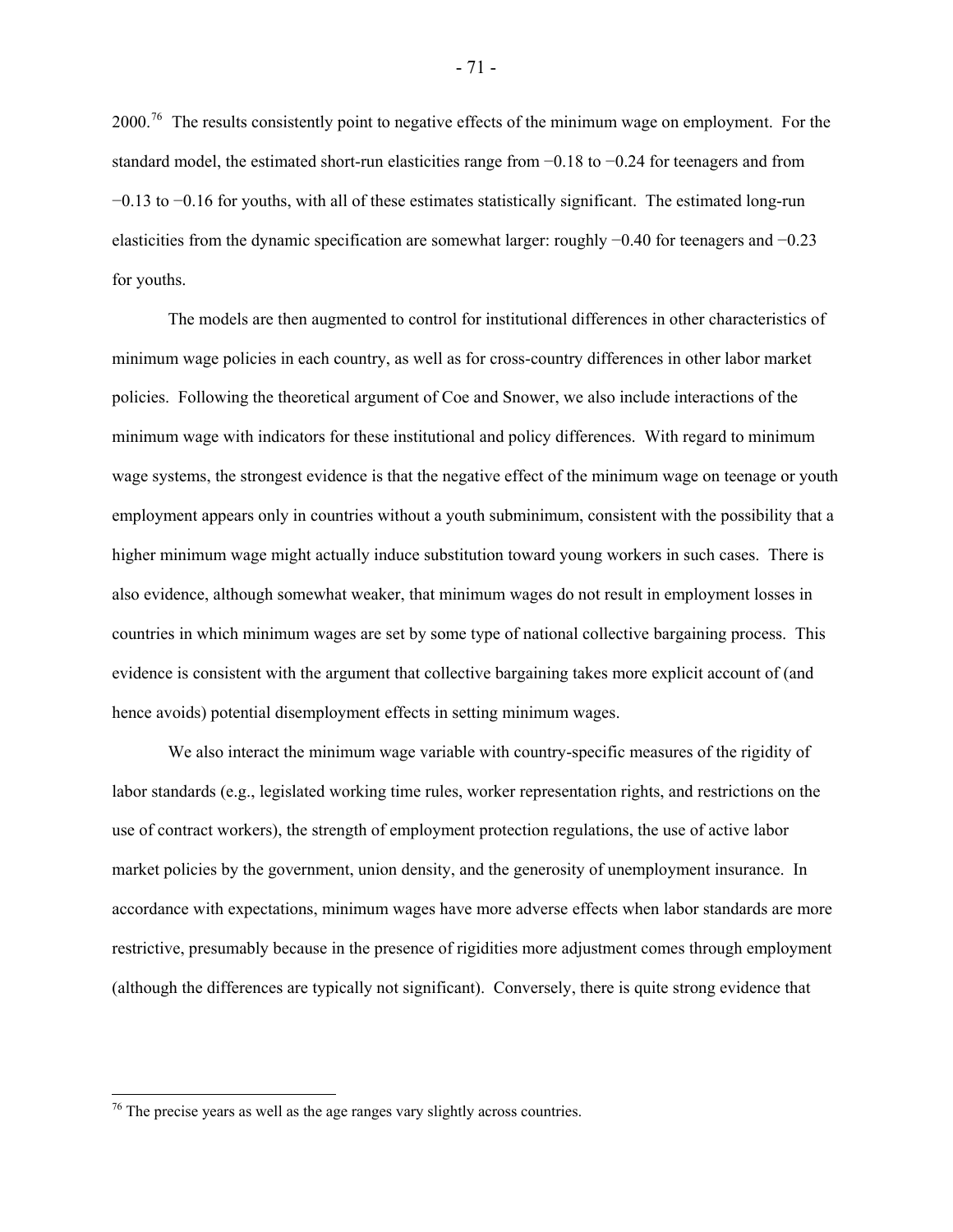2000.[76] The results consistently point to negative effects of the minimum wage on employment. For the standard model, the estimated short-run elasticities range from −0.18 to −0.24 for teenagers and from −0.13 to −0.16 for youths, with all of these estimates statistically significant. The estimated long-run elasticities from the dynamic specification are somewhat larger: roughly −0.40 for teenagers and −0.23 for youths.

The models are then augmented to control for institutional differences in other characteristics of minimum wage policies in each country, as well as for cross-country differences in other labor market policies. Following the theoretical argument of Coe and Snower, we also include interactions of the minimum wage with indicators for these institutional and policy differences. With regard to minimum wage systems, the strongest evidence is that the negative effect of the minimum wage on teenage or youth employment appears only in countries without a youth subminimum, consistent with the possibility that a higher minimum wage might actually induce substitution toward young workers in such cases. There is also evidence, although somewhat weaker, that minimum wages do not result in employment losses in countries in which minimum wages are set by some type of national collective bargaining process. This evidence is consistent with the argument that collective bargaining takes more explicit account of (and hence avoids) potential disemployment effects in setting minimum wages.

We also interact the minimum wage variable with country-specific measures of the rigidity of labor standards (e.g., legislated working time rules, worker representation rights, and restrictions on the use of contract workers), the strength of employment protection regulations, the use of active labor market policies by the government, union density, and the generosity of unemployment insurance. In accordance with expectations, minimum wages have more adverse effects when labor standards are more restrictive, presumably because in the presence of rigidities more adjustment comes through employment (although the differences are typically not significant). Conversely, there is quite strong evidence that

---

[76] The precise years as well as the age ranges vary slightly across countries.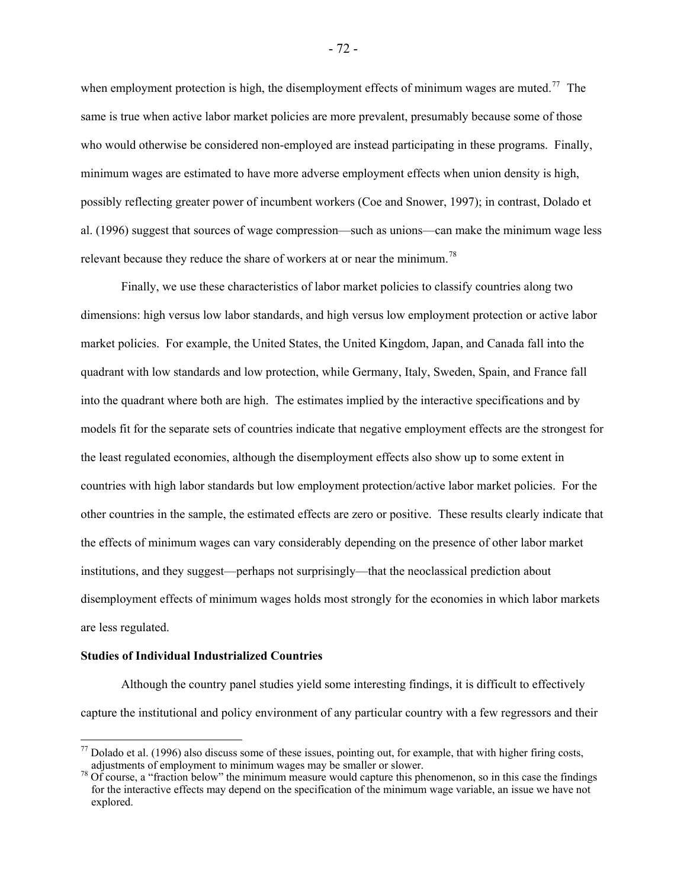when employment protection is high, the disemployment effects of minimum wages are muted.[77] The same is true when active labor market policies are more prevalent, presumably because some of those who would otherwise be considered non-employed are instead participating in these programs. Finally, minimum wages are estimated to have more adverse employment effects when union density is high, possibly reflecting greater power of incumbent workers (Coe and Snower, 1997); in contrast, Dolado et al. (1996) suggest that sources of wage compression—such as unions—can make the minimum wage less relevant because they reduce the share of workers at or near the minimum.[78]

Finally, we use these characteristics of labor market policies to classify countries along two dimensions: high versus low labor standards, and high versus low employment protection or active labor market policies. For example, the United States, the United Kingdom, Japan, and Canada fall into the quadrant with low standards and low protection, while Germany, Italy, Sweden, Spain, and France fall into the quadrant where both are high. The estimates implied by the interactive specifications and by models fit for the separate sets of countries indicate that negative employment effects are the strongest for the least regulated economies, although the disemployment effects also show up to some extent in countries with high labor standards but low employment protection/active labor market policies. For the other countries in the sample, the estimated effects are zero or positive. These results clearly indicate that the effects of minimum wages can vary considerably depending on the presence of other labor market institutions, and they suggest—perhaps not surprisingly—that the neoclassical prediction about disemployment effects of minimum wages holds most strongly for the economies in which labor markets are less regulated.

**Studies of Individual Industrialized Countries**

Although the country panel studies yield some interesting findings, it is difficult to effectively capture the institutional and policy environment of any particular country with a few regressors and their

---

[77] Dolado et al. (1996) also discuss some of these issues, pointing out, for example, that with higher firing costs, adjustments of employment to minimum wages may be smaller or slower.

[78] Of course, a "fraction below" the minimum measure would capture this phenomenon, so in this case the findings for the interactive effects may depend on the specification of the minimum wage variable, an issue we have not explored.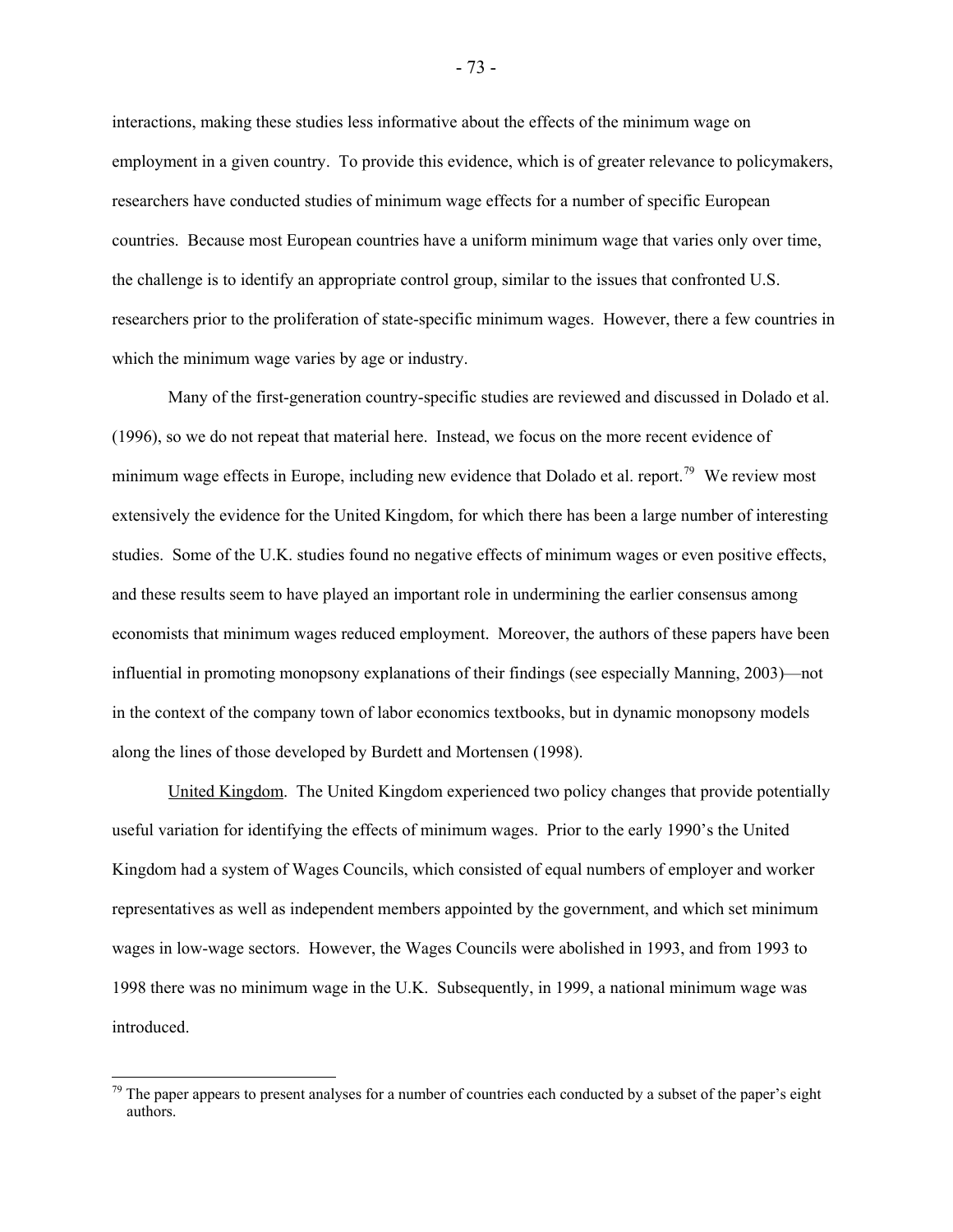interactions, making these studies less informative about the effects of the minimum wage on employment in a given country. To provide this evidence, which is of greater relevance to policymakers, researchers have conducted studies of minimum wage effects for a number of specific European countries. Because most European countries have a uniform minimum wage that varies only over time, the challenge is to identify an appropriate control group, similar to the issues that confronted U.S. researchers prior to the proliferation of state-specific minimum wages. However, there a few countries in which the minimum wage varies by age or industry.

Many of the first-generation country-specific studies are reviewed and discussed in Dolado et al. (1996), so we do not repeat that material here. Instead, we focus on the more recent evidence of minimum wage effects in Europe, including new evidence that Dolado et al. report.[79] We review most extensively the evidence for the United Kingdom, for which there has been a large number of interesting studies. Some of the U.K. studies found no negative effects of minimum wages or even positive effects, and these results seem to have played an important role in undermining the earlier consensus among economists that minimum wages reduced employment. Moreover, the authors of these papers have been influential in promoting monopsony explanations of their findings (see especially Manning, 2003)—not in the context of the company town of labor economics textbooks, but in dynamic monopsony models along the lines of those developed by Burdett and Mortensen (1998).

United Kingdom. The United Kingdom experienced two policy changes that provide potentially useful variation for identifying the effects of minimum wages. Prior to the early 1990's the United Kingdom had a system of Wages Councils, which consisted of equal numbers of employer and worker representatives as well as independent members appointed by the government, and which set minimum wages in low-wage sectors. However, the Wages Councils were abolished in 1993, and from 1993 to 1998 there was no minimum wage in the U.K. Subsequently, in 1999, a national minimum wage was introduced.

---

[79] The paper appears to present analyses for a number of countries each conducted by a subset of the paper's eight authors.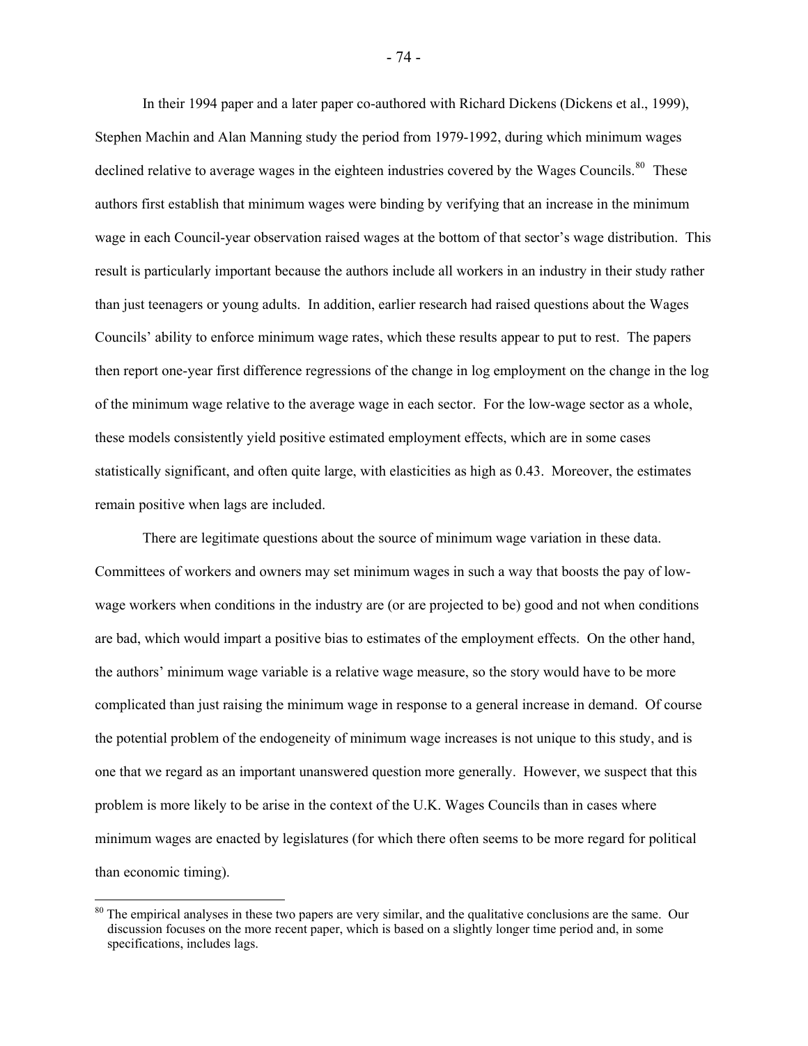In their 1994 paper and a later paper co-authored with Richard Dickens (Dickens et al., 1999), Stephen Machin and Alan Manning study the period from 1979-1992, during which minimum wages declined relative to average wages in the eighteen industries covered by the Wages Councils.[80] These authors first establish that minimum wages were binding by verifying that an increase in the minimum wage in each Council-year observation raised wages at the bottom of that sector's wage distribution. This result is particularly important because the authors include all workers in an industry in their study rather than just teenagers or young adults. In addition, earlier research had raised questions about the Wages Councils' ability to enforce minimum wage rates, which these results appear to put to rest. The papers then report one-year first difference regressions of the change in log employment on the change in the log of the minimum wage relative to the average wage in each sector. For the low-wage sector as a whole, these models consistently yield positive estimated employment effects, which are in some cases statistically significant, and often quite large, with elasticities as high as 0.43. Moreover, the estimates remain positive when lags are included.

There are legitimate questions about the source of minimum wage variation in these data. Committees of workers and owners may set minimum wages in such a way that boosts the pay of low-wage workers when conditions in the industry are (or are projected to be) good and not when conditions are bad, which would impart a positive bias to estimates of the employment effects. On the other hand, the authors' minimum wage variable is a relative wage measure, so the story would have to be more complicated than just raising the minimum wage in response to a general increase in demand. Of course the potential problem of the endogeneity of minimum wage increases is not unique to this study, and is one that we regard as an important unanswered question more generally. However, we suspect that this problem is more likely to be arise in the context of the U.K. Wages Councils than in cases where minimum wages are enacted by legislatures (for which there often seems to be more regard for political than economic timing).

[80] The empirical analyses in these two papers are very similar, and the qualitative conclusions are the same. Our discussion focuses on the more recent paper, which is based on a slightly longer time period and, in some specifications, includes lags.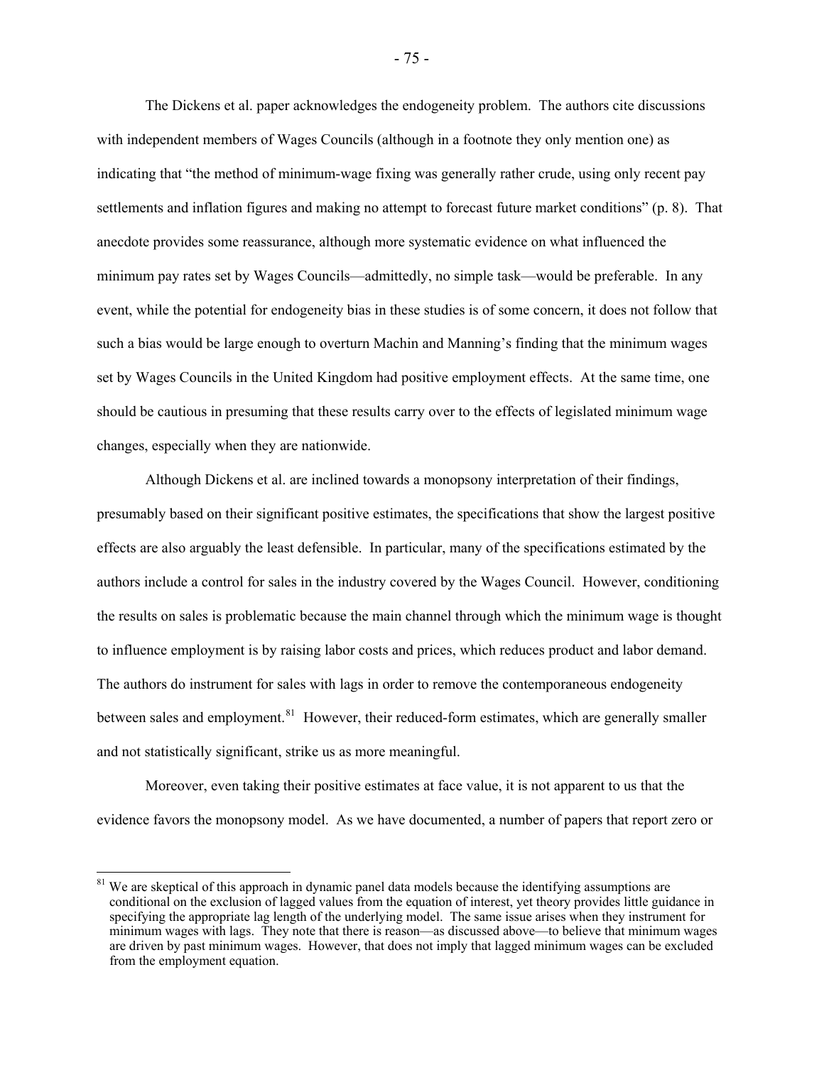The Dickens et al. paper acknowledges the endogeneity problem. The authors cite discussions with independent members of Wages Councils (although in a footnote they only mention one) as indicating that "the method of minimum-wage fixing was generally rather crude, using only recent pay settlements and inflation figures and making no attempt to forecast future market conditions" (p. 8). That anecdote provides some reassurance, although more systematic evidence on what influenced the minimum pay rates set by Wages Councils—admittedly, no simple task—would be preferable. In any event, while the potential for endogeneity bias in these studies is of some concern, it does not follow that such a bias would be large enough to overturn Machin and Manning's finding that the minimum wages set by Wages Councils in the United Kingdom had positive employment effects. At the same time, one should be cautious in presuming that these results carry over to the effects of legislated minimum wage changes, especially when they are nationwide.

Although Dickens et al. are inclined towards a monopsony interpretation of their findings, presumably based on their significant positive estimates, the specifications that show the largest positive effects are also arguably the least defensible. In particular, many of the specifications estimated by the authors include a control for sales in the industry covered by the Wages Council. However, conditioning the results on sales is problematic because the main channel through which the minimum wage is thought to influence employment is by raising labor costs and prices, which reduces product and labor demand. The authors do instrument for sales with lags in order to remove the contemporaneous endogeneity between sales and employment.[81] However, their reduced-form estimates, which are generally smaller and not statistically significant, strike us as more meaningful.

Moreover, even taking their positive estimates at face value, it is not apparent to us that the evidence favors the monopsony model. As we have documented, a number of papers that report zero or

[81] We are skeptical of this approach in dynamic panel data models because the identifying assumptions are conditional on the exclusion of lagged values from the equation of interest, yet theory provides little guidance in specifying the appropriate lag length of the underlying model. The same issue arises when they instrument for minimum wages with lags. They note that there is reason—as discussed above—to believe that minimum wages are driven by past minimum wages. However, that does not imply that lagged minimum wages can be excluded from the employment equation.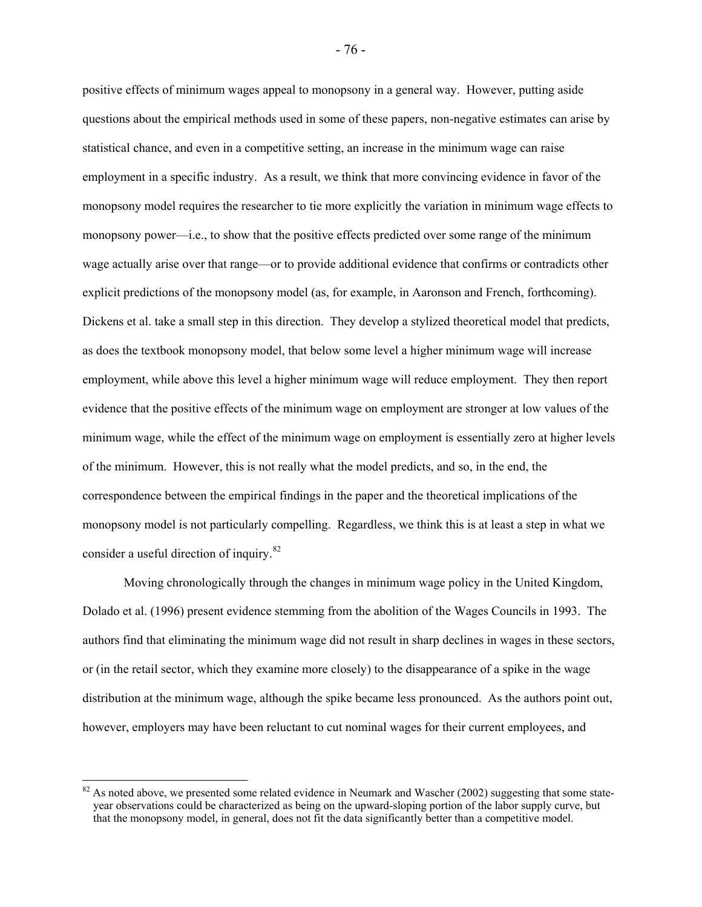positive effects of minimum wages appeal to monopsony in a general way. However, putting aside questions about the empirical methods used in some of these papers, non-negative estimates can arise by statistical chance, and even in a competitive setting, an increase in the minimum wage can raise employment in a specific industry. As a result, we think that more convincing evidence in favor of the monopsony model requires the researcher to tie more explicitly the variation in minimum wage effects to monopsony power—i.e., to show that the positive effects predicted over some range of the minimum wage actually arise over that range—or to provide additional evidence that confirms or contradicts other explicit predictions of the monopsony model (as, for example, in Aaronson and French, forthcoming). Dickens et al. take a small step in this direction. They develop a stylized theoretical model that predicts, as does the textbook monopsony model, that below some level a higher minimum wage will increase employment, while above this level a higher minimum wage will reduce employment. They then report evidence that the positive effects of the minimum wage on employment are stronger at low values of the minimum wage, while the effect of the minimum wage on employment is essentially zero at higher levels of the minimum. However, this is not really what the model predicts, and so, in the end, the correspondence between the empirical findings in the paper and the theoretical implications of the monopsony model is not particularly compelling. Regardless, we think this is at least a step in what we consider a useful direction of inquiry.[82]

Moving chronologically through the changes in minimum wage policy in the United Kingdom, Dolado et al. (1996) present evidence stemming from the abolition of the Wages Councils in 1993. The authors find that eliminating the minimum wage did not result in sharp declines in wages in these sectors, or (in the retail sector, which they examine more closely) to the disappearance of a spike in the wage distribution at the minimum wage, although the spike became less pronounced. As the authors point out, however, employers may have been reluctant to cut nominal wages for their current employees, and

[82] As noted above, we presented some related evidence in Neumark and Wascher (2002) suggesting that some state-year observations could be characterized as being on the upward-sloping portion of the labor supply curve, but that the monopsony model, in general, does not fit the data significantly better than a competitive model.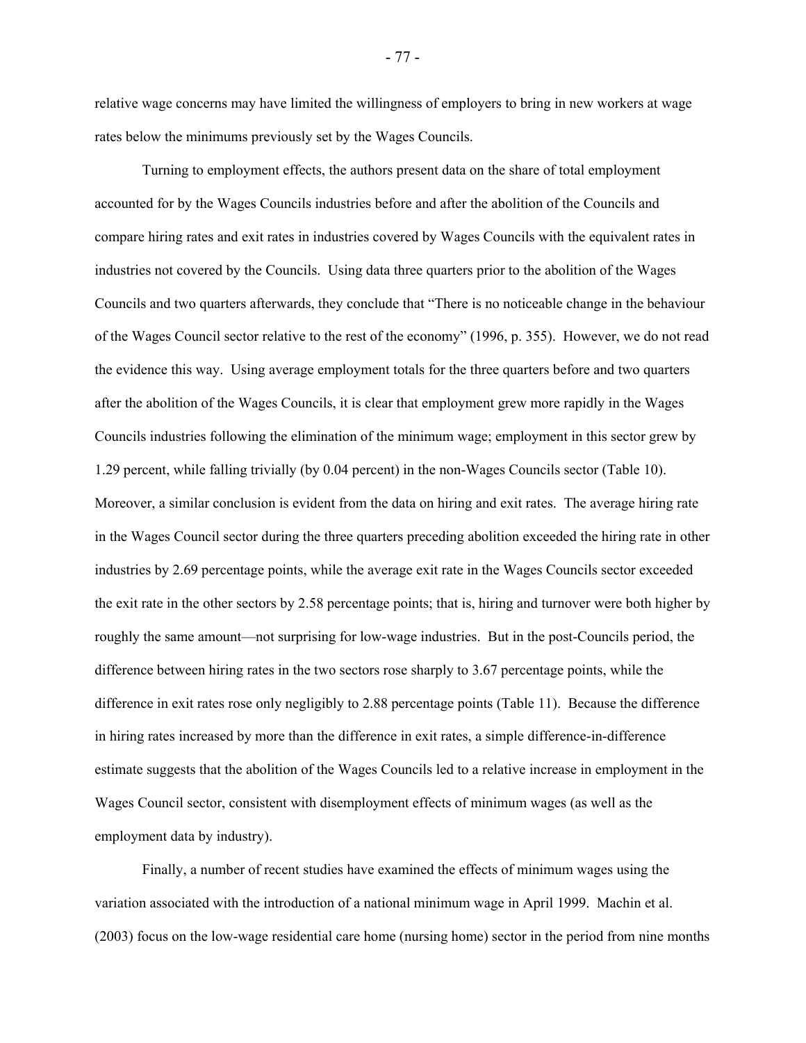relative wage concerns may have limited the willingness of employers to bring in new workers at wage rates below the minimums previously set by the Wages Councils.

Turning to employment effects, the authors present data on the share of total employment accounted for by the Wages Councils industries before and after the abolition of the Councils and compare hiring rates and exit rates in industries covered by Wages Councils with the equivalent rates in industries not covered by the Councils. Using data three quarters prior to the abolition of the Wages Councils and two quarters afterwards, they conclude that "There is no noticeable change in the behaviour of the Wages Council sector relative to the rest of the economy" (1996, p. 355). However, we do not read the evidence this way. Using average employment totals for the three quarters before and two quarters after the abolition of the Wages Councils, it is clear that employment grew more rapidly in the Wages Councils industries following the elimination of the minimum wage; employment in this sector grew by 1.29 percent, while falling trivially (by 0.04 percent) in the non-Wages Councils sector (Table 10). Moreover, a similar conclusion is evident from the data on hiring and exit rates. The average hiring rate in the Wages Council sector during the three quarters preceding abolition exceeded the hiring rate in other industries by 2.69 percentage points, while the average exit rate in the Wages Councils sector exceeded the exit rate in the other sectors by 2.58 percentage points; that is, hiring and turnover were both higher by roughly the same amount—not surprising for low-wage industries. But in the post-Councils period, the difference between hiring rates in the two sectors rose sharply to 3.67 percentage points, while the difference in exit rates rose only negligibly to 2.88 percentage points (Table 11). Because the difference in hiring rates increased by more than the difference in exit rates, a simple difference-in-difference estimate suggests that the abolition of the Wages Councils led to a relative increase in employment in the Wages Council sector, consistent with disemployment effects of minimum wages (as well as the employment data by industry).

Finally, a number of recent studies have examined the effects of minimum wages using the variation associated with the introduction of a national minimum wage in April 1999. Machin et al. (2003) focus on the low-wage residential care home (nursing home) sector in the period from nine months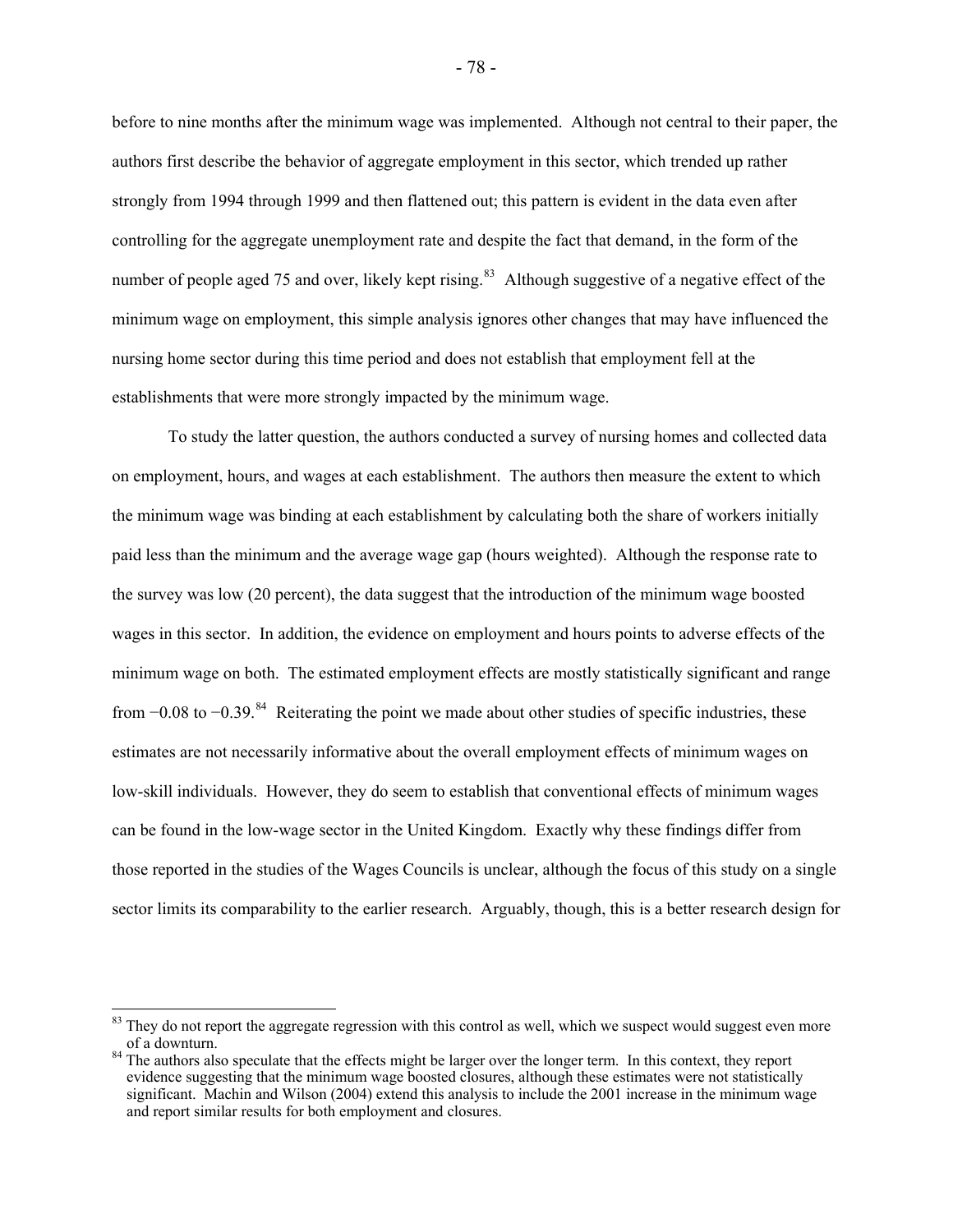before to nine months after the minimum wage was implemented. Although not central to their paper, the authors first describe the behavior of aggregate employment in this sector, which trended up rather strongly from 1994 through 1999 and then flattened out; this pattern is evident in the data even after controlling for the aggregate unemployment rate and despite the fact that demand, in the form of the number of people aged 75 and over, likely kept rising.[83] Although suggestive of a negative effect of the minimum wage on employment, this simple analysis ignores other changes that may have influenced the nursing home sector during this time period and does not establish that employment fell at the establishments that were more strongly impacted by the minimum wage.

To study the latter question, the authors conducted a survey of nursing homes and collected data on employment, hours, and wages at each establishment. The authors then measure the extent to which the minimum wage was binding at each establishment by calculating both the share of workers initially paid less than the minimum and the average wage gap (hours weighted). Although the response rate to the survey was low (20 percent), the data suggest that the introduction of the minimum wage boosted wages in this sector. In addition, the evidence on employment and hours points to adverse effects of the minimum wage on both. The estimated employment effects are mostly statistically significant and range from −0.08 to −0.39.[84] Reiterating the point we made about other studies of specific industries, these estimates are not necessarily informative about the overall employment effects of minimum wages on low-skill individuals. However, they do seem to establish that conventional effects of minimum wages can be found in the low-wage sector in the United Kingdom. Exactly why these findings differ from those reported in the studies of the Wages Councils is unclear, although the focus of this study on a single sector limits its comparability to the earlier research. Arguably, though, this is a better research design for

---

[83] They do not report the aggregate regression with this control as well, which we suspect would suggest even more of a downturn.

[84] The authors also speculate that the effects might be larger over the longer term. In this context, they report evidence suggesting that the minimum wage boosted closures, although these estimates were not statistically significant. Machin and Wilson (2004) extend this analysis to include the 2001 increase in the minimum wage and report similar results for both employment and closures.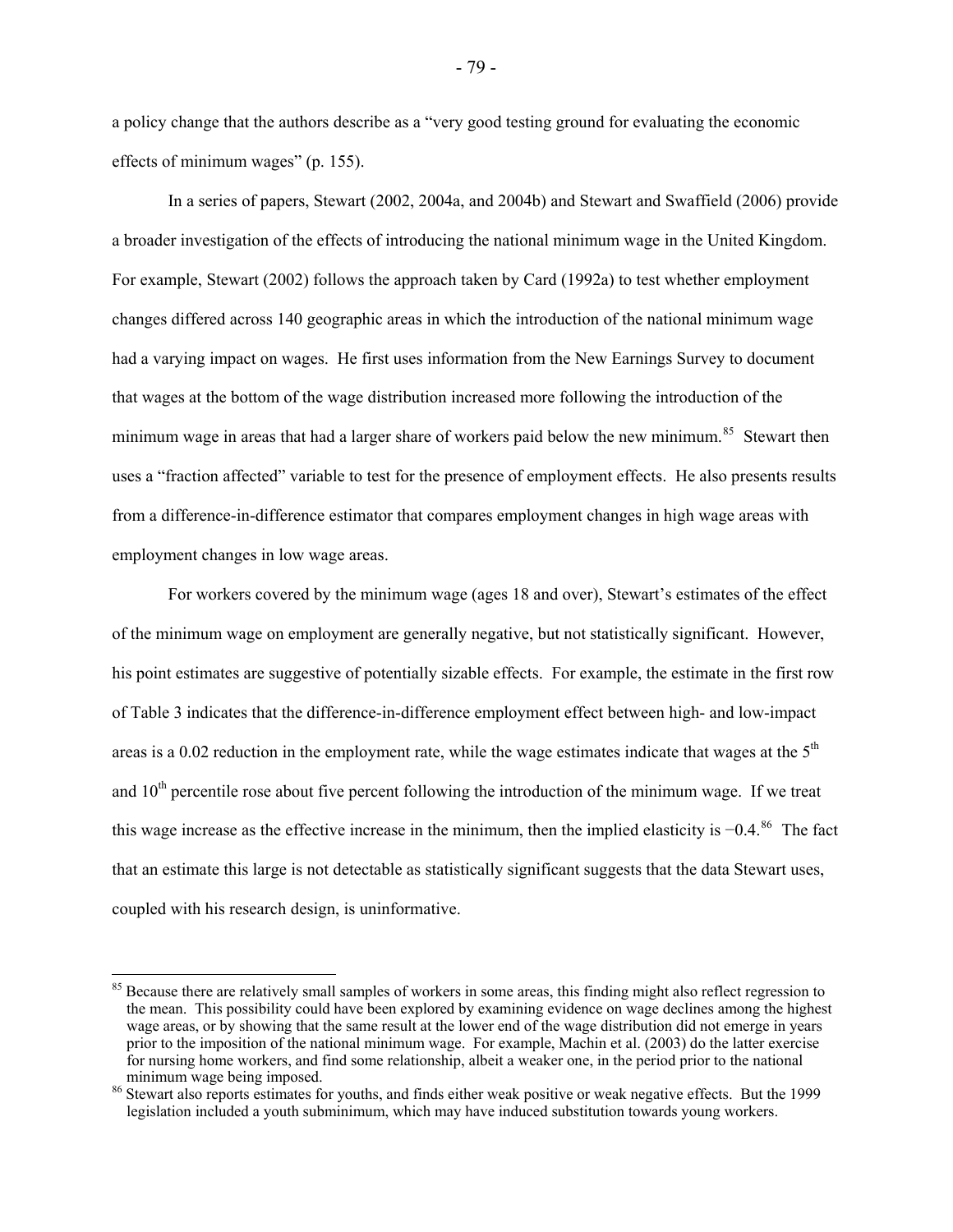a policy change that the authors describe as a "very good testing ground for evaluating the economic effects of minimum wages" (p. 155).

In a series of papers, Stewart (2002, 2004a, and 2004b) and Stewart and Swaffield (2006) provide a broader investigation of the effects of introducing the national minimum wage in the United Kingdom. For example, Stewart (2002) follows the approach taken by Card (1992a) to test whether employment changes differed across 140 geographic areas in which the introduction of the national minimum wage had a varying impact on wages. He first uses information from the New Earnings Survey to document that wages at the bottom of the wage distribution increased more following the introduction of the minimum wage in areas that had a larger share of workers paid below the new minimum.[85] Stewart then uses a "fraction affected" variable to test for the presence of employment effects. He also presents results from a difference-in-difference estimator that compares employment changes in high wage areas with employment changes in low wage areas.

For workers covered by the minimum wage (ages 18 and over), Stewart's estimates of the effect of the minimum wage on employment are generally negative, but not statistically significant. However, his point estimates are suggestive of potentially sizable effects. For example, the estimate in the first row of Table 3 indicates that the difference-in-difference employment effect between high- and low-impact areas is a 0.02 reduction in the employment rate, while the wage estimates indicate that wages at the 5$^{th}$ and 10$^{th}$ percentile rose about five percent following the introduction of the minimum wage. If we treat this wage increase as the effective increase in the minimum, then the implied elasticity is −0.4.[86] The fact that an estimate this large is not detectable as statistically significant suggests that the data Stewart uses, coupled with his research design, is uninformative.

---

[85] Because there are relatively small samples of workers in some areas, this finding might also reflect regression to the mean. This possibility could have been explored by examining evidence on wage declines among the highest wage areas, or by showing that the same result at the lower end of the wage distribution did not emerge in years prior to the imposition of the national minimum wage. For example, Machin et al. (2003) do the latter exercise for nursing home workers, and find some relationship, albeit a weaker one, in the period prior to the national minimum wage being imposed.

[86] Stewart also reports estimates for youths, and finds either weak positive or weak negative effects. But the 1999 legislation included a youth subminimum, which may have induced substitution towards young workers.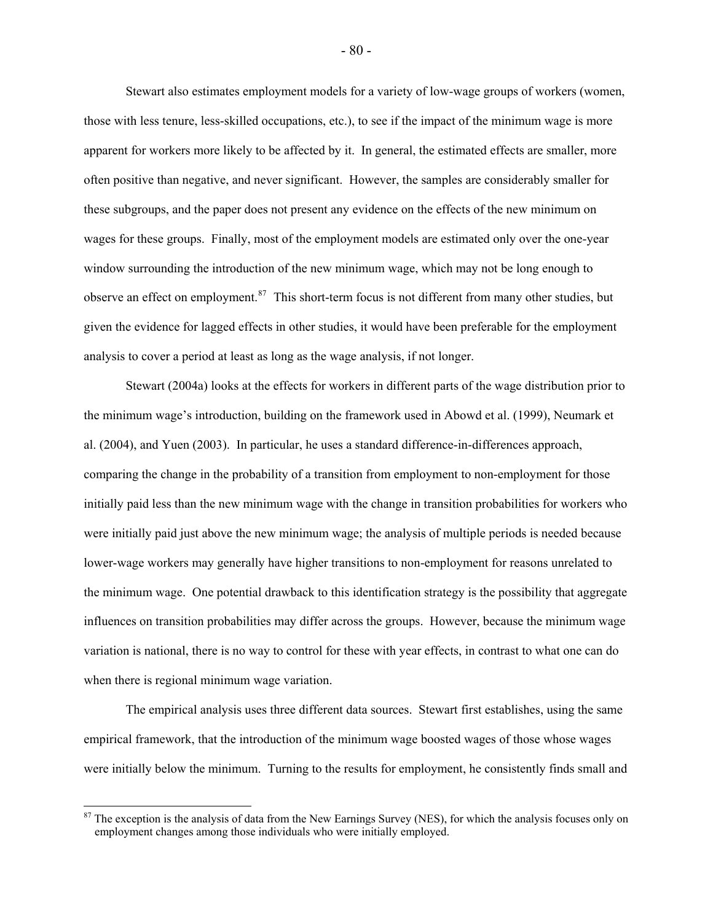Stewart also estimates employment models for a variety of low-wage groups of workers (women, those with less tenure, less-skilled occupations, etc.), to see if the impact of the minimum wage is more apparent for workers more likely to be affected by it. In general, the estimated effects are smaller, more often positive than negative, and never significant. However, the samples are considerably smaller for these subgroups, and the paper does not present any evidence on the effects of the new minimum on wages for these groups. Finally, most of the employment models are estimated only over the one-year window surrounding the introduction of the new minimum wage, which may not be long enough to observe an effect on employment.[87] This short-term focus is not different from many other studies, but given the evidence for lagged effects in other studies, it would have been preferable for the employment analysis to cover a period at least as long as the wage analysis, if not longer.

Stewart (2004a) looks at the effects for workers in different parts of the wage distribution prior to the minimum wage's introduction, building on the framework used in Abowd et al. (1999), Neumark et al. (2004), and Yuen (2003). In particular, he uses a standard difference-in-differences approach, comparing the change in the probability of a transition from employment to non-employment for those initially paid less than the new minimum wage with the change in transition probabilities for workers who were initially paid just above the new minimum wage; the analysis of multiple periods is needed because lower-wage workers may generally have higher transitions to non-employment for reasons unrelated to the minimum wage. One potential drawback to this identification strategy is the possibility that aggregate influences on transition probabilities may differ across the groups. However, because the minimum wage variation is national, there is no way to control for these with year effects, in contrast to what one can do when there is regional minimum wage variation.

The empirical analysis uses three different data sources. Stewart first establishes, using the same empirical framework, that the introduction of the minimum wage boosted wages of those whose wages were initially below the minimum. Turning to the results for employment, he consistently finds small and

[87] The exception is the analysis of data from the New Earnings Survey (NES), for which the analysis focuses only on employment changes among those individuals who were initially employed.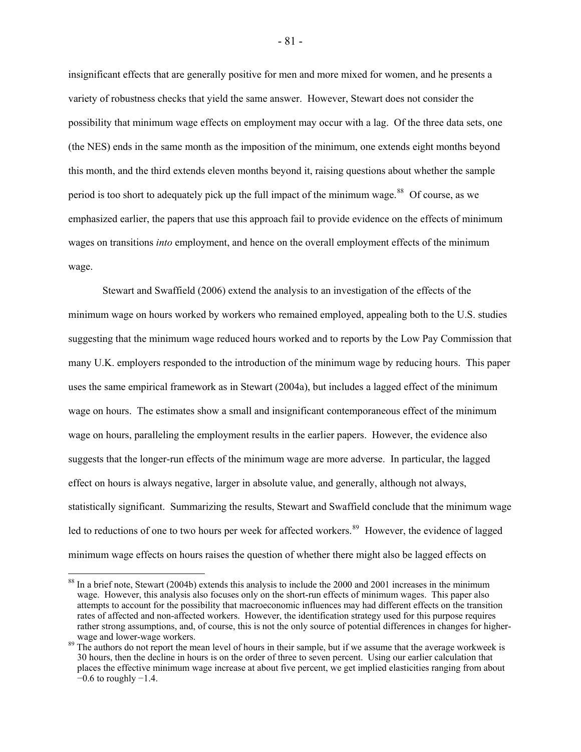insignificant effects that are generally positive for men and more mixed for women, and he presents a variety of robustness checks that yield the same answer. However, Stewart does not consider the possibility that minimum wage effects on employment may occur with a lag. Of the three data sets, one (the NES) ends in the same month as the imposition of the minimum, one extends eight months beyond this month, and the third extends eleven months beyond it, raising questions about whether the sample period is too short to adequately pick up the full impact of the minimum wage.[88] Of course, as we emphasized earlier, the papers that use this approach fail to provide evidence on the effects of minimum wages on transitions *into* employment, and hence on the overall employment effects of the minimum wage.

Stewart and Swaffield (2006) extend the analysis to an investigation of the effects of the minimum wage on hours worked by workers who remained employed, appealing both to the U.S. studies suggesting that the minimum wage reduced hours worked and to reports by the Low Pay Commission that many U.K. employers responded to the introduction of the minimum wage by reducing hours. This paper uses the same empirical framework as in Stewart (2004a), but includes a lagged effect of the minimum wage on hours. The estimates show a small and insignificant contemporaneous effect of the minimum wage on hours, paralleling the employment results in the earlier papers. However, the evidence also suggests that the longer-run effects of the minimum wage are more adverse. In particular, the lagged effect on hours is always negative, larger in absolute value, and generally, although not always, statistically significant. Summarizing the results, Stewart and Swaffield conclude that the minimum wage led to reductions of one to two hours per week for affected workers.[89] However, the evidence of lagged minimum wage effects on hours raises the question of whether there might also be lagged effects on

[88] In a brief note, Stewart (2004b) extends this analysis to include the 2000 and 2001 increases in the minimum wage. However, this analysis also focuses only on the short-run effects of minimum wages. This paper also attempts to account for the possibility that macroeconomic influences may had different effects on the transition rates of affected and non-affected workers. However, the identification strategy used for this purpose requires rather strong assumptions, and, of course, this is not the only source of potential differences in changes for higher-wage and lower-wage workers.

[89] The authors do not report the mean level of hours in their sample, but if we assume that the average workweek is 30 hours, then the decline in hours is on the order of three to seven percent. Using our earlier calculation that places the effective minimum wage increase at about five percent, we get implied elasticities ranging from about −0.6 to roughly −1.4.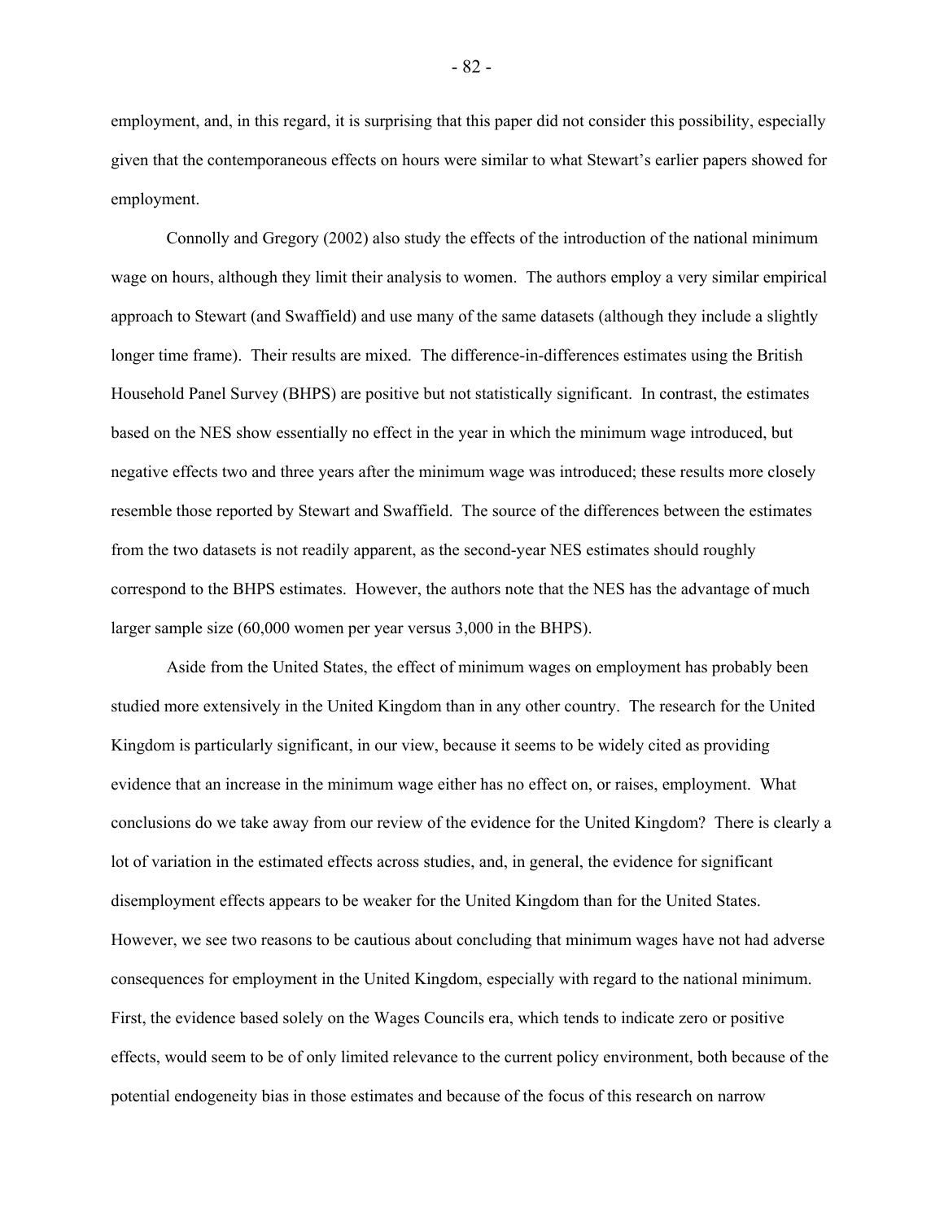employment, and, in this regard, it is surprising that this paper did not consider this possibility, especially given that the contemporaneous effects on hours were similar to what Stewart's earlier papers showed for employment.

Connolly and Gregory (2002) also study the effects of the introduction of the national minimum wage on hours, although they limit their analysis to women. The authors employ a very similar empirical approach to Stewart (and Swaffield) and use many of the same datasets (although they include a slightly longer time frame). Their results are mixed. The difference-in-differences estimates using the British Household Panel Survey (BHPS) are positive but not statistically significant. In contrast, the estimates based on the NES show essentially no effect in the year in which the minimum wage introduced, but negative effects two and three years after the minimum wage was introduced; these results more closely resemble those reported by Stewart and Swaffield. The source of the differences between the estimates from the two datasets is not readily apparent, as the second-year NES estimates should roughly correspond to the BHPS estimates. However, the authors note that the NES has the advantage of much larger sample size (60,000 women per year versus 3,000 in the BHPS).

Aside from the United States, the effect of minimum wages on employment has probably been studied more extensively in the United Kingdom than in any other country. The research for the United Kingdom is particularly significant, in our view, because it seems to be widely cited as providing evidence that an increase in the minimum wage either has no effect on, or raises, employment. What conclusions do we take away from our review of the evidence for the United Kingdom? There is clearly a lot of variation in the estimated effects across studies, and, in general, the evidence for significant disemployment effects appears to be weaker for the United Kingdom than for the United States. However, we see two reasons to be cautious about concluding that minimum wages have not had adverse consequences for employment in the United Kingdom, especially with regard to the national minimum. First, the evidence based solely on the Wages Councils era, which tends to indicate zero or positive effects, would seem to be of only limited relevance to the current policy environment, both because of the potential endogeneity bias in those estimates and because of the focus of this research on narrow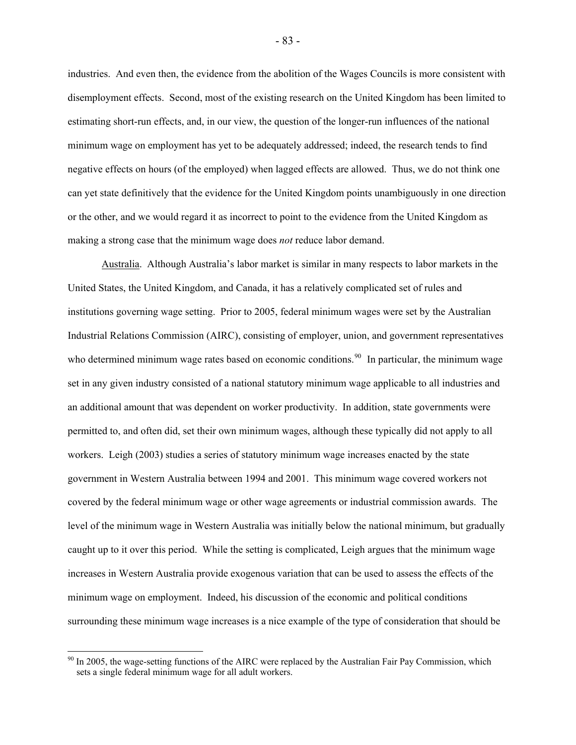industries. And even then, the evidence from the abolition of the Wages Councils is more consistent with disemployment effects. Second, most of the existing research on the United Kingdom has been limited to estimating short-run effects, and, in our view, the question of the longer-run influences of the national minimum wage on employment has yet to be adequately addressed; indeed, the research tends to find negative effects on hours (of the employed) when lagged effects are allowed. Thus, we do not think one can yet state definitively that the evidence for the United Kingdom points unambiguously in one direction or the other, and we would regard it as incorrect to point to the evidence from the United Kingdom as making a strong case that the minimum wage does *not* reduce labor demand.

Australia. Although Australia's labor market is similar in many respects to labor markets in the United States, the United Kingdom, and Canada, it has a relatively complicated set of rules and institutions governing wage setting. Prior to 2005, federal minimum wages were set by the Australian Industrial Relations Commission (AIRC), consisting of employer, union, and government representatives who determined minimum wage rates based on economic conditions.[90] In particular, the minimum wage set in any given industry consisted of a national statutory minimum wage applicable to all industries and an additional amount that was dependent on worker productivity. In addition, state governments were permitted to, and often did, set their own minimum wages, although these typically did not apply to all workers. Leigh (2003) studies a series of statutory minimum wage increases enacted by the state government in Western Australia between 1994 and 2001. This minimum wage covered workers not covered by the federal minimum wage or other wage agreements or industrial commission awards. The level of the minimum wage in Western Australia was initially below the national minimum, but gradually caught up to it over this period. While the setting is complicated, Leigh argues that the minimum wage increases in Western Australia provide exogenous variation that can be used to assess the effects of the minimum wage on employment. Indeed, his discussion of the economic and political conditions surrounding these minimum wage increases is a nice example of the type of consideration that should be

[90] In 2005, the wage-setting functions of the AIRC were replaced by the Australian Fair Pay Commission, which sets a single federal minimum wage for all adult workers.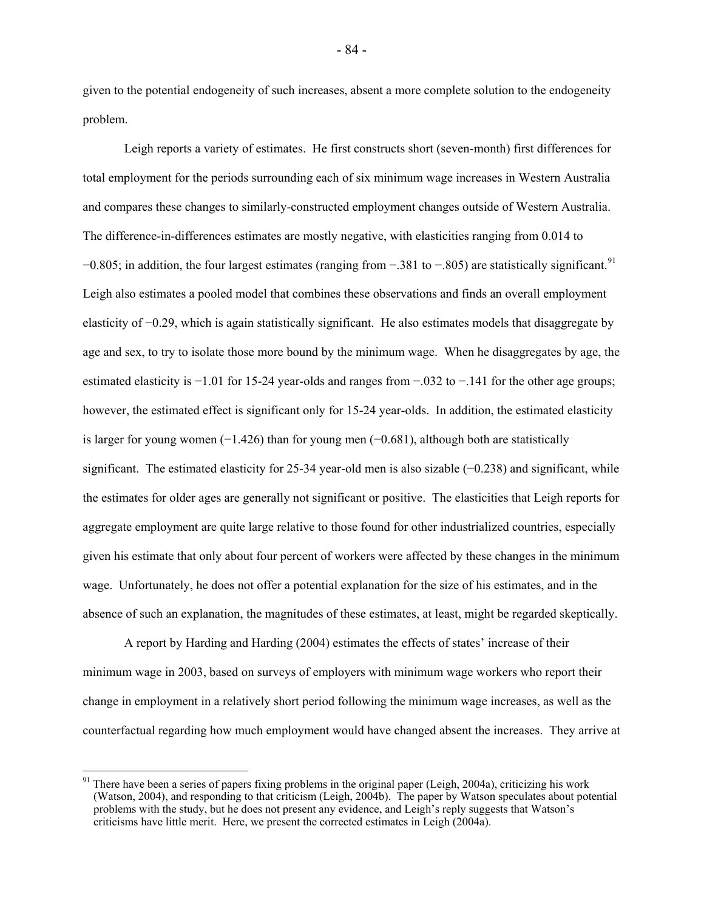given to the potential endogeneity of such increases, absent a more complete solution to the endogeneity problem.

Leigh reports a variety of estimates. He first constructs short (seven-month) first differences for total employment for the periods surrounding each of six minimum wage increases in Western Australia and compares these changes to similarly-constructed employment changes outside of Western Australia. The difference-in-differences estimates are mostly negative, with elasticities ranging from 0.014 to −0.805; in addition, the four largest estimates (ranging from −.381 to −.805) are statistically significant.[91] Leigh also estimates a pooled model that combines these observations and finds an overall employment elasticity of −0.29, which is again statistically significant. He also estimates models that disaggregate by age and sex, to try to isolate those more bound by the minimum wage. When he disaggregates by age, the estimated elasticity is −1.01 for 15-24 year-olds and ranges from −.032 to −.141 for the other age groups; however, the estimated effect is significant only for 15-24 year-olds. In addition, the estimated elasticity is larger for young women (−1.426) than for young men (−0.681), although both are statistically significant. The estimated elasticity for 25-34 year-old men is also sizable (−0.238) and significant, while the estimates for older ages are generally not significant or positive. The elasticities that Leigh reports for aggregate employment are quite large relative to those found for other industrialized countries, especially given his estimate that only about four percent of workers were affected by these changes in the minimum wage. Unfortunately, he does not offer a potential explanation for the size of his estimates, and in the absence of such an explanation, the magnitudes of these estimates, at least, might be regarded skeptically.

A report by Harding and Harding (2004) estimates the effects of states' increase of their minimum wage in 2003, based on surveys of employers with minimum wage workers who report their change in employment in a relatively short period following the minimum wage increases, as well as the counterfactual regarding how much employment would have changed absent the increases. They arrive at

[91] There have been a series of papers fixing problems in the original paper (Leigh, 2004a), criticizing his work (Watson, 2004), and responding to that criticism (Leigh, 2004b). The paper by Watson speculates about potential problems with the study, but he does not present any evidence, and Leigh's reply suggests that Watson's criticisms have little merit. Here, we present the corrected estimates in Leigh (2004a).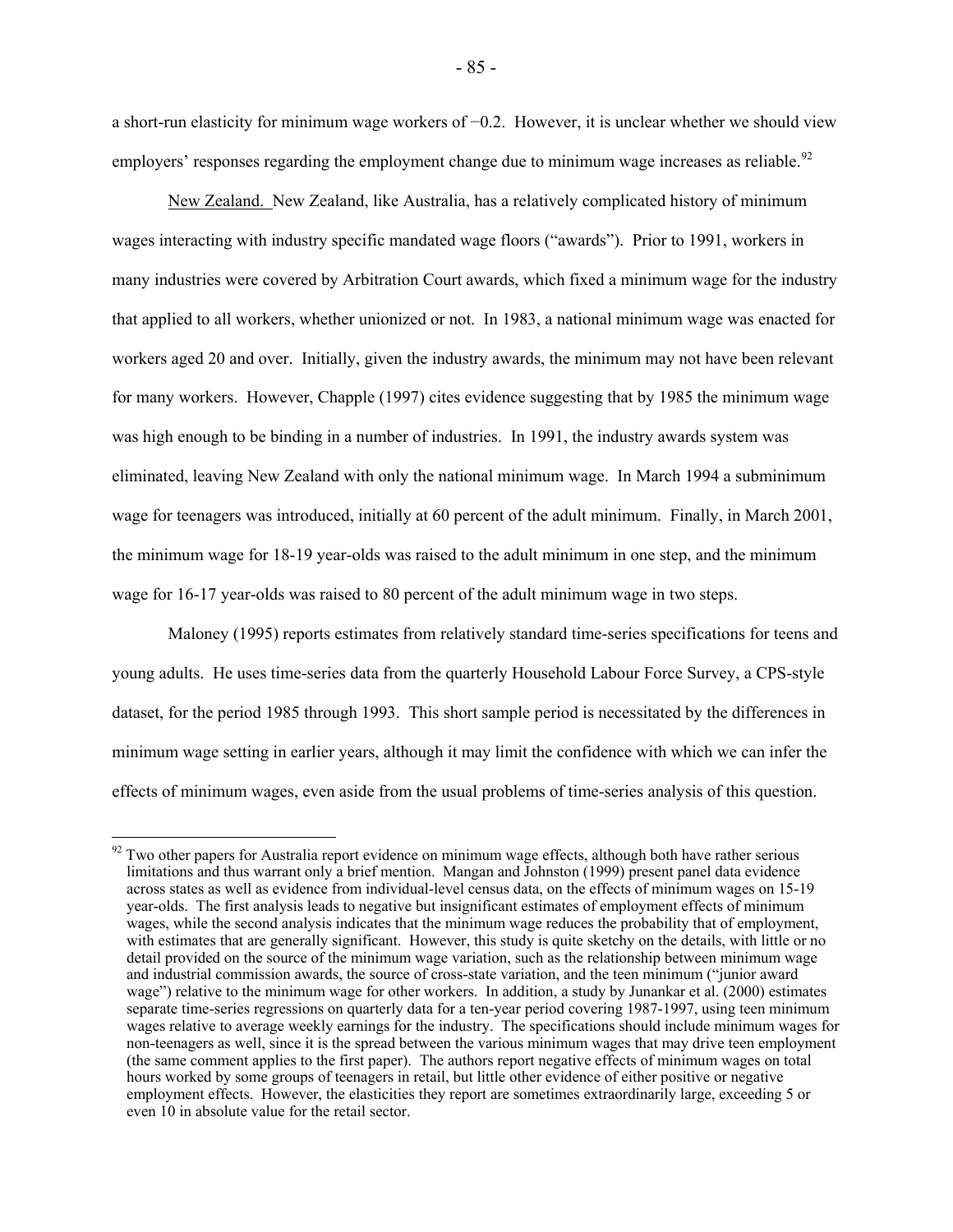a short-run elasticity for minimum wage workers of −0.2. However, it is unclear whether we should view employers' responses regarding the employment change due to minimum wage increases as reliable.[92]

New Zealand. New Zealand, like Australia, has a relatively complicated history of minimum wages interacting with industry specific mandated wage floors ("awards"). Prior to 1991, workers in many industries were covered by Arbitration Court awards, which fixed a minimum wage for the industry that applied to all workers, whether unionized or not. In 1983, a national minimum wage was enacted for workers aged 20 and over. Initially, given the industry awards, the minimum may not have been relevant for many workers. However, Chapple (1997) cites evidence suggesting that by 1985 the minimum wage was high enough to be binding in a number of industries. In 1991, the industry awards system was eliminated, leaving New Zealand with only the national minimum wage. In March 1994 a subminimum wage for teenagers was introduced, initially at 60 percent of the adult minimum. Finally, in March 2001, the minimum wage for 18-19 year-olds was raised to the adult minimum in one step, and the minimum wage for 16-17 year-olds was raised to 80 percent of the adult minimum wage in two steps.

Maloney (1995) reports estimates from relatively standard time-series specifications for teens and young adults. He uses time-series data from the quarterly Household Labour Force Survey, a CPS-style dataset, for the period 1985 through 1993. This short sample period is necessitated by the differences in minimum wage setting in earlier years, although it may limit the confidence with which we can infer the effects of minimum wages, even aside from the usual problems of time-series analysis of this question.

[92] Two other papers for Australia report evidence on minimum wage effects, although both have rather serious limitations and thus warrant only a brief mention. Mangan and Johnston (1999) present panel data evidence across states as well as evidence from individual-level census data, on the effects of minimum wages on 15-19 year-olds. The first analysis leads to negative but insignificant estimates of employment effects of minimum wages, while the second analysis indicates that the minimum wage reduces the probability that of employment, with estimates that are generally significant. However, this study is quite sketchy on the details, with little or no detail provided on the source of the minimum wage variation, such as the relationship between minimum wage and industrial commission awards, the source of cross-state variation, and the teen minimum ("junior award wage") relative to the minimum wage for other workers. In addition, a study by Junankar et al. (2000) estimates separate time-series regressions on quarterly data for a ten-year period covering 1987-1997, using teen minimum wages relative to average weekly earnings for the industry. The specifications should include minimum wages for non-teenagers as well, since it is the spread between the various minimum wages that may drive teen employment (the same comment applies to the first paper). The authors report negative effects of minimum wages on total hours worked by some groups of teenagers in retail, but little other evidence of either positive or negative employment effects. However, the elasticities they report are sometimes extraordinarily large, exceeding 5 or even 10 in absolute value for the retail sector.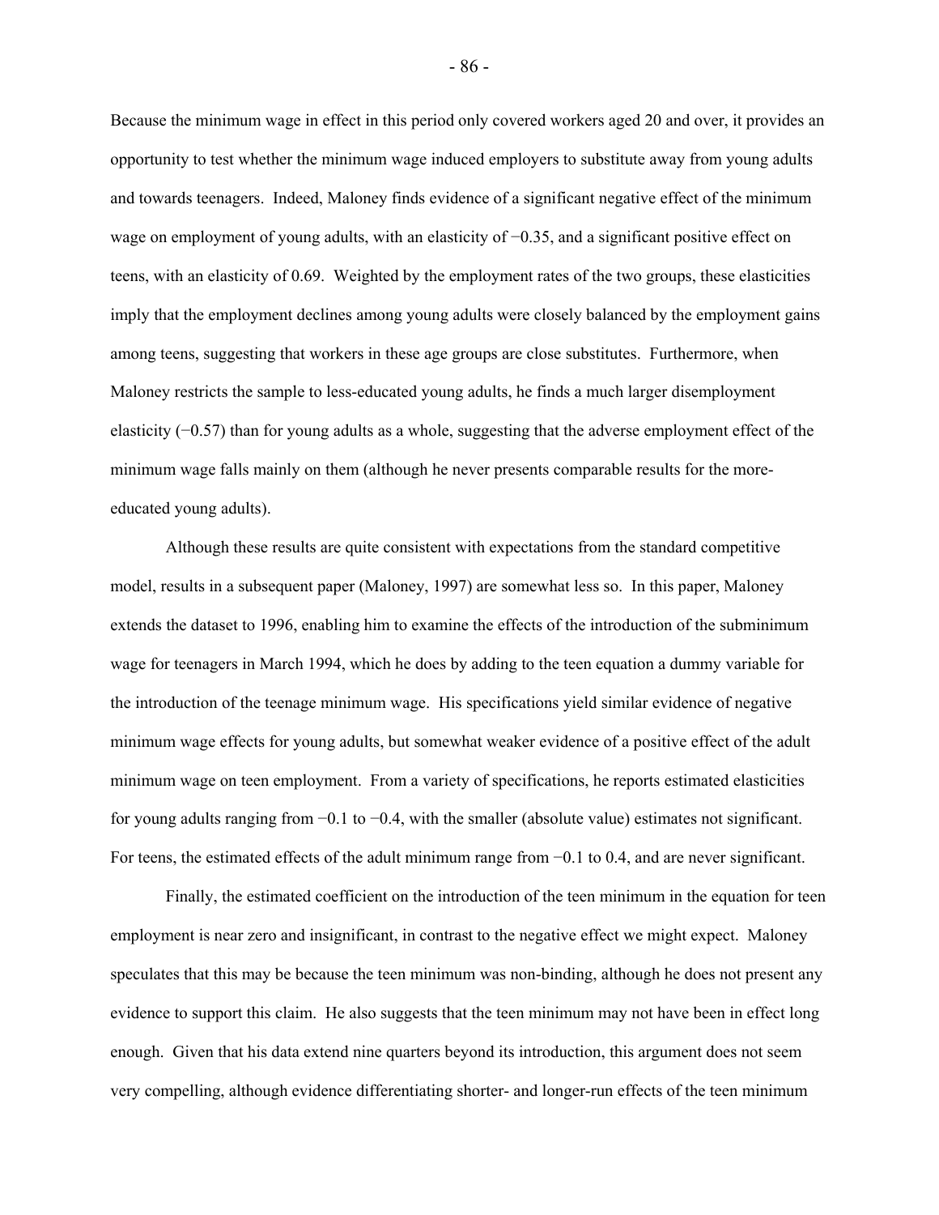Because the minimum wage in effect in this period only covered workers aged 20 and over, it provides an opportunity to test whether the minimum wage induced employers to substitute away from young adults and towards teenagers. Indeed, Maloney finds evidence of a significant negative effect of the minimum wage on employment of young adults, with an elasticity of −0.35, and a significant positive effect on teens, with an elasticity of 0.69. Weighted by the employment rates of the two groups, these elasticities imply that the employment declines among young adults were closely balanced by the employment gains among teens, suggesting that workers in these age groups are close substitutes. Furthermore, when Maloney restricts the sample to less-educated young adults, he finds a much larger disemployment elasticity (−0.57) than for young adults as a whole, suggesting that the adverse employment effect of the minimum wage falls mainly on them (although he never presents comparable results for the more-educated young adults).

Although these results are quite consistent with expectations from the standard competitive model, results in a subsequent paper (Maloney, 1997) are somewhat less so. In this paper, Maloney extends the dataset to 1996, enabling him to examine the effects of the introduction of the subminimum wage for teenagers in March 1994, which he does by adding to the teen equation a dummy variable for the introduction of the teenage minimum wage. His specifications yield similar evidence of negative minimum wage effects for young adults, but somewhat weaker evidence of a positive effect of the adult minimum wage on teen employment. From a variety of specifications, he reports estimated elasticities for young adults ranging from −0.1 to −0.4, with the smaller (absolute value) estimates not significant. For teens, the estimated effects of the adult minimum range from −0.1 to 0.4, and are never significant.

Finally, the estimated coefficient on the introduction of the teen minimum in the equation for teen employment is near zero and insignificant, in contrast to the negative effect we might expect. Maloney speculates that this may be because the teen minimum was non-binding, although he does not present any evidence to support this claim. He also suggests that the teen minimum may not have been in effect long enough. Given that his data extend nine quarters beyond its introduction, this argument does not seem very compelling, although evidence differentiating shorter- and longer-run effects of the teen minimum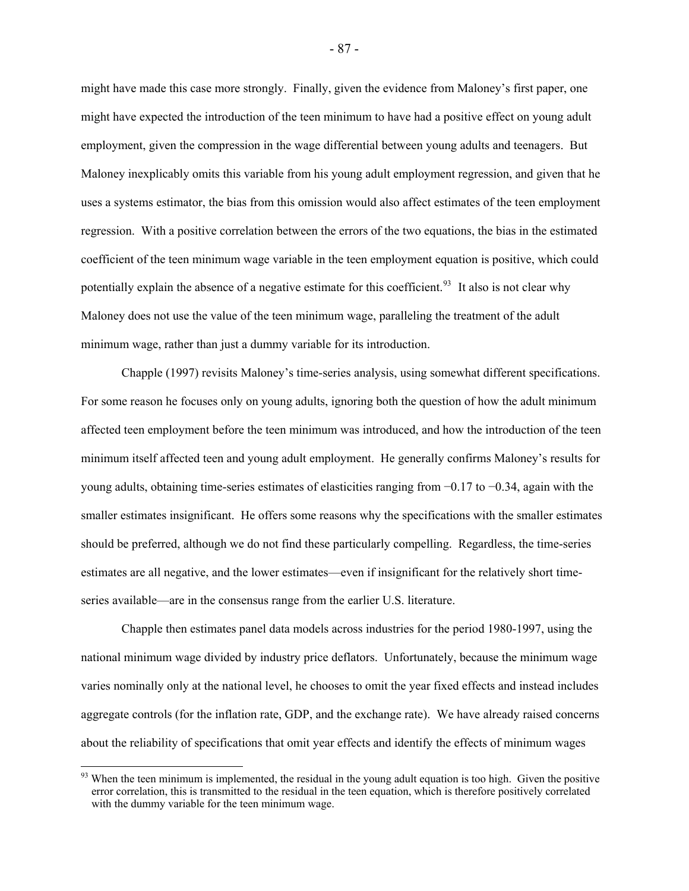might have made this case more strongly. Finally, given the evidence from Maloney's first paper, one might have expected the introduction of the teen minimum to have had a positive effect on young adult employment, given the compression in the wage differential between young adults and teenagers. But Maloney inexplicably omits this variable from his young adult employment regression, and given that he uses a systems estimator, the bias from this omission would also affect estimates of the teen employment regression. With a positive correlation between the errors of the two equations, the bias in the estimated coefficient of the teen minimum wage variable in the teen employment equation is positive, which could potentially explain the absence of a negative estimate for this coefficient.[93] It also is not clear why Maloney does not use the value of the teen minimum wage, paralleling the treatment of the adult minimum wage, rather than just a dummy variable for its introduction.

Chapple (1997) revisits Maloney's time-series analysis, using somewhat different specifications. For some reason he focuses only on young adults, ignoring both the question of how the adult minimum affected teen employment before the teen minimum was introduced, and how the introduction of the teen minimum itself affected teen and young adult employment. He generally confirms Maloney's results for young adults, obtaining time-series estimates of elasticities ranging from −0.17 to −0.34, again with the smaller estimates insignificant. He offers some reasons why the specifications with the smaller estimates should be preferred, although we do not find these particularly compelling. Regardless, the time-series estimates are all negative, and the lower estimates—even if insignificant for the relatively short time-series available—are in the consensus range from the earlier U.S. literature.

Chapple then estimates panel data models across industries for the period 1980-1997, using the national minimum wage divided by industry price deflators. Unfortunately, because the minimum wage varies nominally only at the national level, he chooses to omit the year fixed effects and instead includes aggregate controls (for the inflation rate, GDP, and the exchange rate). We have already raised concerns about the reliability of specifications that omit year effects and identify the effects of minimum wages

[93] When the teen minimum is implemented, the residual in the young adult equation is too high. Given the positive error correlation, this is transmitted to the residual in the teen equation, which is therefore positively correlated with the dummy variable for the teen minimum wage.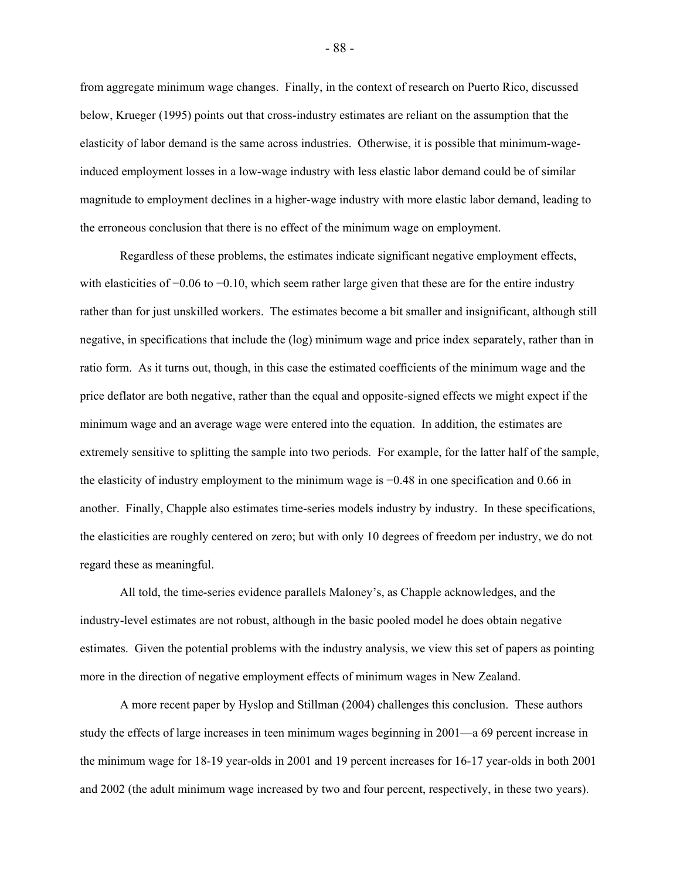from aggregate minimum wage changes. Finally, in the context of research on Puerto Rico, discussed below, Krueger (1995) points out that cross-industry estimates are reliant on the assumption that the elasticity of labor demand is the same across industries. Otherwise, it is possible that minimum-wage-induced employment losses in a low-wage industry with less elastic labor demand could be of similar magnitude to employment declines in a higher-wage industry with more elastic labor demand, leading to the erroneous conclusion that there is no effect of the minimum wage on employment.

Regardless of these problems, the estimates indicate significant negative employment effects, with elasticities of −0.06 to −0.10, which seem rather large given that these are for the entire industry rather than for just unskilled workers. The estimates become a bit smaller and insignificant, although still negative, in specifications that include the (log) minimum wage and price index separately, rather than in ratio form. As it turns out, though, in this case the estimated coefficients of the minimum wage and the price deflator are both negative, rather than the equal and opposite-signed effects we might expect if the minimum wage and an average wage were entered into the equation. In addition, the estimates are extremely sensitive to splitting the sample into two periods. For example, for the latter half of the sample, the elasticity of industry employment to the minimum wage is −0.48 in one specification and 0.66 in another. Finally, Chapple also estimates time-series models industry by industry. In these specifications, the elasticities are roughly centered on zero; but with only 10 degrees of freedom per industry, we do not regard these as meaningful.

All told, the time-series evidence parallels Maloney's, as Chapple acknowledges, and the industry-level estimates are not robust, although in the basic pooled model he does obtain negative estimates. Given the potential problems with the industry analysis, we view this set of papers as pointing more in the direction of negative employment effects of minimum wages in New Zealand.

A more recent paper by Hyslop and Stillman (2004) challenges this conclusion. These authors study the effects of large increases in teen minimum wages beginning in 2001—a 69 percent increase in the minimum wage for 18-19 year-olds in 2001 and 19 percent increases for 16-17 year-olds in both 2001 and 2002 (the adult minimum wage increased by two and four percent, respectively, in these two years).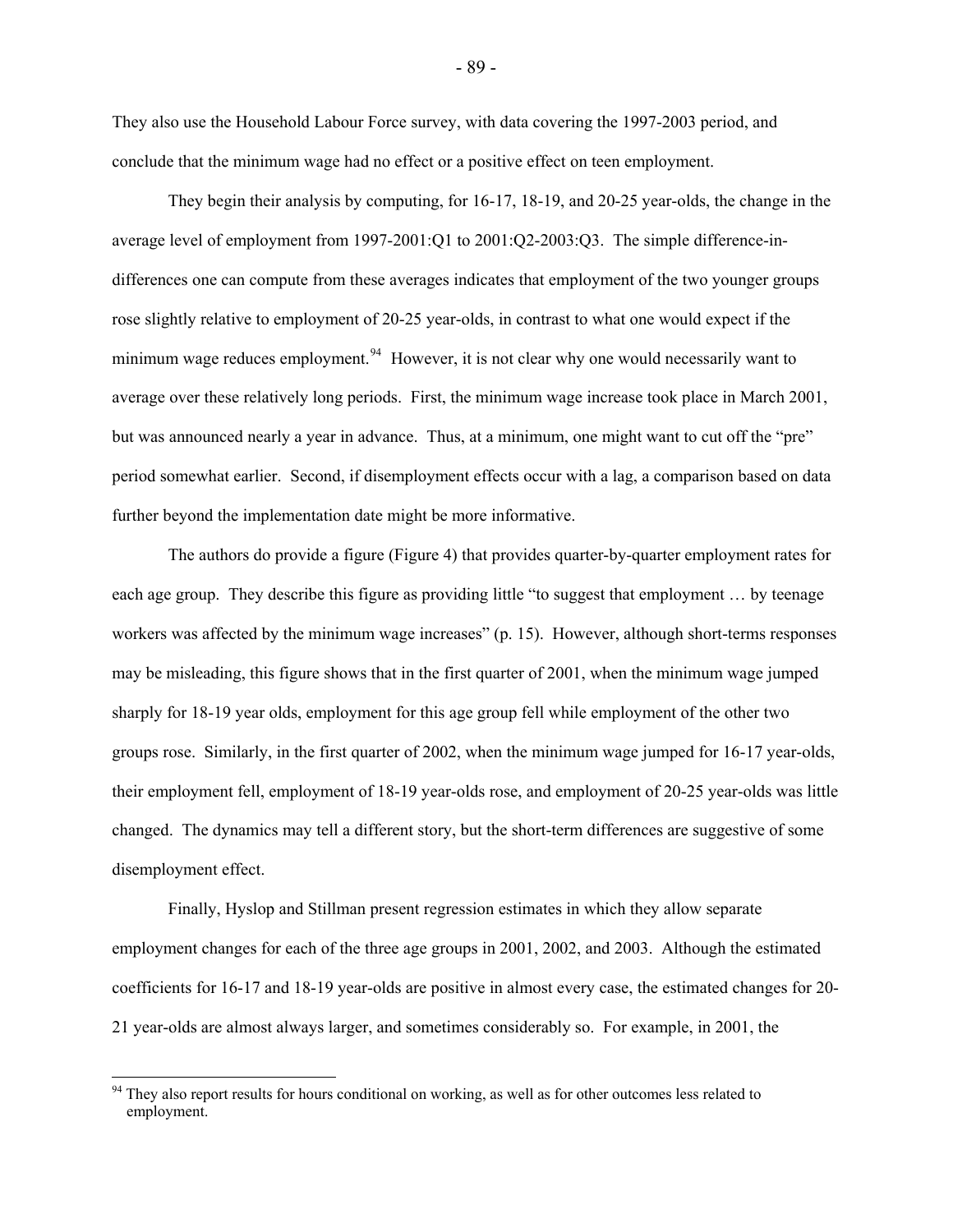They also use the Household Labour Force survey, with data covering the 1997-2003 period, and conclude that the minimum wage had no effect or a positive effect on teen employment.

They begin their analysis by computing, for 16-17, 18-19, and 20-25 year-olds, the change in the average level of employment from 1997-2001:Q1 to 2001:Q2-2003:Q3. The simple difference-in-differences one can compute from these averages indicates that employment of the two younger groups rose slightly relative to employment of 20-25 year-olds, in contrast to what one would expect if the minimum wage reduces employment.[94] However, it is not clear why one would necessarily want to average over these relatively long periods. First, the minimum wage increase took place in March 2001, but was announced nearly a year in advance. Thus, at a minimum, one might want to cut off the "pre" period somewhat earlier. Second, if disemployment effects occur with a lag, a comparison based on data further beyond the implementation date might be more informative.

The authors do provide a figure (Figure 4) that provides quarter-by-quarter employment rates for each age group. They describe this figure as providing little "to suggest that employment … by teenage workers was affected by the minimum wage increases" (p. 15). However, although short-terms responses may be misleading, this figure shows that in the first quarter of 2001, when the minimum wage jumped sharply for 18-19 year olds, employment for this age group fell while employment of the other two groups rose. Similarly, in the first quarter of 2002, when the minimum wage jumped for 16-17 year-olds, their employment fell, employment of 18-19 year-olds rose, and employment of 20-25 year-olds was little changed. The dynamics may tell a different story, but the short-term differences are suggestive of some disemployment effect.

Finally, Hyslop and Stillman present regression estimates in which they allow separate employment changes for each of the three age groups in 2001, 2002, and 2003. Although the estimated coefficients for 16-17 and 18-19 year-olds are positive in almost every case, the estimated changes for 20-21 year-olds are almost always larger, and sometimes considerably so. For example, in 2001, the

[94] They also report results for hours conditional on working, as well as for other outcomes less related to employment.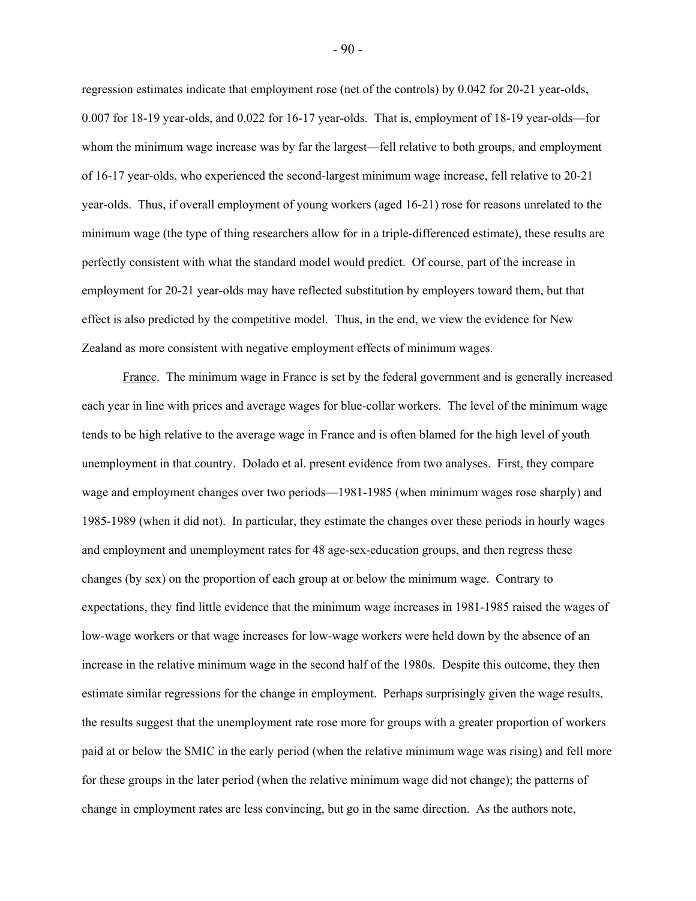regression estimates indicate that employment rose (net of the controls) by 0.042 for 20-21 year-olds, 0.007 for 18-19 year-olds, and 0.022 for 16-17 year-olds. That is, employment of 18-19 year-olds—for whom the minimum wage increase was by far the largest—fell relative to both groups, and employment of 16-17 year-olds, who experienced the second-largest minimum wage increase, fell relative to 20-21 year-olds. Thus, if overall employment of young workers (aged 16-21) rose for reasons unrelated to the minimum wage (the type of thing researchers allow for in a triple-differenced estimate), these results are perfectly consistent with what the standard model would predict. Of course, part of the increase in employment for 20-21 year-olds may have reflected substitution by employers toward them, but that effect is also predicted by the competitive model. Thus, in the end, we view the evidence for New Zealand as more consistent with negative employment effects of minimum wages.

France. The minimum wage in France is set by the federal government and is generally increased each year in line with prices and average wages for blue-collar workers. The level of the minimum wage tends to be high relative to the average wage in France and is often blamed for the high level of youth unemployment in that country. Dolado et al. present evidence from two analyses. First, they compare wage and employment changes over two periods—1981-1985 (when minimum wages rose sharply) and 1985-1989 (when it did not). In particular, they estimate the changes over these periods in hourly wages and employment and unemployment rates for 48 age-sex-education groups, and then regress these changes (by sex) on the proportion of each group at or below the minimum wage. Contrary to expectations, they find little evidence that the minimum wage increases in 1981-1985 raised the wages of low-wage workers or that wage increases for low-wage workers were held down by the absence of an increase in the relative minimum wage in the second half of the 1980s. Despite this outcome, they then estimate similar regressions for the change in employment. Perhaps surprisingly given the wage results, the results suggest that the unemployment rate rose more for groups with a greater proportion of workers paid at or below the SMIC in the early period (when the relative minimum wage was rising) and fell more for these groups in the later period (when the relative minimum wage did not change); the patterns of change in employment rates are less convincing, but go in the same direction. As the authors note,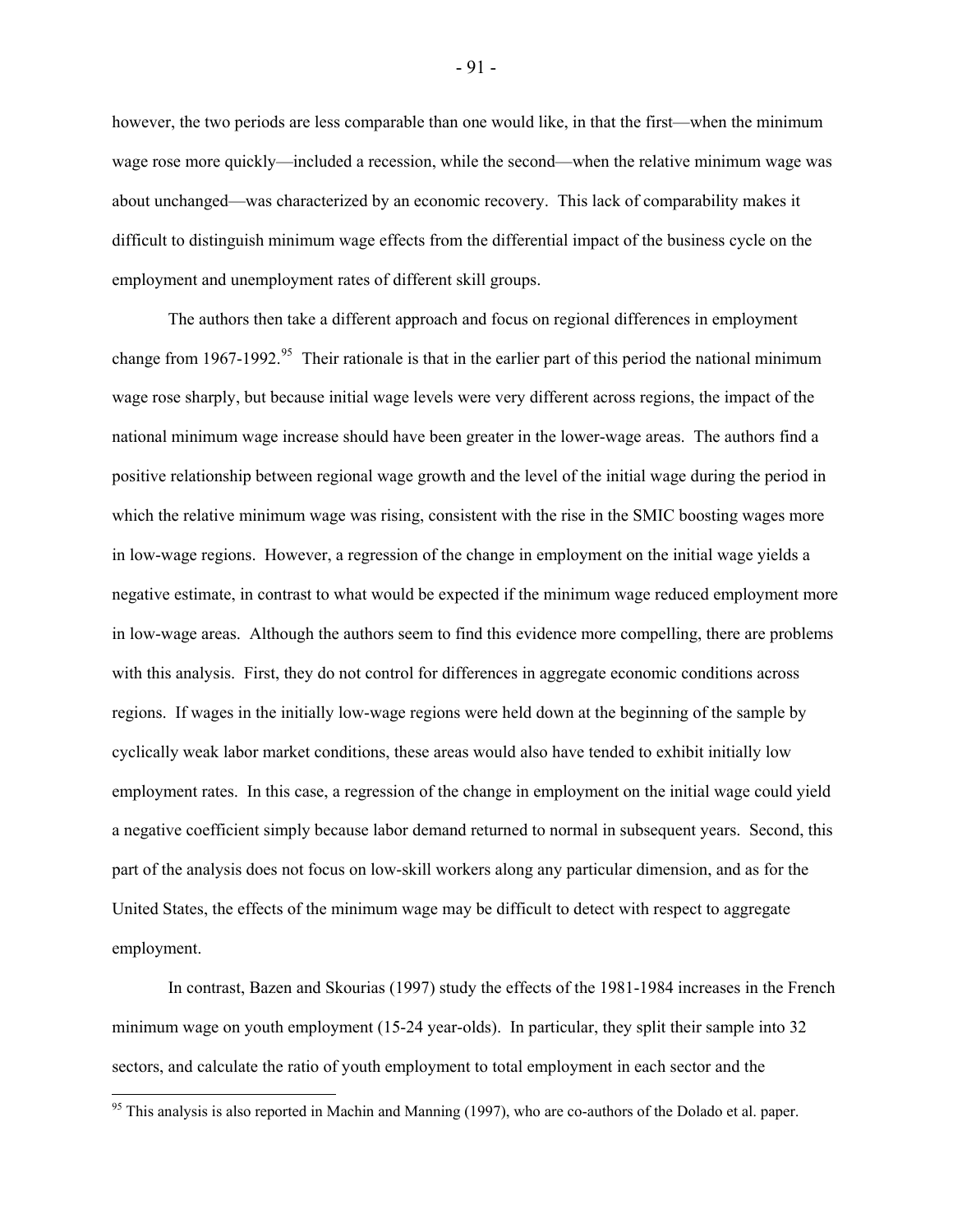however, the two periods are less comparable than one would like, in that the first—when the minimum wage rose more quickly—included a recession, while the second—when the relative minimum wage was about unchanged—was characterized by an economic recovery. This lack of comparability makes it difficult to distinguish minimum wage effects from the differential impact of the business cycle on the employment and unemployment rates of different skill groups.

The authors then take a different approach and focus on regional differences in employment change from 1967-1992.[95] Their rationale is that in the earlier part of this period the national minimum wage rose sharply, but because initial wage levels were very different across regions, the impact of the national minimum wage increase should have been greater in the lower-wage areas. The authors find a positive relationship between regional wage growth and the level of the initial wage during the period in which the relative minimum wage was rising, consistent with the rise in the SMIC boosting wages more in low-wage regions. However, a regression of the change in employment on the initial wage yields a negative estimate, in contrast to what would be expected if the minimum wage reduced employment more in low-wage areas. Although the authors seem to find this evidence more compelling, there are problems with this analysis. First, they do not control for differences in aggregate economic conditions across regions. If wages in the initially low-wage regions were held down at the beginning of the sample by cyclically weak labor market conditions, these areas would also have tended to exhibit initially low employment rates. In this case, a regression of the change in employment on the initial wage could yield a negative coefficient simply because labor demand returned to normal in subsequent years. Second, this part of the analysis does not focus on low-skill workers along any particular dimension, and as for the United States, the effects of the minimum wage may be difficult to detect with respect to aggregate employment.

In contrast, Bazen and Skourias (1997) study the effects of the 1981-1984 increases in the French minimum wage on youth employment (15-24 year-olds). In particular, they split their sample into 32 sectors, and calculate the ratio of youth employment to total employment in each sector and the

[95] This analysis is also reported in Machin and Manning (1997), who are co-authors of the Dolado et al. paper.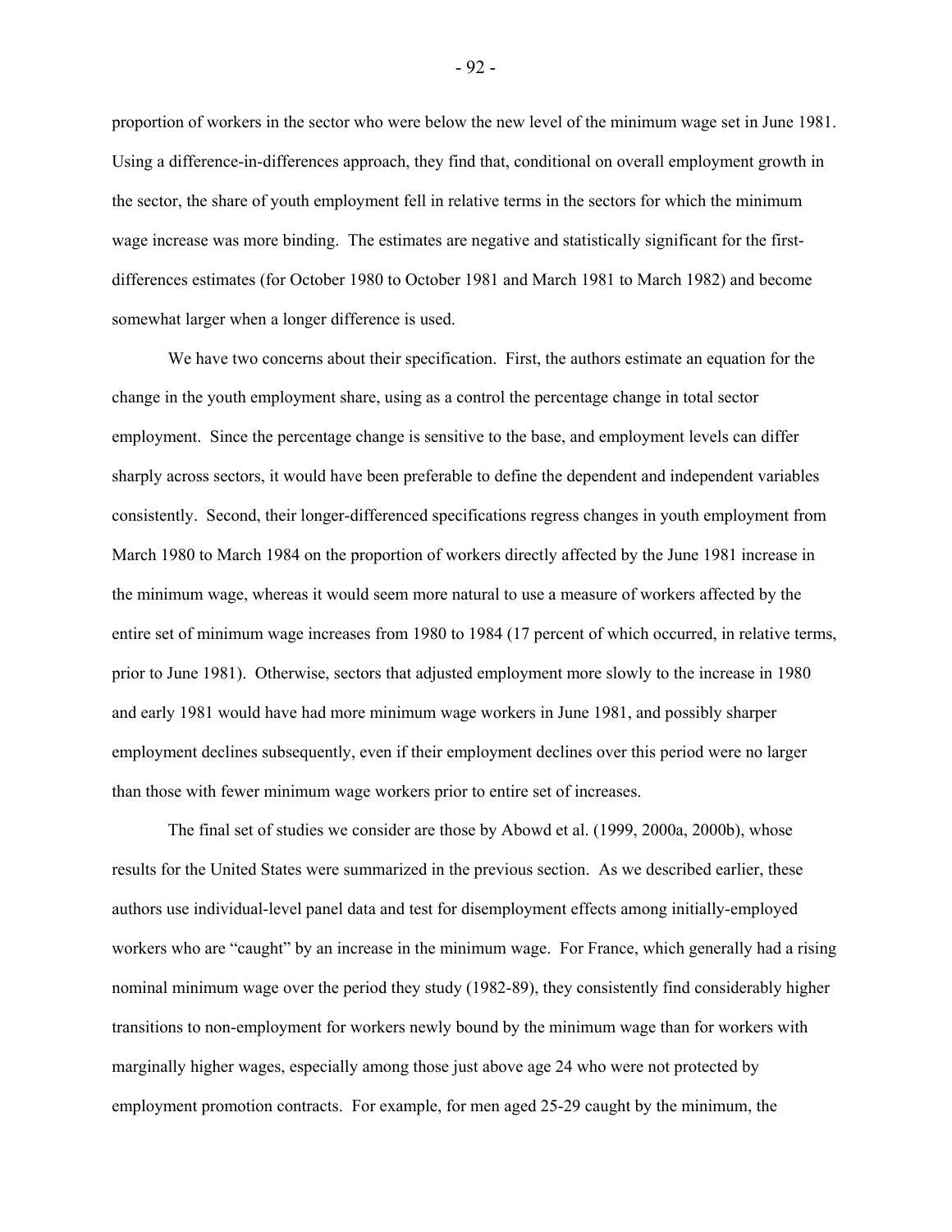proportion of workers in the sector who were below the new level of the minimum wage set in June 1981. Using a difference-in-differences approach, they find that, conditional on overall employment growth in the sector, the share of youth employment fell in relative terms in the sectors for which the minimum wage increase was more binding. The estimates are negative and statistically significant for the first-differences estimates (for October 1980 to October 1981 and March 1981 to March 1982) and become somewhat larger when a longer difference is used.

We have two concerns about their specification. First, the authors estimate an equation for the change in the youth employment share, using as a control the percentage change in total sector employment. Since the percentage change is sensitive to the base, and employment levels can differ sharply across sectors, it would have been preferable to define the dependent and independent variables consistently. Second, their longer-differenced specifications regress changes in youth employment from March 1980 to March 1984 on the proportion of workers directly affected by the June 1981 increase in the minimum wage, whereas it would seem more natural to use a measure of workers affected by the entire set of minimum wage increases from 1980 to 1984 (17 percent of which occurred, in relative terms, prior to June 1981). Otherwise, sectors that adjusted employment more slowly to the increase in 1980 and early 1981 would have had more minimum wage workers in June 1981, and possibly sharper employment declines subsequently, even if their employment declines over this period were no larger than those with fewer minimum wage workers prior to entire set of increases.

The final set of studies we consider are those by Abowd et al. (1999, 2000a, 2000b), whose results for the United States were summarized in the previous section. As we described earlier, these authors use individual-level panel data and test for disemployment effects among initially-employed workers who are "caught" by an increase in the minimum wage. For France, which generally had a rising nominal minimum wage over the period they study (1982-89), they consistently find considerably higher transitions to non-employment for workers newly bound by the minimum wage than for workers with marginally higher wages, especially among those just above age 24 who were not protected by employment promotion contracts. For example, for men aged 25-29 caught by the minimum, the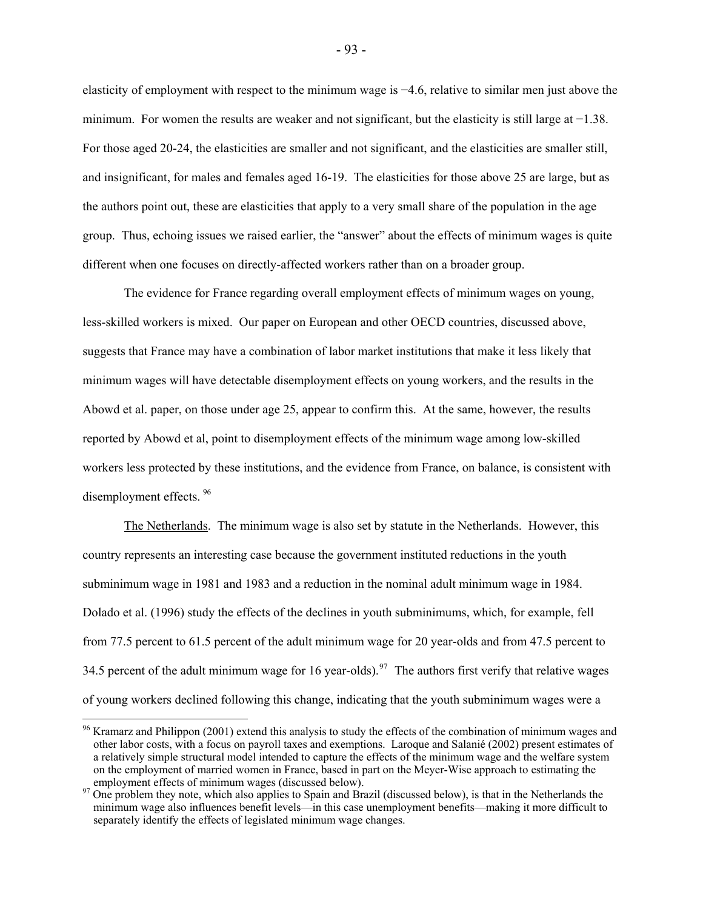elasticity of employment with respect to the minimum wage is −4.6, relative to similar men just above the minimum. For women the results are weaker and not significant, but the elasticity is still large at −1.38. For those aged 20-24, the elasticities are smaller and not significant, and the elasticities are smaller still, and insignificant, for males and females aged 16-19. The elasticities for those above 25 are large, but as the authors point out, these are elasticities that apply to a very small share of the population in the age group. Thus, echoing issues we raised earlier, the "answer" about the effects of minimum wages is quite different when one focuses on directly-affected workers rather than on a broader group.

The evidence for France regarding overall employment effects of minimum wages on young, less-skilled workers is mixed. Our paper on European and other OECD countries, discussed above, suggests that France may have a combination of labor market institutions that make it less likely that minimum wages will have detectable disemployment effects on young workers, and the results in the Abowd et al. paper, on those under age 25, appear to confirm this. At the same, however, the results reported by Abowd et al, point to disemployment effects of the minimum wage among low-skilled workers less protected by these institutions, and the evidence from France, on balance, is consistent with disemployment effects. [96]

<u>The Netherlands</u>. The minimum wage is also set by statute in the Netherlands. However, this country represents an interesting case because the government instituted reductions in the youth subminimum wage in 1981 and 1983 and a reduction in the nominal adult minimum wage in 1984. Dolado et al. (1996) study the effects of the declines in youth subminimums, which, for example, fell from 77.5 percent to 61.5 percent of the adult minimum wage for 20 year-olds and from 47.5 percent to 34.5 percent of the adult minimum wage for 16 year-olds). [97] The authors first verify that relative wages of young workers declined following this change, indicating that the youth subminimum wages were a

[96] Kramarz and Philippon (2001) extend this analysis to study the effects of the combination of minimum wages and other labor costs, with a focus on payroll taxes and exemptions. Laroque and Salanié (2002) present estimates of a relatively simple structural model intended to capture the effects of the minimum wage and the welfare system on the employment of married women in France, based in part on the Meyer-Wise approach to estimating the employment effects of minimum wages (discussed below).

[97] One problem they note, which also applies to Spain and Brazil (discussed below), is that in the Netherlands the minimum wage also influences benefit levels—in this case unemployment benefits—making it more difficult to separately identify the effects of legislated minimum wage changes.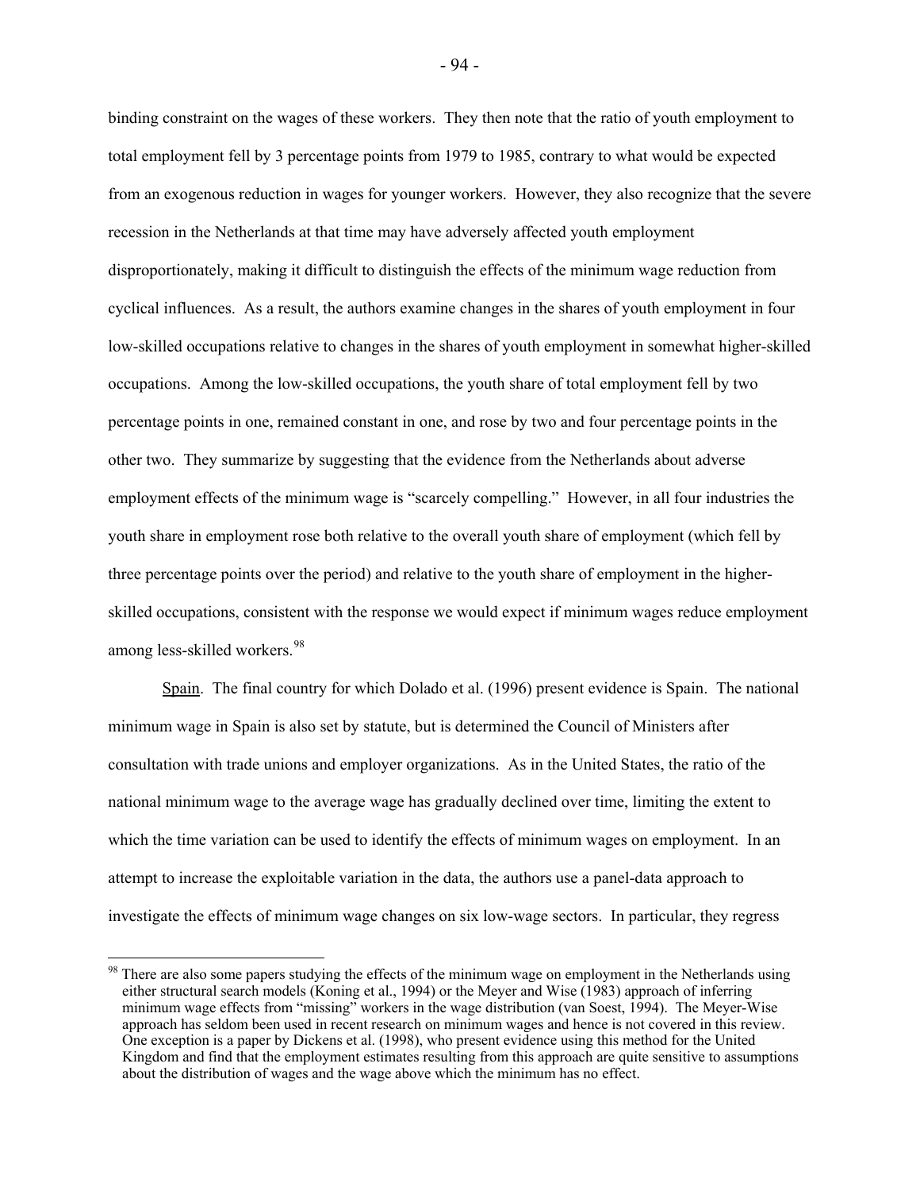binding constraint on the wages of these workers. They then note that the ratio of youth employment to total employment fell by 3 percentage points from 1979 to 1985, contrary to what would be expected from an exogenous reduction in wages for younger workers. However, they also recognize that the severe recession in the Netherlands at that time may have adversely affected youth employment disproportionately, making it difficult to distinguish the effects of the minimum wage reduction from cyclical influences. As a result, the authors examine changes in the shares of youth employment in four low-skilled occupations relative to changes in the shares of youth employment in somewhat higher-skilled occupations. Among the low-skilled occupations, the youth share of total employment fell by two percentage points in one, remained constant in one, and rose by two and four percentage points in the other two. They summarize by suggesting that the evidence from the Netherlands about adverse employment effects of the minimum wage is "scarcely compelling." However, in all four industries the youth share in employment rose both relative to the overall youth share of employment (which fell by three percentage points over the period) and relative to the youth share of employment in the higher-skilled occupations, consistent with the response we would expect if minimum wages reduce employment among less-skilled workers.[98]

Spain. The final country for which Dolado et al. (1996) present evidence is Spain. The national minimum wage in Spain is also set by statute, but is determined the Council of Ministers after consultation with trade unions and employer organizations. As in the United States, the ratio of the national minimum wage to the average wage has gradually declined over time, limiting the extent to which the time variation can be used to identify the effects of minimum wages on employment. In an attempt to increase the exploitable variation in the data, the authors use a panel-data approach to investigate the effects of minimum wage changes on six low-wage sectors. In particular, they regress

[98] There are also some papers studying the effects of the minimum wage on employment in the Netherlands using either structural search models (Koning et al., 1994) or the Meyer and Wise (1983) approach of inferring minimum wage effects from "missing" workers in the wage distribution (van Soest, 1994). The Meyer-Wise approach has seldom been used in recent research on minimum wages and hence is not covered in this review. One exception is a paper by Dickens et al. (1998), who present evidence using this method for the United Kingdom and find that the employment estimates resulting from this approach are quite sensitive to assumptions about the distribution of wages and the wage above which the minimum has no effect.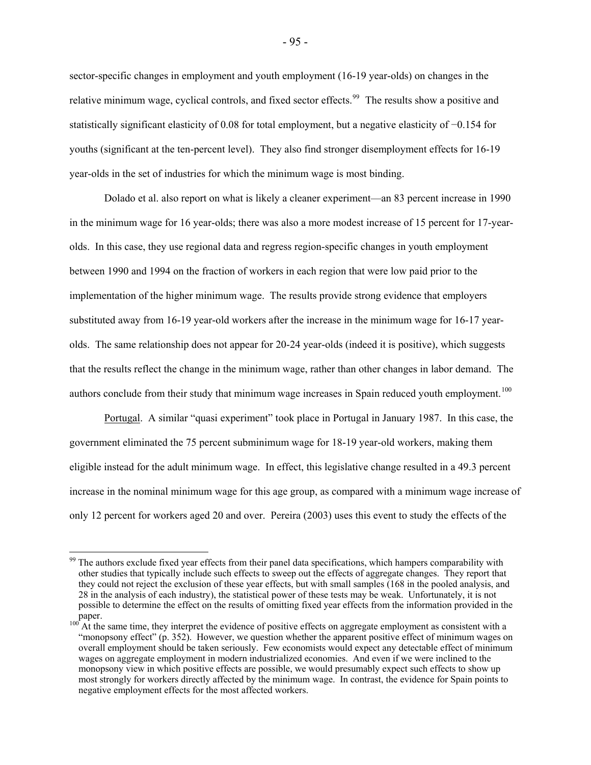sector-specific changes in employment and youth employment (16-19 year-olds) on changes in the relative minimum wage, cyclical controls, and fixed sector effects.[99] The results show a positive and statistically significant elasticity of 0.08 for total employment, but a negative elasticity of −0.154 for youths (significant at the ten-percent level). They also find stronger disemployment effects for 16-19 year-olds in the set of industries for which the minimum wage is most binding.

Dolado et al. also report on what is likely a cleaner experiment—an 83 percent increase in 1990 in the minimum wage for 16 year-olds; there was also a more modest increase of 15 percent for 17-year-olds. In this case, they use regional data and regress region-specific changes in youth employment between 1990 and 1994 on the fraction of workers in each region that were low paid prior to the implementation of the higher minimum wage. The results provide strong evidence that employers substituted away from 16-19 year-old workers after the increase in the minimum wage for 16-17 year-olds. The same relationship does not appear for 20-24 year-olds (indeed it is positive), which suggests that the results reflect the change in the minimum wage, rather than other changes in labor demand. The authors conclude from their study that minimum wage increases in Spain reduced youth employment.[100]

Portugal. A similar "quasi experiment" took place in Portugal in January 1987. In this case, the government eliminated the 75 percent subminimum wage for 18-19 year-old workers, making them eligible instead for the adult minimum wage. In effect, this legislative change resulted in a 49.3 percent increase in the nominal minimum wage for this age group, as compared with a minimum wage increase of only 12 percent for workers aged 20 and over. Pereira (2003) uses this event to study the effects of the

---

[99] The authors exclude fixed year effects from their panel data specifications, which hampers comparability with other studies that typically include such effects to sweep out the effects of aggregate changes. They report that they could not reject the exclusion of these year effects, but with small samples (168 in the pooled analysis, and 28 in the analysis of each industry), the statistical power of these tests may be weak. Unfortunately, it is not possible to determine the effect on the results of omitting fixed year effects from the information provided in the paper.

[100] At the same time, they interpret the evidence of positive effects on aggregate employment as consistent with a "monopsony effect" (p. 352). However, we question whether the apparent positive effect of minimum wages on overall employment should be taken seriously. Few economists would expect any detectable effect of minimum wages on aggregate employment in modern industrialized economies. And even if we were inclined to the monopsony view in which positive effects are possible, we would presumably expect such effects to show up most strongly for workers directly affected by the minimum wage. In contrast, the evidence for Spain points to negative employment effects for the most affected workers.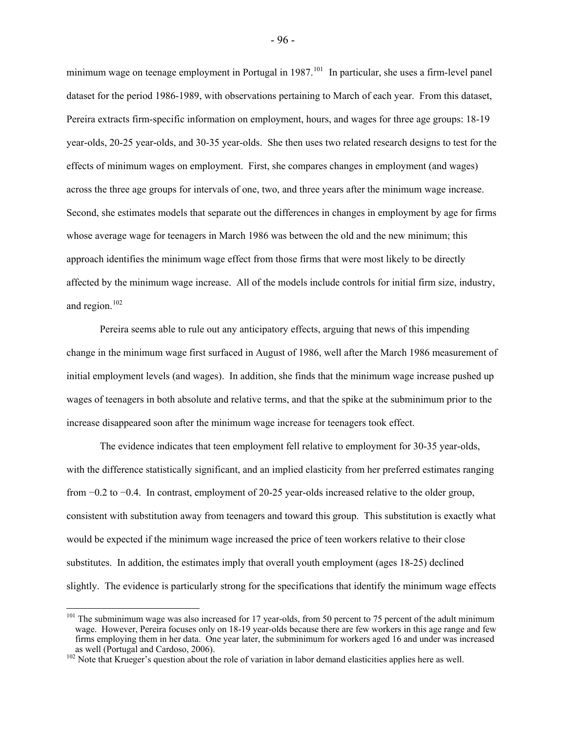minimum wage on teenage employment in Portugal in 1987.[101] In particular, she uses a firm-level panel dataset for the period 1986-1989, with observations pertaining to March of each year. From this dataset, Pereira extracts firm-specific information on employment, hours, and wages for three age groups: 18-19 year-olds, 20-25 year-olds, and 30-35 year-olds. She then uses two related research designs to test for the effects of minimum wages on employment. First, she compares changes in employment (and wages) across the three age groups for intervals of one, two, and three years after the minimum wage increase. Second, she estimates models that separate out the differences in changes in employment by age for firms whose average wage for teenagers in March 1986 was between the old and the new minimum; this approach identifies the minimum wage effect from those firms that were most likely to be directly affected by the minimum wage increase. All of the models include controls for initial firm size, industry, and region.[102]

Pereira seems able to rule out any anticipatory effects, arguing that news of this impending change in the minimum wage first surfaced in August of 1986, well after the March 1986 measurement of initial employment levels (and wages). In addition, she finds that the minimum wage increase pushed up wages of teenagers in both absolute and relative terms, and that the spike at the subminimum prior to the increase disappeared soon after the minimum wage increase for teenagers took effect.

The evidence indicates that teen employment fell relative to employment for 30-35 year-olds, with the difference statistically significant, and an implied elasticity from her preferred estimates ranging from −0.2 to −0.4. In contrast, employment of 20-25 year-olds increased relative to the older group, consistent with substitution away from teenagers and toward this group. This substitution is exactly what would be expected if the minimum wage increased the price of teen workers relative to their close substitutes. In addition, the estimates imply that overall youth employment (ages 18-25) declined slightly. The evidence is particularly strong for the specifications that identify the minimum wage effects

---

[101] The subminimum wage was also increased for 17 year-olds, from 50 percent to 75 percent of the adult minimum wage. However, Pereira focuses only on 18-19 year-olds because there are few workers in this age range and few firms employing them in her data. One year later, the subminimum for workers aged 16 and under was increased as well (Portugal and Cardoso, 2006).

[102] Note that Krueger's question about the role of variation in labor demand elasticities applies here as well.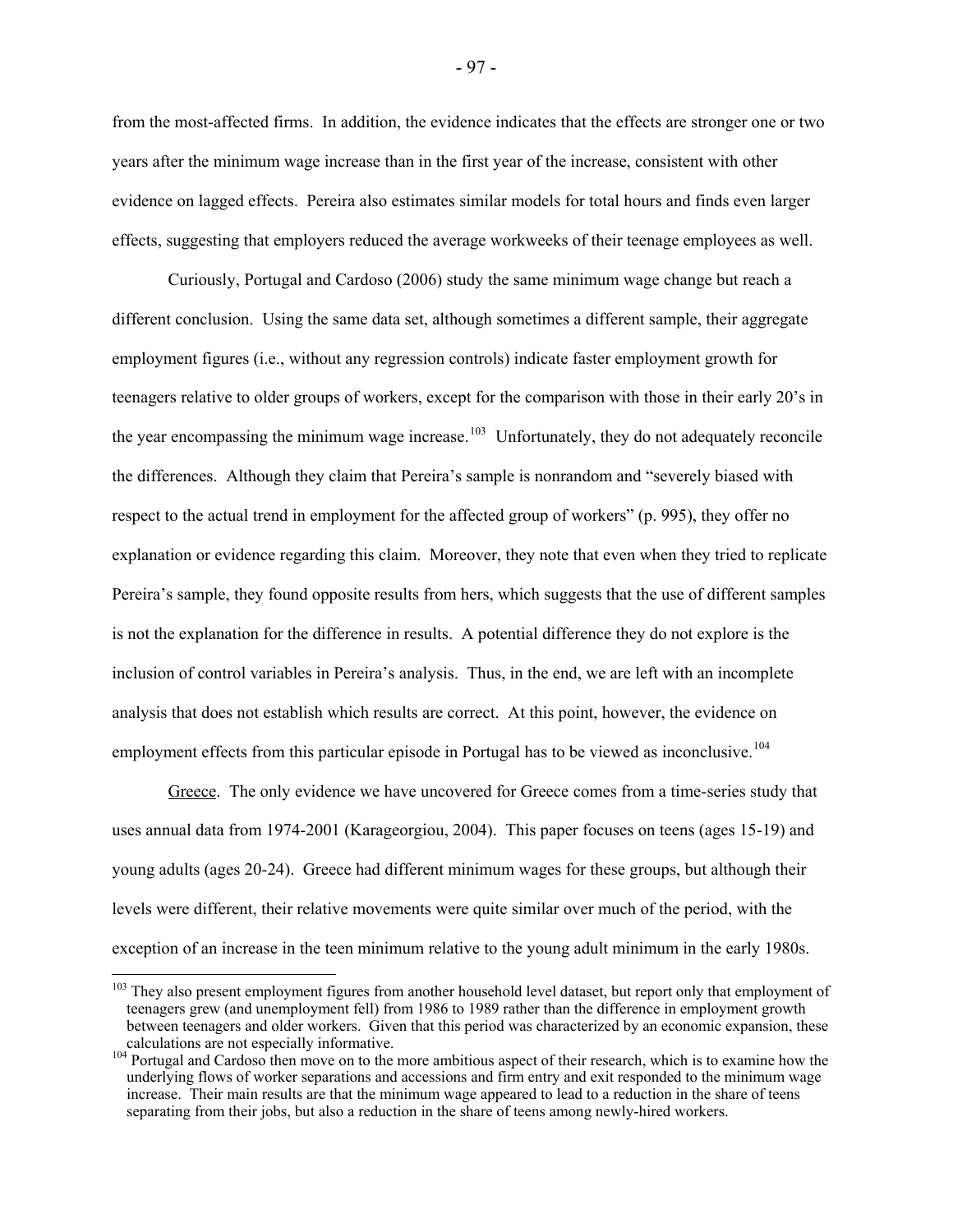from the most-affected firms. In addition, the evidence indicates that the effects are stronger one or two years after the minimum wage increase than in the first year of the increase, consistent with other evidence on lagged effects. Pereira also estimates similar models for total hours and finds even larger effects, suggesting that employers reduced the average workweeks of their teenage employees as well.

Curiously, Portugal and Cardoso (2006) study the same minimum wage change but reach a different conclusion. Using the same data set, although sometimes a different sample, their aggregate employment figures (i.e., without any regression controls) indicate faster employment growth for teenagers relative to older groups of workers, except for the comparison with those in their early 20's in the year encompassing the minimum wage increase.[103] Unfortunately, they do not adequately reconcile the differences. Although they claim that Pereira's sample is nonrandom and "severely biased with respect to the actual trend in employment for the affected group of workers" (p. 995), they offer no explanation or evidence regarding this claim. Moreover, they note that even when they tried to replicate Pereira's sample, they found opposite results from hers, which suggests that the use of different samples is not the explanation for the difference in results. A potential difference they do not explore is the inclusion of control variables in Pereira's analysis. Thus, in the end, we are left with an incomplete analysis that does not establish which results are correct. At this point, however, the evidence on employment effects from this particular episode in Portugal has to be viewed as inconclusive.[104]

<u>Greece</u>. The only evidence we have uncovered for Greece comes from a time-series study that uses annual data from 1974-2001 (Karageorgiou, 2004). This paper focuses on teens (ages 15-19) and young adults (ages 20-24). Greece had different minimum wages for these groups, but although their levels were different, their relative movements were quite similar over much of the period, with the exception of an increase in the teen minimum relative to the young adult minimum in the early 1980s.

---

[103] They also present employment figures from another household level dataset, but report only that employment of teenagers grew (and unemployment fell) from 1986 to 1989 rather than the difference in employment growth between teenagers and older workers. Given that this period was characterized by an economic expansion, these calculations are not especially informative.

[104] Portugal and Cardoso then move on to the more ambitious aspect of their research, which is to examine how the underlying flows of worker separations and accessions and firm entry and exit responded to the minimum wage increase. Their main results are that the minimum wage appeared to lead to a reduction in the share of teens separating from their jobs, but also a reduction in the share of teens among newly-hired workers.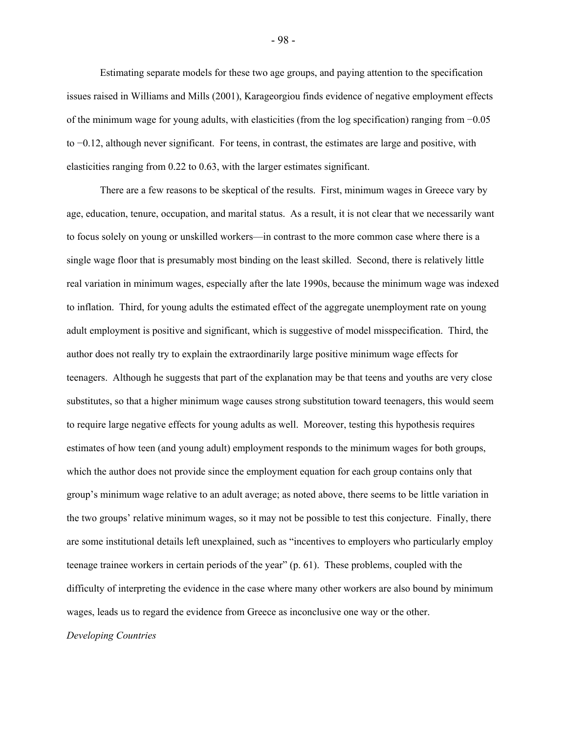Estimating separate models for these two age groups, and paying attention to the specification issues raised in Williams and Mills (2001), Karageorgiou finds evidence of negative employment effects of the minimum wage for young adults, with elasticities (from the log specification) ranging from −0.05 to −0.12, although never significant. For teens, in contrast, the estimates are large and positive, with elasticities ranging from 0.22 to 0.63, with the larger estimates significant.

There are a few reasons to be skeptical of the results. First, minimum wages in Greece vary by age, education, tenure, occupation, and marital status. As a result, it is not clear that we necessarily want to focus solely on young or unskilled workers—in contrast to the more common case where there is a single wage floor that is presumably most binding on the least skilled. Second, there is relatively little real variation in minimum wages, especially after the late 1990s, because the minimum wage was indexed to inflation. Third, for young adults the estimated effect of the aggregate unemployment rate on young adult employment is positive and significant, which is suggestive of model misspecification. Third, the author does not really try to explain the extraordinarily large positive minimum wage effects for teenagers. Although he suggests that part of the explanation may be that teens and youths are very close substitutes, so that a higher minimum wage causes strong substitution toward teenagers, this would seem to require large negative effects for young adults as well. Moreover, testing this hypothesis requires estimates of how teen (and young adult) employment responds to the minimum wages for both groups, which the author does not provide since the employment equation for each group contains only that group's minimum wage relative to an adult average; as noted above, there seems to be little variation in the two groups' relative minimum wages, so it may not be possible to test this conjecture. Finally, there are some institutional details left unexplained, such as "incentives to employers who particularly employ teenage trainee workers in certain periods of the year" (p. 61). These problems, coupled with the difficulty of interpreting the evidence in the case where many other workers are also bound by minimum wages, leads us to regard the evidence from Greece as inconclusive one way or the other.

*Developing Countries*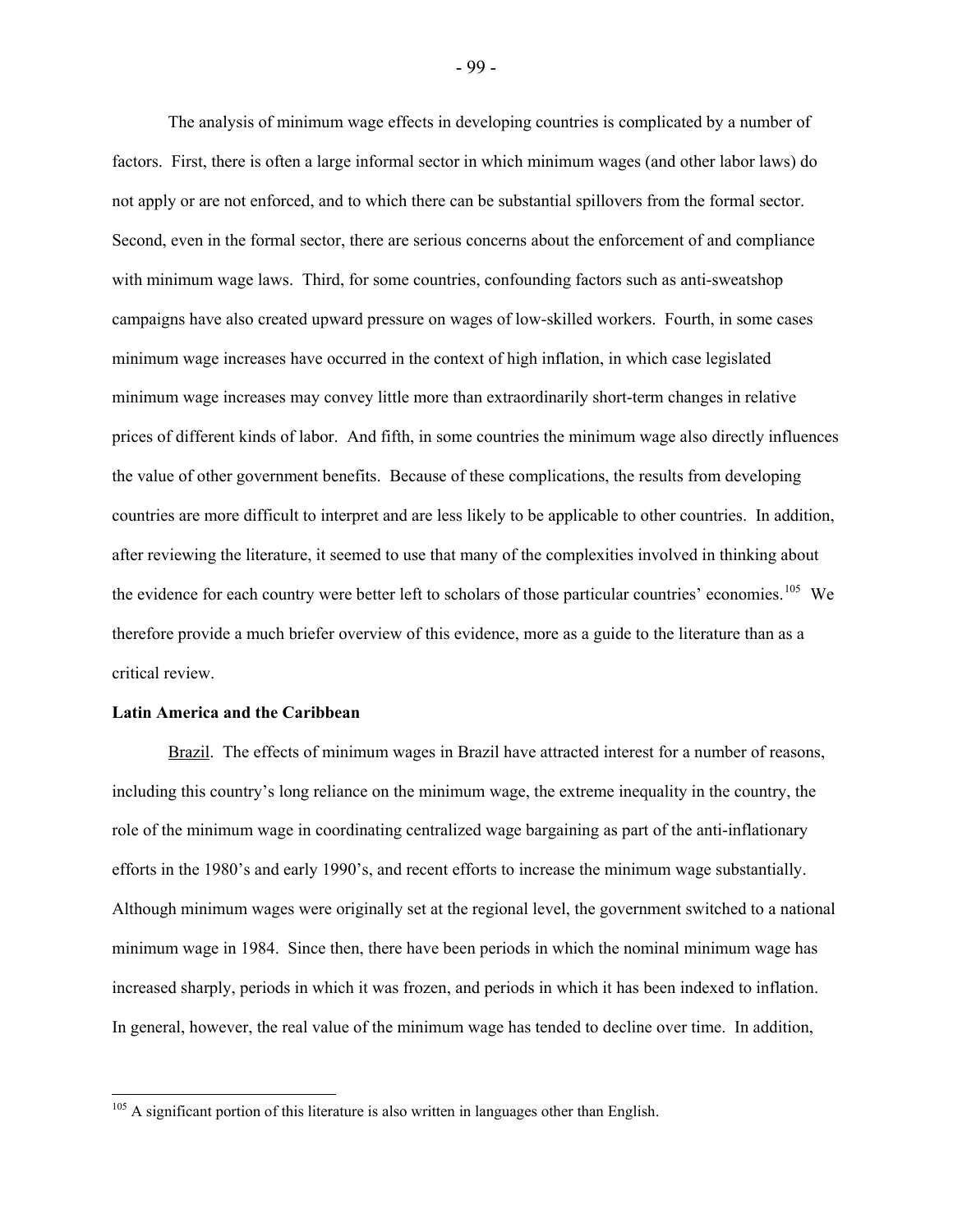The analysis of minimum wage effects in developing countries is complicated by a number of factors. First, there is often a large informal sector in which minimum wages (and other labor laws) do not apply or are not enforced, and to which there can be substantial spillovers from the formal sector. Second, even in the formal sector, there are serious concerns about the enforcement of and compliance with minimum wage laws. Third, for some countries, confounding factors such as anti-sweatshop campaigns have also created upward pressure on wages of low-skilled workers. Fourth, in some cases minimum wage increases have occurred in the context of high inflation, in which case legislated minimum wage increases may convey little more than extraordinarily short-term changes in relative prices of different kinds of labor. And fifth, in some countries the minimum wage also directly influences the value of other government benefits. Because of these complications, the results from developing countries are more difficult to interpret and are less likely to be applicable to other countries. In addition, after reviewing the literature, it seemed to use that many of the complexities involved in thinking about the evidence for each country were better left to scholars of those particular countries' economies.[105] We therefore provide a much briefer overview of this evidence, more as a guide to the literature than as a critical review.

**Latin America and the Caribbean**

Brazil. The effects of minimum wages in Brazil have attracted interest for a number of reasons, including this country's long reliance on the minimum wage, the extreme inequality in the country, the role of the minimum wage in coordinating centralized wage bargaining as part of the anti-inflationary efforts in the 1980's and early 1990's, and recent efforts to increase the minimum wage substantially. Although minimum wages were originally set at the regional level, the government switched to a national minimum wage in 1984. Since then, there have been periods in which the nominal minimum wage has increased sharply, periods in which it was frozen, and periods in which it has been indexed to inflation. In general, however, the real value of the minimum wage has tended to decline over time. In addition,

[105] A significant portion of this literature is also written in languages other than English.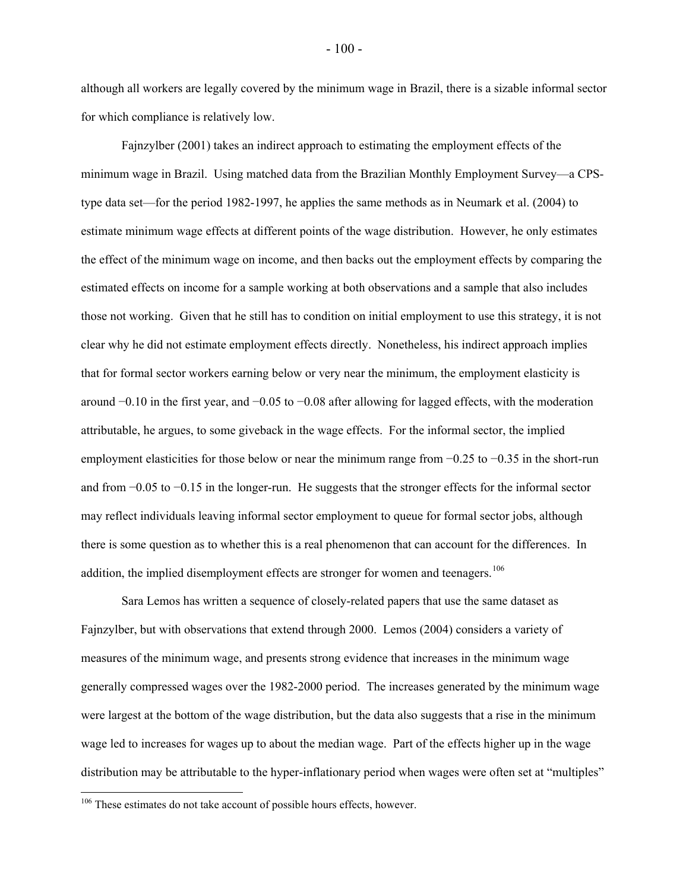although all workers are legally covered by the minimum wage in Brazil, there is a sizable informal sector for which compliance is relatively low.

Fajnzylber (2001) takes an indirect approach to estimating the employment effects of the minimum wage in Brazil. Using matched data from the Brazilian Monthly Employment Survey—a CPS-type data set—for the period 1982-1997, he applies the same methods as in Neumark et al. (2004) to estimate minimum wage effects at different points of the wage distribution. However, he only estimates the effect of the minimum wage on income, and then backs out the employment effects by comparing the estimated effects on income for a sample working at both observations and a sample that also includes those not working. Given that he still has to condition on initial employment to use this strategy, it is not clear why he did not estimate employment effects directly. Nonetheless, his indirect approach implies that for formal sector workers earning below or very near the minimum, the employment elasticity is around −0.10 in the first year, and −0.05 to −0.08 after allowing for lagged effects, with the moderation attributable, he argues, to some giveback in the wage effects. For the informal sector, the implied employment elasticities for those below or near the minimum range from −0.25 to −0.35 in the short-run and from −0.05 to −0.15 in the longer-run. He suggests that the stronger effects for the informal sector may reflect individuals leaving informal sector employment to queue for formal sector jobs, although there is some question as to whether this is a real phenomenon that can account for the differences. In addition, the implied disemployment effects are stronger for women and teenagers.[106]

Sara Lemos has written a sequence of closely-related papers that use the same dataset as Fajnzylber, but with observations that extend through 2000. Lemos (2004) considers a variety of measures of the minimum wage, and presents strong evidence that increases in the minimum wage generally compressed wages over the 1982-2000 period. The increases generated by the minimum wage were largest at the bottom of the wage distribution, but the data also suggests that a rise in the minimum wage led to increases for wages up to about the median wage. Part of the effects higher up in the wage distribution may be attributable to the hyper-inflationary period when wages were often set at "multiples"

[106] These estimates do not take account of possible hours effects, however.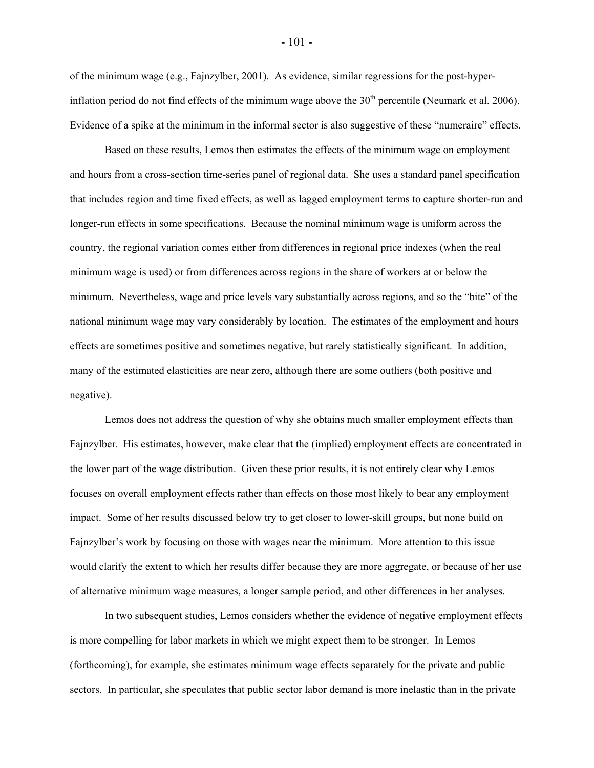of the minimum wage (e.g., Fajnzylber, 2001). As evidence, similar regressions for the post-hyper-inflation period do not find effects of the minimum wage above the 30th percentile (Neumark et al. 2006). Evidence of a spike at the minimum in the informal sector is also suggestive of these "numeraire" effects.

Based on these results, Lemos then estimates the effects of the minimum wage on employment and hours from a cross-section time-series panel of regional data. She uses a standard panel specification that includes region and time fixed effects, as well as lagged employment terms to capture shorter-run and longer-run effects in some specifications. Because the nominal minimum wage is uniform across the country, the regional variation comes either from differences in regional price indexes (when the real minimum wage is used) or from differences across regions in the share of workers at or below the minimum. Nevertheless, wage and price levels vary substantially across regions, and so the "bite" of the national minimum wage may vary considerably by location. The estimates of the employment and hours effects are sometimes positive and sometimes negative, but rarely statistically significant. In addition, many of the estimated elasticities are near zero, although there are some outliers (both positive and negative).

Lemos does not address the question of why she obtains much smaller employment effects than Fajnzylber. His estimates, however, make clear that the (implied) employment effects are concentrated in the lower part of the wage distribution. Given these prior results, it is not entirely clear why Lemos focuses on overall employment effects rather than effects on those most likely to bear any employment impact. Some of her results discussed below try to get closer to lower-skill groups, but none build on Fajnzylber's work by focusing on those with wages near the minimum. More attention to this issue would clarify the extent to which her results differ because they are more aggregate, or because of her use of alternative minimum wage measures, a longer sample period, and other differences in her analyses.

In two subsequent studies, Lemos considers whether the evidence of negative employment effects is more compelling for labor markets in which we might expect them to be stronger. In Lemos (forthcoming), for example, she estimates minimum wage effects separately for the private and public sectors. In particular, she speculates that public sector labor demand is more inelastic than in the private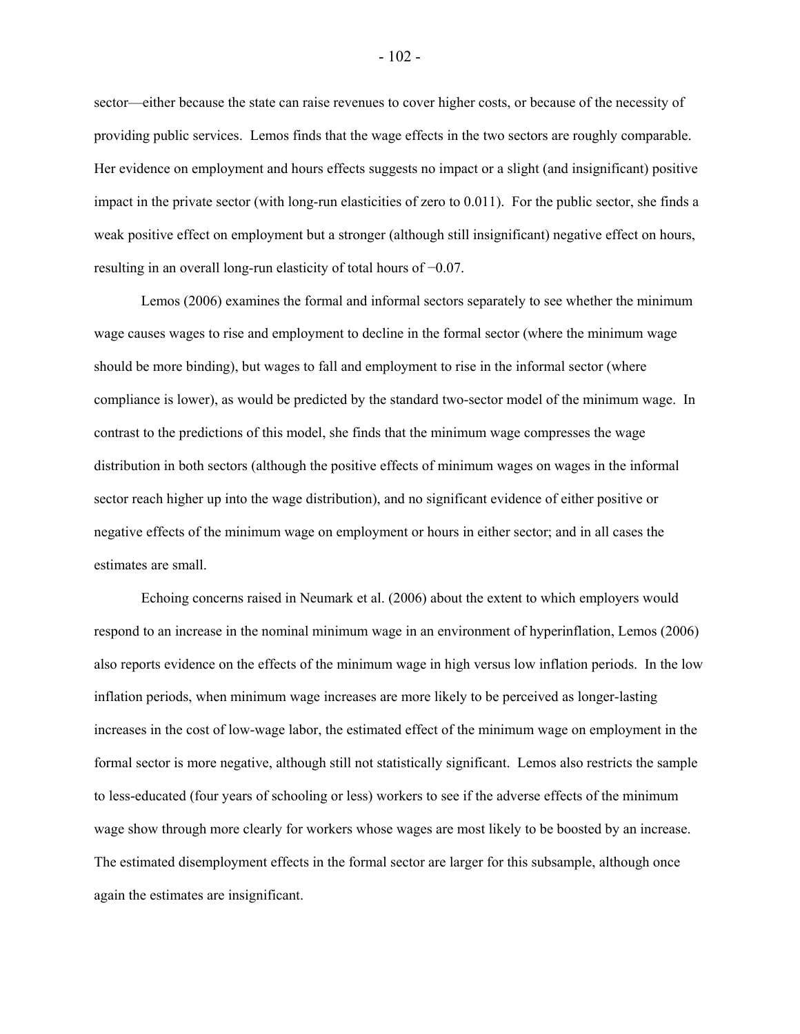sector—either because the state can raise revenues to cover higher costs, or because of the necessity of providing public services. Lemos finds that the wage effects in the two sectors are roughly comparable. Her evidence on employment and hours effects suggests no impact or a slight (and insignificant) positive impact in the private sector (with long-run elasticities of zero to 0.011). For the public sector, she finds a weak positive effect on employment but a stronger (although still insignificant) negative effect on hours, resulting in an overall long-run elasticity of total hours of −0.07.

Lemos (2006) examines the formal and informal sectors separately to see whether the minimum wage causes wages to rise and employment to decline in the formal sector (where the minimum wage should be more binding), but wages to fall and employment to rise in the informal sector (where compliance is lower), as would be predicted by the standard two-sector model of the minimum wage. In contrast to the predictions of this model, she finds that the minimum wage compresses the wage distribution in both sectors (although the positive effects of minimum wages on wages in the informal sector reach higher up into the wage distribution), and no significant evidence of either positive or negative effects of the minimum wage on employment or hours in either sector; and in all cases the estimates are small.

Echoing concerns raised in Neumark et al. (2006) about the extent to which employers would respond to an increase in the nominal minimum wage in an environment of hyperinflation, Lemos (2006) also reports evidence on the effects of the minimum wage in high versus low inflation periods. In the low inflation periods, when minimum wage increases are more likely to be perceived as longer-lasting increases in the cost of low-wage labor, the estimated effect of the minimum wage on employment in the formal sector is more negative, although still not statistically significant. Lemos also restricts the sample to less-educated (four years of schooling or less) workers to see if the adverse effects of the minimum wage show through more clearly for workers whose wages are most likely to be boosted by an increase. The estimated disemployment effects in the formal sector are larger for this subsample, although once again the estimates are insignificant.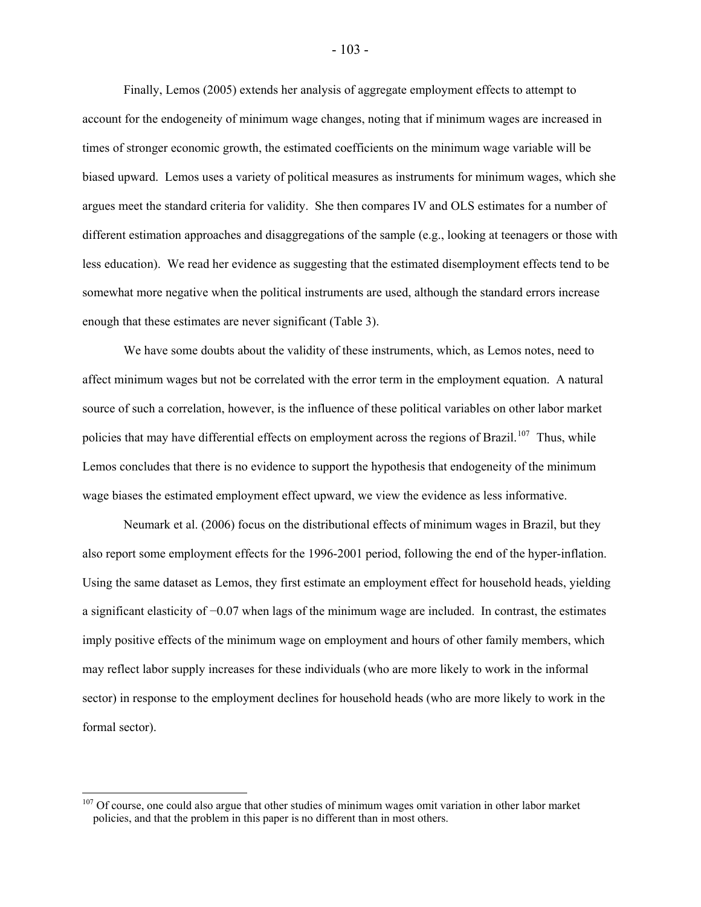Finally, Lemos (2005) extends her analysis of aggregate employment effects to attempt to account for the endogeneity of minimum wage changes, noting that if minimum wages are increased in times of stronger economic growth, the estimated coefficients on the minimum wage variable will be biased upward. Lemos uses a variety of political measures as instruments for minimum wages, which she argues meet the standard criteria for validity. She then compares IV and OLS estimates for a number of different estimation approaches and disaggregations of the sample (e.g., looking at teenagers or those with less education). We read her evidence as suggesting that the estimated disemployment effects tend to be somewhat more negative when the political instruments are used, although the standard errors increase enough that these estimates are never significant (Table 3).

We have some doubts about the validity of these instruments, which, as Lemos notes, need to affect minimum wages but not be correlated with the error term in the employment equation. A natural source of such a correlation, however, is the influence of these political variables on other labor market policies that may have differential effects on employment across the regions of Brazil.[107] Thus, while Lemos concludes that there is no evidence to support the hypothesis that endogeneity of the minimum wage biases the estimated employment effect upward, we view the evidence as less informative.

Neumark et al. (2006) focus on the distributional effects of minimum wages in Brazil, but they also report some employment effects for the 1996-2001 period, following the end of the hyper-inflation. Using the same dataset as Lemos, they first estimate an employment effect for household heads, yielding a significant elasticity of −0.07 when lags of the minimum wage are included. In contrast, the estimates imply positive effects of the minimum wage on employment and hours of other family members, which may reflect labor supply increases for these individuals (who are more likely to work in the informal sector) in response to the employment declines for household heads (who are more likely to work in the formal sector).

[107] Of course, one could also argue that other studies of minimum wages omit variation in other labor market policies, and that the problem in this paper is no different than in most others.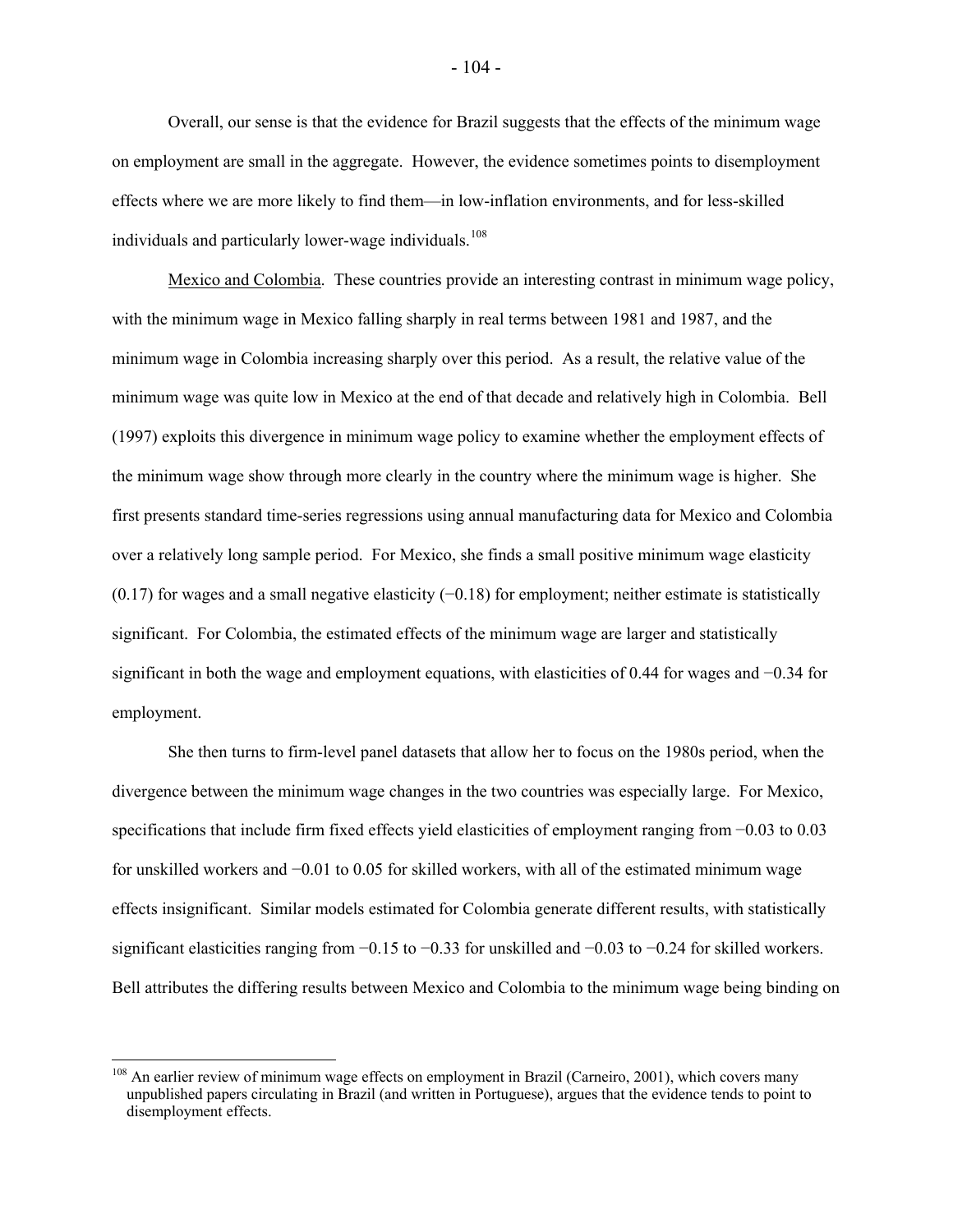Overall, our sense is that the evidence for Brazil suggests that the effects of the minimum wage on employment are small in the aggregate. However, the evidence sometimes points to disemployment effects where we are more likely to find them—in low-inflation environments, and for less-skilled individuals and particularly lower-wage individuals.[108]

Mexico and Colombia. These countries provide an interesting contrast in minimum wage policy, with the minimum wage in Mexico falling sharply in real terms between 1981 and 1987, and the minimum wage in Colombia increasing sharply over this period. As a result, the relative value of the minimum wage was quite low in Mexico at the end of that decade and relatively high in Colombia. Bell (1997) exploits this divergence in minimum wage policy to examine whether the employment effects of the minimum wage show through more clearly in the country where the minimum wage is higher. She first presents standard time-series regressions using annual manufacturing data for Mexico and Colombia over a relatively long sample period. For Mexico, she finds a small positive minimum wage elasticity (0.17) for wages and a small negative elasticity (−0.18) for employment; neither estimate is statistically significant. For Colombia, the estimated effects of the minimum wage are larger and statistically significant in both the wage and employment equations, with elasticities of 0.44 for wages and −0.34 for employment.

She then turns to firm-level panel datasets that allow her to focus on the 1980s period, when the divergence between the minimum wage changes in the two countries was especially large. For Mexico, specifications that include firm fixed effects yield elasticities of employment ranging from −0.03 to 0.03 for unskilled workers and −0.01 to 0.05 for skilled workers, with all of the estimated minimum wage effects insignificant. Similar models estimated for Colombia generate different results, with statistically significant elasticities ranging from −0.15 to −0.33 for unskilled and −0.03 to −0.24 for skilled workers. Bell attributes the differing results between Mexico and Colombia to the minimum wage being binding on

[108] An earlier review of minimum wage effects on employment in Brazil (Carneiro, 2001), which covers many unpublished papers circulating in Brazil (and written in Portuguese), argues that the evidence tends to point to disemployment effects.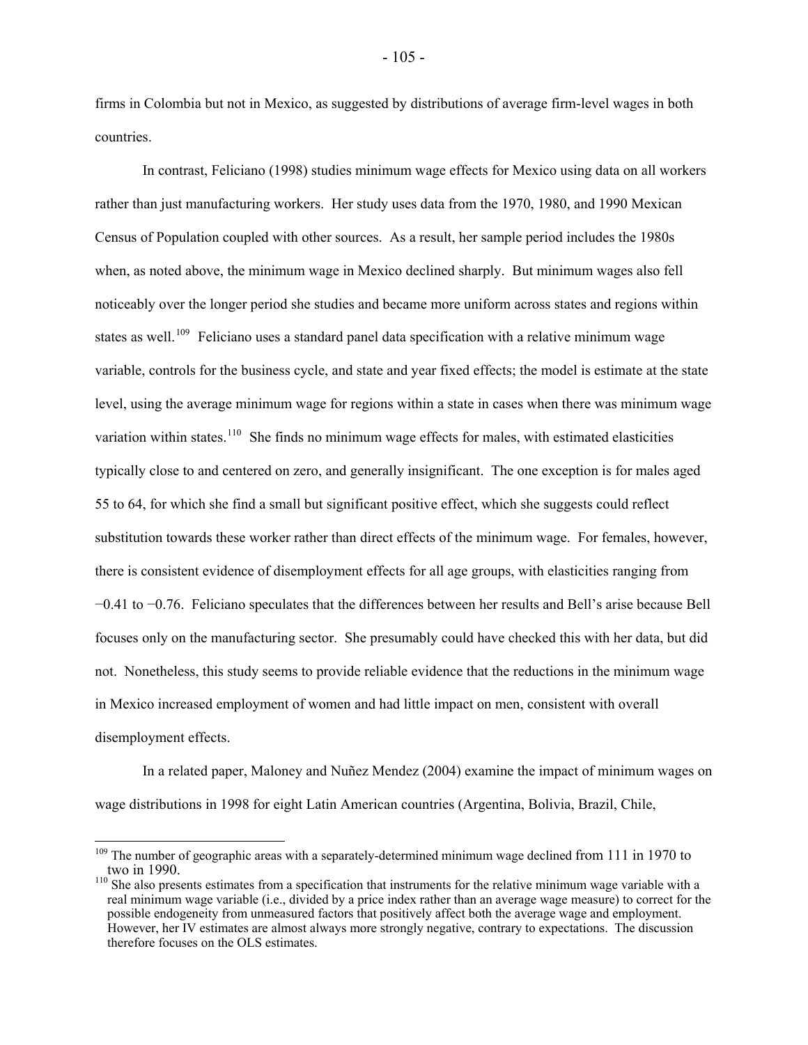firms in Colombia but not in Mexico, as suggested by distributions of average firm-level wages in both countries.

In contrast, Feliciano (1998) studies minimum wage effects for Mexico using data on all workers rather than just manufacturing workers. Her study uses data from the 1970, 1980, and 1990 Mexican Census of Population coupled with other sources. As a result, her sample period includes the 1980s when, as noted above, the minimum wage in Mexico declined sharply. But minimum wages also fell noticeably over the longer period she studies and became more uniform across states and regions within states as well.[109] Feliciano uses a standard panel data specification with a relative minimum wage variable, controls for the business cycle, and state and year fixed effects; the model is estimate at the state level, using the average minimum wage for regions within a state in cases when there was minimum wage variation within states.[110] She finds no minimum wage effects for males, with estimated elasticities typically close to and centered on zero, and generally insignificant. The one exception is for males aged 55 to 64, for which she find a small but significant positive effect, which she suggests could reflect substitution towards these worker rather than direct effects of the minimum wage. For females, however, there is consistent evidence of disemployment effects for all age groups, with elasticities ranging from −0.41 to −0.76. Feliciano speculates that the differences between her results and Bell's arise because Bell focuses only on the manufacturing sector. She presumably could have checked this with her data, but did not. Nonetheless, this study seems to provide reliable evidence that the reductions in the minimum wage in Mexico increased employment of women and had little impact on men, consistent with overall disemployment effects.

In a related paper, Maloney and Nuñez Mendez (2004) examine the impact of minimum wages on wage distributions in 1998 for eight Latin American countries (Argentina, Bolivia, Brazil, Chile,

---

[109] The number of geographic areas with a separately-determined minimum wage declined from 111 in 1970 to two in 1990.

[110] She also presents estimates from a specification that instruments for the relative minimum wage variable with a real minimum wage variable (i.e., divided by a price index rather than an average wage measure) to correct for the possible endogeneity from unmeasured factors that positively affect both the average wage and employment. However, her IV estimates are almost always more strongly negative, contrary to expectations. The discussion therefore focuses on the OLS estimates.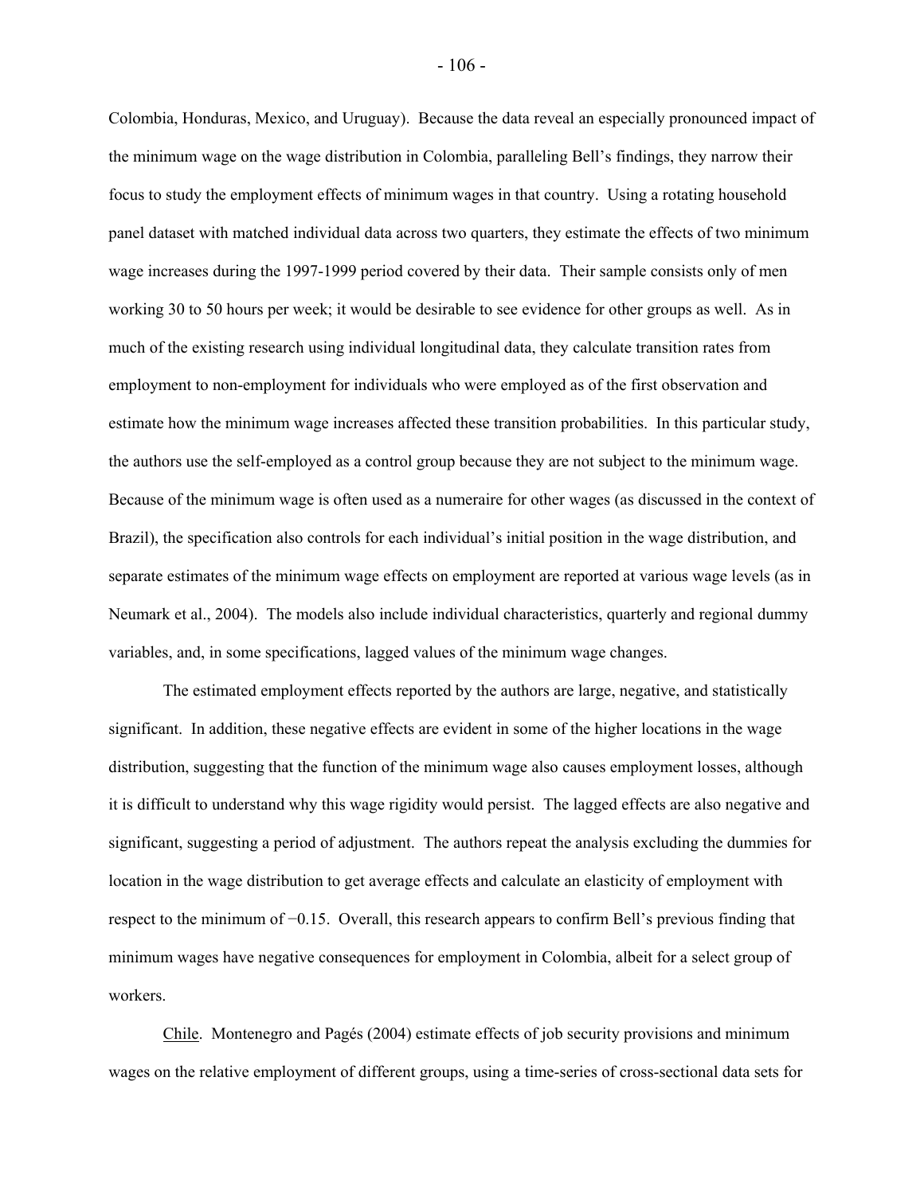Colombia, Honduras, Mexico, and Uruguay). Because the data reveal an especially pronounced impact of the minimum wage on the wage distribution in Colombia, paralleling Bell's findings, they narrow their focus to study the employment effects of minimum wages in that country. Using a rotating household panel dataset with matched individual data across two quarters, they estimate the effects of two minimum wage increases during the 1997-1999 period covered by their data. Their sample consists only of men working 30 to 50 hours per week; it would be desirable to see evidence for other groups as well. As in much of the existing research using individual longitudinal data, they calculate transition rates from employment to non-employment for individuals who were employed as of the first observation and estimate how the minimum wage increases affected these transition probabilities. In this particular study, the authors use the self-employed as a control group because they are not subject to the minimum wage. Because of the minimum wage is often used as a numeraire for other wages (as discussed in the context of Brazil), the specification also controls for each individual's initial position in the wage distribution, and separate estimates of the minimum wage effects on employment are reported at various wage levels (as in Neumark et al., 2004). The models also include individual characteristics, quarterly and regional dummy variables, and, in some specifications, lagged values of the minimum wage changes.

The estimated employment effects reported by the authors are large, negative, and statistically significant. In addition, these negative effects are evident in some of the higher locations in the wage distribution, suggesting that the function of the minimum wage also causes employment losses, although it is difficult to understand why this wage rigidity would persist. The lagged effects are also negative and significant, suggesting a period of adjustment. The authors repeat the analysis excluding the dummies for location in the wage distribution to get average effects and calculate an elasticity of employment with respect to the minimum of −0.15. Overall, this research appears to confirm Bell's previous finding that minimum wages have negative consequences for employment in Colombia, albeit for a select group of workers.

Chile. Montenegro and Pagés (2004) estimate effects of job security provisions and minimum wages on the relative employment of different groups, using a time-series of cross-sectional data sets for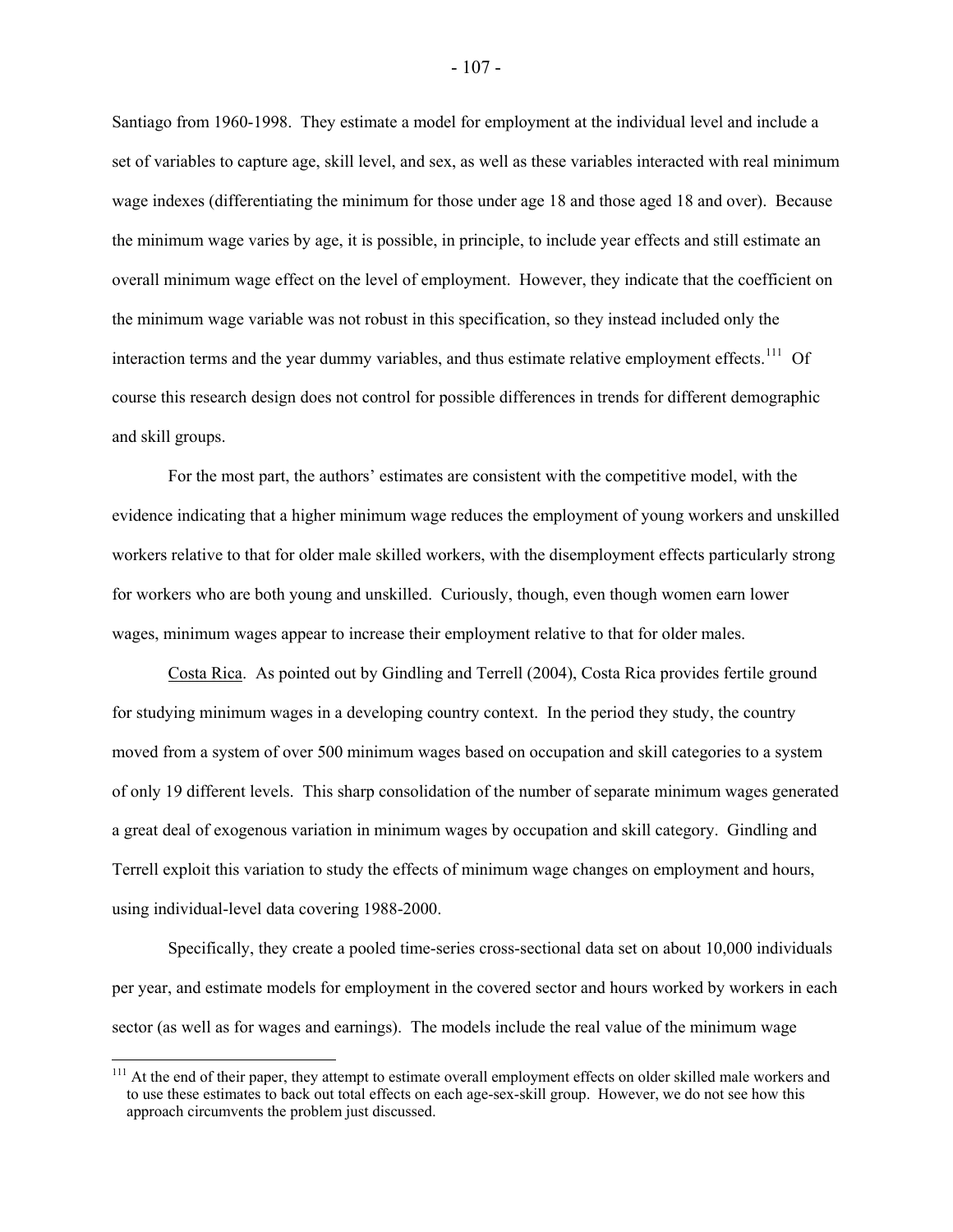Santiago from 1960-1998. They estimate a model for employment at the individual level and include a set of variables to capture age, skill level, and sex, as well as these variables interacted with real minimum wage indexes (differentiating the minimum for those under age 18 and those aged 18 and over). Because the minimum wage varies by age, it is possible, in principle, to include year effects and still estimate an overall minimum wage effect on the level of employment. However, they indicate that the coefficient on the minimum wage variable was not robust in this specification, so they instead included only the interaction terms and the year dummy variables, and thus estimate relative employment effects.[111] Of course this research design does not control for possible differences in trends for different demographic and skill groups.

For the most part, the authors' estimates are consistent with the competitive model, with the evidence indicating that a higher minimum wage reduces the employment of young workers and unskilled workers relative to that for older male skilled workers, with the disemployment effects particularly strong for workers who are both young and unskilled. Curiously, though, even though women earn lower wages, minimum wages appear to increase their employment relative to that for older males.

Costa Rica. As pointed out by Gindling and Terrell (2004), Costa Rica provides fertile ground for studying minimum wages in a developing country context. In the period they study, the country moved from a system of over 500 minimum wages based on occupation and skill categories to a system of only 19 different levels. This sharp consolidation of the number of separate minimum wages generated a great deal of exogenous variation in minimum wages by occupation and skill category. Gindling and Terrell exploit this variation to study the effects of minimum wage changes on employment and hours, using individual-level data covering 1988-2000.

Specifically, they create a pooled time-series cross-sectional data set on about 10,000 individuals per year, and estimate models for employment in the covered sector and hours worked by workers in each sector (as well as for wages and earnings). The models include the real value of the minimum wage

[111] At the end of their paper, they attempt to estimate overall employment effects on older skilled male workers and to use these estimates to back out total effects on each age-sex-skill group. However, we do not see how this approach circumvents the problem just discussed.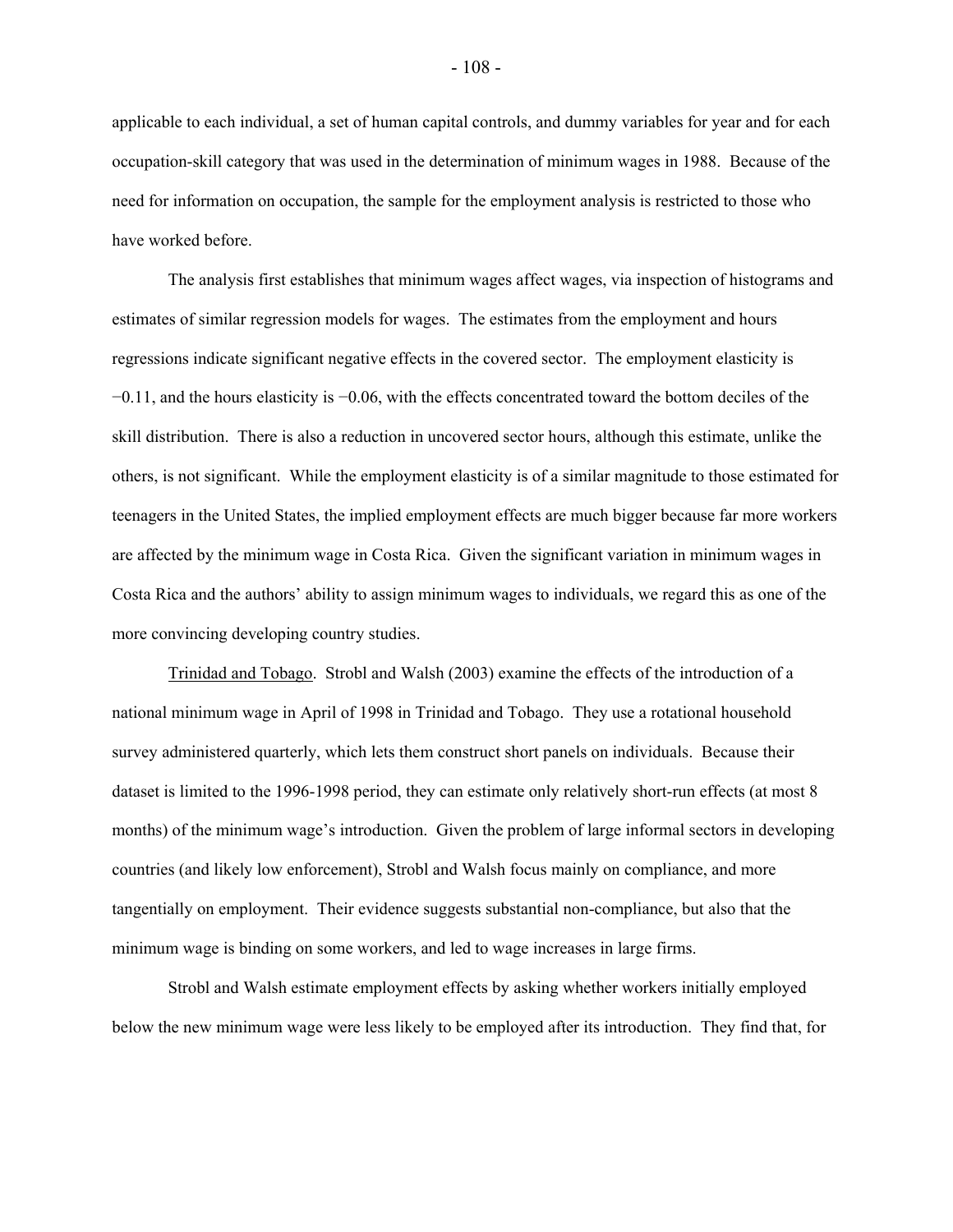applicable to each individual, a set of human capital controls, and dummy variables for year and for each occupation-skill category that was used in the determination of minimum wages in 1988. Because of the need for information on occupation, the sample for the employment analysis is restricted to those who have worked before.

The analysis first establishes that minimum wages affect wages, via inspection of histograms and estimates of similar regression models for wages. The estimates from the employment and hours regressions indicate significant negative effects in the covered sector. The employment elasticity is −0.11, and the hours elasticity is −0.06, with the effects concentrated toward the bottom deciles of the skill distribution. There is also a reduction in uncovered sector hours, although this estimate, unlike the others, is not significant. While the employment elasticity is of a similar magnitude to those estimated for teenagers in the United States, the implied employment effects are much bigger because far more workers are affected by the minimum wage in Costa Rica. Given the significant variation in minimum wages in Costa Rica and the authors' ability to assign minimum wages to individuals, we regard this as one of the more convincing developing country studies.

Trinidad and Tobago. Strobl and Walsh (2003) examine the effects of the introduction of a national minimum wage in April of 1998 in Trinidad and Tobago. They use a rotational household survey administered quarterly, which lets them construct short panels on individuals. Because their dataset is limited to the 1996-1998 period, they can estimate only relatively short-run effects (at most 8 months) of the minimum wage's introduction. Given the problem of large informal sectors in developing countries (and likely low enforcement), Strobl and Walsh focus mainly on compliance, and more tangentially on employment. Their evidence suggests substantial non-compliance, but also that the minimum wage is binding on some workers, and led to wage increases in large firms.

Strobl and Walsh estimate employment effects by asking whether workers initially employed below the new minimum wage were less likely to be employed after its introduction. They find that, for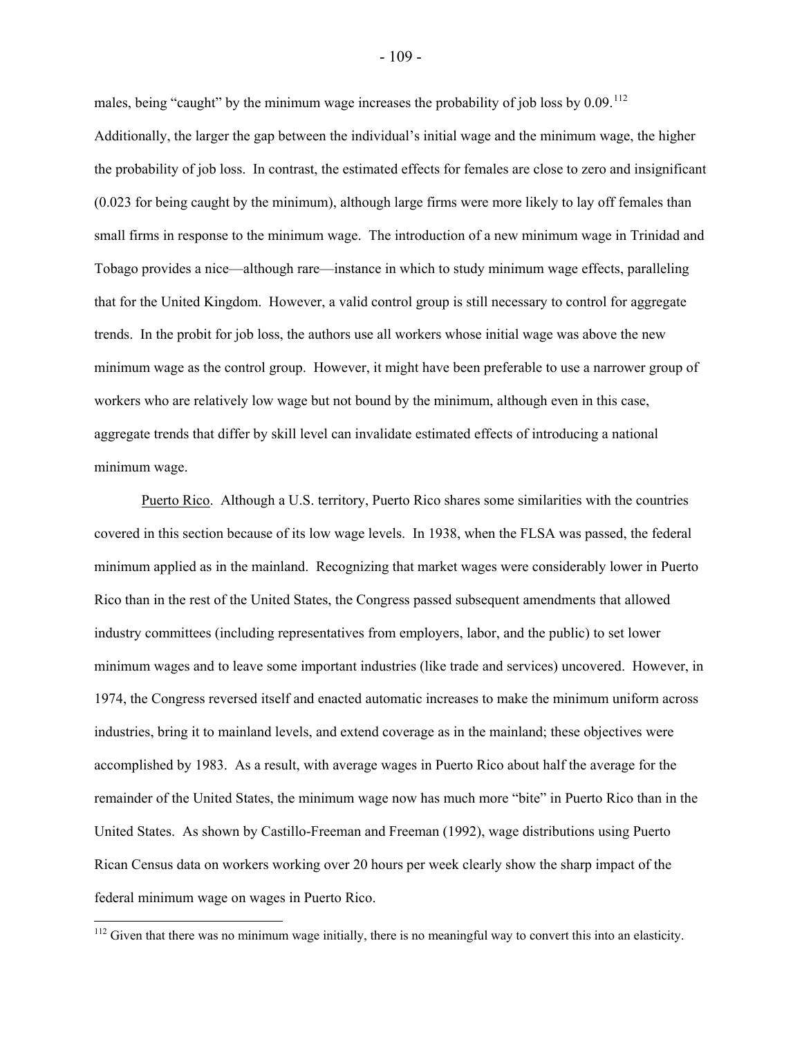males, being "caught" by the minimum wage increases the probability of job loss by 0.09.[112] Additionally, the larger the gap between the individual's initial wage and the minimum wage, the higher the probability of job loss. In contrast, the estimated effects for females are close to zero and insignificant (0.023 for being caught by the minimum), although large firms were more likely to lay off females than small firms in response to the minimum wage. The introduction of a new minimum wage in Trinidad and Tobago provides a nice—although rare—instance in which to study minimum wage effects, paralleling that for the United Kingdom. However, a valid control group is still necessary to control for aggregate trends. In the probit for job loss, the authors use all workers whose initial wage was above the new minimum wage as the control group. However, it might have been preferable to use a narrower group of workers who are relatively low wage but not bound by the minimum, although even in this case, aggregate trends that differ by skill level can invalidate estimated effects of introducing a national minimum wage.

Puerto Rico. Although a U.S. territory, Puerto Rico shares some similarities with the countries covered in this section because of its low wage levels. In 1938, when the FLSA was passed, the federal minimum applied as in the mainland. Recognizing that market wages were considerably lower in Puerto Rico than in the rest of the United States, the Congress passed subsequent amendments that allowed industry committees (including representatives from employers, labor, and the public) to set lower minimum wages and to leave some important industries (like trade and services) uncovered. However, in 1974, the Congress reversed itself and enacted automatic increases to make the minimum uniform across industries, bring it to mainland levels, and extend coverage as in the mainland; these objectives were accomplished by 1983. As a result, with average wages in Puerto Rico about half the average for the remainder of the United States, the minimum wage now has much more "bite" in Puerto Rico than in the United States. As shown by Castillo-Freeman and Freeman (1992), wage distributions using Puerto Rican Census data on workers working over 20 hours per week clearly show the sharp impact of the federal minimum wage on wages in Puerto Rico.

[112] Given that there was no minimum wage initially, there is no meaningful way to convert this into an elasticity.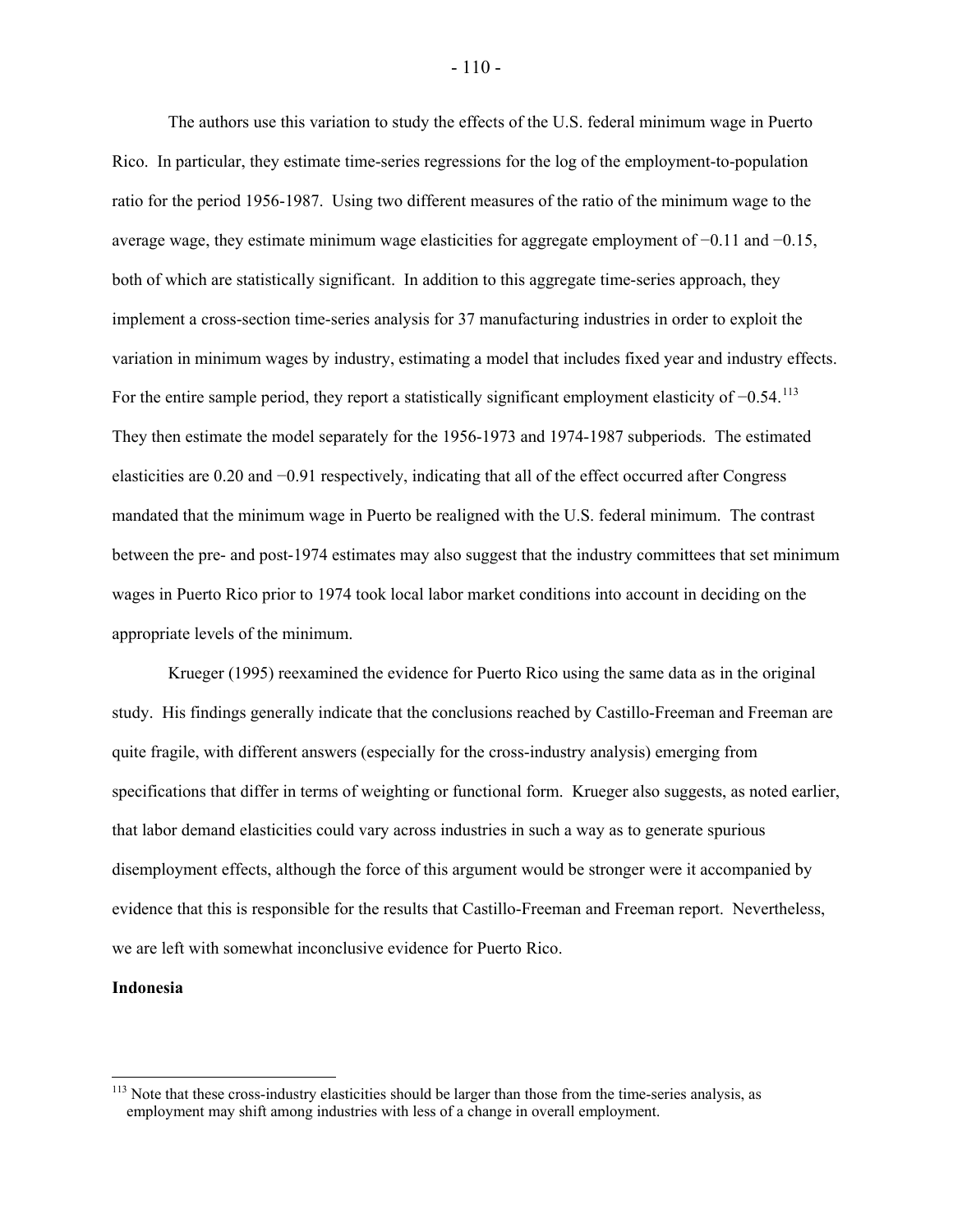The authors use this variation to study the effects of the U.S. federal minimum wage in Puerto Rico. In particular, they estimate time-series regressions for the log of the employment-to-population ratio for the period 1956-1987. Using two different measures of the ratio of the minimum wage to the average wage, they estimate minimum wage elasticities for aggregate employment of −0.11 and −0.15, both of which are statistically significant. In addition to this aggregate time-series approach, they implement a cross-section time-series analysis for 37 manufacturing industries in order to exploit the variation in minimum wages by industry, estimating a model that includes fixed year and industry effects. For the entire sample period, they report a statistically significant employment elasticity of −0.54.[113] They then estimate the model separately for the 1956-1973 and 1974-1987 subperiods. The estimated elasticities are 0.20 and −0.91 respectively, indicating that all of the effect occurred after Congress mandated that the minimum wage in Puerto be realigned with the U.S. federal minimum. The contrast between the pre- and post-1974 estimates may also suggest that the industry committees that set minimum wages in Puerto Rico prior to 1974 took local labor market conditions into account in deciding on the appropriate levels of the minimum.

Krueger (1995) reexamined the evidence for Puerto Rico using the same data as in the original study. His findings generally indicate that the conclusions reached by Castillo-Freeman and Freeman are quite fragile, with different answers (especially for the cross-industry analysis) emerging from specifications that differ in terms of weighting or functional form. Krueger also suggests, as noted earlier, that labor demand elasticities could vary across industries in such a way as to generate spurious disemployment effects, although the force of this argument would be stronger were it accompanied by evidence that this is responsible for the results that Castillo-Freeman and Freeman report. Nevertheless, we are left with somewhat inconclusive evidence for Puerto Rico.

**Indonesia**

[113] Note that these cross-industry elasticities should be larger than those from the time-series analysis, as employment may shift among industries with less of a change in overall employment.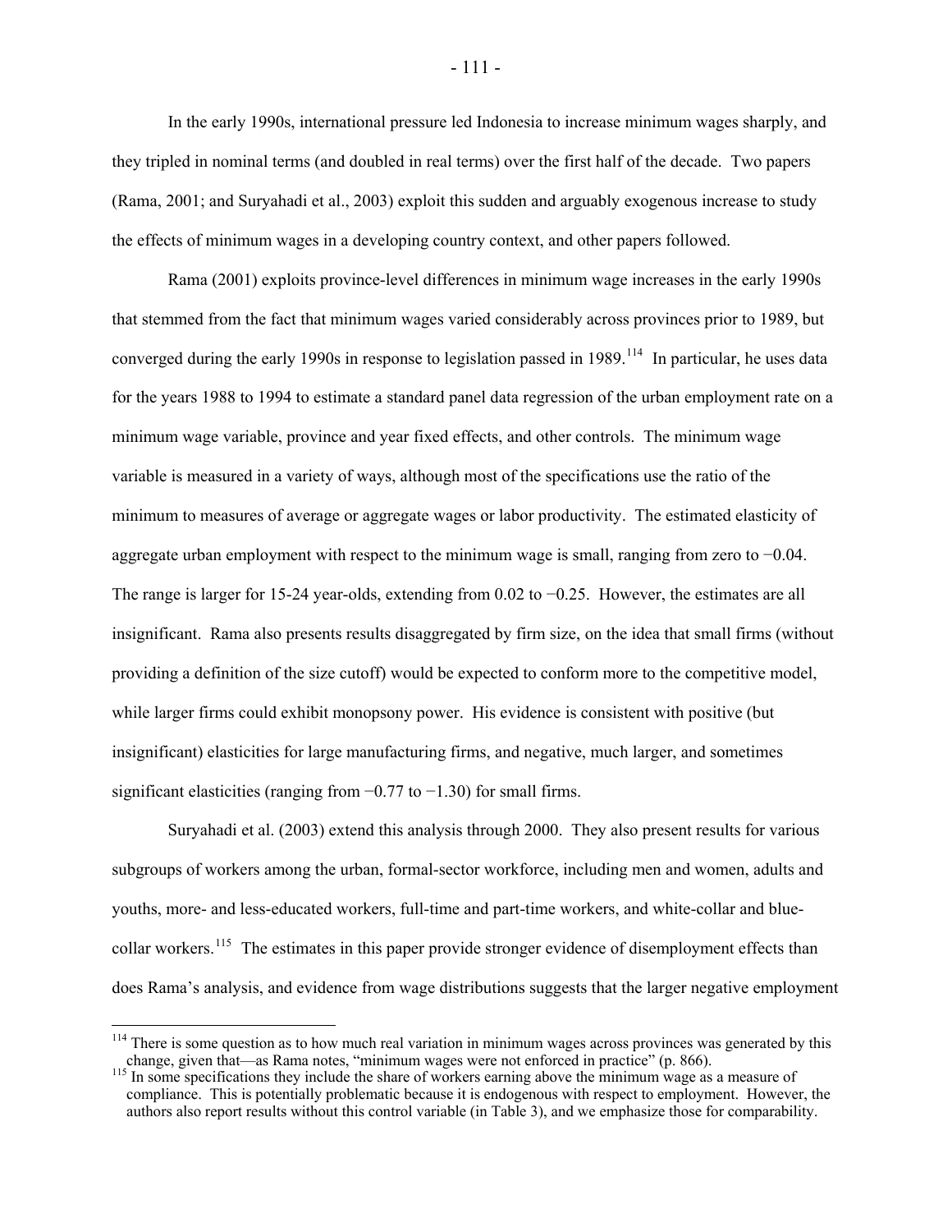In the early 1990s, international pressure led Indonesia to increase minimum wages sharply, and they tripled in nominal terms (and doubled in real terms) over the first half of the decade. Two papers (Rama, 2001; and Suryahadi et al., 2003) exploit this sudden and arguably exogenous increase to study the effects of minimum wages in a developing country context, and other papers followed.

Rama (2001) exploits province-level differences in minimum wage increases in the early 1990s that stemmed from the fact that minimum wages varied considerably across provinces prior to 1989, but converged during the early 1990s in response to legislation passed in 1989.[114] In particular, he uses data for the years 1988 to 1994 to estimate a standard panel data regression of the urban employment rate on a minimum wage variable, province and year fixed effects, and other controls. The minimum wage variable is measured in a variety of ways, although most of the specifications use the ratio of the minimum to measures of average or aggregate wages or labor productivity. The estimated elasticity of aggregate urban employment with respect to the minimum wage is small, ranging from zero to −0.04. The range is larger for 15-24 year-olds, extending from 0.02 to −0.25. However, the estimates are all insignificant. Rama also presents results disaggregated by firm size, on the idea that small firms (without providing a definition of the size cutoff) would be expected to conform more to the competitive model, while larger firms could exhibit monopsony power. His evidence is consistent with positive (but insignificant) elasticities for large manufacturing firms, and negative, much larger, and sometimes significant elasticities (ranging from −0.77 to −1.30) for small firms.

Suryahadi et al. (2003) extend this analysis through 2000. They also present results for various subgroups of workers among the urban, formal-sector workforce, including men and women, adults and youths, more- and less-educated workers, full-time and part-time workers, and white-collar and blue-collar workers.[115] The estimates in this paper provide stronger evidence of disemployment effects than does Rama's analysis, and evidence from wage distributions suggests that the larger negative employment

[114] There is some question as to how much real variation in minimum wages across provinces was generated by this change, given that—as Rama notes, "minimum wages were not enforced in practice" (p. 866).

[115] In some specifications they include the share of workers earning above the minimum wage as a measure of compliance. This is potentially problematic because it is endogenous with respect to employment. However, the authors also report results without this control variable (in Table 3), and we emphasize those for comparability.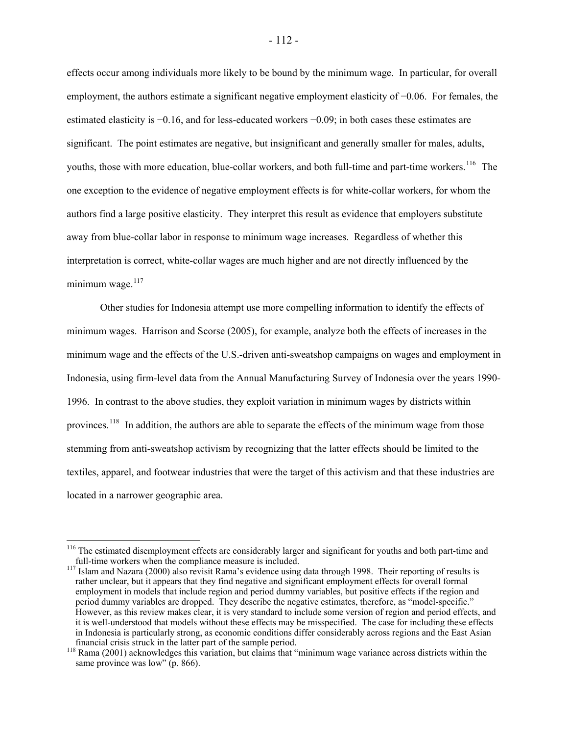effects occur among individuals more likely to be bound by the minimum wage. In particular, for overall employment, the authors estimate a significant negative employment elasticity of −0.06. For females, the estimated elasticity is −0.16, and for less-educated workers −0.09; in both cases these estimates are significant. The point estimates are negative, but insignificant and generally smaller for males, adults, youths, those with more education, blue-collar workers, and both full-time and part-time workers.[116] The one exception to the evidence of negative employment effects is for white-collar workers, for whom the authors find a large positive elasticity. They interpret this result as evidence that employers substitute away from blue-collar labor in response to minimum wage increases. Regardless of whether this interpretation is correct, white-collar wages are much higher and are not directly influenced by the minimum wage.[117]

Other studies for Indonesia attempt use more compelling information to identify the effects of minimum wages. Harrison and Scorse (2005), for example, analyze both the effects of increases in the minimum wage and the effects of the U.S.-driven anti-sweatshop campaigns on wages and employment in Indonesia, using firm-level data from the Annual Manufacturing Survey of Indonesia over the years 1990-1996. In contrast to the above studies, they exploit variation in minimum wages by districts within provinces.[118] In addition, the authors are able to separate the effects of the minimum wage from those stemming from anti-sweatshop activism by recognizing that the latter effects should be limited to the textiles, apparel, and footwear industries that were the target of this activism and that these industries are located in a narrower geographic area.

---

[116] The estimated disemployment effects are considerably larger and significant for youths and both part-time and full-time workers when the compliance measure is included.

[117] Islam and Nazara (2000) also revisit Rama's evidence using data through 1998. Their reporting of results is rather unclear, but it appears that they find negative and significant employment effects for overall formal employment in models that include region and period dummy variables, but positive effects if the region and period dummy variables are dropped. They describe the negative estimates, therefore, as "model-specific." However, as this review makes clear, it is very standard to include some version of region and period effects, and it is well-understood that models without these effects may be misspecified. The case for including these effects in Indonesia is particularly strong, as economic conditions differ considerably across regions and the East Asian financial crisis struck in the latter part of the sample period.

[118] Rama (2001) acknowledges this variation, but claims that "minimum wage variance across districts within the same province was low" (p. 866).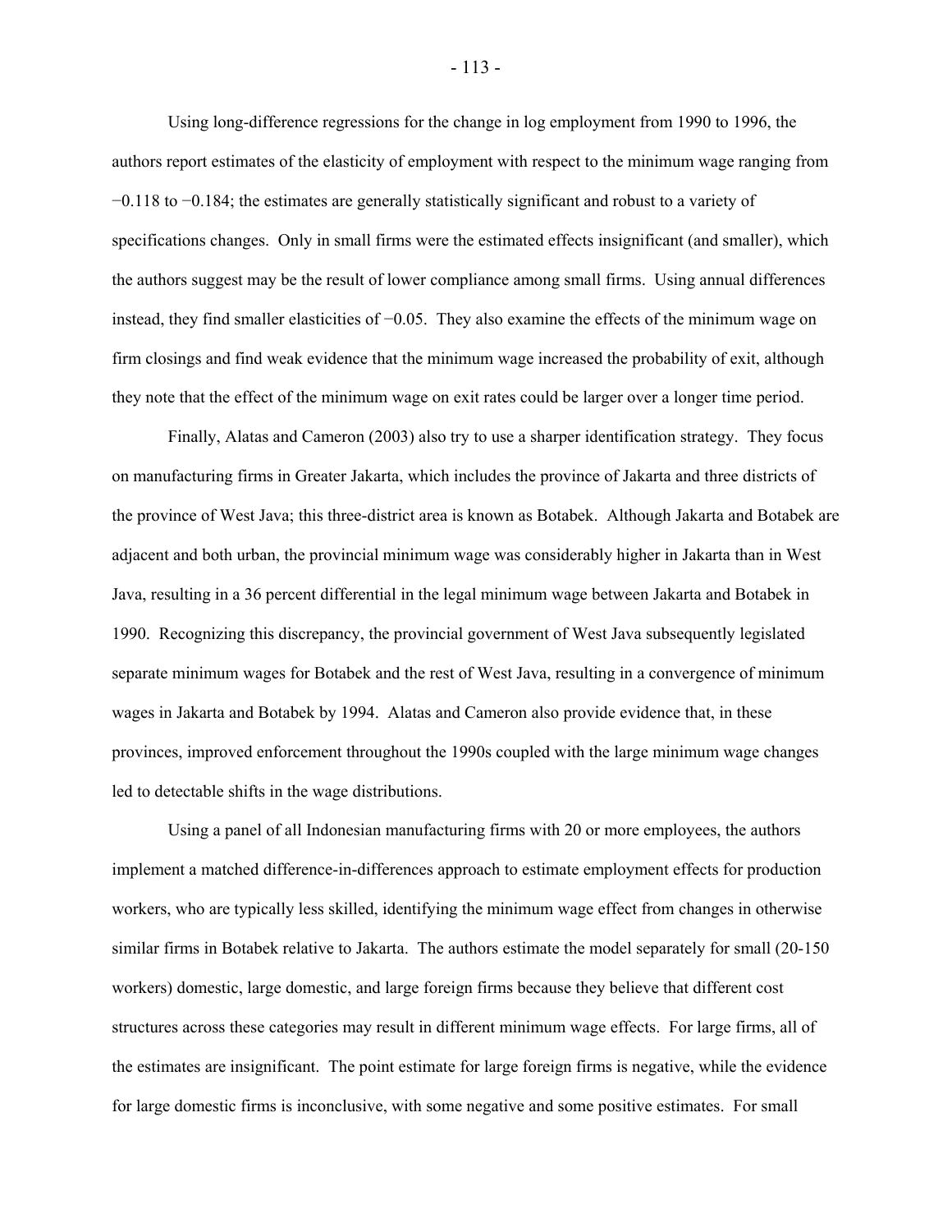Using long-difference regressions for the change in log employment from 1990 to 1996, the authors report estimates of the elasticity of employment with respect to the minimum wage ranging from −0.118 to −0.184; the estimates are generally statistically significant and robust to a variety of specifications changes. Only in small firms were the estimated effects insignificant (and smaller), which the authors suggest may be the result of lower compliance among small firms. Using annual differences instead, they find smaller elasticities of −0.05. They also examine the effects of the minimum wage on firm closings and find weak evidence that the minimum wage increased the probability of exit, although they note that the effect of the minimum wage on exit rates could be larger over a longer time period.

Finally, Alatas and Cameron (2003) also try to use a sharper identification strategy. They focus on manufacturing firms in Greater Jakarta, which includes the province of Jakarta and three districts of the province of West Java; this three-district area is known as Botabek. Although Jakarta and Botabek are adjacent and both urban, the provincial minimum wage was considerably higher in Jakarta than in West Java, resulting in a 36 percent differential in the legal minimum wage between Jakarta and Botabek in 1990. Recognizing this discrepancy, the provincial government of West Java subsequently legislated separate minimum wages for Botabek and the rest of West Java, resulting in a convergence of minimum wages in Jakarta and Botabek by 1994. Alatas and Cameron also provide evidence that, in these provinces, improved enforcement throughout the 1990s coupled with the large minimum wage changes led to detectable shifts in the wage distributions.

Using a panel of all Indonesian manufacturing firms with 20 or more employees, the authors implement a matched difference-in-differences approach to estimate employment effects for production workers, who are typically less skilled, identifying the minimum wage effect from changes in otherwise similar firms in Botabek relative to Jakarta. The authors estimate the model separately for small (20-150 workers) domestic, large domestic, and large foreign firms because they believe that different cost structures across these categories may result in different minimum wage effects. For large firms, all of the estimates are insignificant. The point estimate for large foreign firms is negative, while the evidence for large domestic firms is inconclusive, with some negative and some positive estimates. For small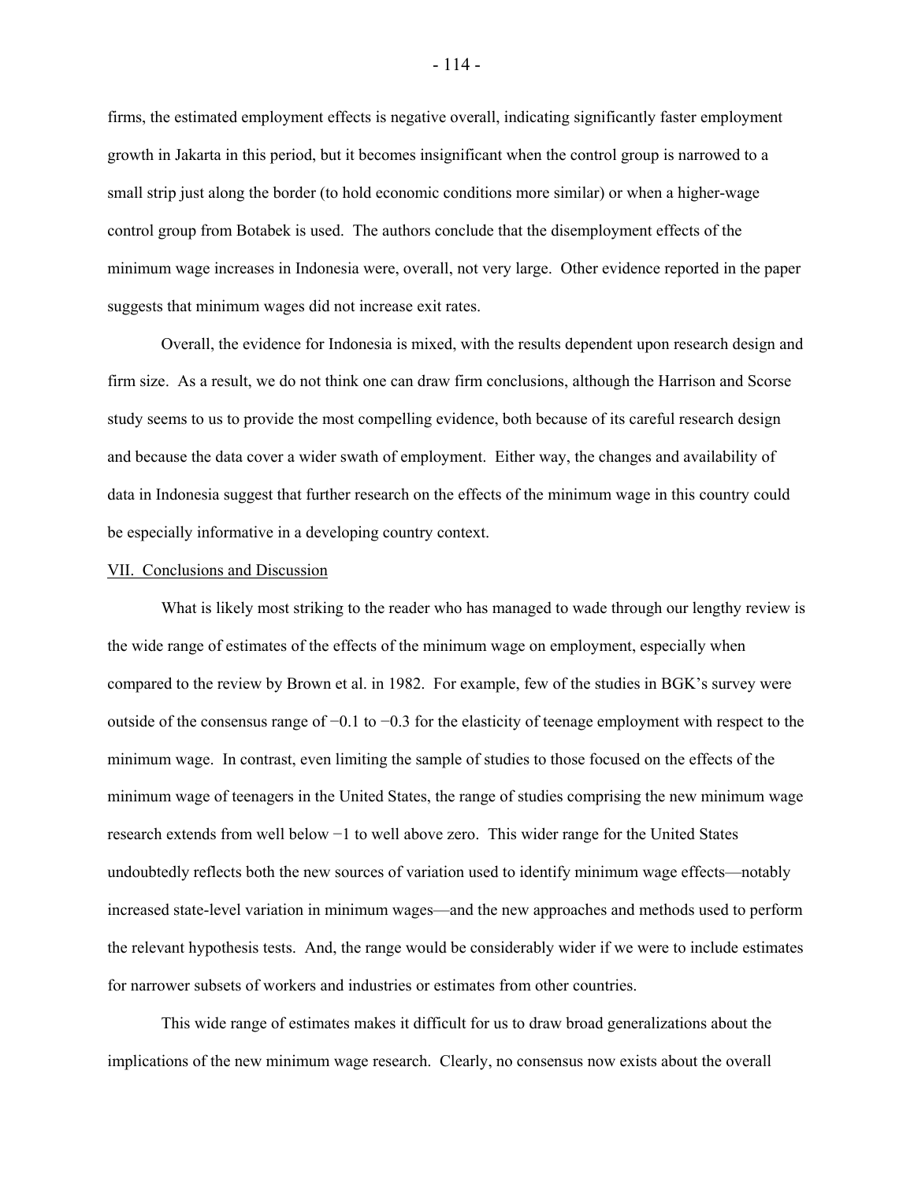firms, the estimated employment effects is negative overall, indicating significantly faster employment growth in Jakarta in this period, but it becomes insignificant when the control group is narrowed to a small strip just along the border (to hold economic conditions more similar) or when a higher-wage control group from Botabek is used. The authors conclude that the disemployment effects of the minimum wage increases in Indonesia were, overall, not very large. Other evidence reported in the paper suggests that minimum wages did not increase exit rates.

Overall, the evidence for Indonesia is mixed, with the results dependent upon research design and firm size. As a result, we do not think one can draw firm conclusions, although the Harrison and Scorse study seems to us to provide the most compelling evidence, both because of its careful research design and because the data cover a wider swath of employment. Either way, the changes and availability of data in Indonesia suggest that further research on the effects of the minimum wage in this country could be especially informative in a developing country context.

## VII. Conclusions and Discussion

What is likely most striking to the reader who has managed to wade through our lengthy review is the wide range of estimates of the effects of the minimum wage on employment, especially when compared to the review by Brown et al. in 1982. For example, few of the studies in BGK's survey were outside of the consensus range of −0.1 to −0.3 for the elasticity of teenage employment with respect to the minimum wage. In contrast, even limiting the sample of studies to those focused on the effects of the minimum wage of teenagers in the United States, the range of studies comprising the new minimum wage research extends from well below −1 to well above zero. This wider range for the United States undoubtedly reflects both the new sources of variation used to identify minimum wage effects—notably increased state-level variation in minimum wages—and the new approaches and methods used to perform the relevant hypothesis tests. And, the range would be considerably wider if we were to include estimates for narrower subsets of workers and industries or estimates from other countries.

This wide range of estimates makes it difficult for us to draw broad generalizations about the implications of the new minimum wage research. Clearly, no consensus now exists about the overall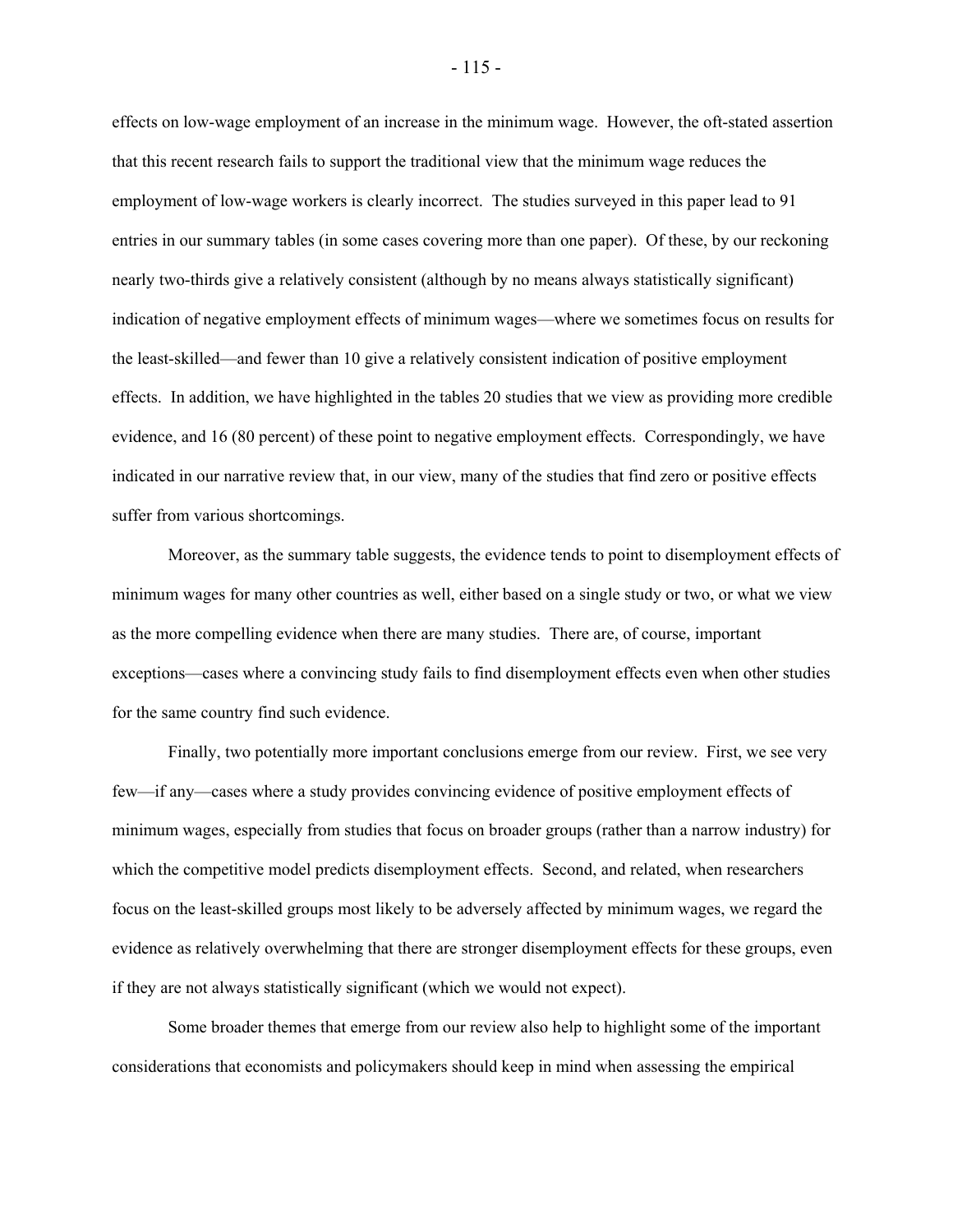effects on low-wage employment of an increase in the minimum wage. However, the oft-stated assertion that this recent research fails to support the traditional view that the minimum wage reduces the employment of low-wage workers is clearly incorrect. The studies surveyed in this paper lead to 91 entries in our summary tables (in some cases covering more than one paper). Of these, by our reckoning nearly two-thirds give a relatively consistent (although by no means always statistically significant) indication of negative employment effects of minimum wages—where we sometimes focus on results for the least-skilled—and fewer than 10 give a relatively consistent indication of positive employment effects. In addition, we have highlighted in the tables 20 studies that we view as providing more credible evidence, and 16 (80 percent) of these point to negative employment effects. Correspondingly, we have indicated in our narrative review that, in our view, many of the studies that find zero or positive effects suffer from various shortcomings.

Moreover, as the summary table suggests, the evidence tends to point to disemployment effects of minimum wages for many other countries as well, either based on a single study or two, or what we view as the more compelling evidence when there are many studies. There are, of course, important exceptions—cases where a convincing study fails to find disemployment effects even when other studies for the same country find such evidence.

Finally, two potentially more important conclusions emerge from our review. First, we see very few—if any—cases where a study provides convincing evidence of positive employment effects of minimum wages, especially from studies that focus on broader groups (rather than a narrow industry) for which the competitive model predicts disemployment effects. Second, and related, when researchers focus on the least-skilled groups most likely to be adversely affected by minimum wages, we regard the evidence as relatively overwhelming that there are stronger disemployment effects for these groups, even if they are not always statistically significant (which we would not expect).

Some broader themes that emerge from our review also help to highlight some of the important considerations that economists and policymakers should keep in mind when assessing the empirical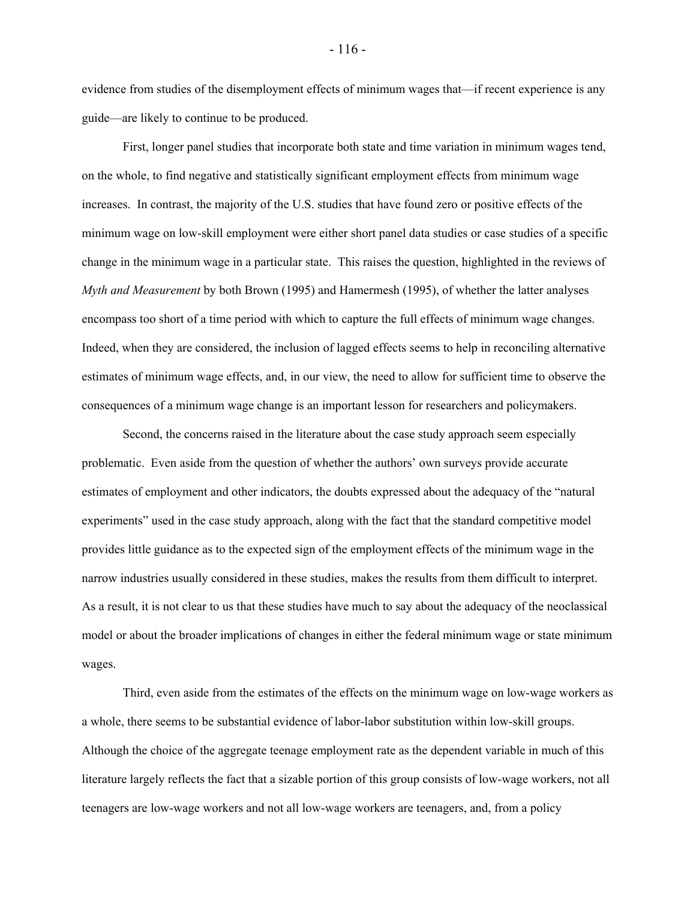evidence from studies of the disemployment effects of minimum wages that—if recent experience is any guide—are likely to continue to be produced.

First, longer panel studies that incorporate both state and time variation in minimum wages tend, on the whole, to find negative and statistically significant employment effects from minimum wage increases. In contrast, the majority of the U.S. studies that have found zero or positive effects of the minimum wage on low-skill employment were either short panel data studies or case studies of a specific change in the minimum wage in a particular state. This raises the question, highlighted in the reviews of *Myth and Measurement* by both Brown (1995) and Hamermesh (1995), of whether the latter analyses encompass too short of a time period with which to capture the full effects of minimum wage changes. Indeed, when they are considered, the inclusion of lagged effects seems to help in reconciling alternative estimates of minimum wage effects, and, in our view, the need to allow for sufficient time to observe the consequences of a minimum wage change is an important lesson for researchers and policymakers.

Second, the concerns raised in the literature about the case study approach seem especially problematic. Even aside from the question of whether the authors' own surveys provide accurate estimates of employment and other indicators, the doubts expressed about the adequacy of the "natural experiments" used in the case study approach, along with the fact that the standard competitive model provides little guidance as to the expected sign of the employment effects of the minimum wage in the narrow industries usually considered in these studies, makes the results from them difficult to interpret. As a result, it is not clear to us that these studies have much to say about the adequacy of the neoclassical model or about the broader implications of changes in either the federal minimum wage or state minimum wages.

Third, even aside from the estimates of the effects on the minimum wage on low-wage workers as a whole, there seems to be substantial evidence of labor-labor substitution within low-skill groups. Although the choice of the aggregate teenage employment rate as the dependent variable in much of this literature largely reflects the fact that a sizable portion of this group consists of low-wage workers, not all teenagers are low-wage workers and not all low-wage workers are teenagers, and, from a policy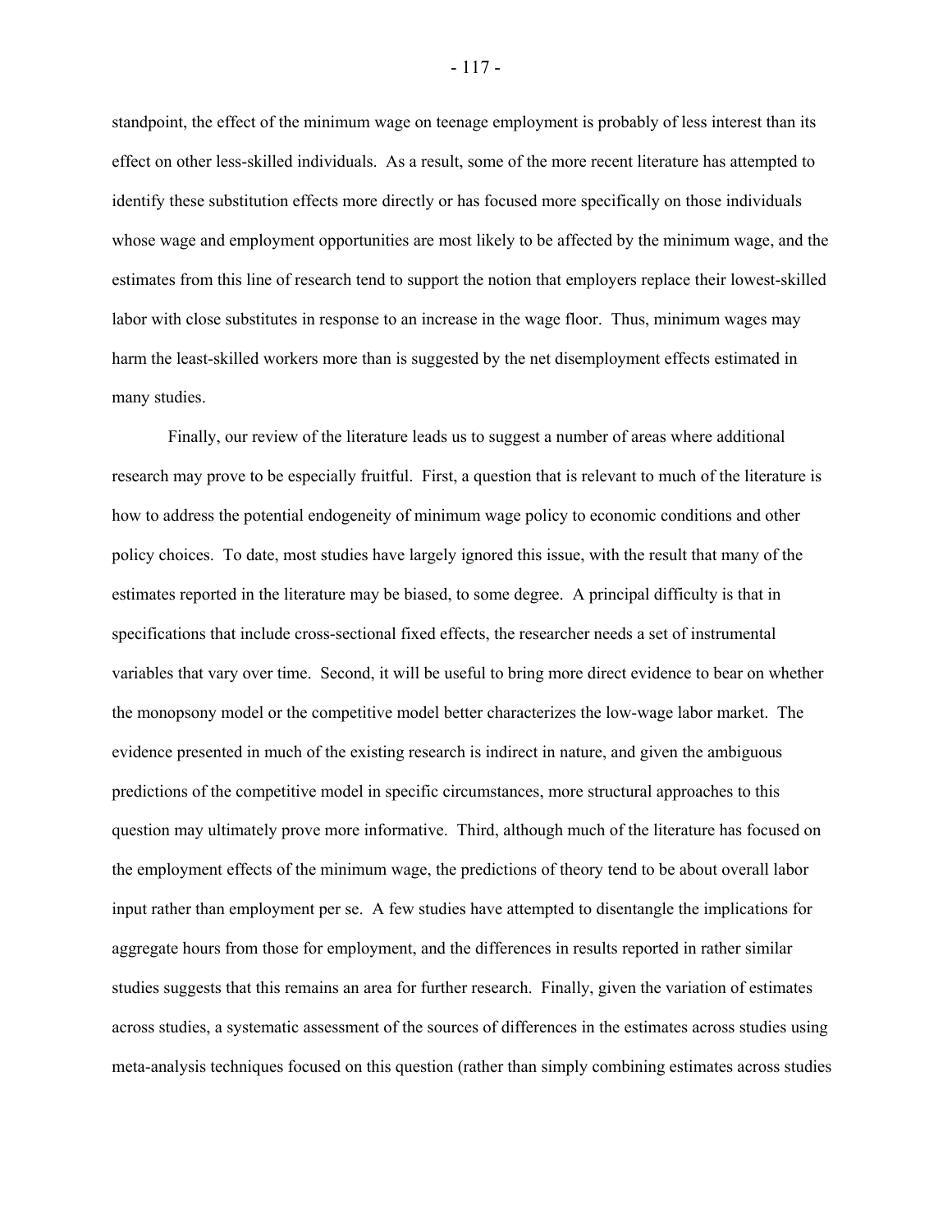standpoint, the effect of the minimum wage on teenage employment is probably of less interest than its effect on other less-skilled individuals. As a result, some of the more recent literature has attempted to identify these substitution effects more directly or has focused more specifically on those individuals whose wage and employment opportunities are most likely to be affected by the minimum wage, and the estimates from this line of research tend to support the notion that employers replace their lowest-skilled labor with close substitutes in response to an increase in the wage floor. Thus, minimum wages may harm the least-skilled workers more than is suggested by the net disemployment effects estimated in many studies.

Finally, our review of the literature leads us to suggest a number of areas where additional research may prove to be especially fruitful. First, a question that is relevant to much of the literature is how to address the potential endogeneity of minimum wage policy to economic conditions and other policy choices. To date, most studies have largely ignored this issue, with the result that many of the estimates reported in the literature may be biased, to some degree. A principal difficulty is that in specifications that include cross-sectional fixed effects, the researcher needs a set of instrumental variables that vary over time. Second, it will be useful to bring more direct evidence to bear on whether the monopsony model or the competitive model better characterizes the low-wage labor market. The evidence presented in much of the existing research is indirect in nature, and given the ambiguous predictions of the competitive model in specific circumstances, more structural approaches to this question may ultimately prove more informative. Third, although much of the literature has focused on the employment effects of the minimum wage, the predictions of theory tend to be about overall labor input rather than employment per se. A few studies have attempted to disentangle the implications for aggregate hours from those for employment, and the differences in results reported in rather similar studies suggests that this remains an area for further research. Finally, given the variation of estimates across studies, a systematic assessment of the sources of differences in the estimates across studies using meta-analysis techniques focused on this question (rather than simply combining estimates across studies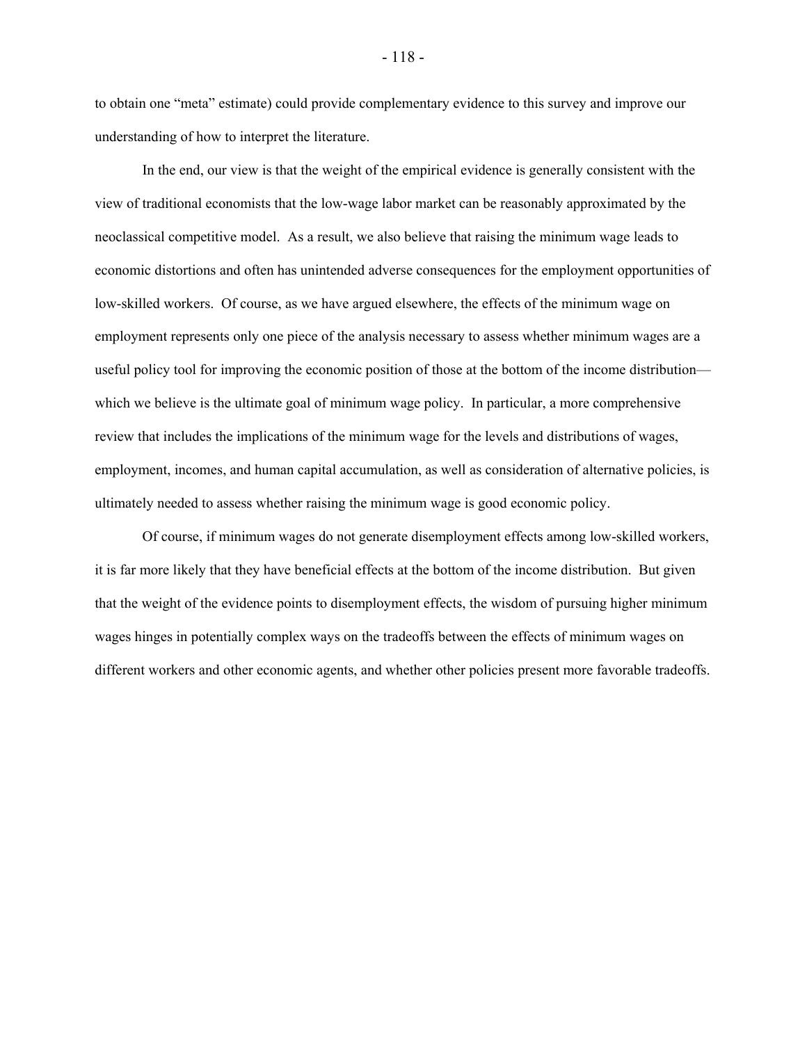to obtain one "meta" estimate) could provide complementary evidence to this survey and improve our understanding of how to interpret the literature.

In the end, our view is that the weight of the empirical evidence is generally consistent with the view of traditional economists that the low-wage labor market can be reasonably approximated by the neoclassical competitive model. As a result, we also believe that raising the minimum wage leads to economic distortions and often has unintended adverse consequences for the employment opportunities of low-skilled workers. Of course, as we have argued elsewhere, the effects of the minimum wage on employment represents only one piece of the analysis necessary to assess whether minimum wages are a useful policy tool for improving the economic position of those at the bottom of the income distribution—which we believe is the ultimate goal of minimum wage policy. In particular, a more comprehensive review that includes the implications of the minimum wage for the levels and distributions of wages, employment, incomes, and human capital accumulation, as well as consideration of alternative policies, is ultimately needed to assess whether raising the minimum wage is good economic policy.

Of course, if minimum wages do not generate disemployment effects among low-skilled workers, it is far more likely that they have beneficial effects at the bottom of the income distribution. But given that the weight of the evidence points to disemployment effects, the wisdom of pursuing higher minimum wages hinges in potentially complex ways on the tradeoffs between the effects of minimum wages on different workers and other economic agents, and whether other policies present more favorable tradeoffs.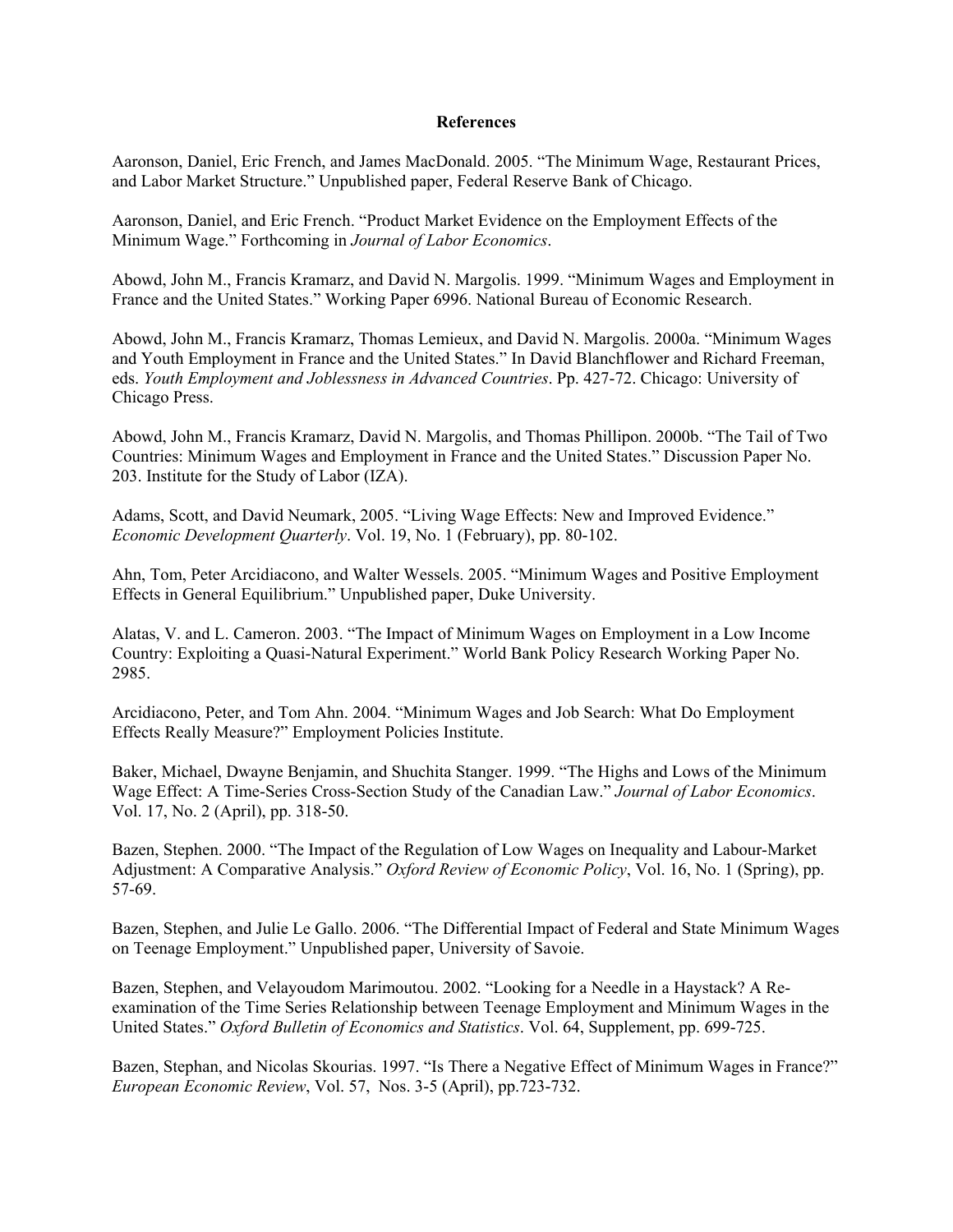**References**

Aaronson, Daniel, Eric French, and James MacDonald. 2005. "The Minimum Wage, Restaurant Prices, and Labor Market Structure." Unpublished paper, Federal Reserve Bank of Chicago.

Aaronson, Daniel, and Eric French. "Product Market Evidence on the Employment Effects of the Minimum Wage." Forthcoming in *Journal of Labor Economics*.

Abowd, John M., Francis Kramarz, and David N. Margolis. 1999. "Minimum Wages and Employment in France and the United States." Working Paper 6996. National Bureau of Economic Research.

Abowd, John M., Francis Kramarz, Thomas Lemieux, and David N. Margolis. 2000a. "Minimum Wages and Youth Employment in France and the United States." In David Blanchflower and Richard Freeman, eds. *Youth Employment and Joblessness in Advanced Countries*. Pp. 427-72. Chicago: University of Chicago Press.

Abowd, John M., Francis Kramarz, David N. Margolis, and Thomas Phillipon. 2000b. "The Tail of Two Countries: Minimum Wages and Employment in France and the United States." Discussion Paper No. 203. Institute for the Study of Labor (IZA).

Adams, Scott, and David Neumark, 2005. "Living Wage Effects: New and Improved Evidence." *Economic Development Quarterly*. Vol. 19, No. 1 (February), pp. 80-102.

Ahn, Tom, Peter Arcidiacono, and Walter Wessels. 2005. "Minimum Wages and Positive Employment Effects in General Equilibrium." Unpublished paper, Duke University.

Alatas, V. and L. Cameron. 2003. "The Impact of Minimum Wages on Employment in a Low Income Country: Exploiting a Quasi-Natural Experiment." World Bank Policy Research Working Paper No. 2985.

Arcidiacono, Peter, and Tom Ahn. 2004. "Minimum Wages and Job Search: What Do Employment Effects Really Measure?" Employment Policies Institute.

Baker, Michael, Dwayne Benjamin, and Shuchita Stanger. 1999. "The Highs and Lows of the Minimum Wage Effect: A Time-Series Cross-Section Study of the Canadian Law." *Journal of Labor Economics*. Vol. 17, No. 2 (April), pp. 318-50.

Bazen, Stephen. 2000. "The Impact of the Regulation of Low Wages on Inequality and Labour-Market Adjustment: A Comparative Analysis." *Oxford Review of Economic Policy*, Vol. 16, No. 1 (Spring), pp. 57-69.

Bazen, Stephen, and Julie Le Gallo. 2006. "The Differential Impact of Federal and State Minimum Wages on Teenage Employment." Unpublished paper, University of Savoie.

Bazen, Stephen, and Velayoudom Marimoutou. 2002. "Looking for a Needle in a Haystack? A Re-examination of the Time Series Relationship between Teenage Employment and Minimum Wages in the United States." *Oxford Bulletin of Economics and Statistics*. Vol. 64, Supplement, pp. 699-725.

Bazen, Stephan, and Nicolas Skourias. 1997. "Is There a Negative Effect of Minimum Wages in France?" *European Economic Review*, Vol. 57, Nos. 3-5 (April), pp.723-732.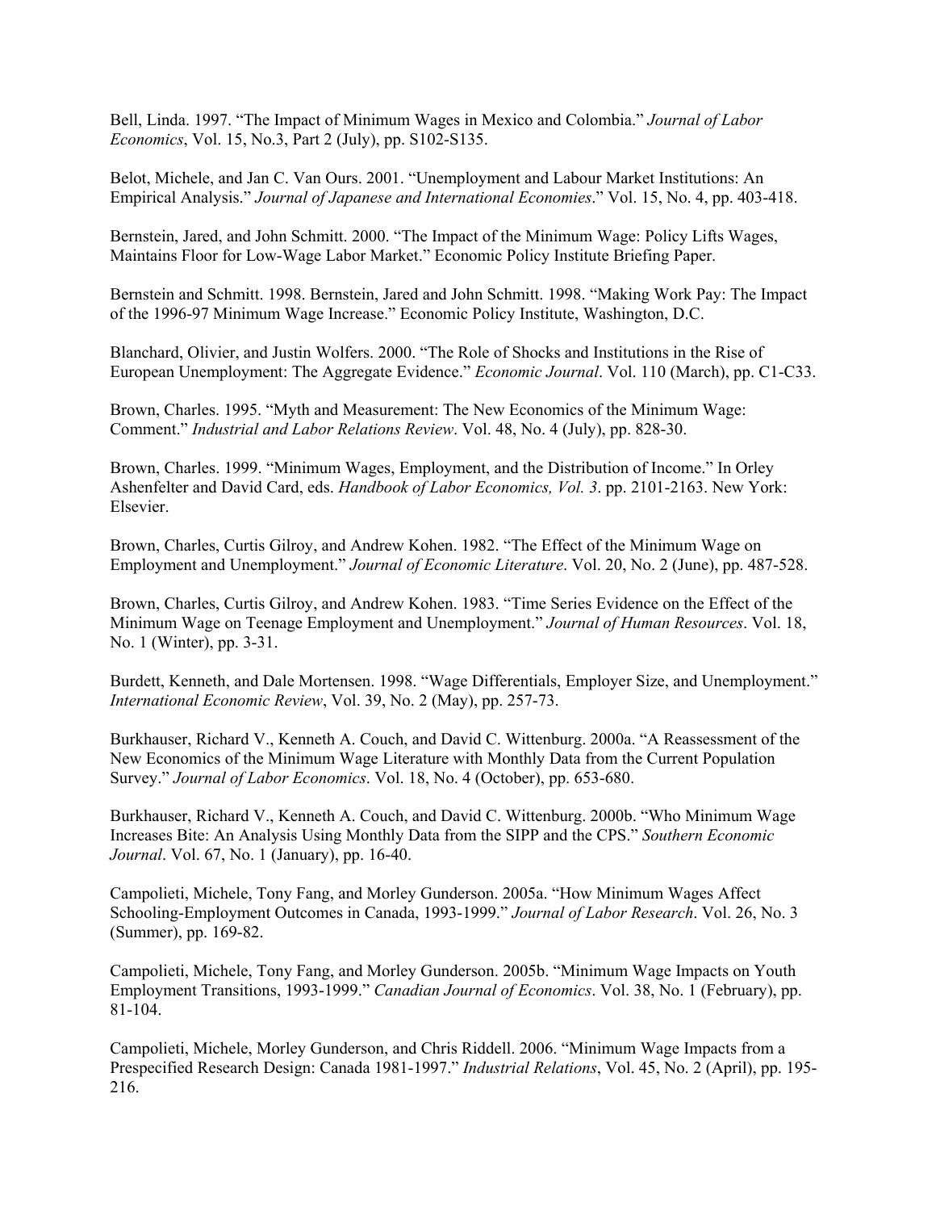Bell, Linda. 1997. "The Impact of Minimum Wages in Mexico and Colombia." *Journal of Labor Economics*, Vol. 15, No.3, Part 2 (July), pp. S102-S135.

Belot, Michele, and Jan C. Van Ours. 2001. "Unemployment and Labour Market Institutions: An Empirical Analysis." *Journal of Japanese and International Economies*." Vol. 15, No. 4, pp. 403-418.

Bernstein, Jared, and John Schmitt. 2000. "The Impact of the Minimum Wage: Policy Lifts Wages, Maintains Floor for Low-Wage Labor Market." Economic Policy Institute Briefing Paper.

Bernstein and Schmitt. 1998. Bernstein, Jared and John Schmitt. 1998. "Making Work Pay: The Impact of the 1996-97 Minimum Wage Increase." Economic Policy Institute, Washington, D.C.

Blanchard, Olivier, and Justin Wolfers. 2000. "The Role of Shocks and Institutions in the Rise of European Unemployment: The Aggregate Evidence." *Economic Journal*. Vol. 110 (March), pp. C1-C33.

Brown, Charles. 1995. "Myth and Measurement: The New Economics of the Minimum Wage: Comment." *Industrial and Labor Relations Review*. Vol. 48, No. 4 (July), pp. 828-30.

Brown, Charles. 1999. "Minimum Wages, Employment, and the Distribution of Income." In Orley Ashenfelter and David Card, eds. *Handbook of Labor Economics, Vol. 3*. pp. 2101-2163. New York: Elsevier.

Brown, Charles, Curtis Gilroy, and Andrew Kohen. 1982. "The Effect of the Minimum Wage on Employment and Unemployment." *Journal of Economic Literature*. Vol. 20, No. 2 (June), pp. 487-528.

Brown, Charles, Curtis Gilroy, and Andrew Kohen. 1983. "Time Series Evidence on the Effect of the Minimum Wage on Teenage Employment and Unemployment." *Journal of Human Resources*. Vol. 18, No. 1 (Winter), pp. 3-31.

Burdett, Kenneth, and Dale Mortensen. 1998. "Wage Differentials, Employer Size, and Unemployment." *International Economic Review*, Vol. 39, No. 2 (May), pp. 257-73.

Burkhauser, Richard V., Kenneth A. Couch, and David C. Wittenburg. 2000a. "A Reassessment of the New Economics of the Minimum Wage Literature with Monthly Data from the Current Population Survey." *Journal of Labor Economics*. Vol. 18, No. 4 (October), pp. 653-680.

Burkhauser, Richard V., Kenneth A. Couch, and David C. Wittenburg. 2000b. "Who Minimum Wage Increases Bite: An Analysis Using Monthly Data from the SIPP and the CPS." *Southern Economic Journal*. Vol. 67, No. 1 (January), pp. 16-40.

Campolieti, Michele, Tony Fang, and Morley Gunderson. 2005a. "How Minimum Wages Affect Schooling-Employment Outcomes in Canada, 1993-1999." *Journal of Labor Research*. Vol. 26, No. 3 (Summer), pp. 169-82.

Campolieti, Michele, Tony Fang, and Morley Gunderson. 2005b. "Minimum Wage Impacts on Youth Employment Transitions, 1993-1999." *Canadian Journal of Economics*. Vol. 38, No. 1 (February), pp. 81-104.

Campolieti, Michele, Morley Gunderson, and Chris Riddell. 2006. "Minimum Wage Impacts from a Prespecified Research Design: Canada 1981-1997." *Industrial Relations*, Vol. 45, No. 2 (April), pp. 195-216.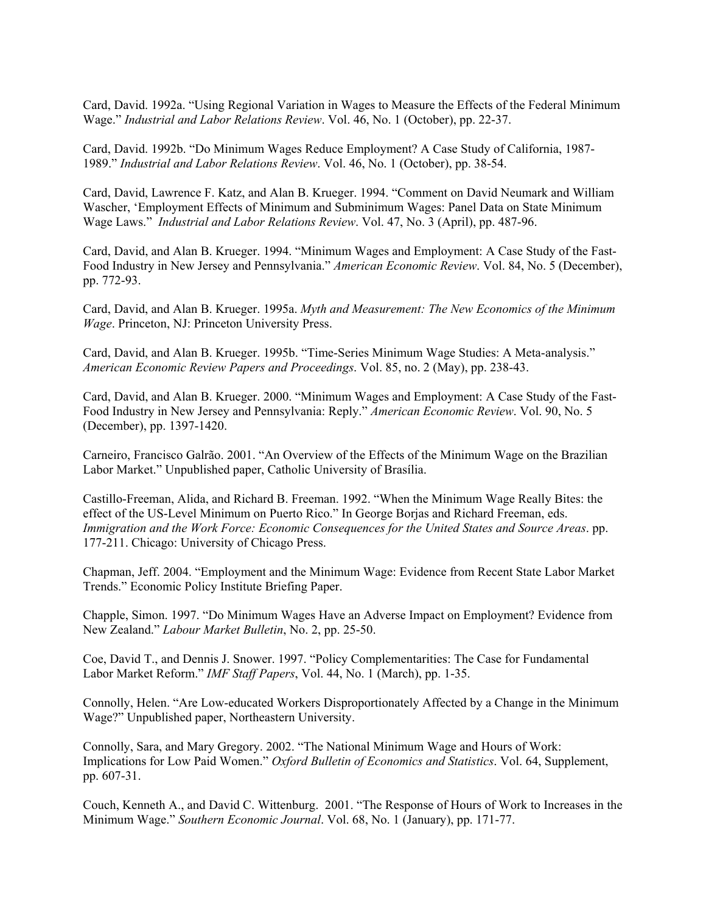Card, David. 1992a. “Using Regional Variation in Wages to Measure the Effects of the Federal Minimum Wage.” *Industrial and Labor Relations Review*. Vol. 46, No. 1 (October), pp. 22-37.

Card, David. 1992b. “Do Minimum Wages Reduce Employment? A Case Study of California, 1987-1989.” *Industrial and Labor Relations Review*. Vol. 46, No. 1 (October), pp. 38-54.

Card, David, Lawrence F. Katz, and Alan B. Krueger. 1994. “Comment on David Neumark and William Wascher, ‘Employment Effects of Minimum and Subminimum Wages: Panel Data on State Minimum Wage Laws.” *Industrial and Labor Relations Review*. Vol. 47, No. 3 (April), pp. 487-96.

Card, David, and Alan B. Krueger. 1994. “Minimum Wages and Employment: A Case Study of the Fast-Food Industry in New Jersey and Pennsylvania.” *American Economic Review*. Vol. 84, No. 5 (December), pp. 772-93.

Card, David, and Alan B. Krueger. 1995a. *Myth and Measurement: The New Economics of the Minimum Wage*. Princeton, NJ: Princeton University Press.

Card, David, and Alan B. Krueger. 1995b. “Time-Series Minimum Wage Studies: A Meta-analysis.” *American Economic Review Papers and Proceedings*. Vol. 85, no. 2 (May), pp. 238-43.

Card, David, and Alan B. Krueger. 2000. “Minimum Wages and Employment: A Case Study of the Fast-Food Industry in New Jersey and Pennsylvania: Reply.” *American Economic Review*. Vol. 90, No. 5 (December), pp. 1397-1420.

Carneiro, Francisco Galrão. 2001. “An Overview of the Effects of the Minimum Wage on the Brazilian Labor Market.” Unpublished paper, Catholic University of Brasília.

Castillo-Freeman, Alida, and Richard B. Freeman. 1992. “When the Minimum Wage Really Bites: the effect of the US-Level Minimum on Puerto Rico.” In George Borjas and Richard Freeman, eds. *Immigration and the Work Force: Economic Consequences for the United States and Source Areas*. pp. 177-211. Chicago: University of Chicago Press.

Chapman, Jeff. 2004. “Employment and the Minimum Wage: Evidence from Recent State Labor Market Trends.” Economic Policy Institute Briefing Paper.

Chapple, Simon. 1997. “Do Minimum Wages Have an Adverse Impact on Employment? Evidence from New Zealand.” *Labour Market Bulletin*, No. 2, pp. 25-50.

Coe, David T., and Dennis J. Snower. 1997. “Policy Complementarities: The Case for Fundamental Labor Market Reform.” *IMF Staff Papers*, Vol. 44, No. 1 (March), pp. 1-35.

Connolly, Helen. “Are Low-educated Workers Disproportionately Affected by a Change in the Minimum Wage?” Unpublished paper, Northeastern University.

Connolly, Sara, and Mary Gregory. 2002. “The National Minimum Wage and Hours of Work: Implications for Low Paid Women.” *Oxford Bulletin of Economics and Statistics*. Vol. 64, Supplement, pp. 607-31.

Couch, Kenneth A., and David C. Wittenburg. 2001. “The Response of Hours of Work to Increases in the Minimum Wage.” *Southern Economic Journal*. Vol. 68, No. 1 (January), pp. 171-77.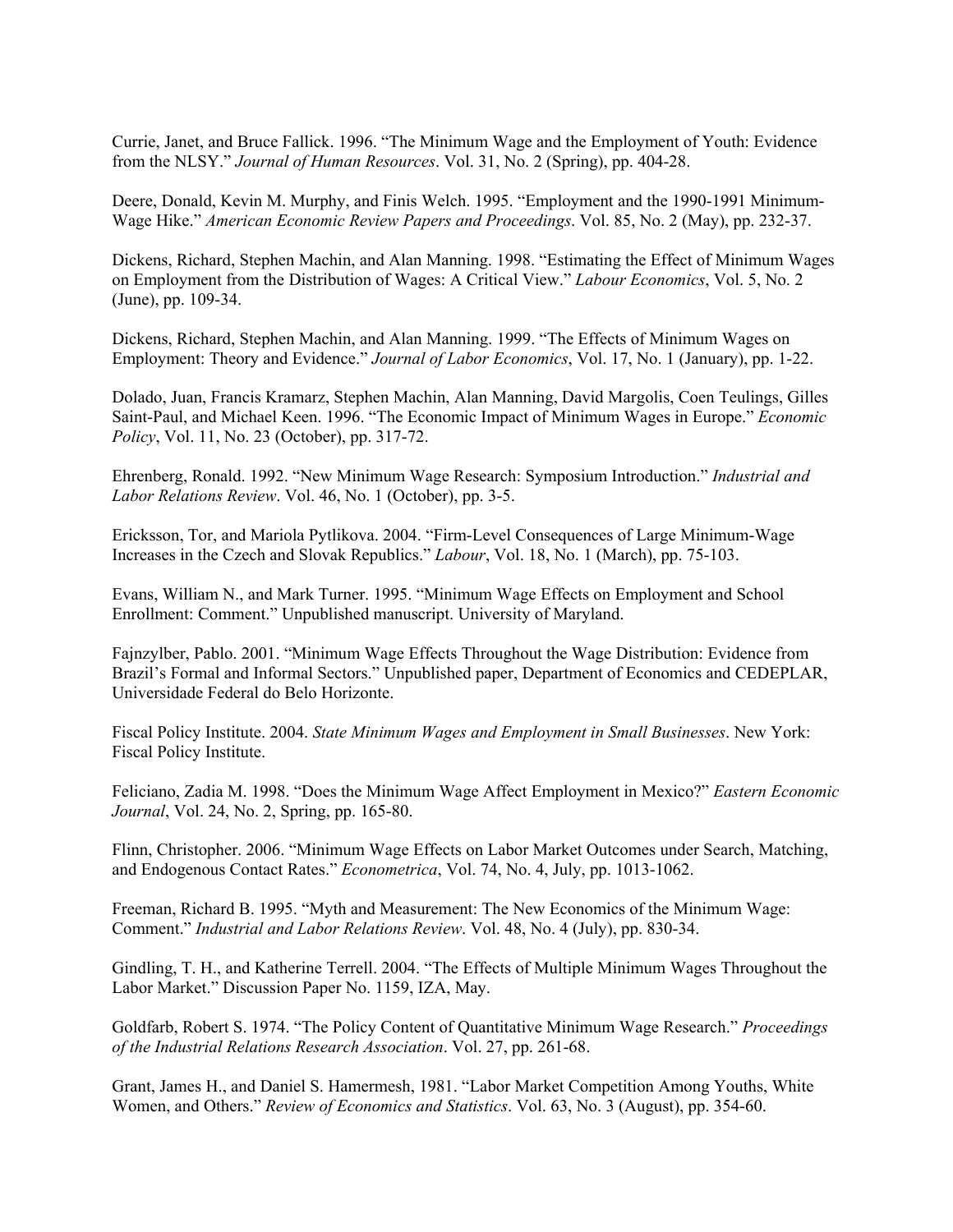Currie, Janet, and Bruce Fallick. 1996. "The Minimum Wage and the Employment of Youth: Evidence from the NLSY." *Journal of Human Resources*. Vol. 31, No. 2 (Spring), pp. 404-28.

Deere, Donald, Kevin M. Murphy, and Finis Welch. 1995. "Employment and the 1990-1991 Minimum-Wage Hike." *American Economic Review Papers and Proceedings*. Vol. 85, No. 2 (May), pp. 232-37.

Dickens, Richard, Stephen Machin, and Alan Manning. 1998. "Estimating the Effect of Minimum Wages on Employment from the Distribution of Wages: A Critical View." *Labour Economics*, Vol. 5, No. 2 (June), pp. 109-34.

Dickens, Richard, Stephen Machin, and Alan Manning. 1999. "The Effects of Minimum Wages on Employment: Theory and Evidence." *Journal of Labor Economics*, Vol. 17, No. 1 (January), pp. 1-22.

Dolado, Juan, Francis Kramarz, Stephen Machin, Alan Manning, David Margolis, Coen Teulings, Gilles Saint-Paul, and Michael Keen. 1996. "The Economic Impact of Minimum Wages in Europe." *Economic Policy*, Vol. 11, No. 23 (October), pp. 317-72.

Ehrenberg, Ronald. 1992. "New Minimum Wage Research: Symposium Introduction." *Industrial and Labor Relations Review*. Vol. 46, No. 1 (October), pp. 3-5.

Ericksson, Tor, and Mariola Pytlikova. 2004. "Firm-Level Consequences of Large Minimum-Wage Increases in the Czech and Slovak Republics." *Labour*, Vol. 18, No. 1 (March), pp. 75-103.

Evans, William N., and Mark Turner. 1995. "Minimum Wage Effects on Employment and School Enrollment: Comment." Unpublished manuscript. University of Maryland.

Fajnzylber, Pablo. 2001. "Minimum Wage Effects Throughout the Wage Distribution: Evidence from Brazil's Formal and Informal Sectors." Unpublished paper, Department of Economics and CEDEPLAR, Universidade Federal do Belo Horizonte.

Fiscal Policy Institute. 2004. *State Minimum Wages and Employment in Small Businesses*. New York: Fiscal Policy Institute.

Feliciano, Zadia M. 1998. "Does the Minimum Wage Affect Employment in Mexico?" *Eastern Economic Journal*, Vol. 24, No. 2, Spring, pp. 165-80.

Flinn, Christopher. 2006. "Minimum Wage Effects on Labor Market Outcomes under Search, Matching, and Endogenous Contact Rates." *Econometrica*, Vol. 74, No. 4, July, pp. 1013-1062.

Freeman, Richard B. 1995. "Myth and Measurement: The New Economics of the Minimum Wage: Comment." *Industrial and Labor Relations Review*. Vol. 48, No. 4 (July), pp. 830-34.

Gindling, T. H., and Katherine Terrell. 2004. "The Effects of Multiple Minimum Wages Throughout the Labor Market." Discussion Paper No. 1159, IZA, May.

Goldfarb, Robert S. 1974. "The Policy Content of Quantitative Minimum Wage Research." *Proceedings of the Industrial Relations Research Association*. Vol. 27, pp. 261-68.

Grant, James H., and Daniel S. Hamermesh, 1981. "Labor Market Competition Among Youths, White Women, and Others." *Review of Economics and Statistics*. Vol. 63, No. 3 (August), pp. 354-60.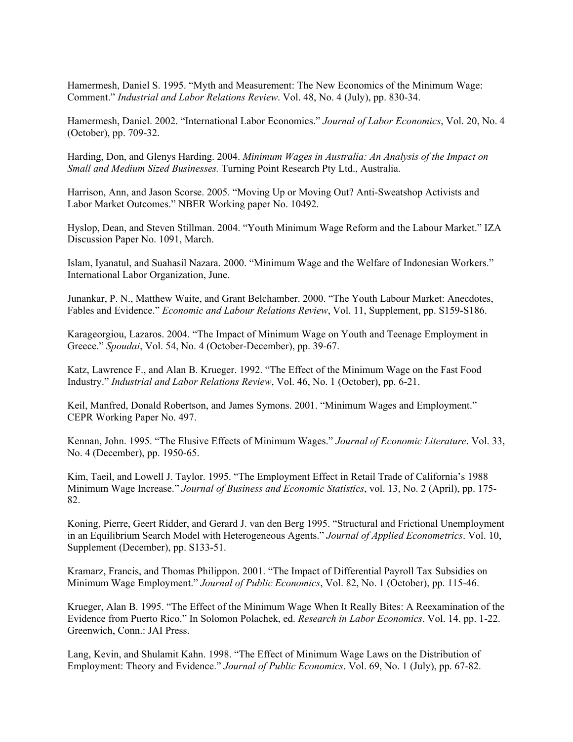Hamermesh, Daniel S. 1995. "Myth and Measurement: The New Economics of the Minimum Wage: Comment." *Industrial and Labor Relations Review*. Vol. 48, No. 4 (July), pp. 830-34.

Hamermesh, Daniel. 2002. "International Labor Economics." *Journal of Labor Economics*, Vol. 20, No. 4 (October), pp. 709-32.

Harding, Don, and Glenys Harding. 2004. *Minimum Wages in Australia: An Analysis of the Impact on Small and Medium Sized Businesses.* Turning Point Research Pty Ltd., Australia.

Harrison, Ann, and Jason Scorse. 2005. "Moving Up or Moving Out? Anti-Sweatshop Activists and Labor Market Outcomes." NBER Working paper No. 10492.

Hyslop, Dean, and Steven Stillman. 2004. "Youth Minimum Wage Reform and the Labour Market." IZA Discussion Paper No. 1091, March.

Islam, Iyanatul, and Suahasil Nazara. 2000. "Minimum Wage and the Welfare of Indonesian Workers." International Labor Organization, June.

Junankar, P. N., Matthew Waite, and Grant Belchamber. 2000. "The Youth Labour Market: Anecdotes, Fables and Evidence." *Economic and Labour Relations Review*, Vol. 11, Supplement, pp. S159-S186.

Karageorgiou, Lazaros. 2004. "The Impact of Minimum Wage on Youth and Teenage Employment in Greece." *Spoudai*, Vol. 54, No. 4 (October-December), pp. 39-67.

Katz, Lawrence F., and Alan B. Krueger. 1992. "The Effect of the Minimum Wage on the Fast Food Industry." *Industrial and Labor Relations Review*, Vol. 46, No. 1 (October), pp. 6-21.

Keil, Manfred, Donald Robertson, and James Symons. 2001. "Minimum Wages and Employment." CEPR Working Paper No. 497.

Kennan, John. 1995. "The Elusive Effects of Minimum Wages." *Journal of Economic Literature*. Vol. 33, No. 4 (December), pp. 1950-65.

Kim, Taeil, and Lowell J. Taylor. 1995. "The Employment Effect in Retail Trade of California's 1988 Minimum Wage Increase." *Journal of Business and Economic Statistics*, vol. 13, No. 2 (April), pp. 175-82.

Koning, Pierre, Geert Ridder, and Gerard J. van den Berg 1995. "Structural and Frictional Unemployment in an Equilibrium Search Model with Heterogeneous Agents." *Journal of Applied Econometrics*. Vol. 10, Supplement (December), pp. S133-51.

Kramarz, Francis, and Thomas Philippon. 2001. "The Impact of Differential Payroll Tax Subsidies on Minimum Wage Employment." *Journal of Public Economics*, Vol. 82, No. 1 (October), pp. 115-46.

Krueger, Alan B. 1995. "The Effect of the Minimum Wage When It Really Bites: A Reexamination of the Evidence from Puerto Rico." In Solomon Polachek, ed. *Research in Labor Economics*. Vol. 14. pp. 1-22. Greenwich, Conn.: JAI Press.

Lang, Kevin, and Shulamit Kahn. 1998. "The Effect of Minimum Wage Laws on the Distribution of Employment: Theory and Evidence." *Journal of Public Economics*. Vol. 69, No. 1 (July), pp. 67-82.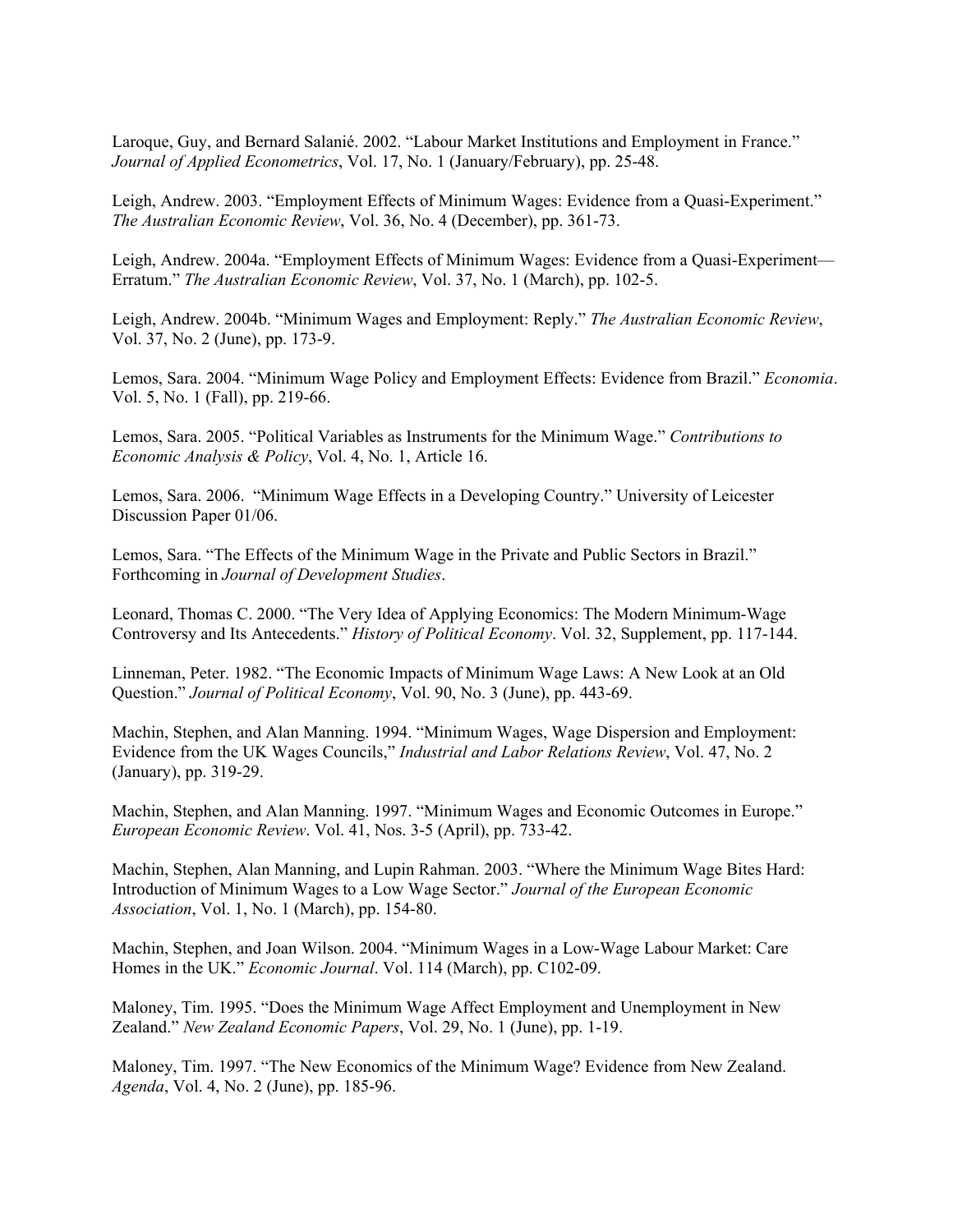Laroque, Guy, and Bernard Salanié. 2002. "Labour Market Institutions and Employment in France." *Journal of Applied Econometrics*, Vol. 17, No. 1 (January/February), pp. 25-48.

Leigh, Andrew. 2003. "Employment Effects of Minimum Wages: Evidence from a Quasi-Experiment." *The Australian Economic Review*, Vol. 36, No. 4 (December), pp. 361-73.

Leigh, Andrew. 2004a. "Employment Effects of Minimum Wages: Evidence from a Quasi-Experiment—Erratum." *The Australian Economic Review*, Vol. 37, No. 1 (March), pp. 102-5.

Leigh, Andrew. 2004b. "Minimum Wages and Employment: Reply." *The Australian Economic Review*, Vol. 37, No. 2 (June), pp. 173-9.

Lemos, Sara. 2004. "Minimum Wage Policy and Employment Effects: Evidence from Brazil." *Economia*. Vol. 5, No. 1 (Fall), pp. 219-66.

Lemos, Sara. 2005. "Political Variables as Instruments for the Minimum Wage." *Contributions to Economic Analysis & Policy*, Vol. 4, No. 1, Article 16.

Lemos, Sara. 2006. "Minimum Wage Effects in a Developing Country." University of Leicester Discussion Paper 01/06.

Lemos, Sara. "The Effects of the Minimum Wage in the Private and Public Sectors in Brazil." Forthcoming in *Journal of Development Studies*.

Leonard, Thomas C. 2000. "The Very Idea of Applying Economics: The Modern Minimum-Wage Controversy and Its Antecedents." *History of Political Economy*. Vol. 32, Supplement, pp. 117-144.

Linneman, Peter. 1982. "The Economic Impacts of Minimum Wage Laws: A New Look at an Old Question." *Journal of Political Economy*, Vol. 90, No. 3 (June), pp. 443-69.

Machin, Stephen, and Alan Manning. 1994. "Minimum Wages, Wage Dispersion and Employment: Evidence from the UK Wages Councils," *Industrial and Labor Relations Review*, Vol. 47, No. 2 (January), pp. 319-29.

Machin, Stephen, and Alan Manning. 1997. "Minimum Wages and Economic Outcomes in Europe." *European Economic Review*. Vol. 41, Nos. 3-5 (April), pp. 733-42.

Machin, Stephen, Alan Manning, and Lupin Rahman. 2003. "Where the Minimum Wage Bites Hard: Introduction of Minimum Wages to a Low Wage Sector." *Journal of the European Economic Association*, Vol. 1, No. 1 (March), pp. 154-80.

Machin, Stephen, and Joan Wilson. 2004. "Minimum Wages in a Low-Wage Labour Market: Care Homes in the UK." *Economic Journal*. Vol. 114 (March), pp. C102-09.

Maloney, Tim. 1995. "Does the Minimum Wage Affect Employment and Unemployment in New Zealand." *New Zealand Economic Papers*, Vol. 29, No. 1 (June), pp. 1-19.

Maloney, Tim. 1997. "The New Economics of the Minimum Wage? Evidence from New Zealand. *Agenda*, Vol. 4, No. 2 (June), pp. 185-96.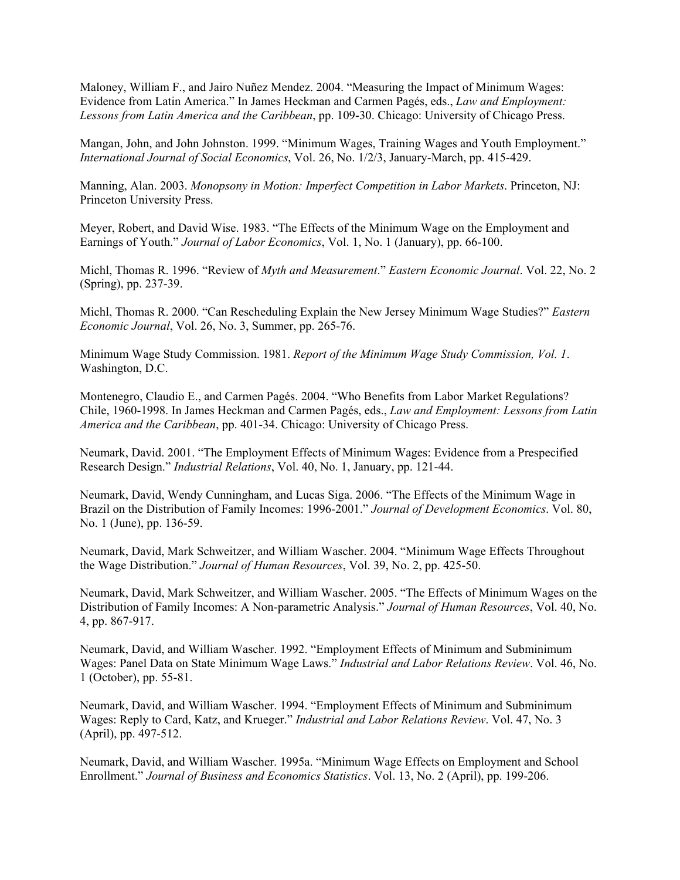Maloney, William F., and Jairo Nuñez Mendez. 2004. "Measuring the Impact of Minimum Wages: Evidence from Latin America." In James Heckman and Carmen Pagés, eds., *Law and Employment: Lessons from Latin America and the Caribbean*, pp. 109-30. Chicago: University of Chicago Press.

Mangan, John, and John Johnston. 1999. "Minimum Wages, Training Wages and Youth Employment." *International Journal of Social Economics*, Vol. 26, No. 1/2/3, January-March, pp. 415-429.

Manning, Alan. 2003. *Monopsony in Motion: Imperfect Competition in Labor Markets*. Princeton, NJ: Princeton University Press.

Meyer, Robert, and David Wise. 1983. "The Effects of the Minimum Wage on the Employment and Earnings of Youth." *Journal of Labor Economics*, Vol. 1, No. 1 (January), pp. 66-100.

Michl, Thomas R. 1996. "Review of *Myth and Measurement*." *Eastern Economic Journal*. Vol. 22, No. 2 (Spring), pp. 237-39.

Michl, Thomas R. 2000. "Can Rescheduling Explain the New Jersey Minimum Wage Studies?" *Eastern Economic Journal*, Vol. 26, No. 3, Summer, pp. 265-76.

Minimum Wage Study Commission. 1981. *Report of the Minimum Wage Study Commission, Vol. 1*. Washington, D.C.

Montenegro, Claudio E., and Carmen Pagés. 2004. "Who Benefits from Labor Market Regulations? Chile, 1960-1998. In James Heckman and Carmen Pagés, eds., *Law and Employment: Lessons from Latin America and the Caribbean*, pp. 401-34. Chicago: University of Chicago Press.

Neumark, David. 2001. "The Employment Effects of Minimum Wages: Evidence from a Prespecified Research Design." *Industrial Relations*, Vol. 40, No. 1, January, pp. 121-44.

Neumark, David, Wendy Cunningham, and Lucas Siga. 2006. "The Effects of the Minimum Wage in Brazil on the Distribution of Family Incomes: 1996-2001." *Journal of Development Economics*. Vol. 80, No. 1 (June), pp. 136-59.

Neumark, David, Mark Schweitzer, and William Wascher. 2004. "Minimum Wage Effects Throughout the Wage Distribution." *Journal of Human Resources*, Vol. 39, No. 2, pp. 425-50.

Neumark, David, Mark Schweitzer, and William Wascher. 2005. "The Effects of Minimum Wages on the Distribution of Family Incomes: A Non-parametric Analysis." *Journal of Human Resources*, Vol. 40, No. 4, pp. 867-917.

Neumark, David, and William Wascher. 1992. "Employment Effects of Minimum and Subminimum Wages: Panel Data on State Minimum Wage Laws." *Industrial and Labor Relations Review*. Vol. 46, No. 1 (October), pp. 55-81.

Neumark, David, and William Wascher. 1994. "Employment Effects of Minimum and Subminimum Wages: Reply to Card, Katz, and Krueger." *Industrial and Labor Relations Review*. Vol. 47, No. 3 (April), pp. 497-512.

Neumark, David, and William Wascher. 1995a. "Minimum Wage Effects on Employment and School Enrollment." *Journal of Business and Economics Statistics*. Vol. 13, No. 2 (April), pp. 199-206.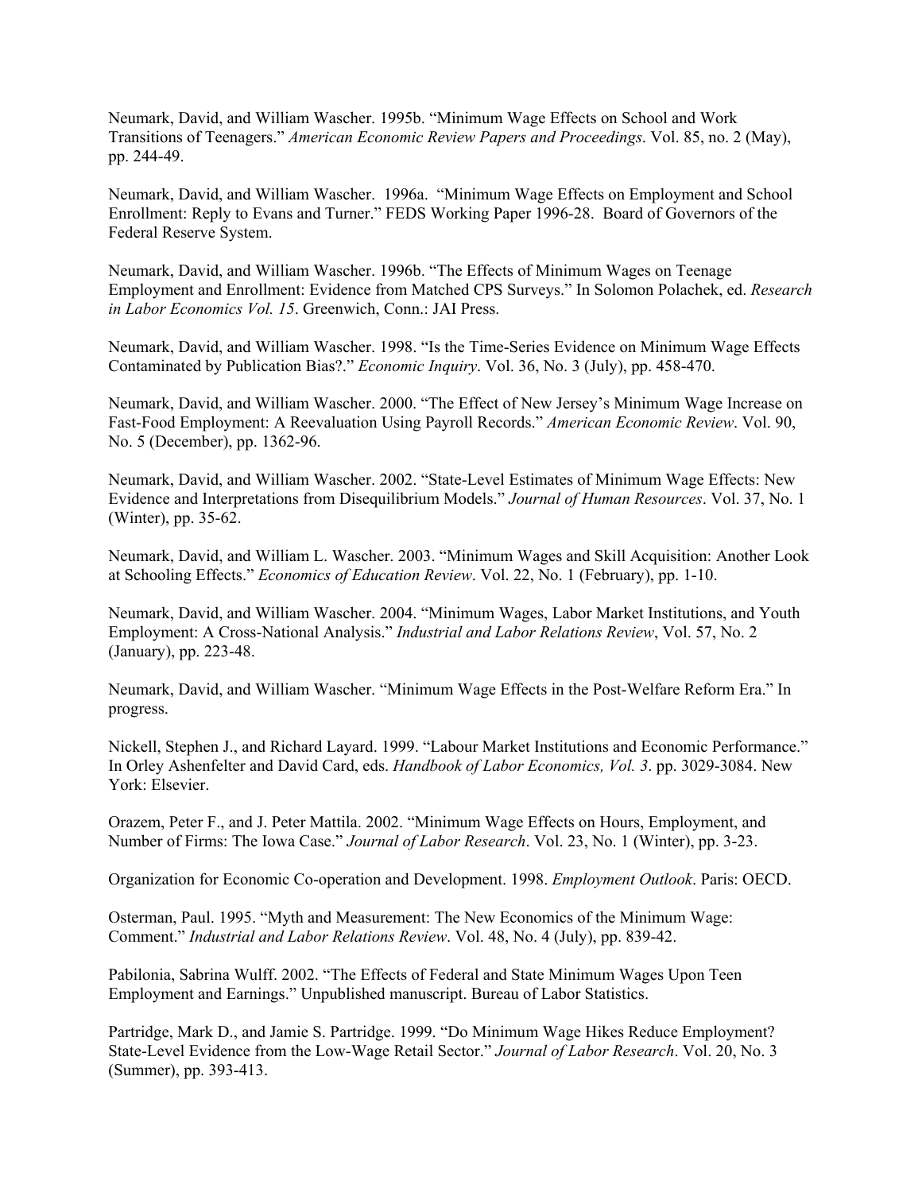Neumark, David, and William Wascher. 1995b. "Minimum Wage Effects on School and Work Transitions of Teenagers." *American Economic Review Papers and Proceedings*. Vol. 85, no. 2 (May), pp. 244-49.

Neumark, David, and William Wascher. 1996a. "Minimum Wage Effects on Employment and School Enrollment: Reply to Evans and Turner." FEDS Working Paper 1996-28. Board of Governors of the Federal Reserve System.

Neumark, David, and William Wascher. 1996b. "The Effects of Minimum Wages on Teenage Employment and Enrollment: Evidence from Matched CPS Surveys." In Solomon Polachek, ed. *Research in Labor Economics Vol. 15*. Greenwich, Conn.: JAI Press.

Neumark, David, and William Wascher. 1998. "Is the Time-Series Evidence on Minimum Wage Effects Contaminated by Publication Bias?." *Economic Inquiry*. Vol. 36, No. 3 (July), pp. 458-470.

Neumark, David, and William Wascher. 2000. "The Effect of New Jersey's Minimum Wage Increase on Fast-Food Employment: A Reevaluation Using Payroll Records." *American Economic Review*. Vol. 90, No. 5 (December), pp. 1362-96.

Neumark, David, and William Wascher. 2002. "State-Level Estimates of Minimum Wage Effects: New Evidence and Interpretations from Disequilibrium Models." *Journal of Human Resources*. Vol. 37, No. 1 (Winter), pp. 35-62.

Neumark, David, and William L. Wascher. 2003. "Minimum Wages and Skill Acquisition: Another Look at Schooling Effects." *Economics of Education Review*. Vol. 22, No. 1 (February), pp. 1-10.

Neumark, David, and William Wascher. 2004. "Minimum Wages, Labor Market Institutions, and Youth Employment: A Cross-National Analysis." *Industrial and Labor Relations Review*, Vol. 57, No. 2 (January), pp. 223-48.

Neumark, David, and William Wascher. "Minimum Wage Effects in the Post-Welfare Reform Era." In progress.

Nickell, Stephen J., and Richard Layard. 1999. "Labour Market Institutions and Economic Performance." In Orley Ashenfelter and David Card, eds. *Handbook of Labor Economics, Vol. 3*. pp. 3029-3084. New York: Elsevier.

Orazem, Peter F., and J. Peter Mattila. 2002. "Minimum Wage Effects on Hours, Employment, and Number of Firms: The Iowa Case." *Journal of Labor Research*. Vol. 23, No. 1 (Winter), pp. 3-23.

Organization for Economic Co-operation and Development. 1998. *Employment Outlook*. Paris: OECD.

Osterman, Paul. 1995. "Myth and Measurement: The New Economics of the Minimum Wage: Comment." *Industrial and Labor Relations Review*. Vol. 48, No. 4 (July), pp. 839-42.

Pabilonia, Sabrina Wulff. 2002. "The Effects of Federal and State Minimum Wages Upon Teen Employment and Earnings." Unpublished manuscript. Bureau of Labor Statistics.

Partridge, Mark D., and Jamie S. Partridge. 1999. "Do Minimum Wage Hikes Reduce Employment? State-Level Evidence from the Low-Wage Retail Sector." *Journal of Labor Research*. Vol. 20, No. 3 (Summer), pp. 393-413.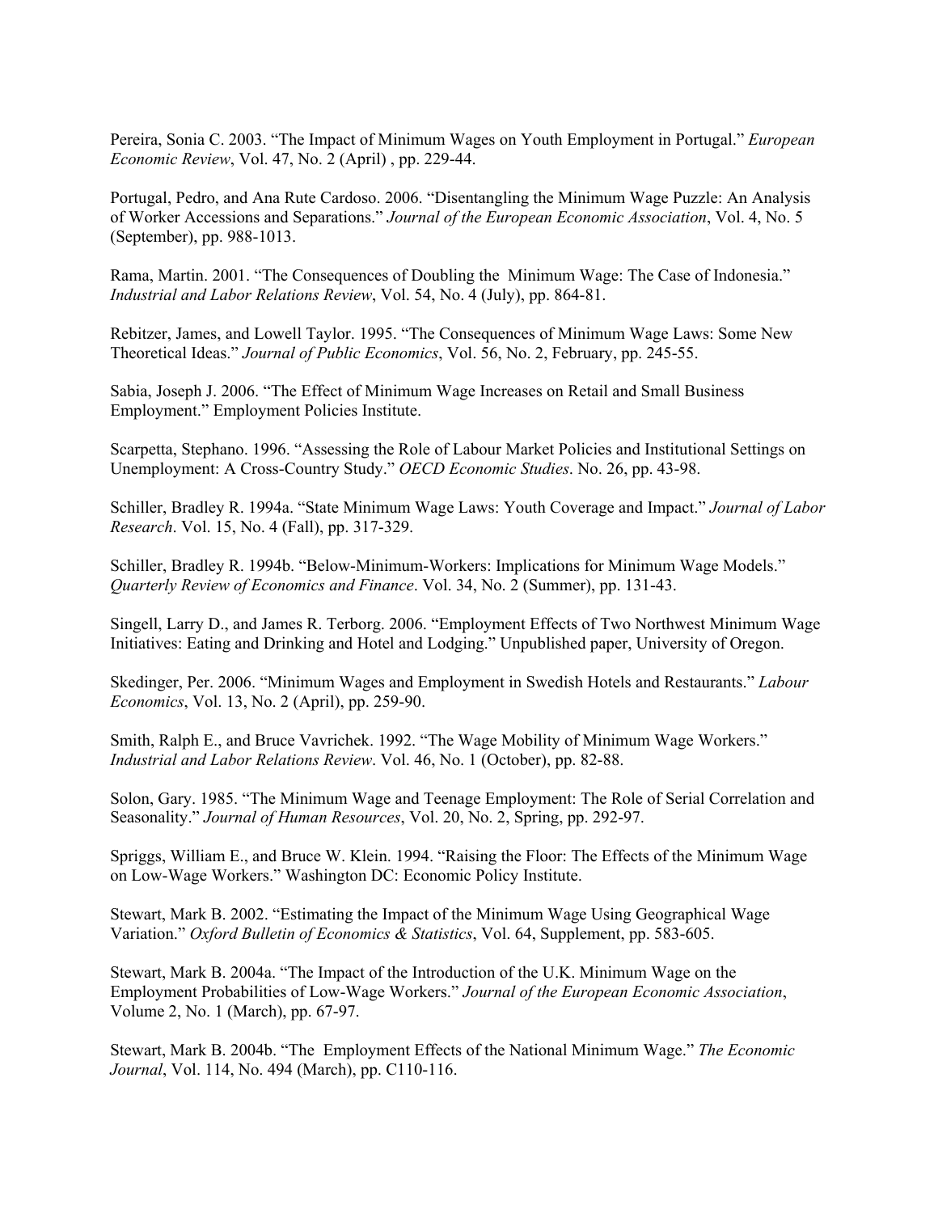Pereira, Sonia C. 2003. "The Impact of Minimum Wages on Youth Employment in Portugal." *European Economic Review*, Vol. 47, No. 2 (April) , pp. 229-44.

Portugal, Pedro, and Ana Rute Cardoso. 2006. "Disentangling the Minimum Wage Puzzle: An Analysis of Worker Accessions and Separations." *Journal of the European Economic Association*, Vol. 4, No. 5 (September), pp. 988-1013.

Rama, Martin. 2001. "The Consequences of Doubling the Minimum Wage: The Case of Indonesia." *Industrial and Labor Relations Review*, Vol. 54, No. 4 (July), pp. 864-81.

Rebitzer, James, and Lowell Taylor. 1995. "The Consequences of Minimum Wage Laws: Some New Theoretical Ideas." *Journal of Public Economics*, Vol. 56, No. 2, February, pp. 245-55.

Sabia, Joseph J. 2006. "The Effect of Minimum Wage Increases on Retail and Small Business Employment." Employment Policies Institute.

Scarpetta, Stephano. 1996. "Assessing the Role of Labour Market Policies and Institutional Settings on Unemployment: A Cross-Country Study." *OECD Economic Studies*. No. 26, pp. 43-98.

Schiller, Bradley R. 1994a. "State Minimum Wage Laws: Youth Coverage and Impact." *Journal of Labor Research*. Vol. 15, No. 4 (Fall), pp. 317-329.

Schiller, Bradley R. 1994b. "Below-Minimum-Workers: Implications for Minimum Wage Models." *Quarterly Review of Economics and Finance*. Vol. 34, No. 2 (Summer), pp. 131-43.

Singell, Larry D., and James R. Terborg. 2006. "Employment Effects of Two Northwest Minimum Wage Initiatives: Eating and Drinking and Hotel and Lodging." Unpublished paper, University of Oregon.

Skedinger, Per. 2006. "Minimum Wages and Employment in Swedish Hotels and Restaurants." *Labour Economics*, Vol. 13, No. 2 (April), pp. 259-90.

Smith, Ralph E., and Bruce Vavrichek. 1992. "The Wage Mobility of Minimum Wage Workers." *Industrial and Labor Relations Review*. Vol. 46, No. 1 (October), pp. 82-88.

Solon, Gary. 1985. "The Minimum Wage and Teenage Employment: The Role of Serial Correlation and Seasonality." *Journal of Human Resources*, Vol. 20, No. 2, Spring, pp. 292-97.

Spriggs, William E., and Bruce W. Klein. 1994. "Raising the Floor: The Effects of the Minimum Wage on Low-Wage Workers." Washington DC: Economic Policy Institute.

Stewart, Mark B. 2002. "Estimating the Impact of the Minimum Wage Using Geographical Wage Variation." *Oxford Bulletin of Economics & Statistics*, Vol. 64, Supplement, pp. 583-605.

Stewart, Mark B. 2004a. "The Impact of the Introduction of the U.K. Minimum Wage on the Employment Probabilities of Low-Wage Workers." *Journal of the European Economic Association*, Volume 2, No. 1 (March), pp. 67-97.

Stewart, Mark B. 2004b. "The Employment Effects of the National Minimum Wage." *The Economic Journal*, Vol. 114, No. 494 (March), pp. C110-116.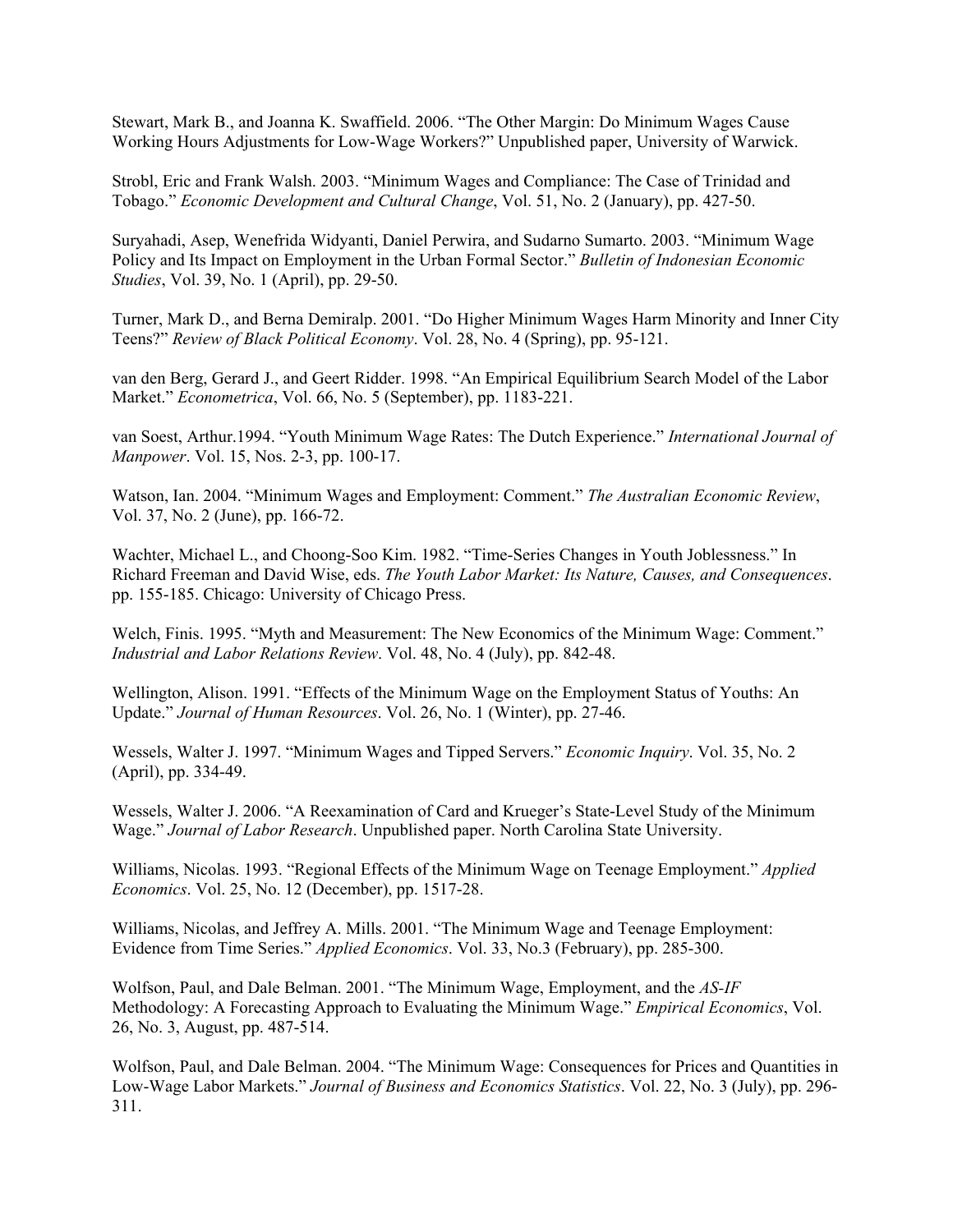Stewart, Mark B., and Joanna K. Swaffield. 2006. "The Other Margin: Do Minimum Wages Cause Working Hours Adjustments for Low-Wage Workers?" Unpublished paper, University of Warwick.

Strobl, Eric and Frank Walsh. 2003. "Minimum Wages and Compliance: The Case of Trinidad and Tobago." *Economic Development and Cultural Change*, Vol. 51, No. 2 (January), pp. 427-50.

Suryahadi, Asep, Wenefrida Widyanti, Daniel Perwira, and Sudarno Sumarto. 2003. "Minimum Wage Policy and Its Impact on Employment in the Urban Formal Sector." *Bulletin of Indonesian Economic Studies*, Vol. 39, No. 1 (April), pp. 29-50.

Turner, Mark D., and Berna Demiralp. 2001. "Do Higher Minimum Wages Harm Minority and Inner City Teens?" *Review of Black Political Economy*. Vol. 28, No. 4 (Spring), pp. 95-121.

van den Berg, Gerard J., and Geert Ridder. 1998. "An Empirical Equilibrium Search Model of the Labor Market." *Econometrica*, Vol. 66, No. 5 (September), pp. 1183-221.

van Soest, Arthur.1994. "Youth Minimum Wage Rates: The Dutch Experience." *International Journal of Manpower*. Vol. 15, Nos. 2-3, pp. 100-17.

Watson, Ian. 2004. "Minimum Wages and Employment: Comment." *The Australian Economic Review*, Vol. 37, No. 2 (June), pp. 166-72.

Wachter, Michael L., and Choong-Soo Kim. 1982. "Time-Series Changes in Youth Joblessness." In Richard Freeman and David Wise, eds. *The Youth Labor Market: Its Nature, Causes, and Consequences*. pp. 155-185. Chicago: University of Chicago Press.

Welch, Finis. 1995. "Myth and Measurement: The New Economics of the Minimum Wage: Comment." *Industrial and Labor Relations Review*. Vol. 48, No. 4 (July), pp. 842-48.

Wellington, Alison. 1991. "Effects of the Minimum Wage on the Employment Status of Youths: An Update." *Journal of Human Resources*. Vol. 26, No. 1 (Winter), pp. 27-46.

Wessels, Walter J. 1997. "Minimum Wages and Tipped Servers." *Economic Inquiry*. Vol. 35, No. 2 (April), pp. 334-49.

Wessels, Walter J. 2006. "A Reexamination of Card and Krueger's State-Level Study of the Minimum Wage." *Journal of Labor Research*. Unpublished paper. North Carolina State University.

Williams, Nicolas. 1993. "Regional Effects of the Minimum Wage on Teenage Employment." *Applied Economics*. Vol. 25, No. 12 (December), pp. 1517-28.

Williams, Nicolas, and Jeffrey A. Mills. 2001. "The Minimum Wage and Teenage Employment: Evidence from Time Series." *Applied Economics*. Vol. 33, No.3 (February), pp. 285-300.

Wolfson, Paul, and Dale Belman. 2001. "The Minimum Wage, Employment, and the *AS-IF* Methodology: A Forecasting Approach to Evaluating the Minimum Wage." *Empirical Economics*, Vol. 26, No. 3, August, pp. 487-514.

Wolfson, Paul, and Dale Belman. 2004. "The Minimum Wage: Consequences for Prices and Quantities in Low-Wage Labor Markets." *Journal of Business and Economics Statistics*. Vol. 22, No. 3 (July), pp. 296-311.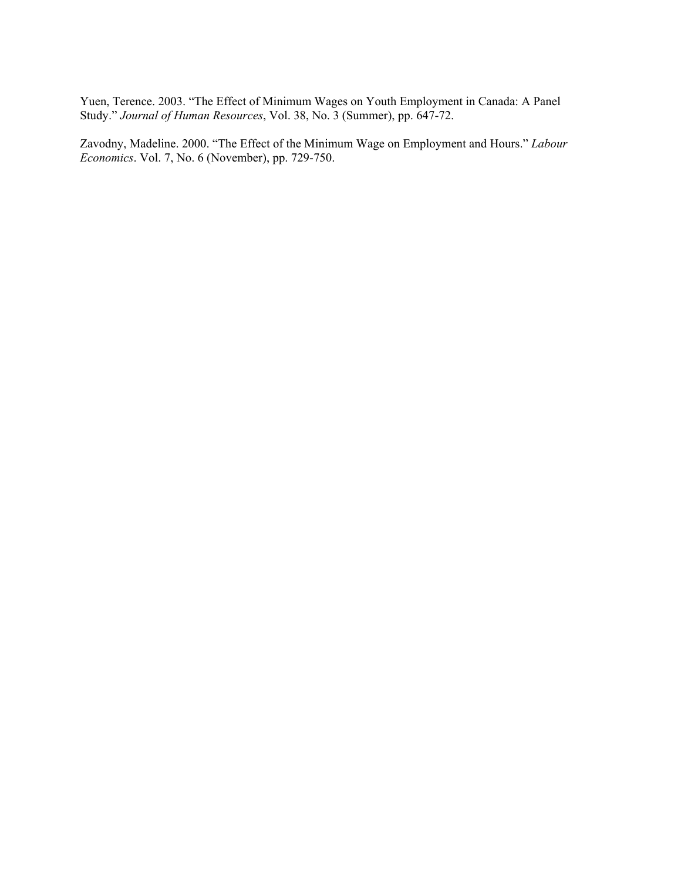Yuen, Terence. 2003. “The Effect of Minimum Wages on Youth Employment in Canada: A Panel Study.” *Journal of Human Resources*, Vol. 38, No. 3 (Summer), pp. 647-72.

Zavodny, Madeline. 2000. “The Effect of the Minimum Wage on Employment and Hours.” *Labour Economics*. Vol. 7, No. 6 (November), pp. 729-750.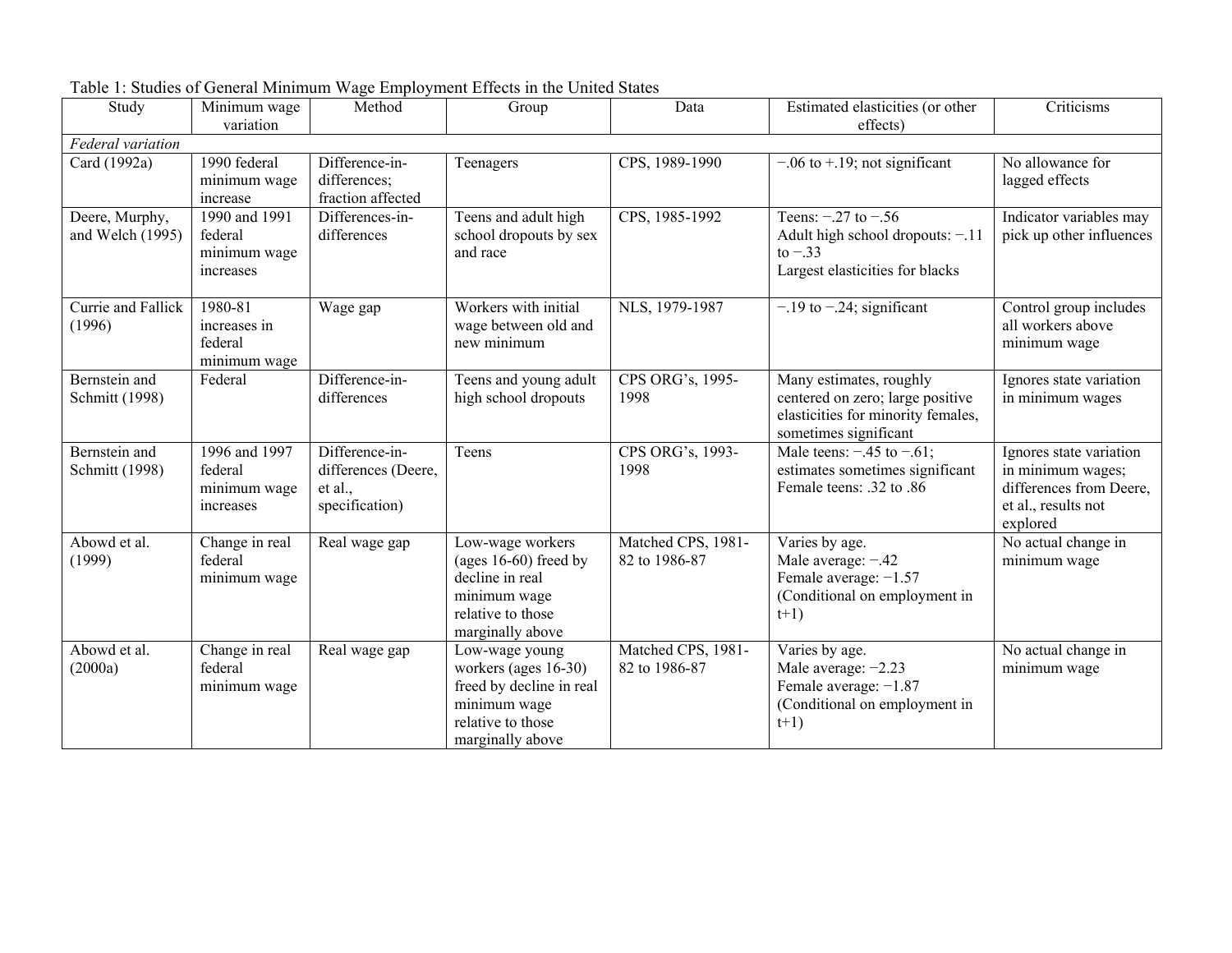Table 1: Studies of General Minimum Wage Employment Effects in the United States

| Study | Minimum wage variation | Method | Group | Data | Estimated elasticities (or other effects) | Criticisms |
|---|---|---|---|---|---|---|
| *Federal variation* | | | | | | |
| Card (1992a) | 1990 federal minimum wage increase | Difference-in-differences; fraction affected | Teenagers | CPS, 1989-1990 | −.06 to +.19; not significant | No allowance for lagged effects |
| Deere, Murphy, and Welch (1995) | 1990 and 1991 federal minimum wage increases | Differences-in-differences | Teens and adult high school dropouts by sex and race | CPS, 1985-1992 | Teens: −.27 to −.56<br>Adult high school dropouts: −.11 to −.33<br>Largest elasticities for blacks | Indicator variables may pick up other influences |
| Currie and Fallick (1996) | 1980-81 increases in federal minimum wage | Wage gap | Workers with initial wage between old and new minimum | NLS, 1979-1987 | −.19 to −.24; significant | Control group includes all workers above minimum wage |
| Bernstein and Schmitt (1998) | Federal | Difference-in-differences | Teens and young adult high school dropouts | CPS ORG's, 1995-1998 | Many estimates, roughly centered on zero; large positive elasticities for minority females, sometimes significant | Ignores state variation in minimum wages |
| Bernstein and Schmitt (1998) | 1996 and 1997 federal minimum wage increases | Difference-in-differences (Deere, et al., specification) | Teens | CPS ORG's, 1993-1998 | Male teens: −.45 to −.61; estimates sometimes significant<br>Female teens: .32 to .86 | Ignores state variation in minimum wages; differences from Deere, et al., results not explored |
| Abowd et al. (1999) | Change in real federal minimum wage | Real wage gap | Low-wage workers (ages 16-60) freed by decline in real minimum wage relative to those marginally above | Matched CPS, 1981-82 to 1986-87 | Varies by age.<br>Male average: −.42<br>Female average: −1.57<br>(Conditional on employment in t+1) | No actual change in minimum wage |
| Abowd et al. (2000a) | Change in real federal minimum wage | Real wage gap | Low-wage young workers (ages 16-30) freed by decline in real minimum wage relative to those marginally above | Matched CPS, 1981-82 to 1986-87 | Varies by age.<br>Male average: −2.23<br>Female average: −1.87<br>(Conditional on employment in t+1) | No actual change in minimum wage |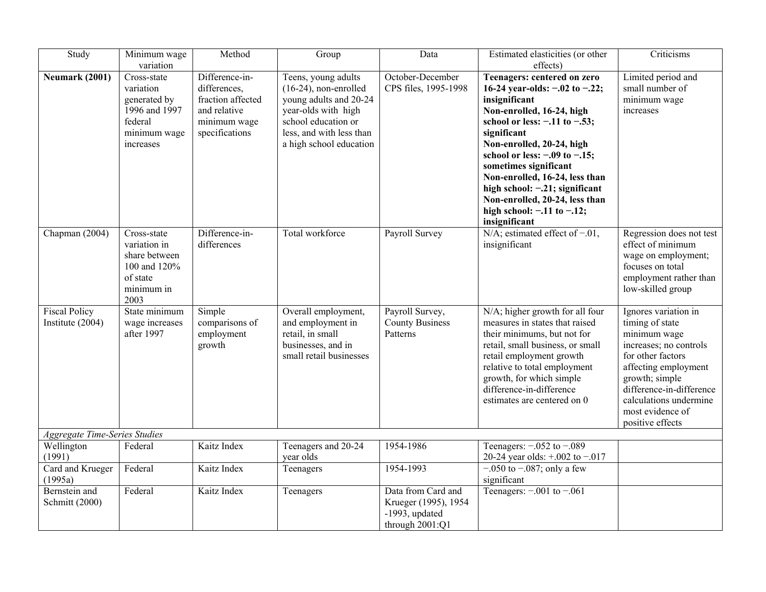| Study | Minimum wage variation | Method | Group | Data | Estimated elasticities (or other effects) | Criticisms |
|---|---|---|---|---|---|---|
| **Neumark (2001)** | Cross-state variation generated by 1996 and 1997 federal minimum wage increases | Difference-in-differences, fraction affected and relative minimum wage specifications | Teens, young adults (16-24), non-enrolled young adults and 20-24 year-olds with high school education or less, and with less than a high school education | October-December CPS files, 1995-1998 | **Teenagers: centered on zero 16-24 year-olds: −.02 to −.22; insignificant Non-enrolled, 16-24, high school or less: −.11 to −.53; significant Non-enrolled, 20-24, high school or less: −.09 to −.15; sometimes significant Non-enrolled, 16-24, less than high school: −.21; significant Non-enrolled, 20-24, less than high school: −.11 to −.12; insignificant** | Limited period and small number of minimum wage increases |
| Chapman (2004) | Cross-state variation in share between 100 and 120% of state minimum in 2003 | Difference-in-differences | Total workforce | Payroll Survey | N/A; estimated effect of −.01, insignificant | Regression does not test effect of minimum wage on employment; focuses on total employment rather than low-skilled group |
| Fiscal Policy Institute (2004) | State minimum wage increases after 1997 | Simple comparisons of employment growth | Overall employment, and employment in retail, in small businesses, and in small retail businesses | Payroll Survey, County Business Patterns | N/A; higher growth for all four measures in states that raised their minimums, but not for retail, small business, or small retail employment growth relative to total employment growth, for which simple difference-in-difference estimates are centered on 0 | Ignores variation in timing of state minimum wage increases; no controls for other factors affecting employment growth; simple difference-in-difference calculations undermine most evidence of positive effects |
| *Aggregate Time-Series Studies* | | | | | | |
| Wellington (1991) | Federal | Kaitz Index | Teenagers and 20-24 year olds | 1954-1986 | Teenagers: −.052 to −.089 20-24 year olds: +.002 to −.017 | |
| Card and Krueger (1995a) | Federal | Kaitz Index | Teenagers | 1954-1993 | −.050 to −.087; only a few significant | |
| Bernstein and Schmitt (2000) | Federal | Kaitz Index | Teenagers | Data from Card and Krueger (1995), 1954 -1993, updated through 2001:Q1 | Teenagers: −.001 to −.061 | |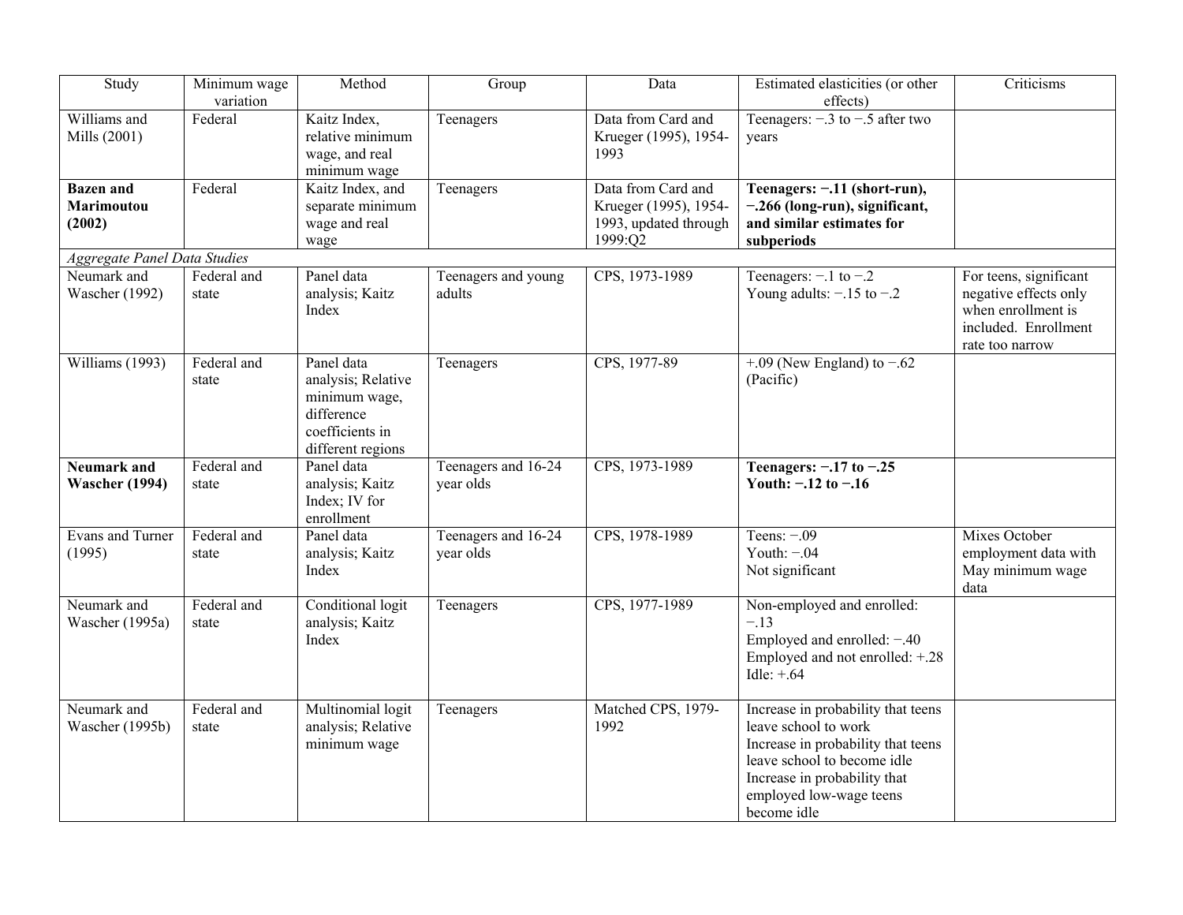| Study | Minimum wage variation | Method | Group | Data | Estimated elasticities (or other effects) | Criticisms |
|---|---|---|---|---|---|---|
| Williams and Mills (2001) | Federal | Kaitz Index, relative minimum wage, and real minimum wage | Teenagers | Data from Card and Krueger (1995), 1954-1993 | Teenagers: −.3 to −.5 after two years | |
| **Bazen and Marimoutou (2002)** | Federal | Kaitz Index, and separate minimum wage and real wage | Teenagers | Data from Card and Krueger (1995), 1954-1993, updated through 1999:Q2 | **Teenagers: −.11 (short-run), −.266 (long-run), significant, and similar estimates for subperiods** | |
| *Aggregate Panel Data Studies* | | | | | | |
| Neumark and Wascher (1992) | Federal and state | Panel data analysis; Kaitz Index | Teenagers and young adults | CPS, 1973-1989 | Teenagers: −.1 to −.2<br>Young adults: −.15 to −.2 | For teens, significant negative effects only when enrollment is included. Enrollment rate too narrow |
| Williams (1993) | Federal and state | Panel data analysis; Relative minimum wage, difference coefficients in different regions | Teenagers | CPS, 1977-89 | +.09 (New England) to −.62 (Pacific) | |
| **Neumark and Wascher (1994)** | Federal and state | Panel data analysis; Kaitz Index; IV for enrollment | Teenagers and 16-24 year olds | CPS, 1973-1989 | **Teenagers: −.17 to −.25**<br>**Youth: −.12 to −.16** | |
| Evans and Turner (1995) | Federal and state | Panel data analysis; Kaitz Index | Teenagers and 16-24 year olds | CPS, 1978-1989 | Teens: −.09<br>Youth: −.04<br>Not significant | Mixes October employment data with May minimum wage data |
| Neumark and Wascher (1995a) | Federal and state | Conditional logit analysis; Kaitz Index | Teenagers | CPS, 1977-1989 | Non-employed and enrolled: −.13<br>Employed and enrolled: −.40<br>Employed and not enrolled: +.28<br>Idle: +.64 | |
| Neumark and Wascher (1995b) | Federal and state | Multinomial logit analysis; Relative minimum wage | Teenagers | Matched CPS, 1979-1992 | Increase in probability that teens leave school to work<br>Increase in probability that teens leave school to become idle<br>Increase in probability that employed low-wage teens become idle | |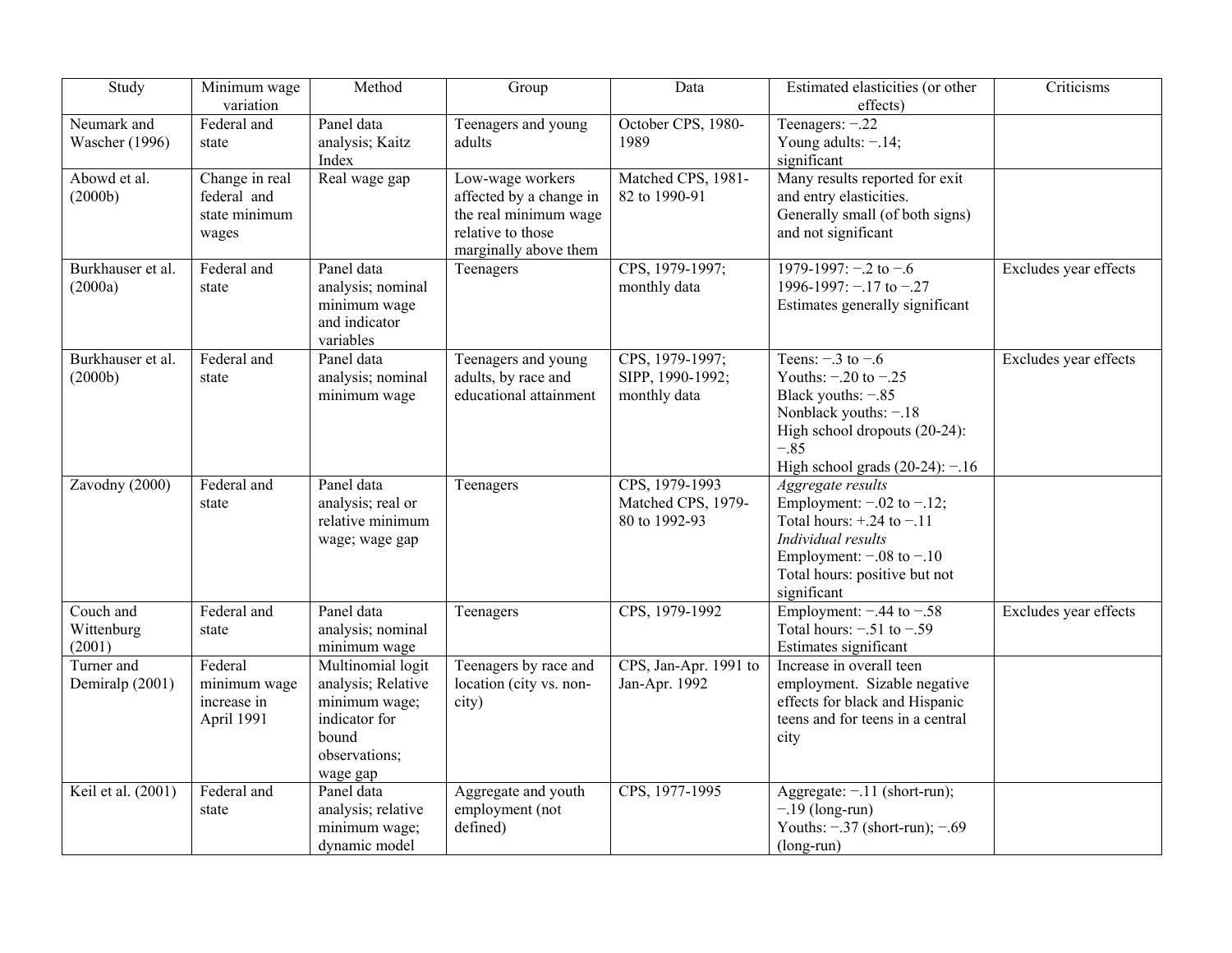| Study | Minimum wage variation | Method | Group | Data | Estimated elasticities (or other effects) | Criticisms |
|---|---|---|---|---|---|---|
| Neumark and Wascher (1996) | Federal and state | Panel data analysis; Kaitz Index | Teenagers and young adults | October CPS, 1980-1989 | Teenagers: −.22<br>Young adults: −.14; significant | |
| Abowd et al. (2000b) | Change in real federal and state minimum wages | Real wage gap | Low-wage workers affected by a change in the real minimum wage relative to those marginally above them | Matched CPS, 1981-82 to 1990-91 | Many results reported for exit and entry elasticities. Generally small (of both signs) and not significant | |
| Burkhauser et al. (2000a) | Federal and state | Panel data analysis; nominal minimum wage and indicator variables | Teenagers | CPS, 1979-1997; monthly data | 1979-1997: −.2 to −.6<br>1996-1997: −.17 to −.27<br>Estimates generally significant | Excludes year effects |
| Burkhauser et al. (2000b) | Federal and state | Panel data analysis; nominal minimum wage | Teenagers and young adults, by race and educational attainment | CPS, 1979-1997; SIPP, 1990-1992; monthly data | Teens: −.3 to −.6<br>Youths: −.20 to −.25<br>Black youths: −.85<br>Nonblack youths: −.18<br>High school dropouts (20-24): −.85<br>High school grads (20-24): −.16 | Excludes year effects |
| Zavodny (2000) | Federal and state | Panel data analysis; real or relative minimum wage; wage gap | Teenagers | CPS, 1979-1993<br>Matched CPS, 1979-80 to 1992-93 | *Aggregate results*<br>Employment: −.02 to −.12;<br>Total hours: +.24 to −.11<br>*Individual results*<br>Employment: −.08 to −.10<br>Total hours: positive but not significant | |
| Couch and Wittenburg (2001) | Federal and state | Panel data analysis; nominal minimum wage | Teenagers | CPS, 1979-1992 | Employment: −.44 to −.58<br>Total hours: −.51 to −.59<br>Estimates significant | Excludes year effects |
| Turner and Demiralp (2001) | Federal minimum wage increase in April 1991 | Multinomial logit analysis; Relative minimum wage; indicator for bound observations; wage gap | Teenagers by race and location (city vs. non-city) | CPS, Jan-Apr. 1991 to Jan-Apr. 1992 | Increase in overall teen employment. Sizable negative effects for black and Hispanic teens and for teens in a central city | |
| Keil et al. (2001) | Federal and state | Panel data analysis; relative minimum wage; dynamic model | Aggregate and youth employment (not defined) | CPS, 1977-1995 | Aggregate: −.11 (short-run); −.19 (long-run)<br>Youths: −.37 (short-run); −.69 (long-run) | |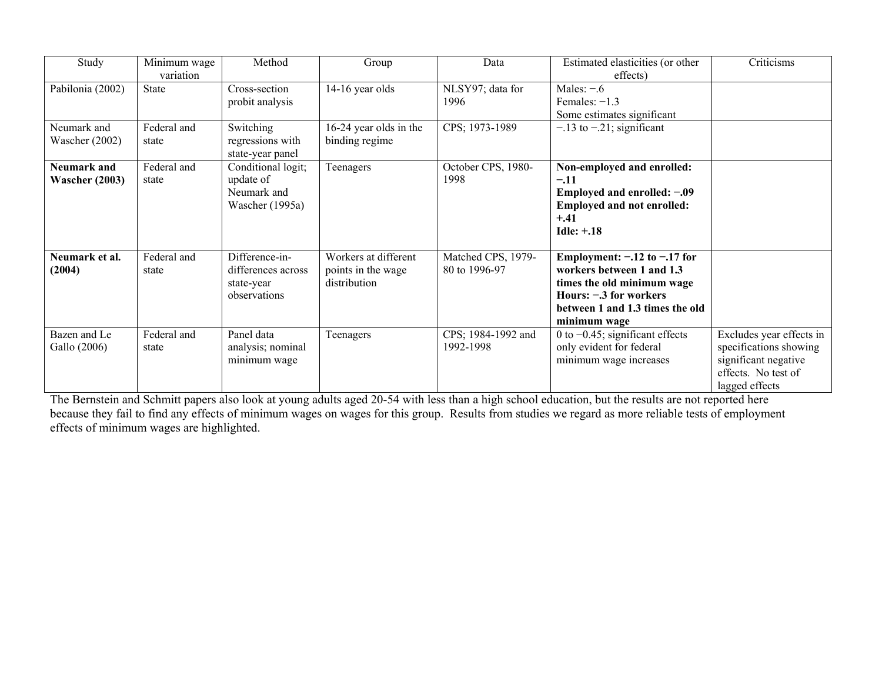| Study | Minimum wage variation | Method | Group | Data | Estimated elasticities (or other effects) | Criticisms |
|---|---|---|---|---|---|---|
| Pabilonia (2002) | State | Cross-section probit analysis | 14-16 year olds | NLSY97; data for 1996 | Males: −.6<br>Females: −1.3<br>Some estimates significant | |
| Neumark and Wascher (2002) | Federal and state | Switching regressions with state-year panel | 16-24 year olds in the binding regime | CPS; 1973-1989 | −.13 to −.21; significant | |
| **Neumark and Wascher (2003)** | Federal and state | Conditional logit; update of Neumark and Wascher (1995a) | Teenagers | October CPS, 1980-1998 | **Non-employed and enrolled: −.11**<br>**Employed and enrolled: −.09**<br>**Employed and not enrolled: +.41**<br>**Idle: +.18** | |
| **Neumark et al. (2004)** | Federal and state | Difference-in-differences across state-year observations | Workers at different points in the wage distribution | Matched CPS, 1979-80 to 1996-97 | **Employment: −.12 to −.17 for workers between 1 and 1.3 times the old minimum wage**<br>**Hours: −.3 for workers between 1 and 1.3 times the old minimum wage** | |
| Bazen and Le Gallo (2006) | Federal and state | Panel data analysis; nominal minimum wage | Teenagers | CPS; 1984-1992 and 1992-1998 | 0 to −0.45; significant effects only evident for federal minimum wage increases | Excludes year effects in specifications showing significant negative effects. No test of lagged effects |

The Bernstein and Schmitt papers also look at young adults aged 20-54 with less than a high school education, but the results are not reported here because they fail to find any effects of minimum wages on wages for this group. Results from studies we regard as more reliable tests of employment effects of minimum wages are highlighted.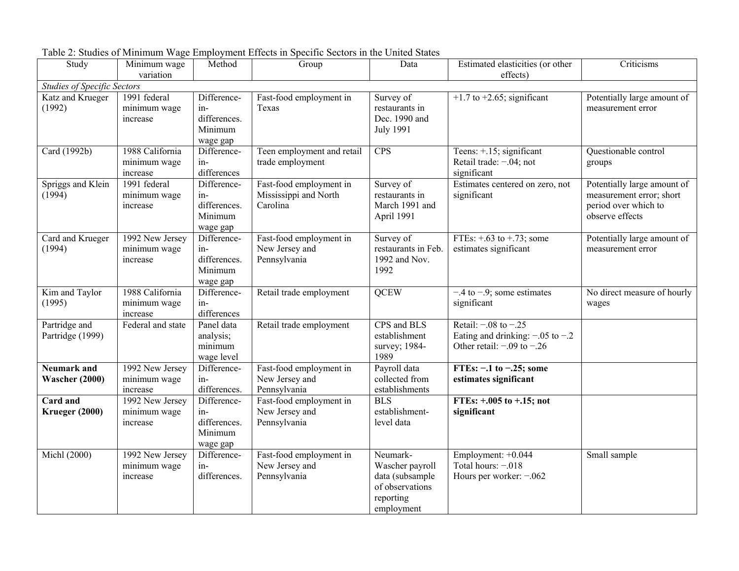Table 2: Studies of Minimum Wage Employment Effects in Specific Sectors in the United States

| Study | Minimum wage variation | Method | Group | Data | Estimated elasticities (or other effects) | Criticisms |
|---|---|---|---|---|---|---|
| *Studies of Specific Sectors* | | | | | | |
| Katz and Krueger (1992) | 1991 federal minimum wage increase | Difference-in-differences. Minimum wage gap | Fast-food employment in Texas | Survey of restaurants in Dec. 1990 and July 1991 | +1.7 to +2.65; significant | Potentially large amount of measurement error |
| Card (1992b) | 1988 California minimum wage increase | Difference-in-differences | Teen employment and retail trade employment | CPS | Teens: +.15; significant<br>Retail trade: −.04; not significant | Questionable control groups |
| Spriggs and Klein (1994) | 1991 federal minimum wage increase | Difference-in-differences. Minimum wage gap | Fast-food employment in Mississippi and North Carolina | Survey of restaurants in March 1991 and April 1991 | Estimates centered on zero, not significant | Potentially large amount of measurement error; short period over which to observe effects |
| Card and Krueger (1994) | 1992 New Jersey minimum wage increase | Difference-in-differences. Minimum wage gap | Fast-food employment in New Jersey and Pennsylvania | Survey of restaurants in Feb. 1992 and Nov. 1992 | FTEs: +.63 to +.73; some estimates significant | Potentially large amount of measurement error |
| Kim and Taylor (1995) | 1988 California minimum wage increase | Difference-in-differences | Retail trade employment | QCEW | −.4 to −.9; some estimates significant | No direct measure of hourly wages |
| Partridge and Partridge (1999) | Federal and state | Panel data analysis; minimum wage level | Retail trade employment | CPS and BLS establishment survey; 1984-1989 | Retail: −.08 to −.25<br>Eating and drinking: −.05 to −.2<br>Other retail: −.09 to −.26 | |
| **Neumark and Wascher (2000)** | 1992 New Jersey minimum wage increase | Difference-in-differences. | Fast-food employment in New Jersey and Pennsylvania | Payroll data collected from establishments | **FTEs: −.1 to −.25; some estimates significant** | |
| **Card and Krueger (2000)** | 1992 New Jersey minimum wage increase | Difference-in-differences. Minimum wage gap | Fast-food employment in New Jersey and Pennsylvania | BLS establishment-level data | **FTEs: +.005 to +.15; not significant** | |
| Michl (2000) | 1992 New Jersey minimum wage increase | Difference-in-differences. | Fast-food employment in New Jersey and Pennsylvania | Neumark-Wascher payroll data (subsample of observations reporting employment | Employment: +0.044<br>Total hours: −.018<br>Hours per worker: −.062 | Small sample |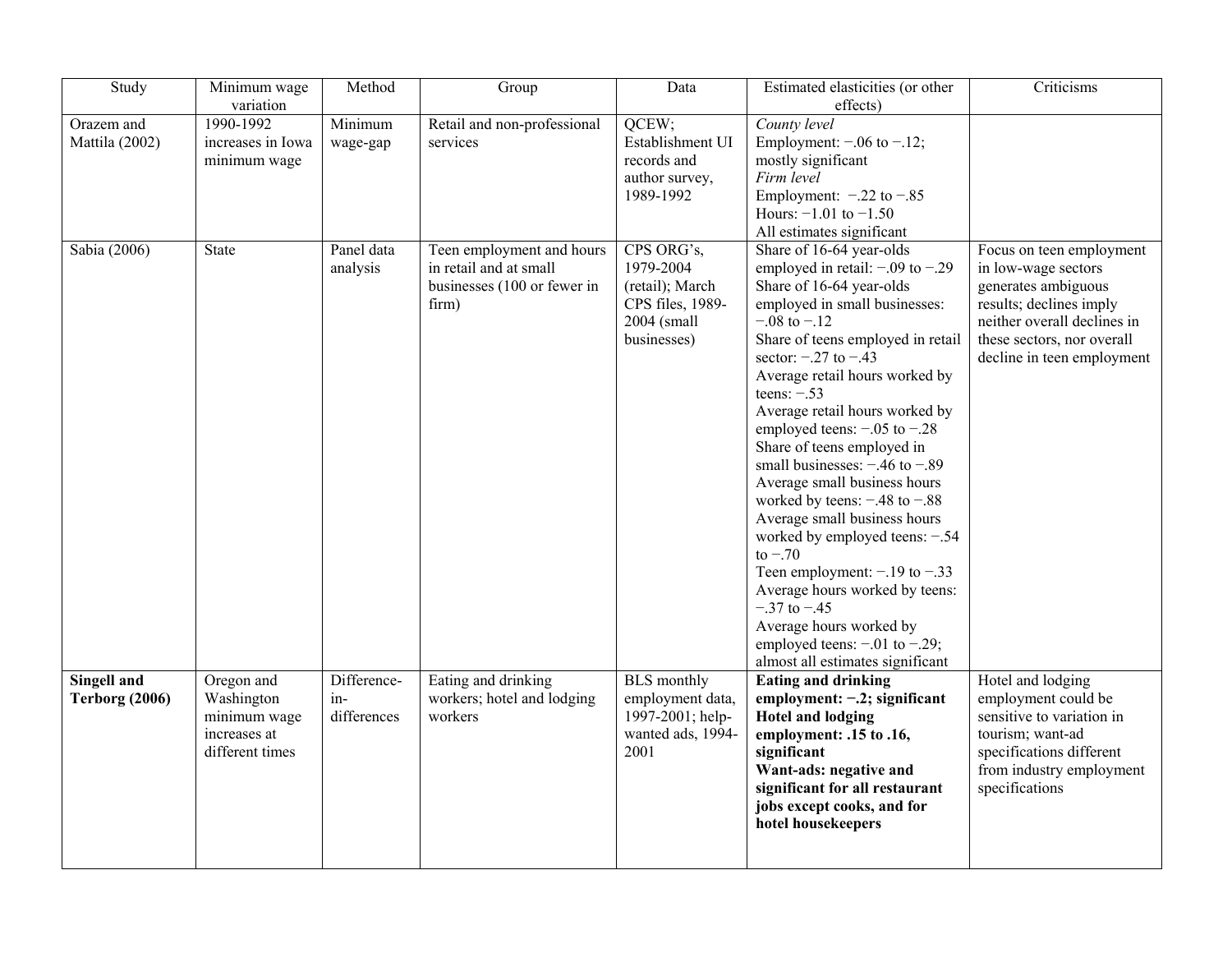| Study | Minimum wage variation | Method | Group | Data | Estimated elasticities (or other effects) | Criticisms |
| --- | --- | --- | --- | --- | --- | --- |
| Orazem and Mattila (2002) | 1990-1992 increases in Iowa minimum wage | Minimum wage-gap | Retail and non-professional services | QCEW; Establishment UI records and author survey, 1989-1992 | *County level*<br>Employment: −.06 to −.12; mostly significant<br>*Firm level*<br>Employment: −.22 to −.85<br>Hours: −1.01 to −1.50<br>All estimates significant | |
| Sabia (2006) | State | Panel data analysis | Teen employment and hours in retail and at small businesses (100 or fewer in firm) | CPS ORG's, 1979-2004 (retail); March CPS files, 1989-2004 (small businesses) | Share of 16-64 year-olds employed in retail: −.09 to −.29<br>Share of 16-64 year-olds employed in small businesses: −.08 to −.12<br>Share of teens employed in retail sector: −.27 to −.43<br>Average retail hours worked by teens: −.53<br>Average retail hours worked by employed teens: −.05 to −.28<br>Share of teens employed in small businesses: −.46 to −.89<br>Average small business hours worked by teens: −.48 to −.88<br>Average small business hours worked by employed teens: −.54 to −.70<br>Teen employment: −.19 to −.33<br>Average hours worked by teens: −.37 to −.45<br>Average hours worked by employed teens: −.01 to −.29; almost all estimates significant | Focus on teen employment in low-wage sectors generates ambiguous results; declines imply neither overall declines in these sectors, nor overall decline in teen employment |
| **Singell and Terborg (2006)** | Oregon and Washington minimum wage increases at different times | Difference-in-differences | Eating and drinking workers; hotel and lodging workers | BLS monthly employment data, 1997-2001; help-wanted ads, 1994-2001 | **Eating and drinking employment: −.2; significant**<br>**Hotel and lodging employment: .15 to .16, significant**<br>**Want-ads: negative and significant for all restaurant jobs except cooks, and for hotel housekeepers** | Hotel and lodging employment could be sensitive to variation in tourism; want-ad specifications different from industry employment specifications |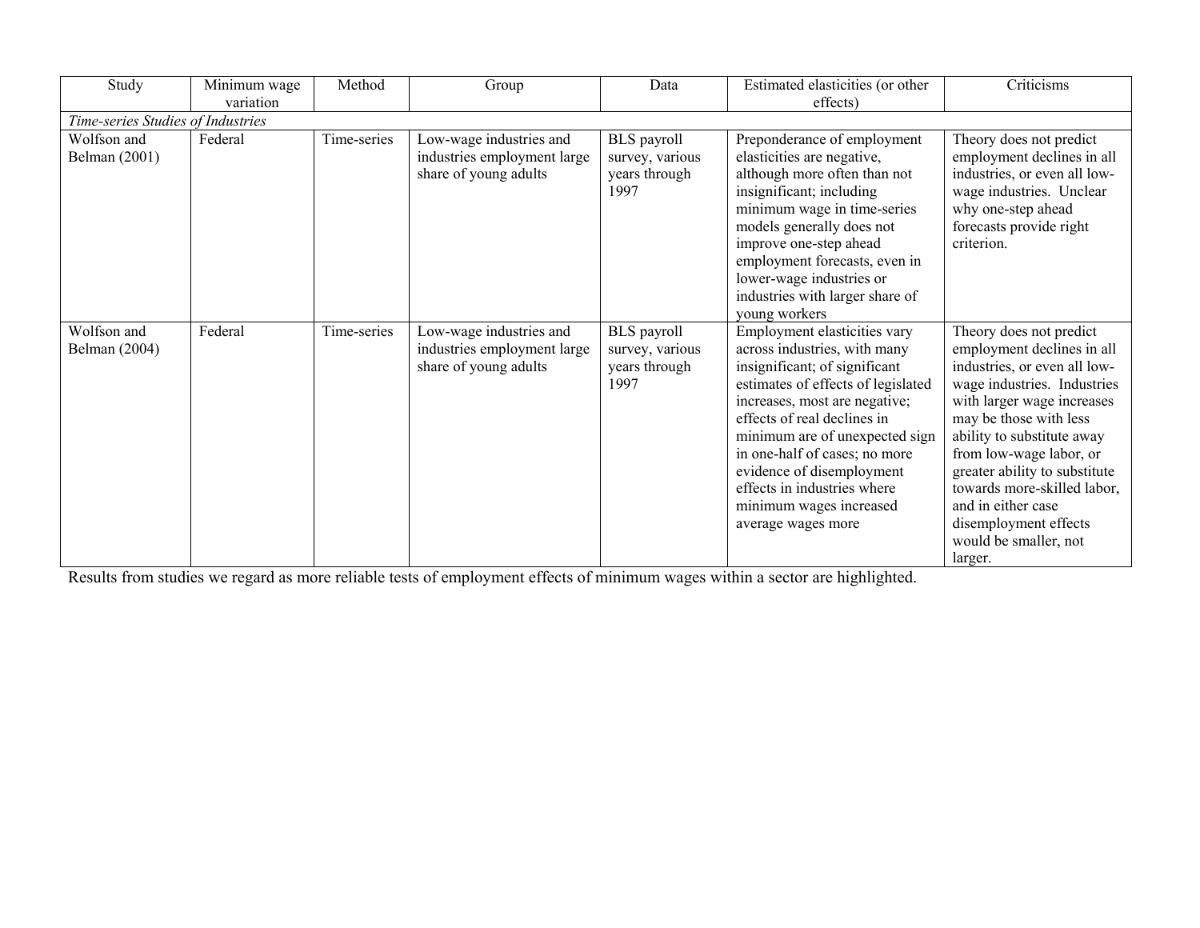| Study | Minimum wage variation | Method | Group | Data | Estimated elasticities (or other effects) | Criticisms |
|---|---|---|---|---|---|---|
| *Time-series Studies of Industries* | | | | | | |
| Wolfson and Belman (2001) | Federal | Time-series | Low-wage industries and industries employment large share of young adults | BLS payroll survey, various years through 1997 | Preponderance of employment elasticities are negative, although more often than not insignificant; including minimum wage in time-series models generally does not improve one-step ahead employment forecasts, even in lower-wage industries or industries with larger share of young workers | Theory does not predict employment declines in all industries, or even all low-wage industries. Unclear why one-step ahead forecasts provide right criterion. |
| Wolfson and Belman (2004) | Federal | Time-series | Low-wage industries and industries employment large share of young adults | BLS payroll survey, various years through 1997 | Employment elasticities vary across industries, with many insignificant; of significant estimates of effects of legislated increases, most are negative; effects of real declines in minimum are of unexpected sign in one-half of cases; no more evidence of disemployment effects in industries where minimum wages increased average wages more | Theory does not predict employment declines in all industries, or even all low-wage industries. Industries with larger wage increases may be those with less ability to substitute away from low-wage labor, or greater ability to substitute towards more-skilled labor, and in either case disemployment effects would be smaller, not larger. |

Results from studies we regard as more reliable tests of employment effects of minimum wages within a sector are highlighted.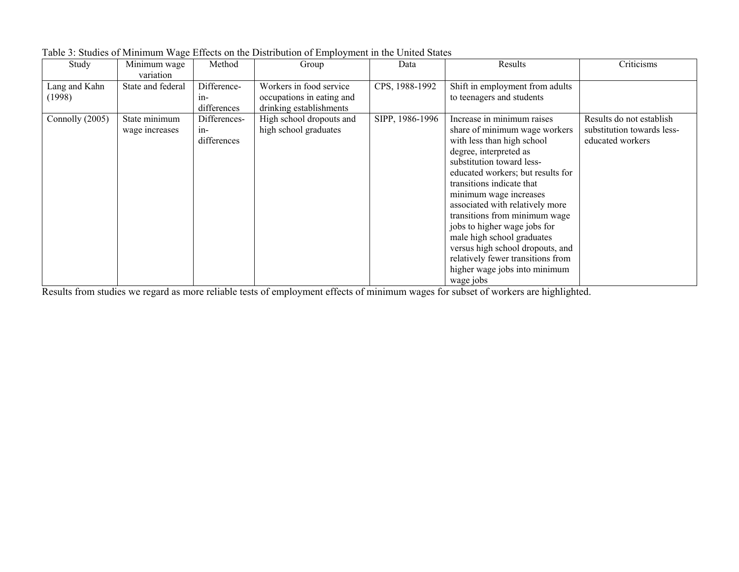Table 3: Studies of Minimum Wage Effects on the Distribution of Employment in the United States

| Study | Minimum wage variation | Method | Group | Data | Results | Criticisms |
|---|---|---|---|---|---|---|
| Lang and Kahn (1998) | State and federal | Difference-in-differences | Workers in food service occupations in eating and drinking establishments | CPS, 1988-1992 | Shift in employment from adults to teenagers and students | |
| Connolly (2005) | State minimum wage increases | Differences-in-differences | High school dropouts and high school graduates | SIPP, 1986-1996 | Increase in minimum raises share of minimum wage workers with less than high school degree, interpreted as substitution toward less-educated workers; but results for transitions indicate that minimum wage increases associated with relatively more transitions from minimum wage jobs to higher wage jobs for male high school graduates versus high school dropouts, and relatively fewer transitions from higher wage jobs into minimum wage jobs | Results do not establish substitution towards less-educated workers |

Results from studies we regard as more reliable tests of employment effects of minimum wages for subset of workers are highlighted.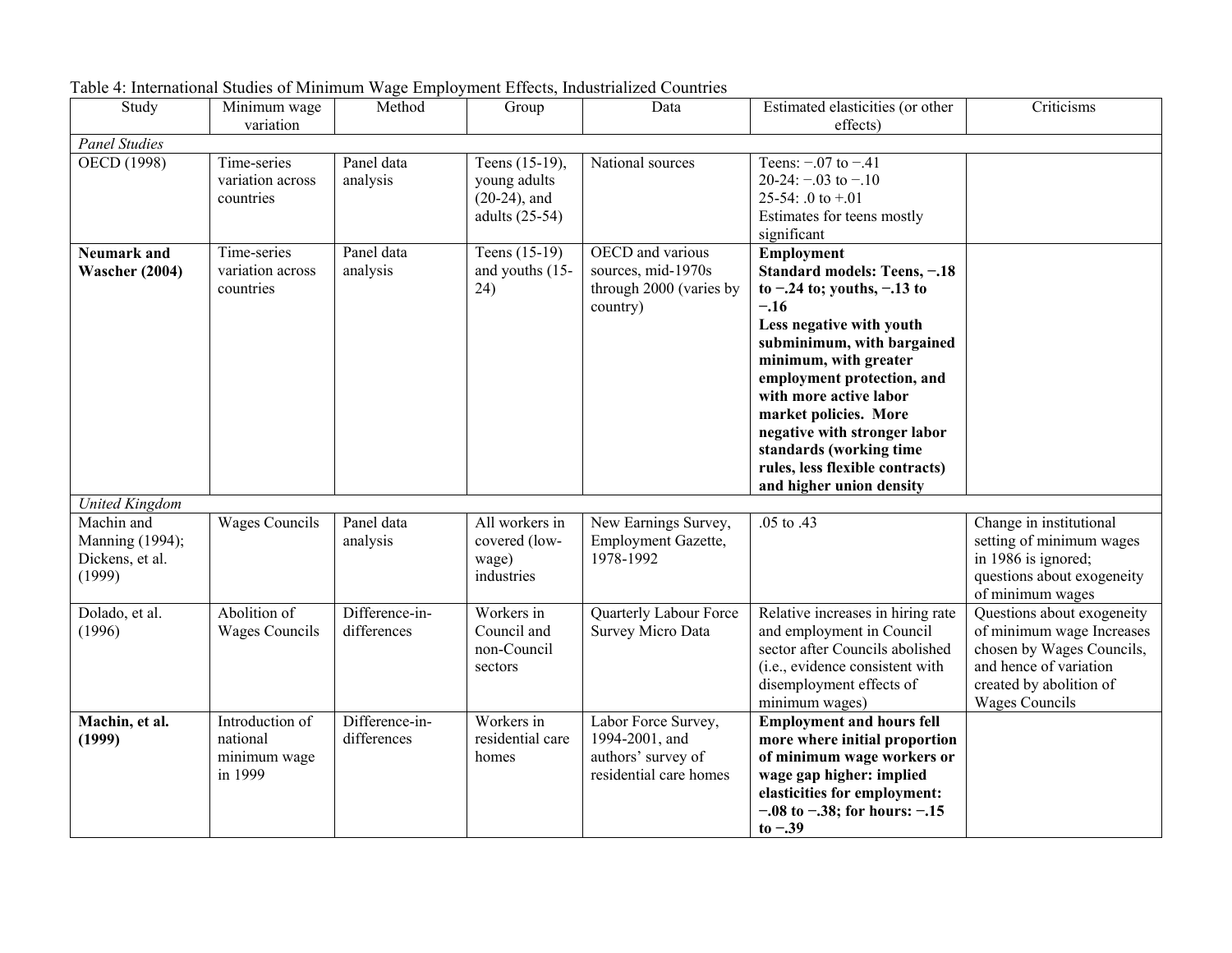Table 4: International Studies of Minimum Wage Employment Effects, Industrialized Countries

| Study | Minimum wage variation | Method | Group | Data | Estimated elasticities (or other effects) | Criticisms |
|---|---|---|---|---|---|---|
| *Panel Studies* | | | | | | |
| OECD (1998) | Time-series variation across countries | Panel data analysis | Teens (15-19), young adults (20-24), and adults (25-54) | National sources | Teens: −.07 to −.41<br>20-24: −.03 to −.10<br>25-54: .0 to +.01<br>Estimates for teens mostly significant | |
| **Neumark and Wascher (2004)** | Time-series variation across countries | Panel data analysis | Teens (15-19) and youths (15-24) | OECD and various sources, mid-1970s through 2000 (varies by country) | **Employment**<br>**Standard models: Teens, −.18 to −.24 to; youths, −.13 to −.16**<br>**Less negative with youth subminimum, with bargained minimum, with greater employment protection, and with more active labor market policies. More negative with stronger labor standards (working time rules, less flexible contracts) and higher union density** | |
| *United Kingdom* | | | | | | |
| Machin and Manning (1994); Dickens, et al. (1999) | Wages Councils | Panel data analysis | All workers in covered (low-wage) industries | New Earnings Survey, Employment Gazette, 1978-1992 | .05 to .43 | Change in institutional setting of minimum wages in 1986 is ignored; questions about exogeneity of minimum wages |
| Dolado, et al. (1996) | Abolition of Wages Councils | Difference-in-differences | Workers in Council and non-Council sectors | Quarterly Labour Force Survey Micro Data | Relative increases in hiring rate and employment in Council sector after Councils abolished (i.e., evidence consistent with disemployment effects of minimum wages) | Questions about exogeneity of minimum wage Increases chosen by Wages Councils, and hence of variation created by abolition of Wages Councils |
| **Machin, et al. (1999)** | Introduction of national minimum wage in 1999 | Difference-in-differences | Workers in residential care homes | Labor Force Survey, 1994-2001, and authors' survey of residential care homes | **Employment and hours fell more where initial proportion of minimum wage workers or wage gap higher: implied elasticities for employment: −.08 to −.38; for hours: −.15 to −.39** | |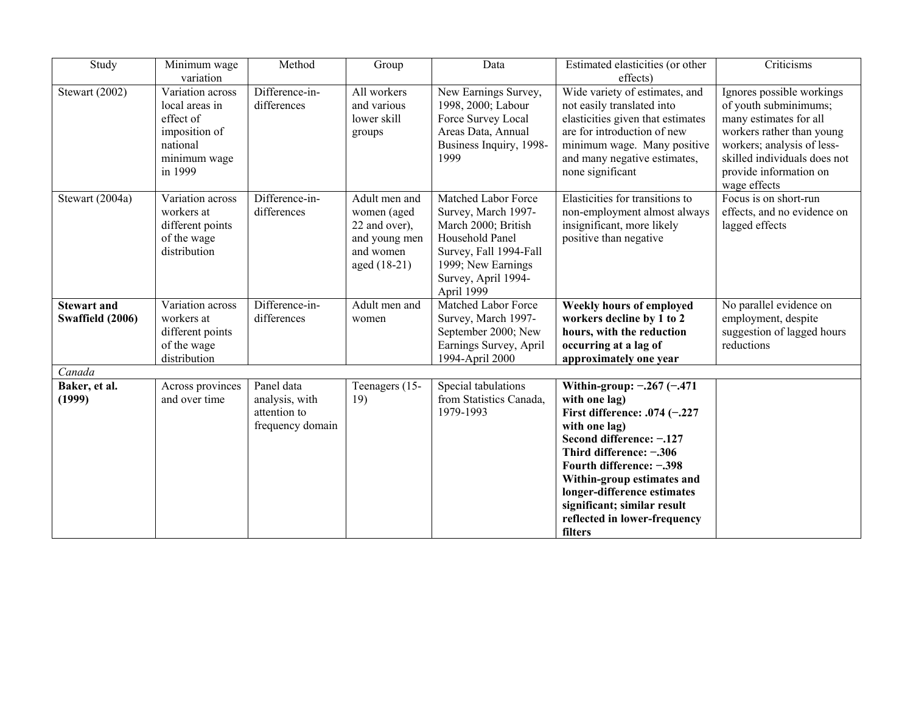| Study | Minimum wage variation | Method | Group | Data | Estimated elasticities (or other effects) | Criticisms |
|---|---|---|---|---|---|---|
| Stewart (2002) | Variation across local areas in effect of imposition of national minimum wage in 1999 | Difference-in-differences | All workers and various lower skill groups | New Earnings Survey, 1998, 2000; Labour Force Survey Local Areas Data, Annual Business Inquiry, 1998-1999 | Wide variety of estimates, and not easily translated into elasticities given that estimates are for introduction of new minimum wage. Many positive and many negative estimates, none significant | Ignores possible workings of youth subminimums; many estimates for all workers rather than young workers; analysis of less-skilled individuals does not provide information on wage effects |
| Stewart (2004a) | Variation across workers at different points of the wage distribution | Difference-in-differences | Adult men and women (aged 22 and over), and young men and women aged (18-21) | Matched Labor Force Survey, March 1997-March 2000; British Household Panel Survey, Fall 1994-Fall 1999; New Earnings Survey, April 1994-April 1999 | Elasticities for transitions to non-employment almost always insignificant, more likely positive than negative | Focus is on short-run effects, and no evidence on lagged effects |
| **Stewart and Swaffield (2006)** | Variation across workers at different points of the wage distribution | Difference-in-differences | Adult men and women | Matched Labor Force Survey, March 1997-September 2000; New Earnings Survey, April 1994-April 2000 | **Weekly hours of employed workers decline by 1 to 2 hours, with the reduction occurring at a lag of approximately one year** | No parallel evidence on employment, despite suggestion of lagged hours reductions |
| *Canada* | | | | | | |
| **Baker, et al. (1999)** | Across provinces and over time | Panel data analysis, with attention to frequency domain | Teenagers (15-19) | Special tabulations from Statistics Canada, 1979-1993 | **Within-group: −.267 (−.471 with one lag)<br>First difference: .074 (−.227 with one lag)<br>Second difference: −.127<br>Third difference: −.306<br>Fourth difference: −.398<br>Within-group estimates and longer-difference estimates significant; similar result reflected in lower-frequency filters** | |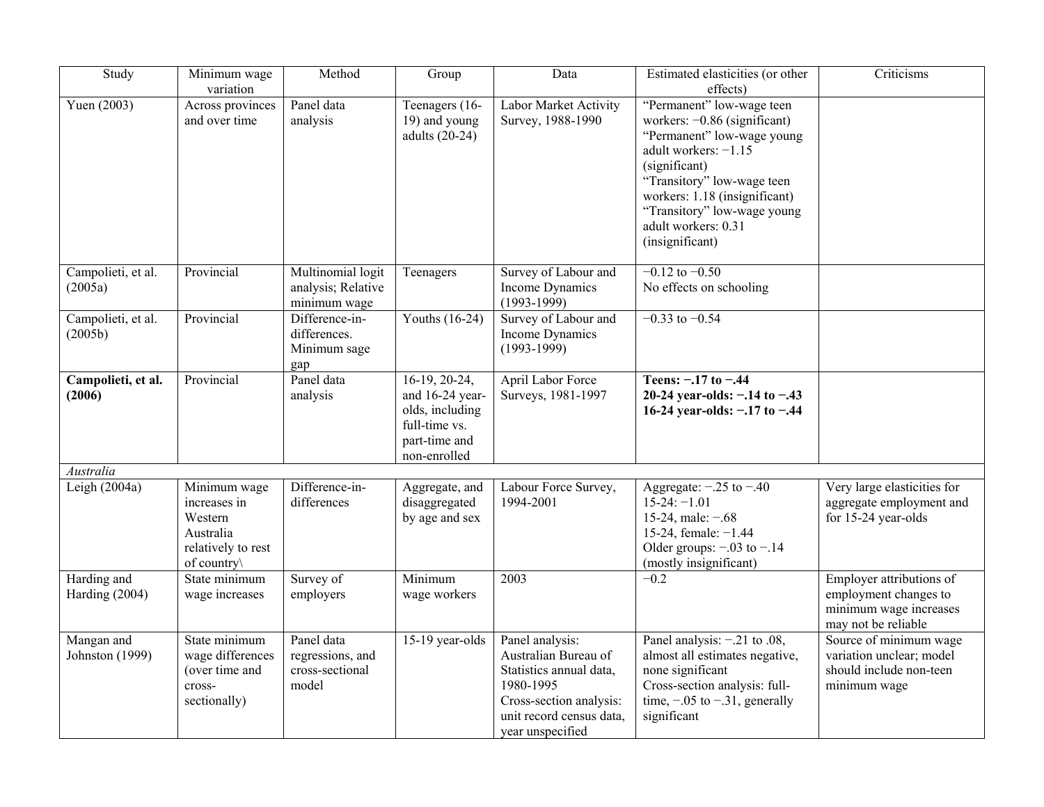| Study | Minimum wage variation | Method | Group | Data | Estimated elasticities (or other effects) | Criticisms |
|---|---|---|---|---|---|---|
| Yuen (2003) | Across provinces and over time | Panel data analysis | Teenagers (16-19) and young adults (20-24) | Labor Market Activity Survey, 1988-1990 | "Permanent" low-wage teen workers: −0.86 (significant)<br>"Permanent" low-wage young adult workers: −1.15 (significant)<br>"Transitory" low-wage teen workers: 1.18 (insignificant)<br>"Transitory" low-wage young adult workers: 0.31 (insignificant) | |
| Campolieti, et al. (2005a) | Provincial | Multinomial logit analysis; Relative minimum wage | Teenagers | Survey of Labour and Income Dynamics (1993-1999) | −0.12 to −0.50<br>No effects on schooling | |
| Campolieti, et al. (2005b) | Provincial | Difference-in-differences. Minimum sage gap | Youths (16-24) | Survey of Labour and Income Dynamics (1993-1999) | −0.33 to −0.54 | |
| **Campolieti, et al. (2006)** | Provincial | Panel data analysis | 16-19, 20-24, and 16-24 year-olds, including full-time vs. part-time and non-enrolled | April Labor Force Surveys, 1981-1997 | **Teens: −.17 to −.44**<br>**20-24 year-olds: −.14 to −.43**<br>**16-24 year-olds: −.17 to −.44** | |
| *Australia* | | | | | | |
| Leigh (2004a) | Minimum wage increases in Western Australia relatively to rest of country\ | Difference-in-differences | Aggregate, and disaggregated by age and sex | Labour Force Survey, 1994-2001 | Aggregate: −.25 to −.40<br>15-24: −1.01<br>15-24, male: −.68<br>15-24, female: −1.44<br>Older groups: −.03 to −.14 (mostly insignificant) | Very large elasticities for aggregate employment and for 15-24 year-olds |
| Harding and Harding (2004) | State minimum wage increases | Survey of employers | Minimum wage workers | 2003 | −0.2 | Employer attributions of employment changes to minimum wage increases may not be reliable |
| Mangan and Johnston (1999) | State minimum wage differences (over time and cross-sectionally) | Panel data regressions, and cross-sectional model | 15-19 year-olds | Panel analysis: Australian Bureau of Statistics annual data, 1980-1995<br>Cross-section analysis: unit record census data, year unspecified | Panel analysis: −.21 to .08, almost all estimates negative, none significant<br>Cross-section analysis: full-time, −.05 to −.31, generally significant | Source of minimum wage variation unclear; model should include non-teen minimum wage |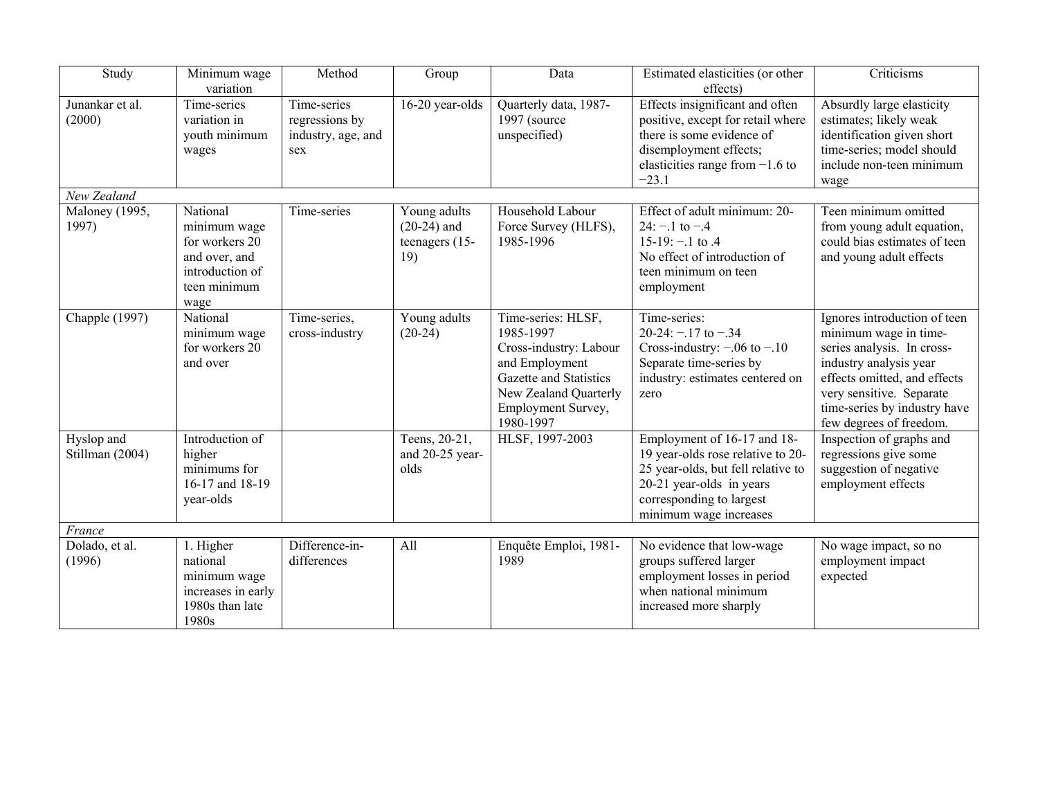| Study | Minimum wage variation | Method | Group | Data | Estimated elasticities (or other effects) | Criticisms |
|---|---|---|---|---|---|---|
| Junankar et al. (2000) | Time-series variation in youth minimum wages | Time-series regressions by industry, age, and sex | 16-20 year-olds | Quarterly data, 1987-1997 (source unspecified) | Effects insignificant and often positive, except for retail where there is some evidence of disemployment effects; elasticities range from −1.6 to −23.1 | Absurdly large elasticity estimates; likely weak identification given short time-series; model should include non-teen minimum wage |
| *New Zealand* | | | | | | |
| Maloney (1995, 1997) | National minimum wage for workers 20 and over, and introduction of teen minimum wage | Time-series | Young adults (20-24) and teenagers (15-19) | Household Labour Force Survey (HLFS), 1985-1996 | Effect of adult minimum: 20-24: −.1 to −.4<br>15-19: −.1 to .4<br>No effect of introduction of teen minimum on teen employment | Teen minimum omitted from young adult equation, could bias estimates of teen and young adult effects |
| Chapple (1997) | National minimum wage for workers 20 and over | Time-series, cross-industry | Young adults (20-24) | Time-series: HLSF, 1985-1997<br>Cross-industry: Labour and Employment Gazette and Statistics New Zealand Quarterly Employment Survey, 1980-1997 | Time-series:<br>20-24: −.17 to −.34<br>Cross-industry: −.06 to −.10<br>Separate time-series by industry: estimates centered on zero | Ignores introduction of teen minimum wage in time-series analysis. In cross-industry analysis year effects omitted, and effects very sensitive. Separate time-series by industry have few degrees of freedom. |
| Hyslop and Stillman (2004) | Introduction of higher minimums for 16-17 and 18-19 year-olds | | Teens, 20-21, and 20-25 year-olds | HLSF, 1997-2003 | Employment of 16-17 and 18-19 year-olds rose relative to 20-25 year-olds, but fell relative to 20-21 year-olds in years corresponding to largest minimum wage increases | Inspection of graphs and regressions give some suggestion of negative employment effects |
| *France* | | | | | | |
| Dolado, et al. (1996) | 1. Higher national minimum wage increases in early 1980s than late 1980s | Difference-in-differences | All | Enquête Emploi, 1981-1989 | No evidence that low-wage groups suffered larger employment losses in period when national minimum increased more sharply | No wage impact, so no employment impact expected |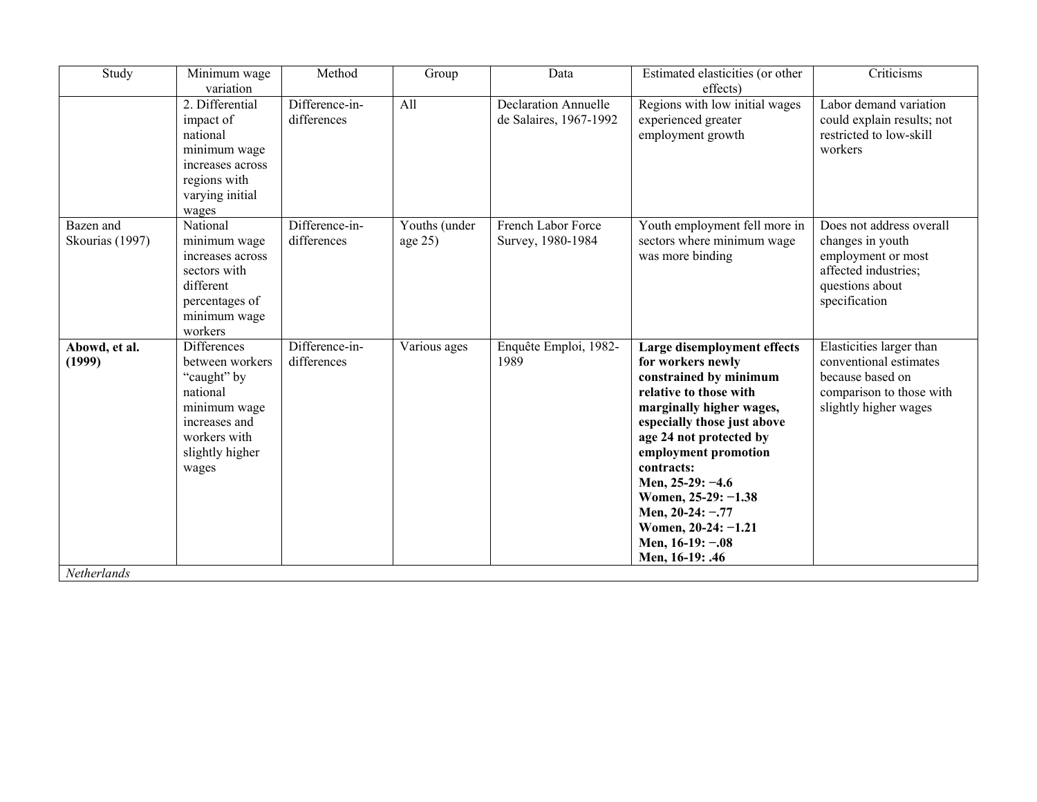| Study | Minimum wage variation | Method | Group | Data | Estimated elasticities (or other effects) | Criticisms |
|---|---|---|---|---|---|---|
| | 2. Differential impact of national minimum wage increases across regions with varying initial wages | Difference-in-differences | All | Declaration Annuelle de Salaires, 1967-1992 | Regions with low initial wages experienced greater employment growth | Labor demand variation could explain results; not restricted to low-skill workers |
| Bazen and Skourias (1997) | National minimum wage increases across sectors with different percentages of minimum wage workers | Difference-in-differences | Youths (under age 25) | French Labor Force Survey, 1980-1984 | Youth employment fell more in sectors where minimum wage was more binding | Does not address overall changes in youth employment or most affected industries; questions about specification |
| **Abowd, et al. (1999)** | Differences between workers "caught" by national minimum wage increases and workers with slightly higher wages | Difference-in-differences | Various ages | Enquête Emploi, 1982-1989 | **Large disemployment effects for workers newly constrained by minimum relative to those with marginally higher wages, especially those just above age 24 not protected by employment promotion contracts:**<br>**Men, 25-29: −4.6**<br>**Women, 25-29: −1.38**<br>**Men, 20-24: −.77**<br>**Women, 20-24: −1.21**<br>**Men, 16-19: −.08**<br>**Men, 16-19: .46** | Elasticities larger than conventional estimates because based on comparison to those with slightly higher wages |
| *Netherlands* | | | | | | |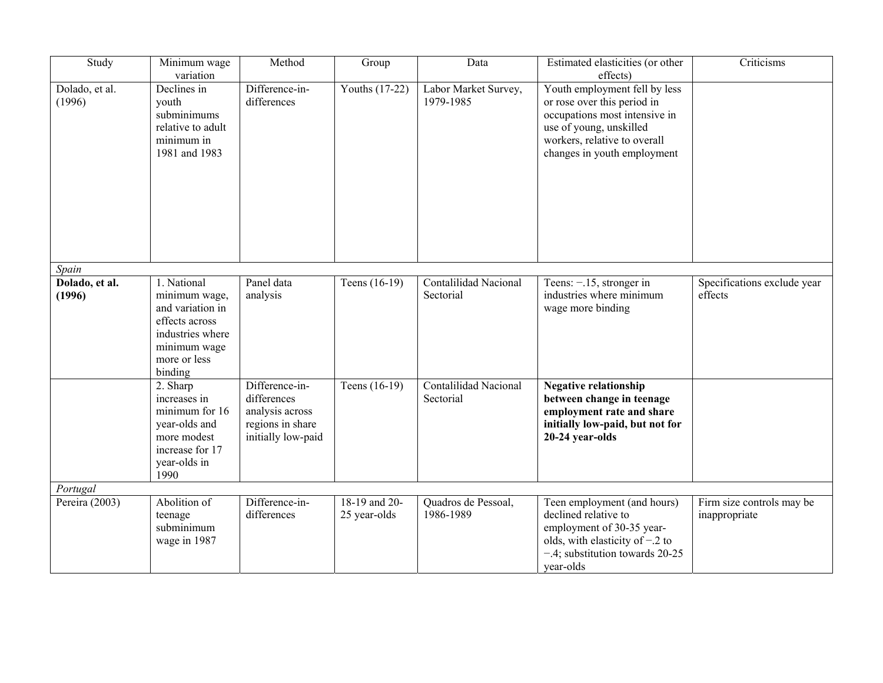| Study | Minimum wage variation | Method | Group | Data | Estimated elasticities (or other effects) | Criticisms |
|---|---|---|---|---|---|---|
| Dolado, et al. (1996) | Declines in youth subminimums relative to adult minimum in 1981 and 1983 | Difference-in-differences | Youths (17-22) | Labor Market Survey, 1979-1985 | Youth employment fell by less or rose over this period in occupations most intensive in use of young, unskilled workers, relative to overall changes in youth employment | |
| *Spain* | | | | | | |
| **Dolado, et al. (1996)** | 1. National minimum wage, and variation in effects across industries where minimum wage more or less binding | Panel data analysis | Teens (16-19) | Contalilidad Nacional Sectorial | Teens: −.15, stronger in industries where minimum wage more binding | Specifications exclude year effects |
| | 2. Sharp increases in minimum for 16 year-olds and more modest increase for 17 year-olds in 1990 | Difference-in-differences analysis across regions in share initially low-paid | Teens (16-19) | Contalilidad Nacional Sectorial | **Negative relationship between change in teenage employment rate and share initially low-paid, but not for 20-24 year-olds** | |
| *Portugal* | | | | | | |
| Pereira (2003) | Abolition of teenage subminimum wage in 1987 | Difference-in-differences | 18-19 and 20-25 year-olds | Quadros de Pessoal, 1986-1989 | Teen employment (and hours) declined relative to employment of 30-35 year-olds, with elasticity of −.2 to −.4; substitution towards 20-25 year-olds | Firm size controls may be inappropriate |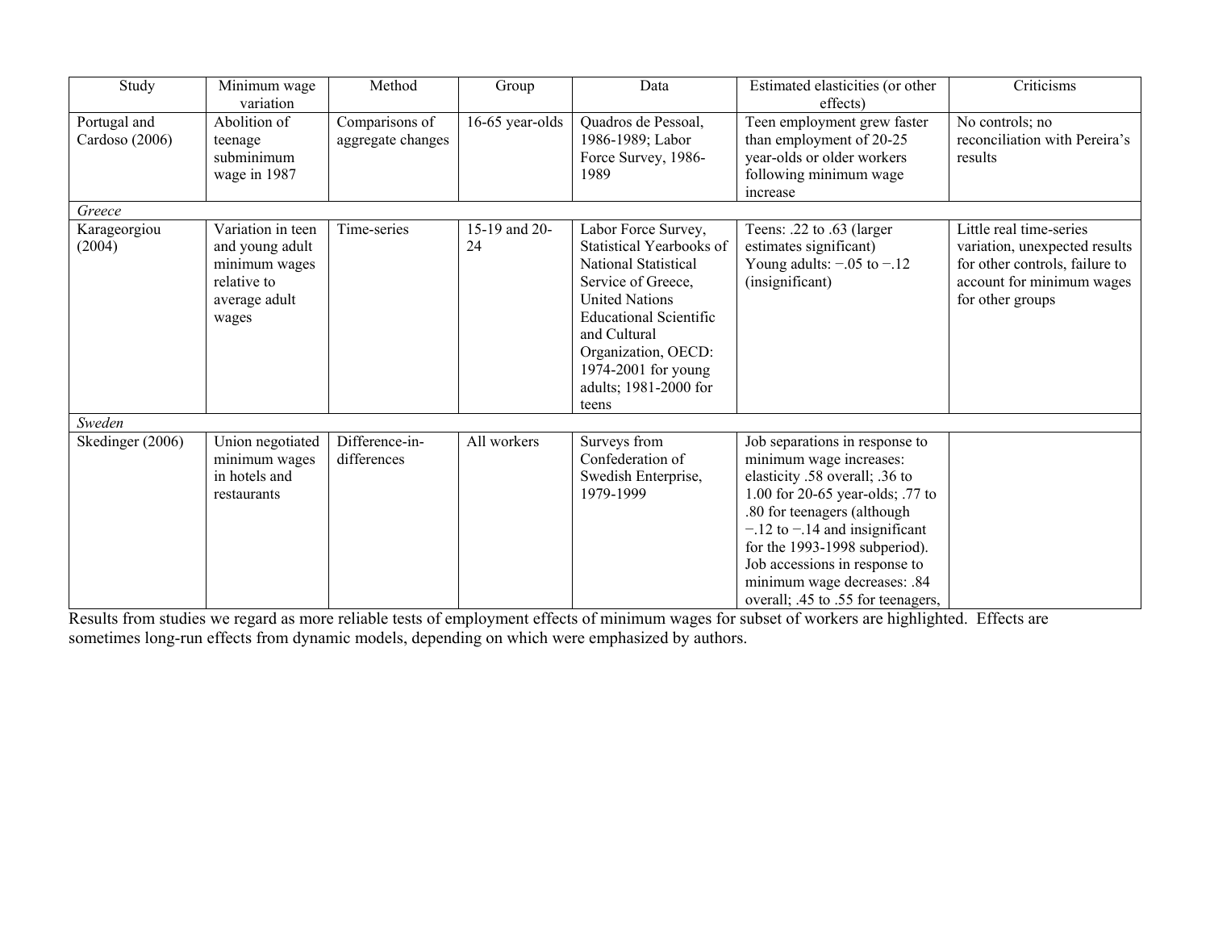| Study | Minimum wage variation | Method | Group | Data | Estimated elasticities (or other effects) | Criticisms |
|---|---|---|---|---|---|---|
| Portugal and Cardoso (2006) | Abolition of teenage subminimum wage in 1987 | Comparisons of aggregate changes | 16-65 year-olds | Quadros de Pessoal, 1986-1989; Labor Force Survey, 1986-1989 | Teen employment grew faster than employment of 20-25 year-olds or older workers following minimum wage increase | No controls; no reconciliation with Pereira's results |
| *Greece* | | | | | | |
| Karageorgiou (2004) | Variation in teen and young adult minimum wages relative to average adult wages | Time-series | 15-19 and 20-24 | Labor Force Survey, Statistical Yearbooks of National Statistical Service of Greece, United Nations Educational Scientific and Cultural Organization, OECD: 1974-2001 for young adults; 1981-2000 for teens | Teens: .22 to .63 (larger estimates significant) Young adults: −.05 to −.12 (insignificant) | Little real time-series variation, unexpected results for other controls, failure to account for minimum wages for other groups |
| *Sweden* | | | | | | |
| Skedinger (2006) | Union negotiated minimum wages in hotels and restaurants | Difference-in-differences | All workers | Surveys from Confederation of Swedish Enterprise, 1979-1999 | Job separations in response to minimum wage increases: elasticity .58 overall; .36 to 1.00 for 20-65 year-olds; .77 to .80 for teenagers (although −.12 to −.14 and insignificant for the 1993-1998 subperiod). Job accessions in response to minimum wage decreases: .84 overall; .45 to .55 for teenagers, | |

Results from studies we regard as more reliable tests of employment effects of minimum wages for subset of workers are highlighted. Effects are sometimes long-run effects from dynamic models, depending on which were emphasized by authors.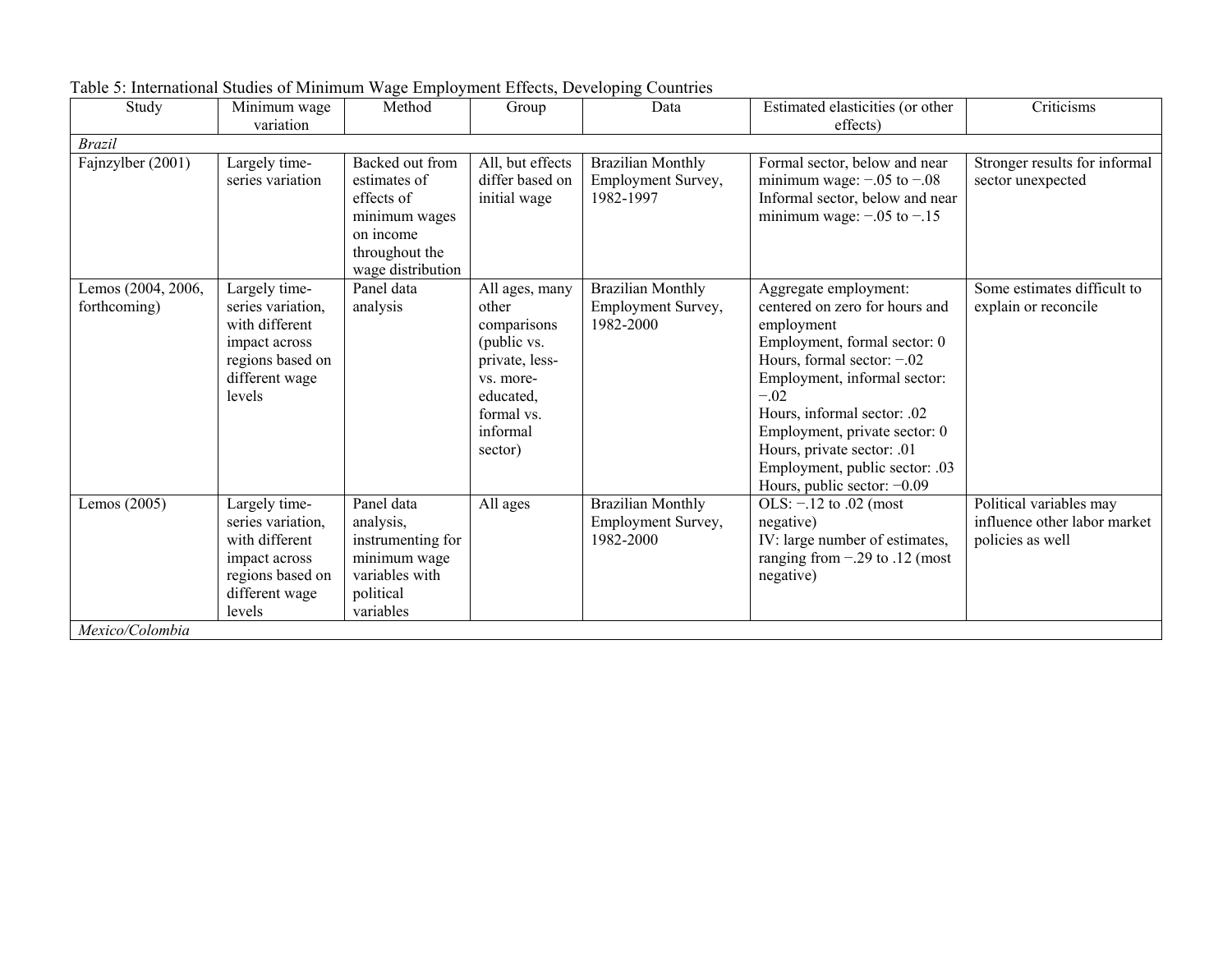Table 5: International Studies of Minimum Wage Employment Effects, Developing Countries

| Study | Minimum wage variation | Method | Group | Data | Estimated elasticities (or other effects) | Criticisms |
|---|---|---|---|---|---|---|
| *Brazil* | | | | | | |
| Fajnzylber (2001) | Largely time-series variation | Backed out from estimates of effects of minimum wages on income throughout the wage distribution | All, but effects differ based on initial wage | Brazilian Monthly Employment Survey, 1982-1997 | Formal sector, below and near minimum wage: −.05 to −.08<br>Informal sector, below and near minimum wage: −.05 to −.15 | Stronger results for informal sector unexpected |
| Lemos (2004, 2006, forthcoming) | Largely time-series variation, with different impact across regions based on different wage levels | Panel data analysis | All ages, many other comparisons (public vs. private, less- vs. more-educated, formal vs. informal sector) | Brazilian Monthly Employment Survey, 1982-2000 | Aggregate employment: centered on zero for hours and employment<br>Employment, formal sector: 0<br>Hours, formal sector: −.02<br>Employment, informal sector: −.02<br>Hours, informal sector: .02<br>Employment, private sector: 0<br>Hours, private sector: .01<br>Employment, public sector: .03<br>Hours, public sector: −0.09 | Some estimates difficult to explain or reconcile |
| Lemos (2005) | Largely time-series variation, with different impact across regions based on different wage levels | Panel data analysis, instrumenting for minimum wage variables with political variables | All ages | Brazilian Monthly Employment Survey, 1982-2000 | OLS: −.12 to .02 (most negative)<br>IV: large number of estimates, ranging from −.29 to .12 (most negative) | Political variables may influence other labor market policies as well |
| *Mexico/Colombia* | | | | | | |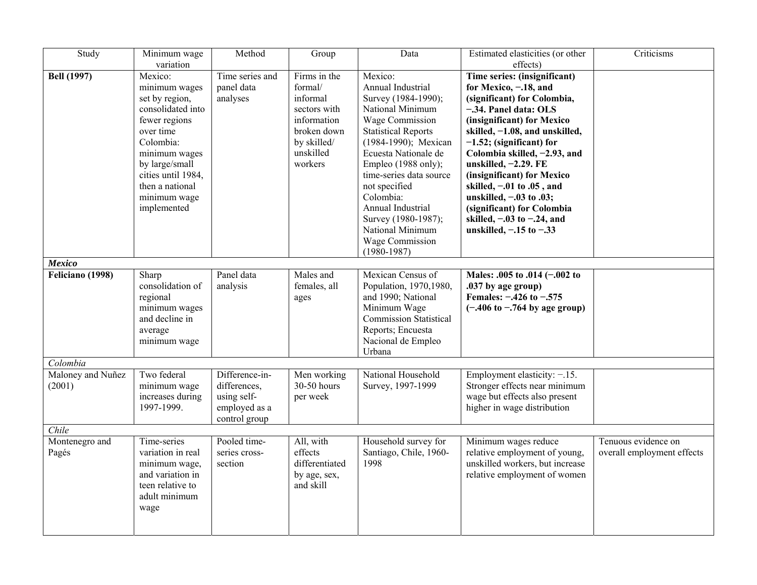| Study | Minimum wage variation | Method | Group | Data | Estimated elasticities (or other effects) | Criticisms |
|---|---|---|---|---|---|---|
| **Bell (1997)** | Mexico: minimum wages set by region, consolidated into fewer regions over time Colombia: minimum wages by large/small cities until 1984, then a national minimum wage implemented | Time series and panel data analyses | Firms in the formal/ informal sectors with information broken down by skilled/ unskilled workers | Mexico: Annual Industrial Survey (1984-1990); National Minimum Wage Commission Statistical Reports (1984-1990); Mexican Ecuesta Nationale de Empleo (1988 only); time-series data source not specified Colombia: Annual Industrial Survey (1980-1987); National Minimum Wage Commission (1980-1987) | **Time series: (insignificant) for Mexico, −.18, and (significant) for Colombia, −.34. Panel data: OLS (insignificant) for Mexico skilled, −1.08, and unskilled, −1.52; (significant) for Colombia skilled, −2.93, and unskilled, −2.29. FE (insignificant) for Mexico skilled, −.01 to .05 , and unskilled, −.03 to .03; (significant) for Colombia skilled, −.03 to −.24, and unskilled, −.15 to −.33** | |
| ***Mexico*** | | | | | | |
| **Feliciano (1998)** | Sharp consolidation of regional minimum wages and decline in average minimum wage | Panel data analysis | Males and females, all ages | Mexican Census of Population, 1970,1980, and 1990; National Minimum Wage Commission Statistical Reports; Encuesta Nacional de Empleo Urbana | **Males: .005 to .014 (−.002 to .037 by age group) Females: −.426 to −.575 (−.406 to −.764 by age group)** | |
| *Colombia* | | | | | | |
| Maloney and Nuñez (2001) | Two federal minimum wage increases during 1997-1999. | Difference-in-differences, using self-employed as a control group | Men working 30-50 hours per week | National Household Survey, 1997-1999 | Employment elasticity: −.15. Stronger effects near minimum wage but effects also present higher in wage distribution | |
| *Chile* | | | | | | |
| Montenegro and Pagés | Time-series variation in real minimum wage, and variation in teen relative to adult minimum wage | Pooled time-series cross-section | All, with effects differentiated by age, sex, and skill | Household survey for Santiago, Chile, 1960-1998 | Minimum wages reduce relative employment of young, unskilled workers, but increase relative employment of women | Tenuous evidence on overall employment effects |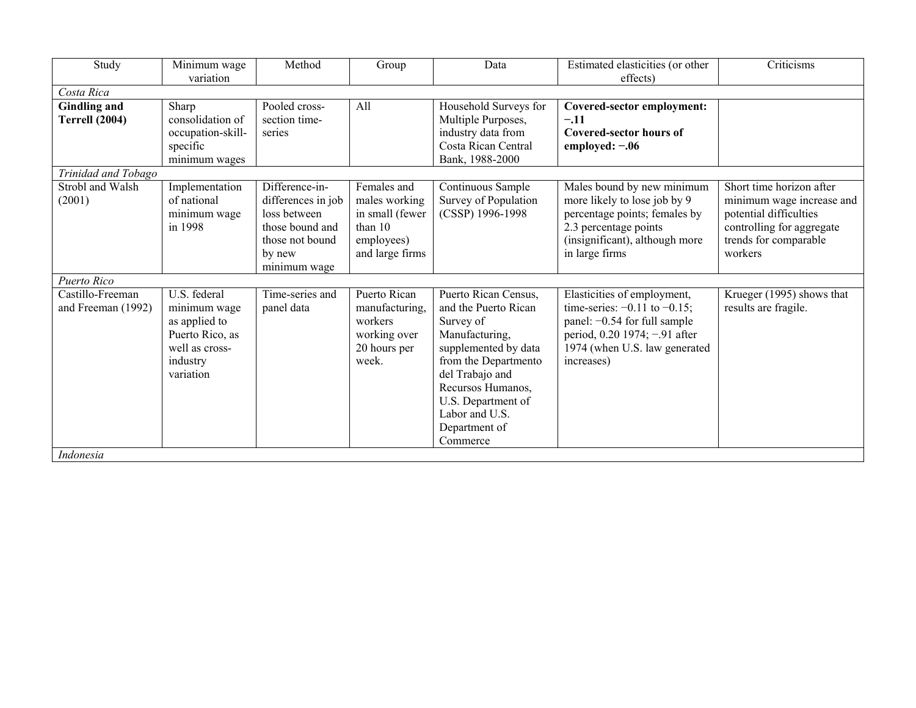| Study | Minimum wage variation | Method | Group | Data | Estimated elasticities (or other effects) | Criticisms |
|---|---|---|---|---|---|---|
| *Costa Rica* | | | | | | |
| **Gindling and Terrell (2004)** | Sharp consolidation of occupation-skill-specific minimum wages | Pooled cross-section time-series | All | Household Surveys for Multiple Purposes, industry data from Costa Rican Central Bank, 1988-2000 | **Covered-sector employment: −.11**<br>**Covered-sector hours of employed: −.06** | |
| *Trinidad and Tobago* | | | | | | |
| Strobl and Walsh (2001) | Implementation of national minimum wage in 1998 | Difference-in-differences in job loss between those bound and those not bound by new minimum wage | Females and males working in small (fewer than 10 employees) and large firms | Continuous Sample Survey of Population (CSSP) 1996-1998 | Males bound by new minimum more likely to lose job by 9 percentage points; females by 2.3 percentage points (insignificant), although more in large firms | Short time horizon after minimum wage increase and potential difficulties controlling for aggregate trends for comparable workers |
| *Puerto Rico* | | | | | | |
| Castillo-Freeman and Freeman (1992) | U.S. federal minimum wage as applied to Puerto Rico, as well as cross-industry variation | Time-series and panel data | Puerto Rican manufacturing, workers working over 20 hours per week. | Puerto Rican Census, and the Puerto Rican Survey of Manufacturing, supplemented by data from the Departmento del Trabajo and Recursos Humanos, U.S. Department of Labor and U.S. Department of Commerce | Elasticities of employment, time-series: −0.11 to −0.15; panel: −0.54 for full sample period, 0.20 1974; −.91 after 1974 (when U.S. law generated increases) | Krueger (1995) shows that results are fragile. |
| *Indonesia* | | | | | | |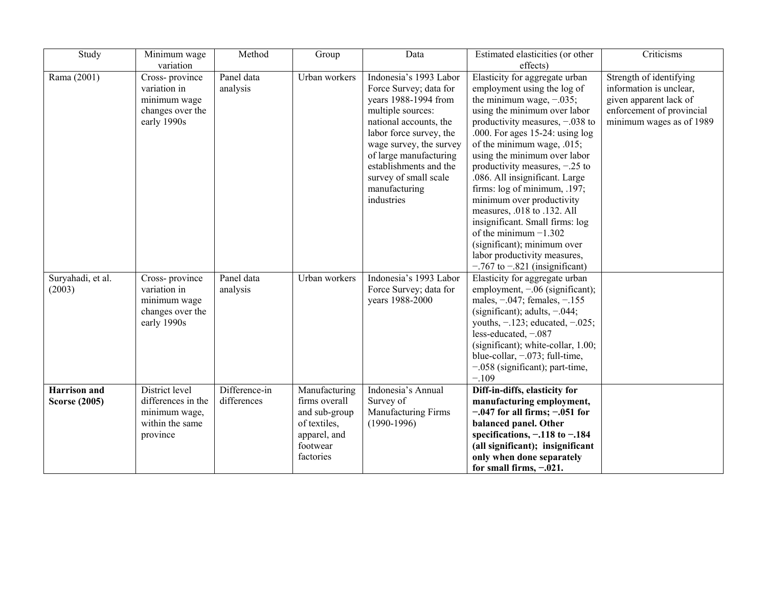| Study | Minimum wage variation | Method | Group | Data | Estimated elasticities (or other effects) | Criticisms |
|---|---|---|---|---|---|---|
| Rama (2001) | Cross- province variation in minimum wage changes over the early 1990s | Panel data analysis | Urban workers | Indonesia's 1993 Labor Force Survey; data for years 1988-1994 from multiple sources: national accounts, the labor force survey, the wage survey, the survey of large manufacturing establishments and the survey of small scale manufacturing industries | Elasticity for aggregate urban employment using the log of the minimum wage, −.035; using the minimum over labor productivity measures, −.038 to .000. For ages 15-24: using log of the minimum wage, .015; using the minimum over labor productivity measures, −.25 to .086. All insignificant. Large firms: log of minimum, .197; minimum over productivity measures, .018 to .132. All insignificant. Small firms: log of the minimum −1.302 (significant); minimum over labor productivity measures, −.767 to −.821 (insignificant) | Strength of identifying information is unclear, given apparent lack of enforcement of provincial minimum wages as of 1989 |
| Suryahadi, et al. (2003) | Cross- province variation in minimum wage changes over the early 1990s | Panel data analysis | Urban workers | Indonesia's 1993 Labor Force Survey; data for years 1988-2000 | Elasticity for aggregate urban employment, −.06 (significant); males, −.047; females, −.155 (significant); adults, −.044; youths, −.123; educated, −.025; less-educated, −.087 (significant); white-collar, 1.00; blue-collar, −.073; full-time, −.058 (significant); part-time, −.109 | |
| **Harrison and Scorse (2005)** | District level differences in the minimum wage, within the same province | Difference-in differences | Manufacturing firms overall and sub-group of textiles, apparel, and footwear factories | Indonesia's Annual Survey of Manufacturing Firms (1990-1996) | **Diff-in-diffs, elasticity for manufacturing employment, −.047 for all firms; −.051 for balanced panel. Other specifications, −.118 to −.184 (all significant); insignificant only when done separately for small firms, −.021.** | |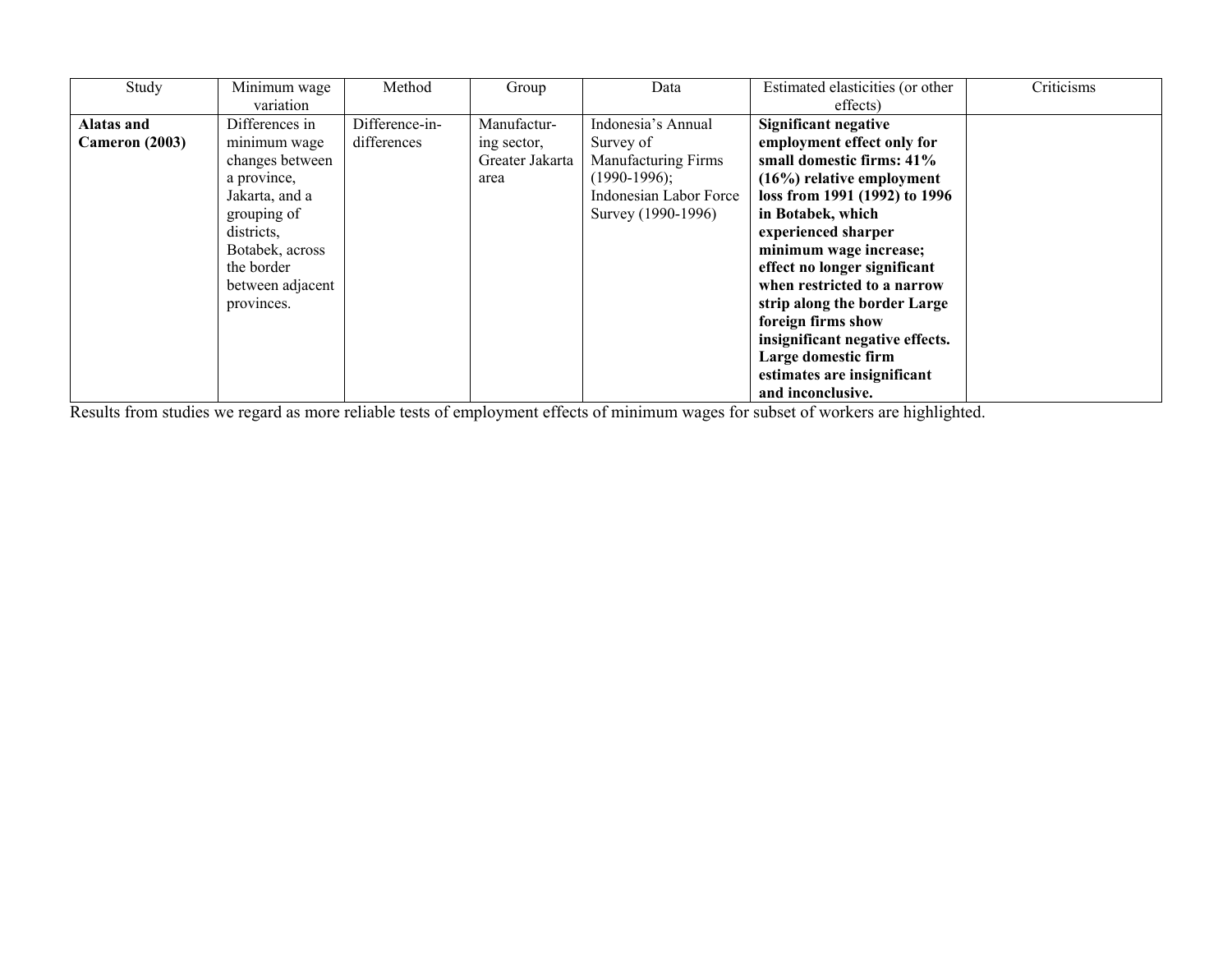| Study | Minimum wage variation | Method | Group | Data | Estimated elasticities (or other effects) | Criticisms |
|---|---|---|---|---|---|---|
| **Alatas and Cameron (2003)** | Differences in minimum wage changes between a province, Jakarta, and a grouping of districts, Botabek, across the border between adjacent provinces. | Difference-in-differences | Manufacturing sector, Greater Jakarta area | Indonesia's Annual Survey of Manufacturing Firms (1990-1996); Indonesian Labor Force Survey (1990-1996) | **Significant negative employment effect only for small domestic firms: 41% (16%) relative employment loss from 1991 (1992) to 1996 in Botabek, which experienced sharper minimum wage increase; effect no longer significant when restricted to a narrow strip along the border Large foreign firms show insignificant negative effects. Large domestic firm estimates are insignificant and inconclusive.** | |

Results from studies we regard as more reliable tests of employment effects of minimum wages for subset of workers are highlighted.